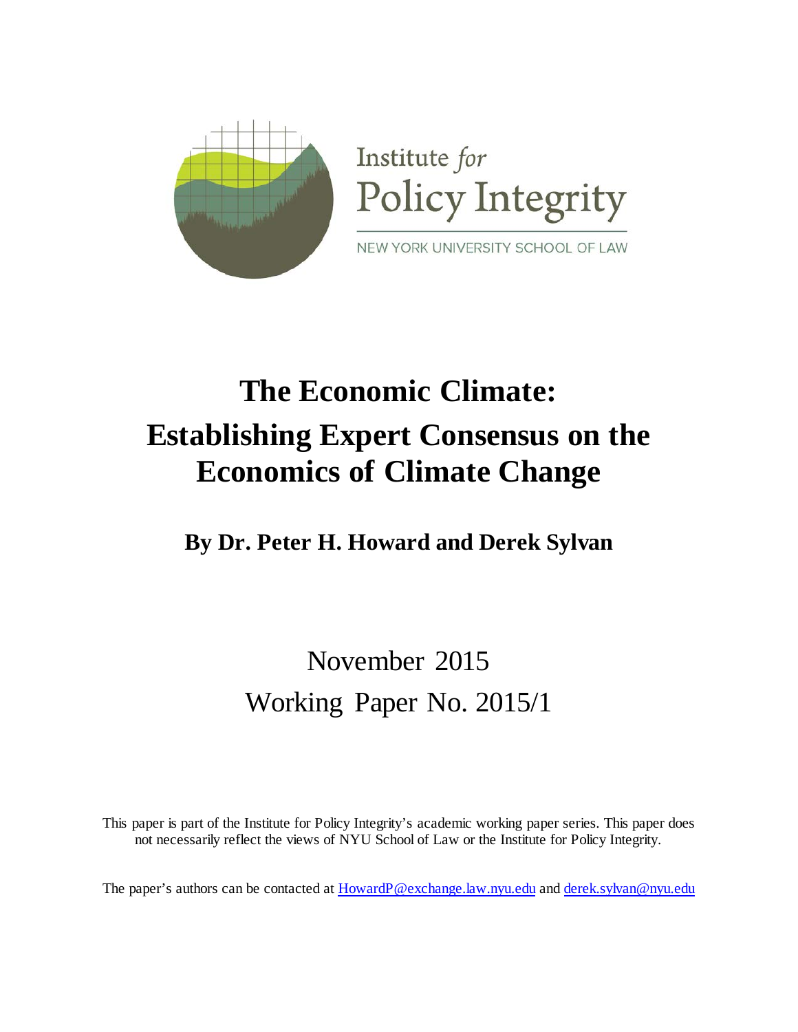Institute *for* Policy Integrity

NEW YORK UNIVERSITY SCHOOL OF LAW

# The Economic Climate: Establishing Expert Consensus on the Economics of Climate Change

**By Dr. Peter H. Howard and Derek Sylvan**

November 2015

Working Paper No. 2015/1

This paper is part of the Institute for Policy Integrity's academic working paper series. This paper does not necessarily reflect the views of NYU School of Law or the Institute for Policy Integrity.

The paper's authors can be contacted at HowardP@exchange.law.nyu.edu and derek.sylvan@nyu.edu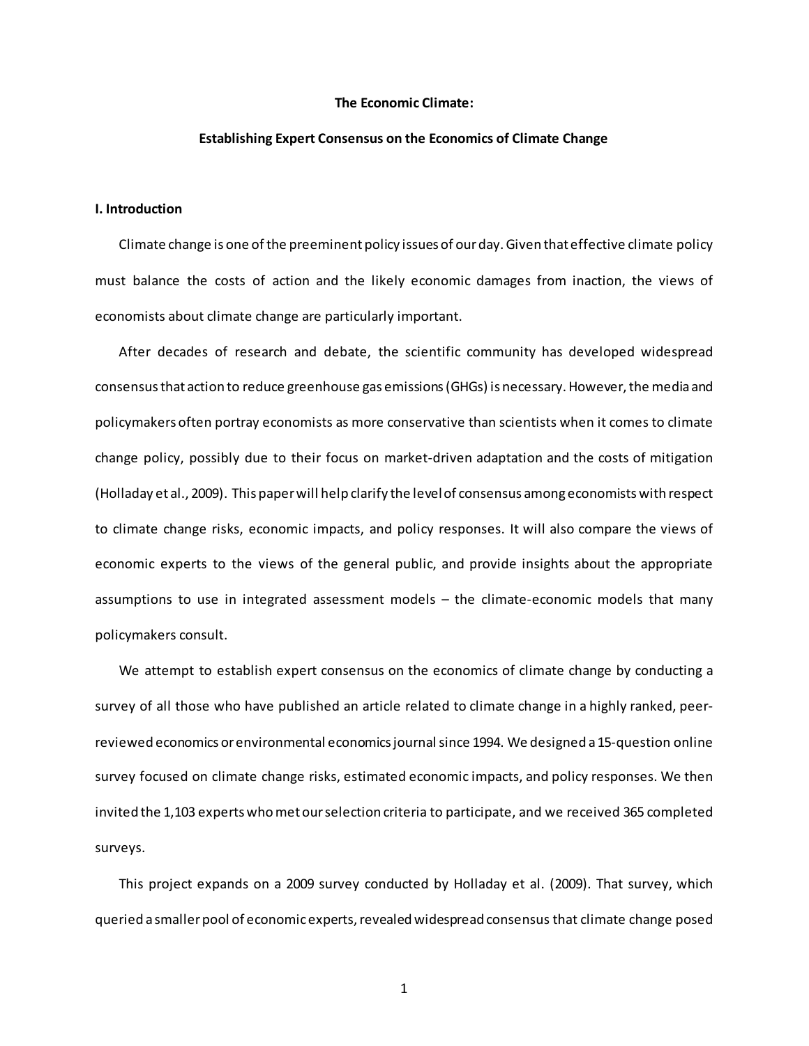**The Economic Climate:**

**Establishing Expert Consensus on the Economics of Climate Change**

## I. Introduction

Climate change is one of the preeminent policy issues of our day. Given that effective climate policy must balance the costs of action and the likely economic damages from inaction, the views of economists about climate change are particularly important.

After decades of research and debate, the scientific community has developed widespread consensus that action to reduce greenhouse gas emissions (GHGs) is necessary. However, the media and policymakers often portray economists as more conservative than scientists when it comes to climate change policy, possibly due to their focus on market-driven adaptation and the costs of mitigation (Holladay et al., 2009). This paper will help clarify the level of consensus among economists with respect to climate change risks, economic impacts, and policy responses. It will also compare the views of economic experts to the views of the general public, and provide insights about the appropriate assumptions to use in integrated assessment models – the climate-economic models that many policymakers consult.

We attempt to establish expert consensus on the economics of climate change by conducting a survey of all those who have published an article related to climate change in a highly ranked, peer-reviewed economics or environmental economics journal since 1994. We designed a 15-question online survey focused on climate change risks, estimated economic impacts, and policy responses. We then invited the 1,103 experts who met our selection criteria to participate, and we received 365 completed surveys.

This project expands on a 2009 survey conducted by Holladay et al. (2009). That survey, which queried a smaller pool of economic experts, revealed widespread consensus that climate change posed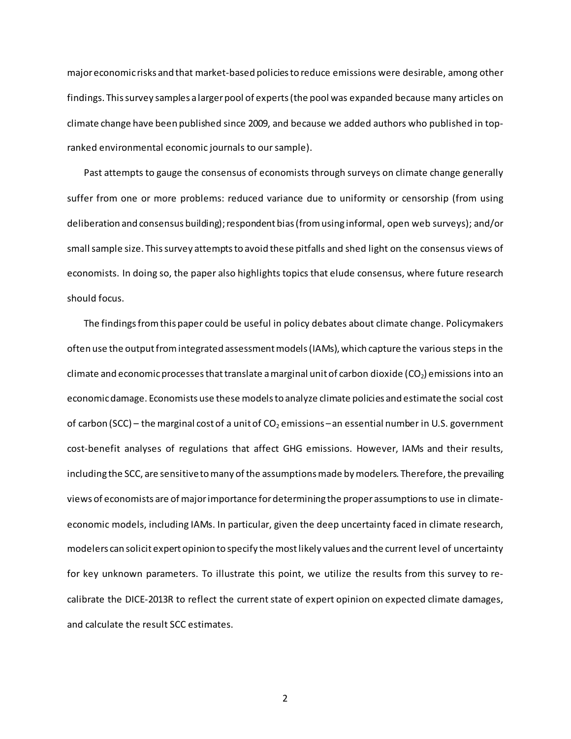major economic risks and that market-based policies to reduce emissions were desirable, among other findings. This survey samples a larger pool of experts (the pool was expanded because many articles on climate change have been published since 2009, and because we added authors who published in top-ranked environmental economic journals to our sample).

Past attempts to gauge the consensus of economists through surveys on climate change generally suffer from one or more problems: reduced variance due to uniformity or censorship (from using deliberation and consensus building); respondent bias (from using informal, open web surveys); and/or small sample size. This survey attempts to avoid these pitfalls and shed light on the consensus views of economists. In doing so, the paper also highlights topics that elude consensus, where future research should focus.

The findings from this paper could be useful in policy debates about climate change. Policymakers often use the output from integrated assessment models (IAMs), which capture the various steps in the climate and economic processes that translate a marginal unit of carbon dioxide ($CO_2$) emissions into an economic damage. Economists use these models to analyze climate policies and estimate the social cost of carbon (SCC) – the marginal cost of a unit of $CO_2$ emissions – an essential number in U.S. government cost-benefit analyses of regulations that affect GHG emissions. However, IAMs and their results, including the SCC, are sensitive to many of the assumptions made by modelers. Therefore, the prevailing views of economists are of major importance for determining the proper assumptions to use in climate-economic models, including IAMs. In particular, given the deep uncertainty faced in climate research, modelers can solicit expert opinion to specify the most likely values and the current level of uncertainty for key unknown parameters. To illustrate this point, we utilize the results from this survey to re-calibrate the DICE-2013R to reflect the current state of expert opinion on expected climate damages, and calculate the result SCC estimates.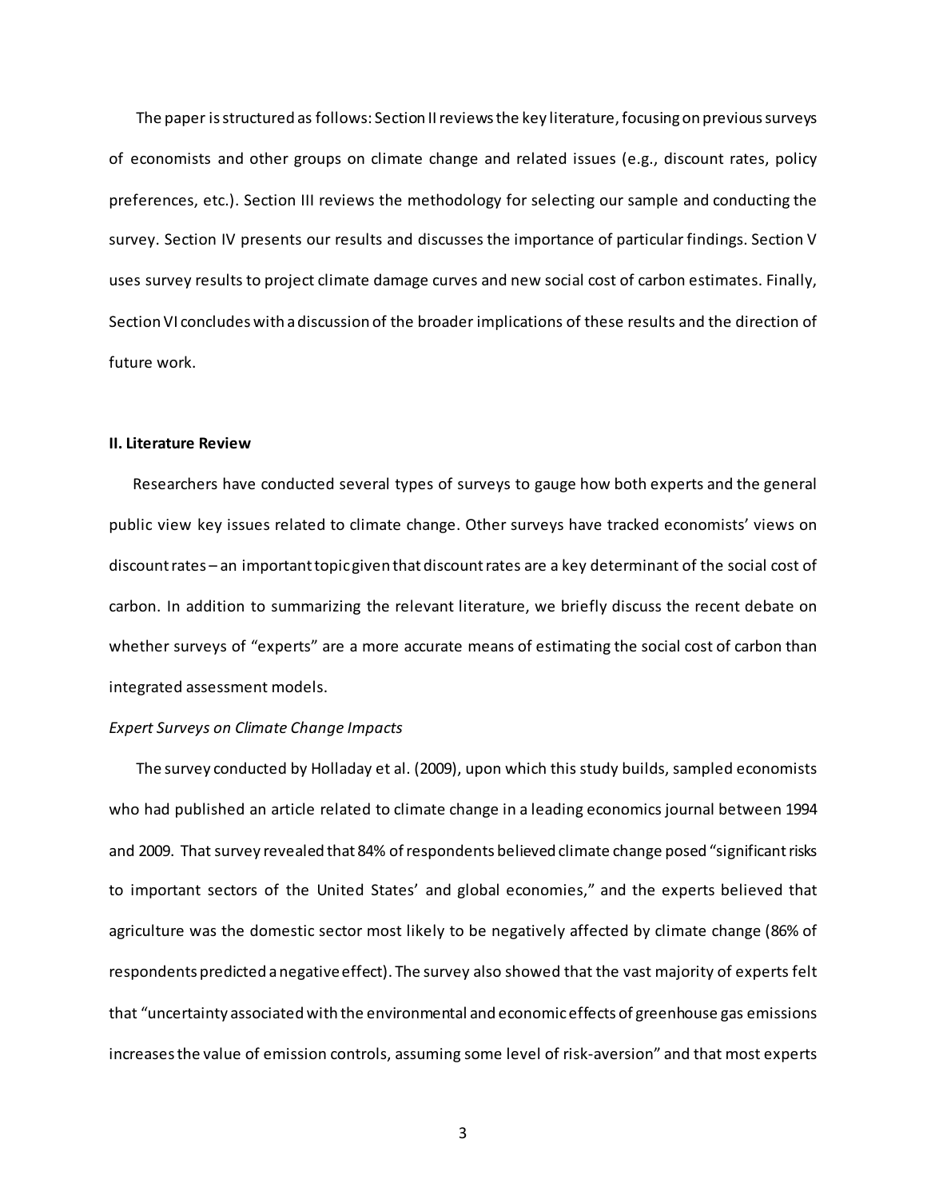The paper is structured as follows: Section II reviews the key literature, focusing on previous surveys of economists and other groups on climate change and related issues (e.g., discount rates, policy preferences, etc.). Section III reviews the methodology for selecting our sample and conducting the survey. Section IV presents our results and discusses the importance of particular findings. Section V uses survey results to project climate damage curves and new social cost of carbon estimates. Finally, Section VI concludes with a discussion of the broader implications of these results and the direction of future work.

**II. Literature Review**

Researchers have conducted several types of surveys to gauge how both experts and the general public view key issues related to climate change. Other surveys have tracked economists' views on discount rates – an important topic given that discount rates are a key determinant of the social cost of carbon. In addition to summarizing the relevant literature, we briefly discuss the recent debate on whether surveys of "experts" are a more accurate means of estimating the social cost of carbon than integrated assessment models.

*Expert Surveys on Climate Change Impacts*

The survey conducted by Holladay et al. (2009), upon which this study builds, sampled economists who had published an article related to climate change in a leading economics journal between 1994 and 2009. That survey revealed that 84% of respondents believed climate change posed "significant risks to important sectors of the United States' and global economies," and the experts believed that agriculture was the domestic sector most likely to be negatively affected by climate change (86% of respondents predicted a negative effect). The survey also showed that the vast majority of experts felt that "uncertainty associated with the environmental and economic effects of greenhouse gas emissions increases the value of emission controls, assuming some level of risk-aversion" and that most experts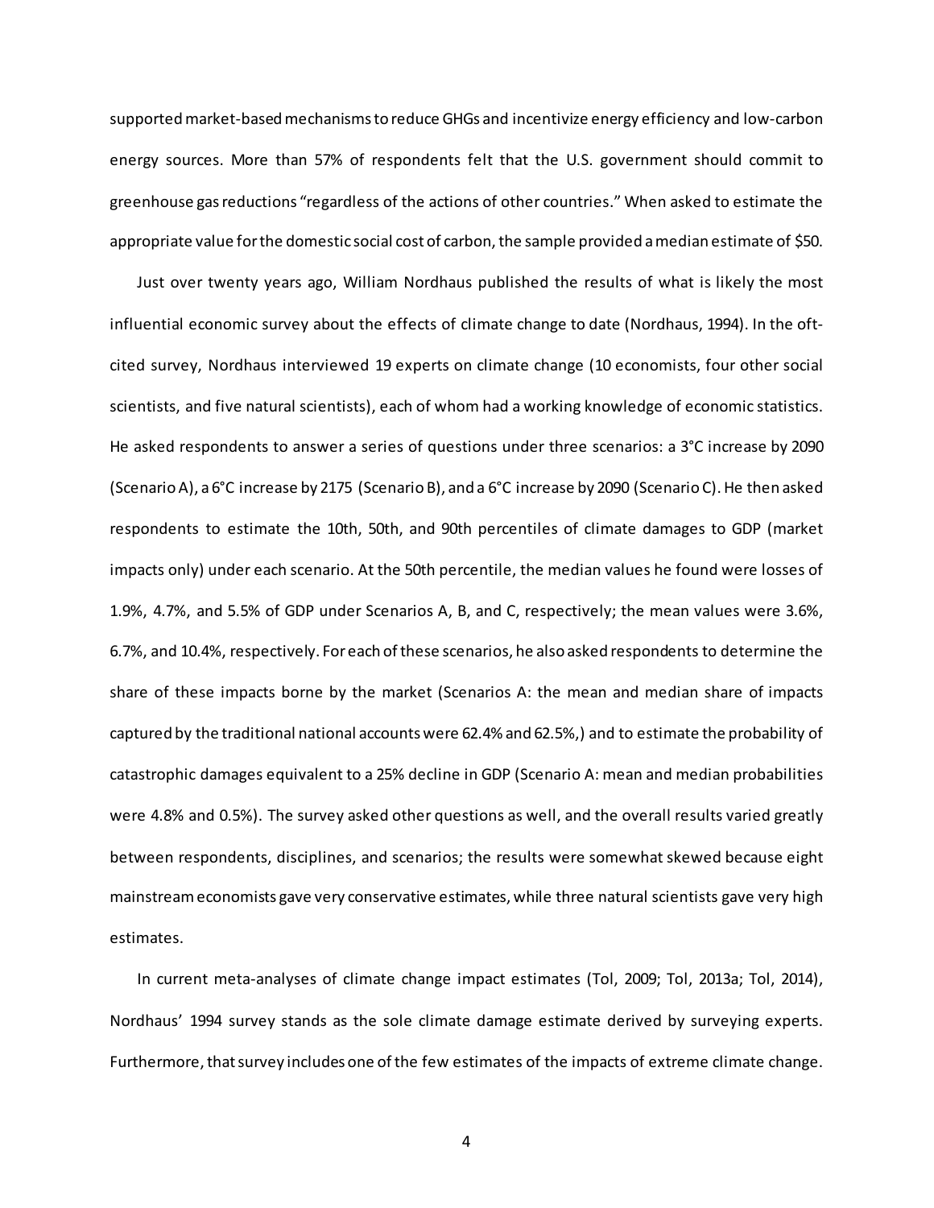supported market-based mechanisms to reduce GHGs and incentivize energy efficiency and low-carbon energy sources. More than 57% of respondents felt that the U.S. government should commit to greenhouse gas reductions "regardless of the actions of other countries." When asked to estimate the appropriate value for the domestic social cost of carbon, the sample provided a median estimate of $50.

Just over twenty years ago, William Nordhaus published the results of what is likely the most influential economic survey about the effects of climate change to date (Nordhaus, 1994). In the oft-cited survey, Nordhaus interviewed 19 experts on climate change (10 economists, four other social scientists, and five natural scientists), each of whom had a working knowledge of economic statistics. He asked respondents to answer a series of questions under three scenarios: a 3°C increase by 2090 (Scenario A), a 6°C increase by 2175 (Scenario B), and a 6°C increase by 2090 (Scenario C). He then asked respondents to estimate the 10th, 50th, and 90th percentiles of climate damages to GDP (market impacts only) under each scenario. At the 50th percentile, the median values he found were losses of 1.9%, 4.7%, and 5.5% of GDP under Scenarios A, B, and C, respectively; the mean values were 3.6%, 6.7%, and 10.4%, respectively. For each of these scenarios, he also asked respondents to determine the share of these impacts borne by the market (Scenarios A: the mean and median share of impacts captured by the traditional national accounts were 62.4% and 62.5%,) and to estimate the probability of catastrophic damages equivalent to a 25% decline in GDP (Scenario A: mean and median probabilities were 4.8% and 0.5%). The survey asked other questions as well, and the overall results varied greatly between respondents, disciplines, and scenarios; the results were somewhat skewed because eight mainstream economists gave very conservative estimates, while three natural scientists gave very high estimates.

In current meta-analyses of climate change impact estimates (Tol, 2009; Tol, 2013a; Tol, 2014), Nordhaus' 1994 survey stands as the sole climate damage estimate derived by surveying experts. Furthermore, that survey includes one of the few estimates of the impacts of extreme climate change.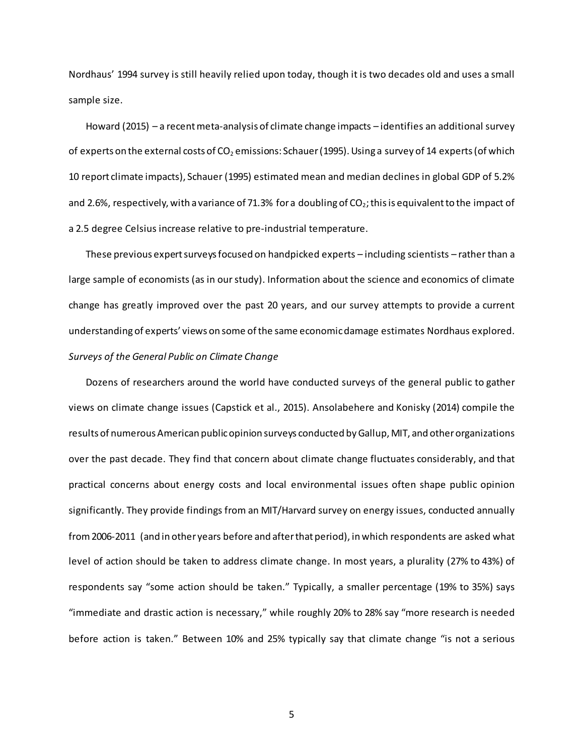Nordhaus' 1994 survey is still heavily relied upon today, though it is two decades old and uses a small sample size.

Howard (2015) – a recent meta-analysis of climate change impacts – identifies an additional survey of experts on the external costs of $CO_2$ emissions: Schauer (1995). Using a survey of 14 experts (of which 10 report climate impacts), Schauer (1995) estimated mean and median declines in global GDP of 5.2% and 2.6%, respectively, with a variance of 71.3% for a doubling of $CO_2$; this is equivalent to the impact of a 2.5 degree Celsius increase relative to pre-industrial temperature.

These previous expert surveys focused on handpicked experts – including scientists – rather than a large sample of economists (as in our study). Information about the science and economics of climate change has greatly improved over the past 20 years, and our survey attempts to provide a current understanding of experts' views on some of the same economic damage estimates Nordhaus explored.

*Surveys of the General Public on Climate Change*

Dozens of researchers around the world have conducted surveys of the general public to gather views on climate change issues (Capstick et al., 2015). Ansolabehere and Konisky (2014) compile the results of numerous American public opinion surveys conducted by Gallup, MIT, and other organizations over the past decade. They find that concern about climate change fluctuates considerably, and that practical concerns about energy costs and local environmental issues often shape public opinion significantly. They provide findings from an MIT/Harvard survey on energy issues, conducted annually from 2006-2011 (and in other years before and after that period), in which respondents are asked what level of action should be taken to address climate change. In most years, a plurality (27% to 43%) of respondents say "some action should be taken." Typically, a smaller percentage (19% to 35%) says "immediate and drastic action is necessary," while roughly 20% to 28% say "more research is needed before action is taken." Between 10% and 25% typically say that climate change "is not a serious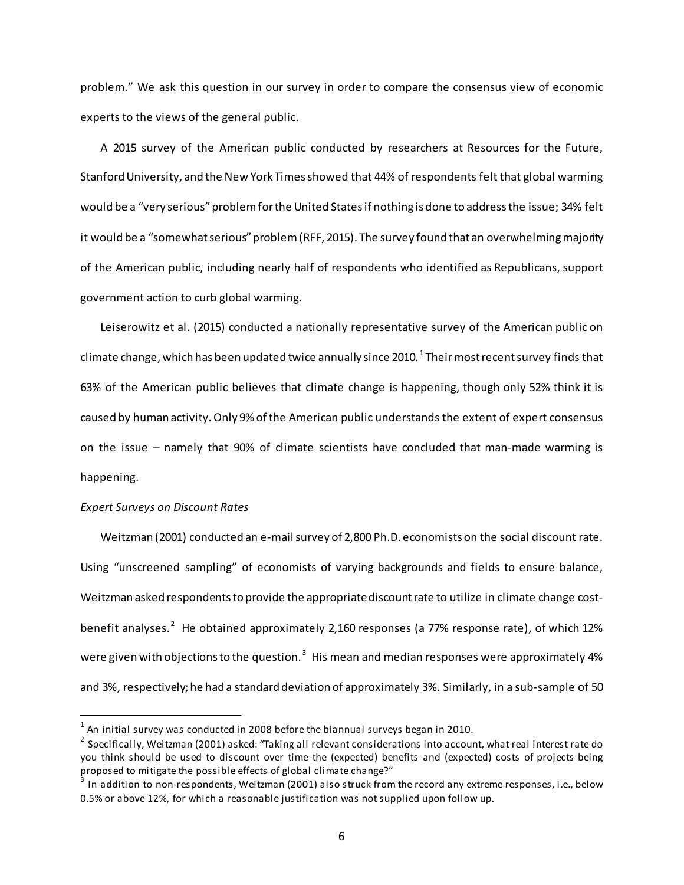problem." We ask this question in our survey in order to compare the consensus view of economic experts to the views of the general public.

A 2015 survey of the American public conducted by researchers at Resources for the Future, Stanford University, and the New York Times showed that 44% of respondents felt that global warming would be a "very serious" problem for the United States if nothing is done to address the issue; 34% felt it would be a "somewhat serious" problem (RFF, 2015). The survey found that an overwhelming majority of the American public, including nearly half of respondents who identified as Republicans, support government action to curb global warming.

Leiserowitz et al. (2015) conducted a nationally representative survey of the American public on climate change, which has been updated twice annually since 2010.[1] Their most recent survey finds that 63% of the American public believes that climate change is happening, though only 52% think it is caused by human activity. Only 9% of the American public understands the extent of expert consensus on the issue – namely that 90% of climate scientists have concluded that man-made warming is happening.

*Expert Surveys on Discount Rates*

Weitzman (2001) conducted an e-mail survey of 2,800 Ph.D. economists on the social discount rate. Using "unscreened sampling" of economists of varying backgrounds and fields to ensure balance, Weitzman asked respondents to provide the appropriate discount rate to utilize in climate change cost-benefit analyses.[2] He obtained approximately 2,160 responses (a 77% response rate), of which 12% were given with objections to the question.[3] His mean and median responses were approximately 4% and 3%, respectively; he had a standard deviation of approximately 3%. Similarly, in a sub-sample of 50

[1] An initial survey was conducted in 2008 before the biannual surveys began in 2010.

[2] Specifically, Weitzman (2001) asked: "Taking all relevant considerations into account, what real interest rate do you think should be used to discount over time the (expected) benefits and (expected) costs of projects being proposed to mitigate the possible effects of global climate change?"

[3] In addition to non-respondents, Weitzman (2001) also struck from the record any extreme responses, i.e., below 0.5% or above 12%, for which a reasonable justification was not supplied upon follow up.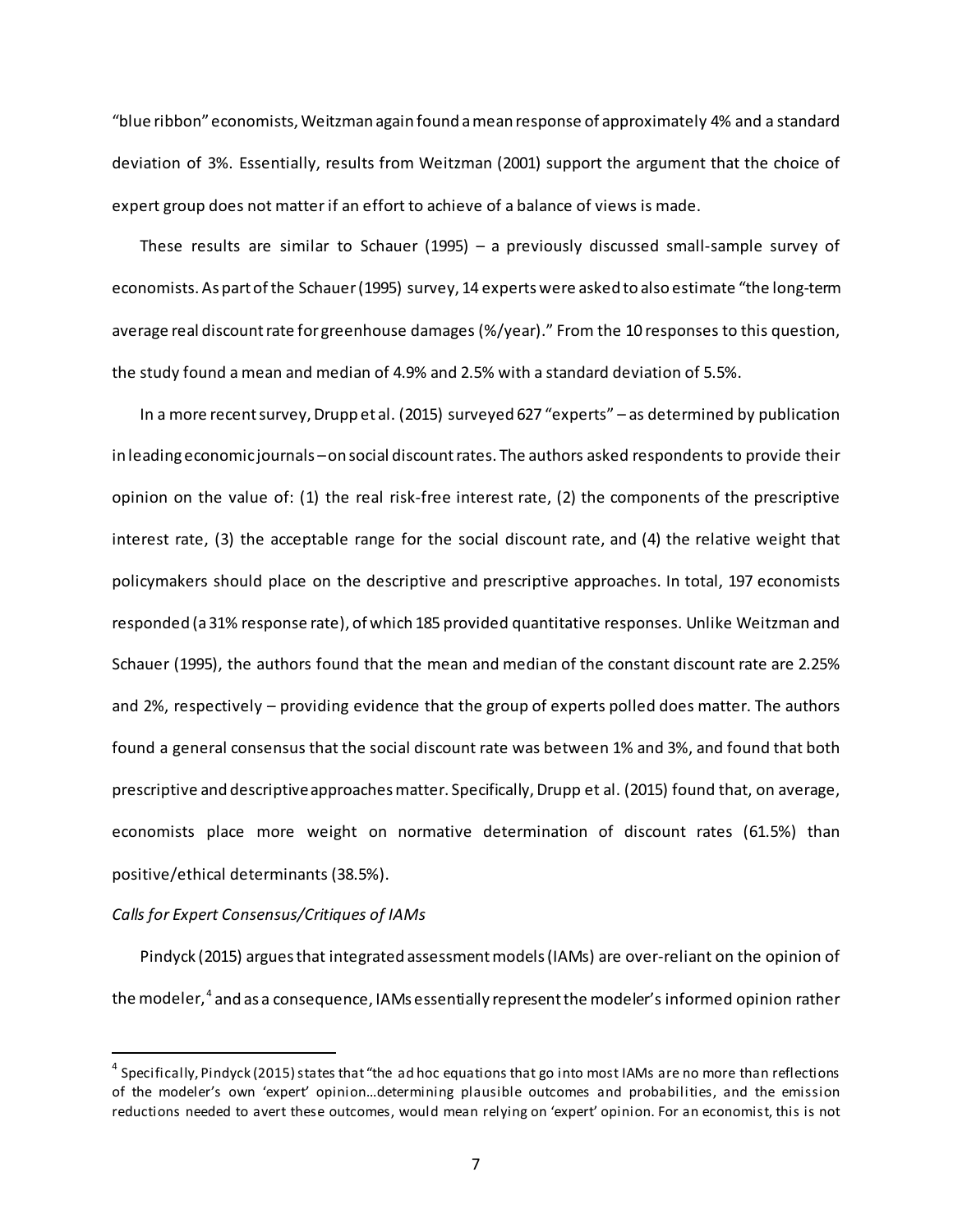"blue ribbon" economists, Weitzman again found a mean response of approximately 4% and a standard deviation of 3%. Essentially, results from Weitzman (2001) support the argument that the choice of expert group does not matter if an effort to achieve of a balance of views is made.

These results are similar to Schauer (1995) – a previously discussed small-sample survey of economists. As part of the Schauer (1995) survey, 14 experts were asked to also estimate "the long-term average real discount rate for greenhouse damages (%/year)." From the 10 responses to this question, the study found a mean and median of 4.9% and 2.5% with a standard deviation of 5.5%.

In a more recent survey, Drupp et al. (2015) surveyed 627 "experts" – as determined by publication in leading economic journals – on social discount rates. The authors asked respondents to provide their opinion on the value of: (1) the real risk-free interest rate, (2) the components of the prescriptive interest rate, (3) the acceptable range for the social discount rate, and (4) the relative weight that policymakers should place on the descriptive and prescriptive approaches. In total, 197 economists responded (a 31% response rate), of which 185 provided quantitative responses. Unlike Weitzman and Schauer (1995), the authors found that the mean and median of the constant discount rate are 2.25% and 2%, respectively – providing evidence that the group of experts polled does matter. The authors found a general consensus that the social discount rate was between 1% and 3%, and found that both prescriptive and descriptive approaches matter. Specifically, Drupp et al. (2015) found that, on average, economists place more weight on normative determination of discount rates (61.5%) than positive/ethical determinants (38.5%).

*Calls for Expert Consensus/Critiques of IAMs*

Pindyck (2015) argues that integrated assessment models (IAMs) are over-reliant on the opinion of the modeler,[4] and as a consequence, IAMs essentially represent the modeler's informed opinion rather

[4] Specifically, Pindyck (2015) states that "the ad hoc equations that go into most IAMs are no more than reflections of the modeler's own 'expert' opinion…determining plausible outcomes and probabilities, and the emission reductions needed to avert these outcomes, would mean relying on 'expert' opinion. For an economist, this is not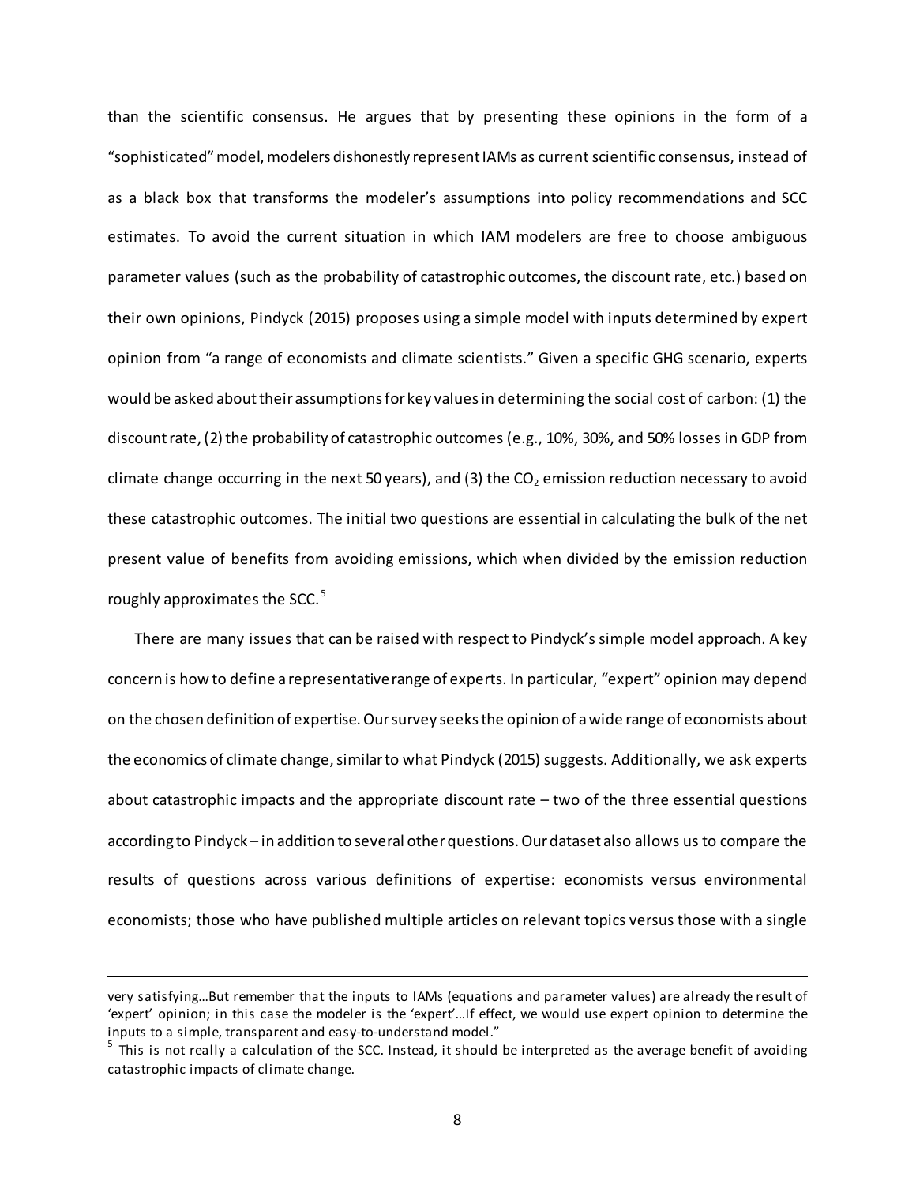than the scientific consensus. He argues that by presenting these opinions in the form of a "sophisticated" model, modelers dishonestly represent IAMs as current scientific consensus, instead of as a black box that transforms the modeler's assumptions into policy recommendations and SCC estimates. To avoid the current situation in which IAM modelers are free to choose ambiguous parameter values (such as the probability of catastrophic outcomes, the discount rate, etc.) based on their own opinions, Pindyck (2015) proposes using a simple model with inputs determined by expert opinion from "a range of economists and climate scientists." Given a specific GHG scenario, experts would be asked about their assumptions for key values in determining the social cost of carbon: (1) the discount rate, (2) the probability of catastrophic outcomes (e.g., 10%, 30%, and 50% losses in GDP from climate change occurring in the next 50 years), and (3) the $CO_2$ emission reduction necessary to avoid these catastrophic outcomes. The initial two questions are essential in calculating the bulk of the net present value of benefits from avoiding emissions, which when divided by the emission reduction roughly approximates the SCC.[5]

There are many issues that can be raised with respect to Pindyck's simple model approach. A key concern is how to define a representative range of experts. In particular, "expert" opinion may depend on the chosen definition of expertise. Our survey seeks the opinion of a wide range of economists about the economics of climate change, similar to what Pindyck (2015) suggests. Additionally, we ask experts about catastrophic impacts and the appropriate discount rate – two of the three essential questions according to Pindyck – in addition to several other questions. Our dataset also allows us to compare the results of questions across various definitions of expertise: economists versus environmental economists; those who have published multiple articles on relevant topics versus those with a single

---

very satisfying…But remember that the inputs to IAMs (equations and parameter values) are already the result of 'expert' opinion; in this case the modeler is the 'expert'…If effect, we would use expert opinion to determine the inputs to a simple, transparent and easy-to-understand model."

[5] This is not really a calculation of the SCC. Instead, it should be interpreted as the average benefit of avoiding catastrophic impacts of climate change.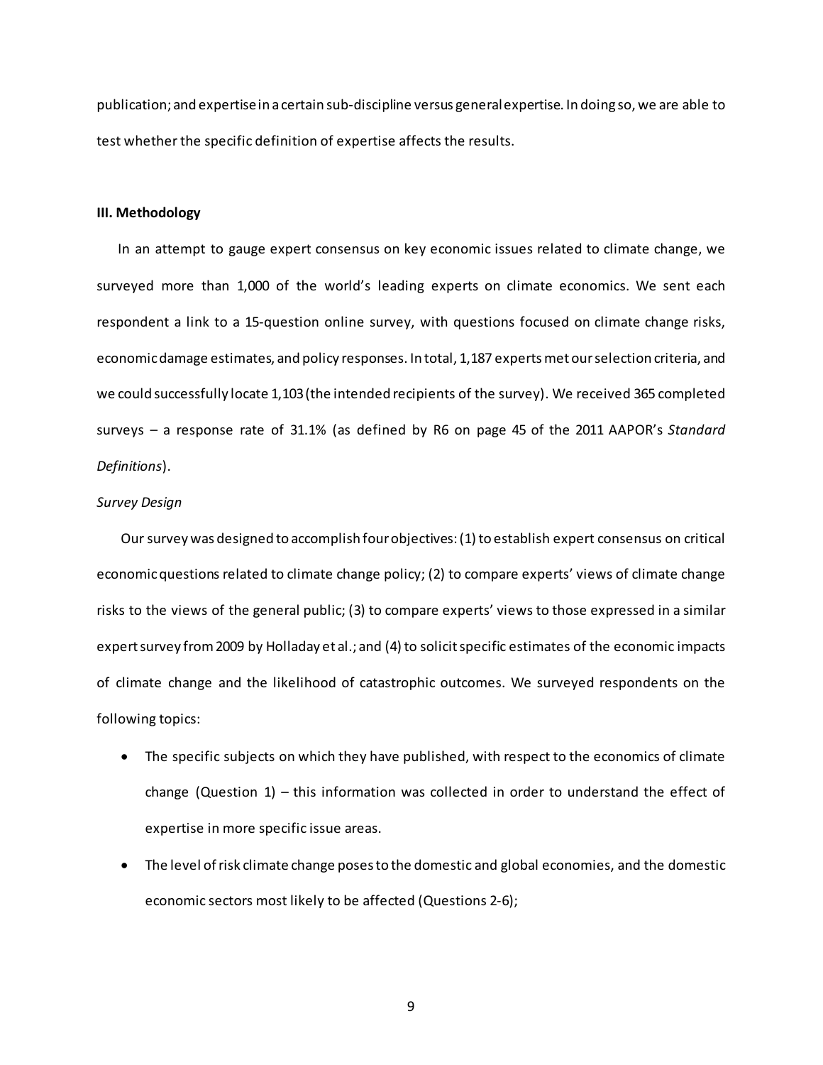publication; and expertise in a certain sub-discipline versus general expertise. In doing so, we are able to test whether the specific definition of expertise affects the results.

### III. Methodology

In an attempt to gauge expert consensus on key economic issues related to climate change, we surveyed more than 1,000 of the world's leading experts on climate economics. We sent each respondent a link to a 15-question online survey, with questions focused on climate change risks, economic damage estimates, and policy responses. In total, 1,187 experts met our selection criteria, and we could successfully locate 1,103 (the intended recipients of the survey). We received 365 completed surveys – a response rate of 31.1% (as defined by R6 on page 45 of the 2011 AAPOR's *Standard Definitions*).

*Survey Design*

Our survey was designed to accomplish four objectives: (1) to establish expert consensus on critical economic questions related to climate change policy; (2) to compare experts' views of climate change risks to the views of the general public; (3) to compare experts' views to those expressed in a similar expert survey from 2009 by Holladay et al.; and (4) to solicit specific estimates of the economic impacts of climate change and the likelihood of catastrophic outcomes. We surveyed respondents on the following topics:

- The specific subjects on which they have published, with respect to the economics of climate change (Question 1) – this information was collected in order to understand the effect of expertise in more specific issue areas.
- The level of risk climate change poses to the domestic and global economies, and the domestic economic sectors most likely to be affected (Questions 2-6);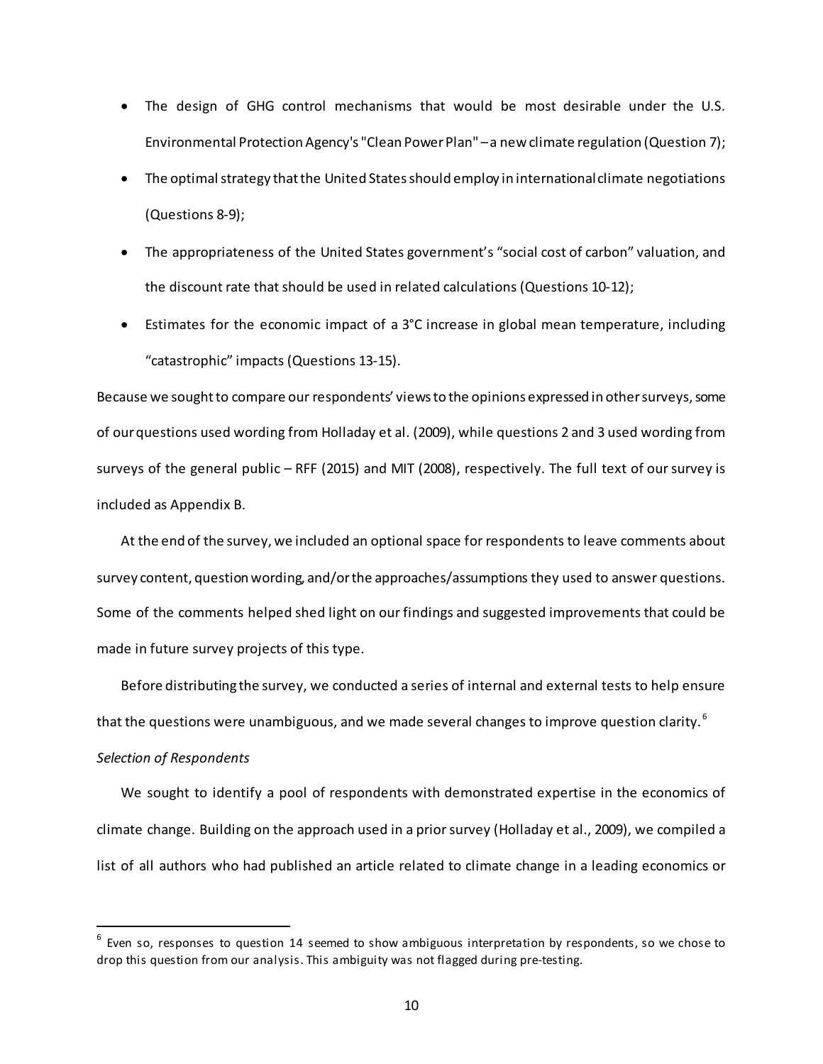- The design of GHG control mechanisms that would be most desirable under the U.S. Environmental Protection Agency's "Clean Power Plan" – a new climate regulation (Question 7);
- The optimal strategy that the United States should employ in international climate negotiations (Questions 8-9);
- The appropriateness of the United States government's "social cost of carbon" valuation, and the discount rate that should be used in related calculations (Questions 10-12);
- Estimates for the economic impact of a 3°C increase in global mean temperature, including "catastrophic" impacts (Questions 13-15).

Because we sought to compare our respondents' views to the opinions expressed in other surveys, some of our questions used wording from Holladay et al. (2009), while questions 2 and 3 used wording from surveys of the general public – RFF (2015) and MIT (2008), respectively. The full text of our survey is included as Appendix B.

At the end of the survey, we included an optional space for respondents to leave comments about survey content, question wording, and/or the approaches/assumptions they used to answer questions. Some of the comments helped shed light on our findings and suggested improvements that could be made in future survey projects of this type.

Before distributing the survey, we conducted a series of internal and external tests to help ensure that the questions were unambiguous, and we made several changes to improve question clarity.[6]

*Selection of Respondents*

We sought to identify a pool of respondents with demonstrated expertise in the economics of climate change. Building on the approach used in a prior survey (Holladay et al., 2009), we compiled a list of all authors who had published an article related to climate change in a leading economics or

[6] Even so, responses to question 14 seemed to show ambiguous interpretation by respondents, so we chose to drop this question from our analysis. This ambiguity was not flagged during pre-testing.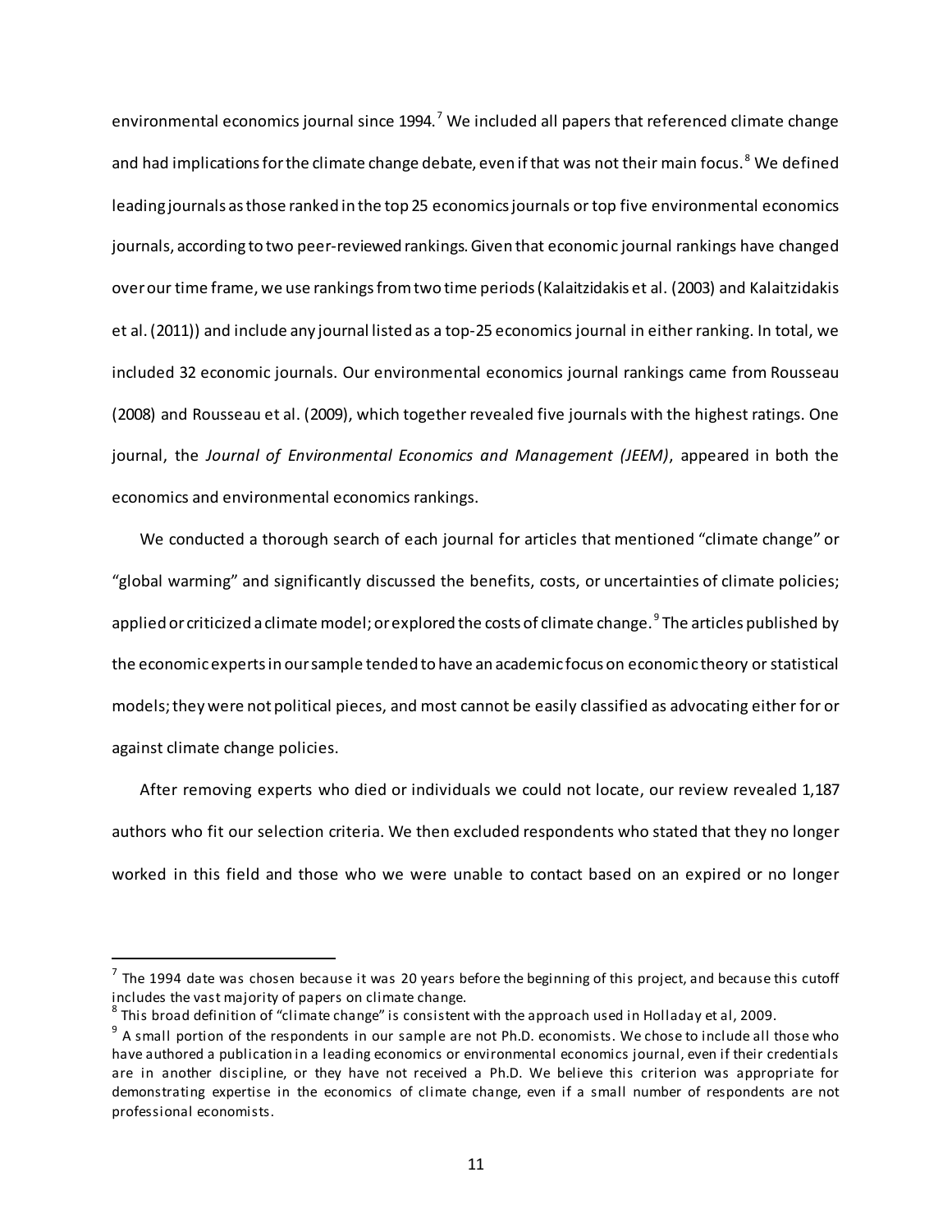environmental economics journal since 1994.[7] We included all papers that referenced climate change and had implications for the climate change debate, even if that was not their main focus.[8] We defined leading journals as those ranked in the top 25 economics journals or top five environmental economics journals, according to two peer-reviewed rankings. Given that economic journal rankings have changed over our time frame, we use rankings from two time periods (Kalaitzidakis et al. (2003) and Kalaitzidakis et al. (2011)) and include any journal listed as a top-25 economics journal in either ranking. In total, we included 32 economic journals. Our environmental economics journal rankings came from Rousseau (2008) and Rousseau et al. (2009), which together revealed five journals with the highest ratings. One journal, the *Journal of Environmental Economics and Management (JEEM)*, appeared in both the economics and environmental economics rankings.

We conducted a thorough search of each journal for articles that mentioned "climate change" or "global warming" and significantly discussed the benefits, costs, or uncertainties of climate policies; applied or criticized a climate model; or explored the costs of climate change.[9] The articles published by the economic experts in our sample tended to have an academic focus on economic theory or statistical models; they were not political pieces, and most cannot be easily classified as advocating either for or against climate change policies.

After removing experts who died or individuals we could not locate, our review revealed 1,187 authors who fit our selection criteria. We then excluded respondents who stated that they no longer worked in this field and those who we were unable to contact based on an expired or no longer

---

[7] The 1994 date was chosen because it was 20 years before the beginning of this project, and because this cutoff includes the vast majority of papers on climate change.

[8] This broad definition of "climate change" is consistent with the approach used in Holladay et al, 2009.

[9] A small portion of the respondents in our sample are not Ph.D. economists. We chose to include all those who have authored a publication in a leading economics or environmental economics journal, even if their credentials are in another discipline, or they have not received a Ph.D. We believe this criterion was appropriate for demonstrating expertise in the economics of climate change, even if a small number of respondents are not professional economists.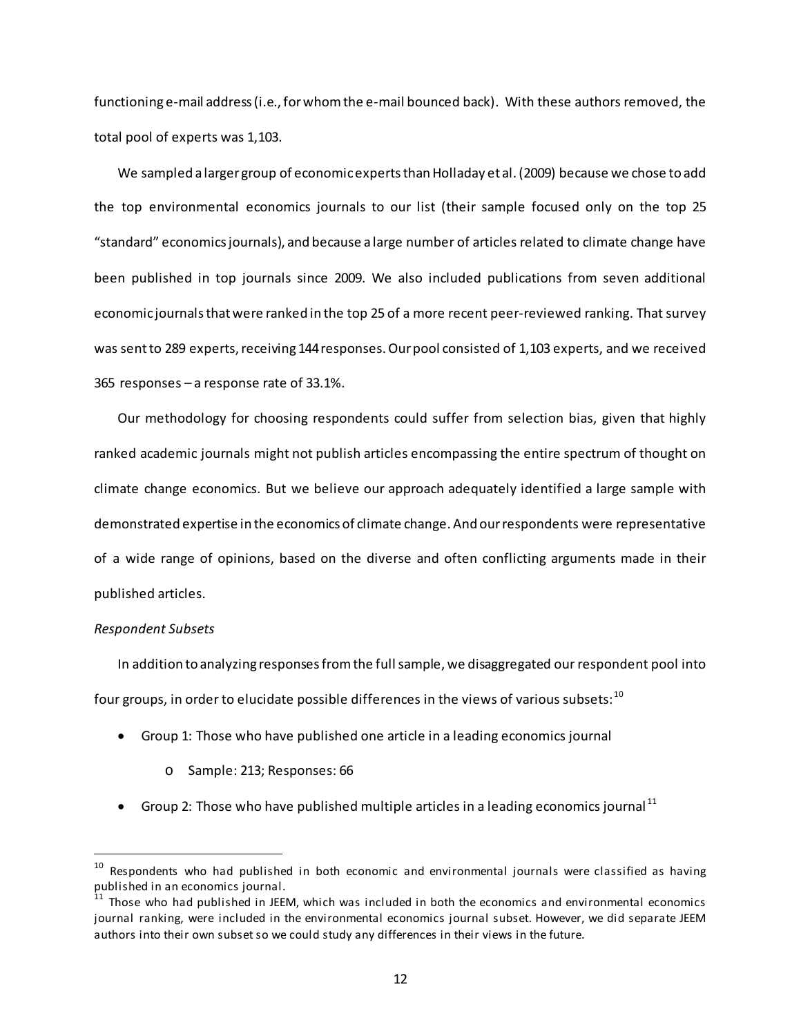functioning e-mail address (i.e., for whom the e-mail bounced back). With these authors removed, the total pool of experts was 1,103.

We sampled a larger group of economic experts than Holladay et al. (2009) because we chose to add the top environmental economics journals to our list (their sample focused only on the top 25 "standard" economics journals), and because a large number of articles related to climate change have been published in top journals since 2009. We also included publications from seven additional economic journals that were ranked in the top 25 of a more recent peer-reviewed ranking. That survey was sent to 289 experts, receiving 144 responses. Our pool consisted of 1,103 experts, and we received 365 responses – a response rate of 33.1%.

Our methodology for choosing respondents could suffer from selection bias, given that highly ranked academic journals might not publish articles encompassing the entire spectrum of thought on climate change economics. But we believe our approach adequately identified a large sample with demonstrated expertise in the economics of climate change. And our respondents were representative of a wide range of opinions, based on the diverse and often conflicting arguments made in their published articles.

*Respondent Subsets*

In addition to analyzing responses from the full sample, we disaggregated our respondent pool into four groups, in order to elucidate possible differences in the views of various subsets:[10]

- Group 1: Those who have published one article in a leading economics journal
  - Sample: 213; Responses: 66
- Group 2: Those who have published multiple articles in a leading economics journal[11]

---

[10] Respondents who had published in both economic and environmental journals were classified as having published in an economics journal.

[11] Those who had published in JEEM, which was included in both the economics and environmental economics journal ranking, were included in the environmental economics journal subset. However, we did separate JEEM authors into their own subset so we could study any differences in their views in the future.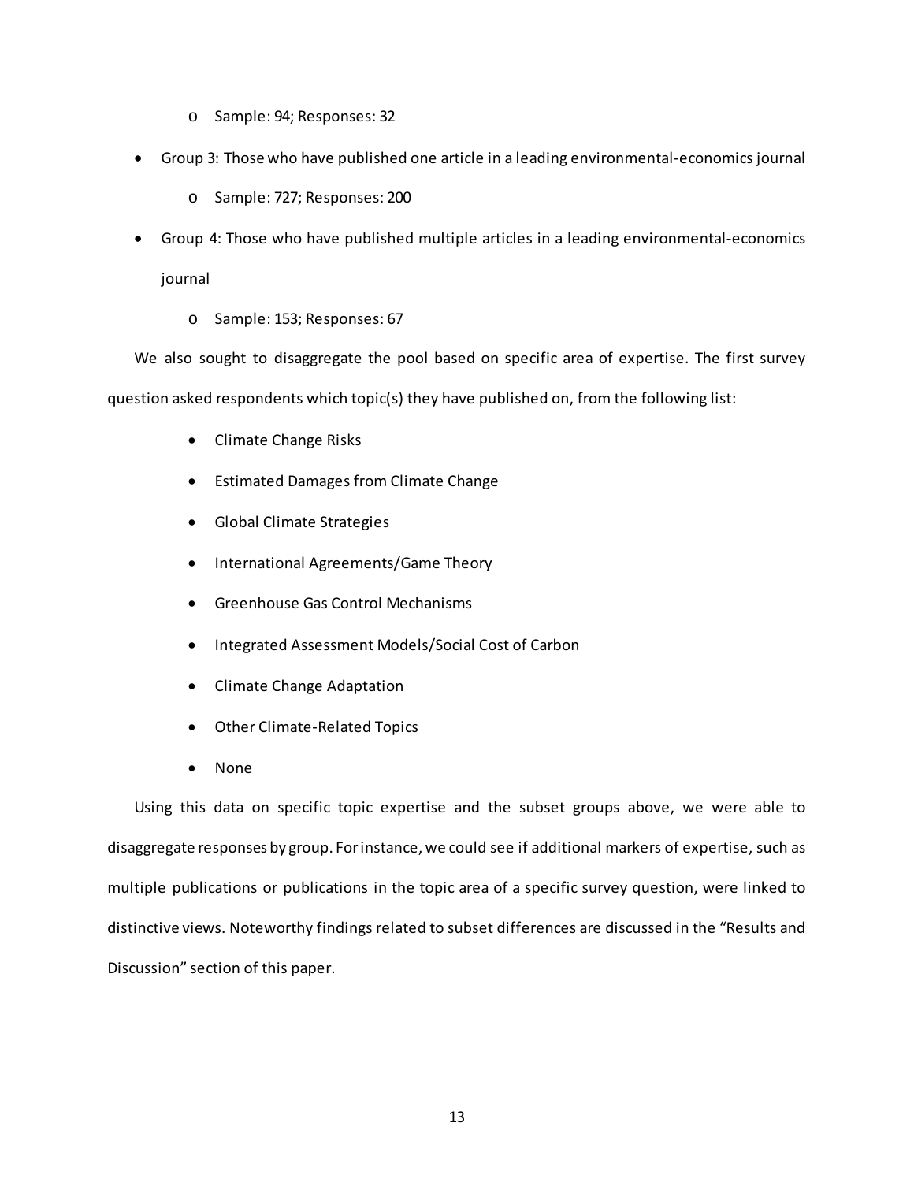- Sample: 94; Responses: 32

- Group 3: Those who have published one article in a leading environmental-economics journal
  - Sample: 727; Responses: 200
- Group 4: Those who have published multiple articles in a leading environmental-economics journal
  - Sample: 153; Responses: 67

We also sought to disaggregate the pool based on specific area of expertise. The first survey question asked respondents which topic(s) they have published on, from the following list:

- Climate Change Risks
- Estimated Damages from Climate Change
- Global Climate Strategies
- International Agreements/Game Theory
- Greenhouse Gas Control Mechanisms
- Integrated Assessment Models/Social Cost of Carbon
- Climate Change Adaptation
- Other Climate-Related Topics
- None

Using this data on specific topic expertise and the subset groups above, we were able to disaggregate responses by group. For instance, we could see if additional markers of expertise, such as multiple publications or publications in the topic area of a specific survey question, were linked to distinctive views. Noteworthy findings related to subset differences are discussed in the "Results and Discussion" section of this paper.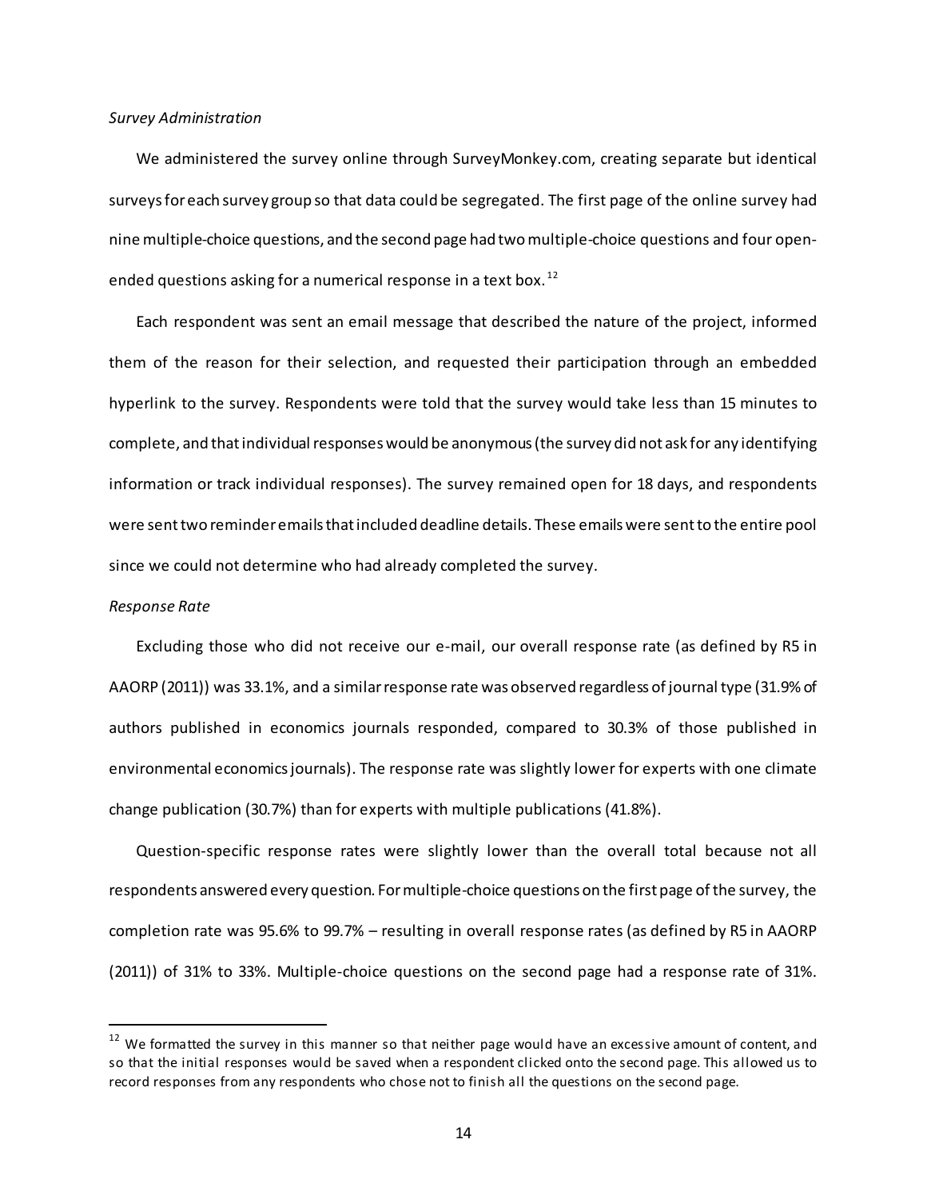*Survey Administration*

We administered the survey online through SurveyMonkey.com, creating separate but identical surveys for each survey group so that data could be segregated. The first page of the online survey had nine multiple-choice questions, and the second page had two multiple-choice questions and four open-ended questions asking for a numerical response in a text box.[12]

Each respondent was sent an email message that described the nature of the project, informed them of the reason for their selection, and requested their participation through an embedded hyperlink to the survey. Respondents were told that the survey would take less than 15 minutes to complete, and that individual responses would be anonymous (the survey did not ask for any identifying information or track individual responses). The survey remained open for 18 days, and respondents were sent two reminder emails that included deadline details. These emails were sent to the entire pool since we could not determine who had already completed the survey.

*Response Rate*

Excluding those who did not receive our e-mail, our overall response rate (as defined by R5 in AAORP (2011)) was 33.1%, and a similar response rate was observed regardless of journal type (31.9% of authors published in economics journals responded, compared to 30.3% of those published in environmental economics journals). The response rate was slightly lower for experts with one climate change publication (30.7%) than for experts with multiple publications (41.8%).

Question-specific response rates were slightly lower than the overall total because not all respondents answered every question. For multiple-choice questions on the first page of the survey, the completion rate was 95.6% to 99.7% – resulting in overall response rates (as defined by R5 in AAORP (2011)) of 31% to 33%. Multiple-choice questions on the second page had a response rate of 31%.

[12] We formatted the survey in this manner so that neither page would have an excessive amount of content, and so that the initial responses would be saved when a respondent clicked onto the second page. This allowed us to record responses from any respondents who chose not to finish all the questions on the second page.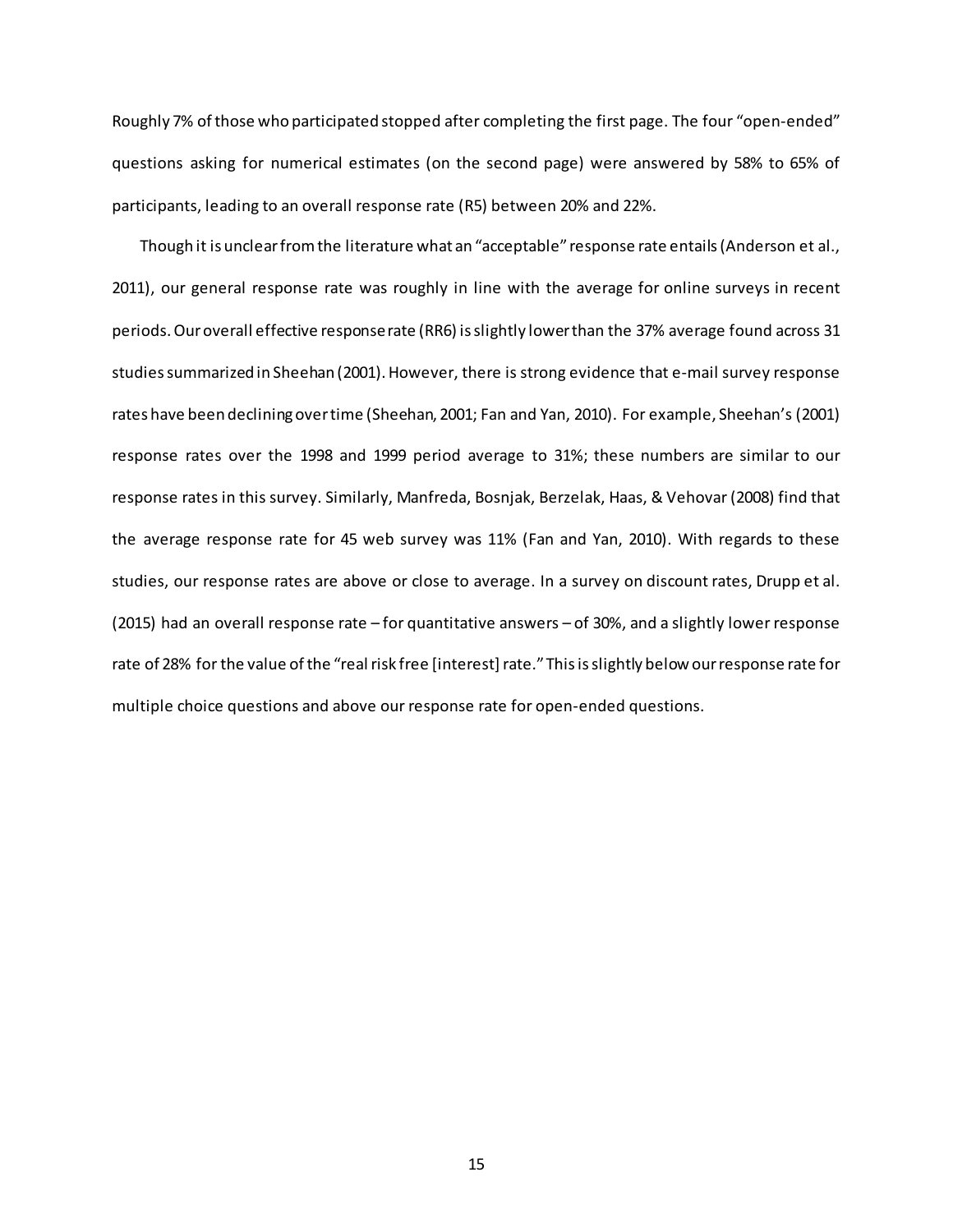Roughly 7% of those who participated stopped after completing the first page. The four "open-ended" questions asking for numerical estimates (on the second page) were answered by 58% to 65% of participants, leading to an overall response rate (R5) between 20% and 22%.

Though it is unclear from the literature what an "acceptable" response rate entails (Anderson et al., 2011), our general response rate was roughly in line with the average for online surveys in recent periods. Our overall effective response rate (RR6) is slightly lower than the 37% average found across 31 studies summarized in Sheehan (2001). However, there is strong evidence that e-mail survey response rates have been declining over time (Sheehan, 2001; Fan and Yan, 2010). For example, Sheehan's (2001) response rates over the 1998 and 1999 period average to 31%; these numbers are similar to our response rates in this survey. Similarly, Manfreda, Bosnjak, Berzelak, Haas, & Vehovar (2008) find that the average response rate for 45 web survey was 11% (Fan and Yan, 2010). With regards to these studies, our response rates are above or close to average. In a survey on discount rates, Drupp et al. (2015) had an overall response rate – for quantitative answers – of 30%, and a slightly lower response rate of 28% for the value of the "real risk free [interest] rate." This is slightly below our response rate for multiple choice questions and above our response rate for open-ended questions.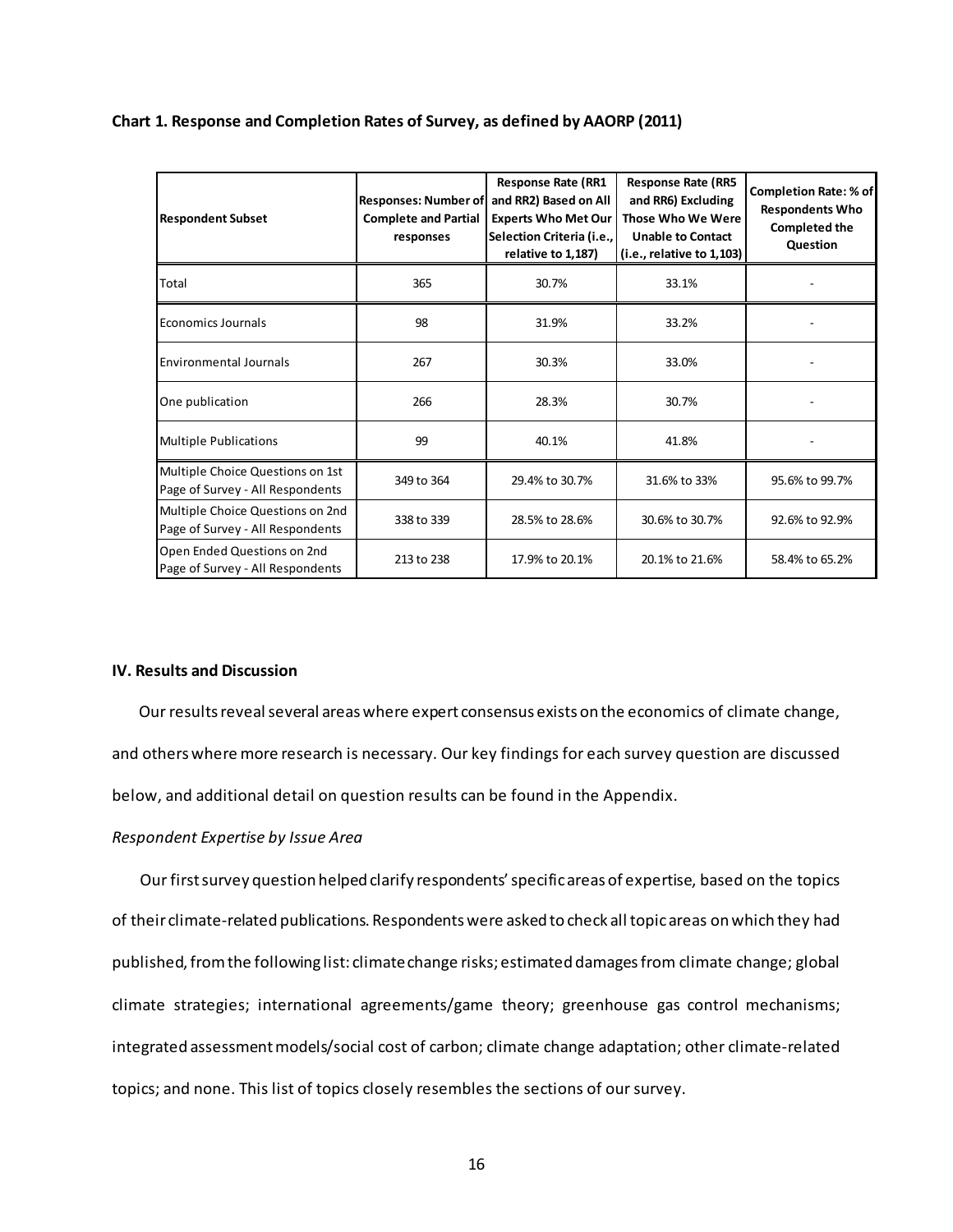**Chart 1. Response and Completion Rates of Survey, as defined by AAORP (2011)**

| Respondent Subset | Responses: Number of Complete and Partial responses | Response Rate (RR1 and RR2) Based on All Experts Who Met Our Selection Criteria (i.e., relative to 1,187) | Response Rate (RR5 and RR6) Excluding Those Who We Were Unable to Contact (i.e., relative to 1,103) | Completion Rate: % of Respondents Who Completed the Question |
|---|---|---|---|---|
| Total | 365 | 30.7% | 33.1% | - |
| Economics Journals | 98 | 31.9% | 33.2% | - |
| Environmental Journals | 267 | 30.3% | 33.0% | - |
| One publication | 266 | 28.3% | 30.7% | - |
| Multiple Publications | 99 | 40.1% | 41.8% | - |
| Multiple Choice Questions on 1st Page of Survey - All Respondents | 349 to 364 | 29.4% to 30.7% | 31.6% to 33% | 95.6% to 99.7% |
| Multiple Choice Questions on 2nd Page of Survey - All Respondents | 338 to 339 | 28.5% to 28.6% | 30.6% to 30.7% | 92.6% to 92.9% |
| Open Ended Questions on 2nd Page of Survey - All Respondents | 213 to 238 | 17.9% to 20.1% | 20.1% to 21.6% | 58.4% to 65.2% |

## IV. Results and Discussion

Our results reveal several areas where expert consensus exists on the economics of climate change, and others where more research is necessary. Our key findings for each survey question are discussed below, and additional detail on question results can be found in the Appendix.

*Respondent Expertise by Issue Area*

Our first survey question helped clarify respondents' specific areas of expertise, based on the topics of their climate-related publications. Respondents were asked to check all topic areas on which they had published, from the following list: climate change risks; estimated damages from climate change; global climate strategies; international agreements/game theory; greenhouse gas control mechanisms; integrated assessment models/social cost of carbon; climate change adaptation; other climate-related topics; and none. This list of topics closely resembles the sections of our survey.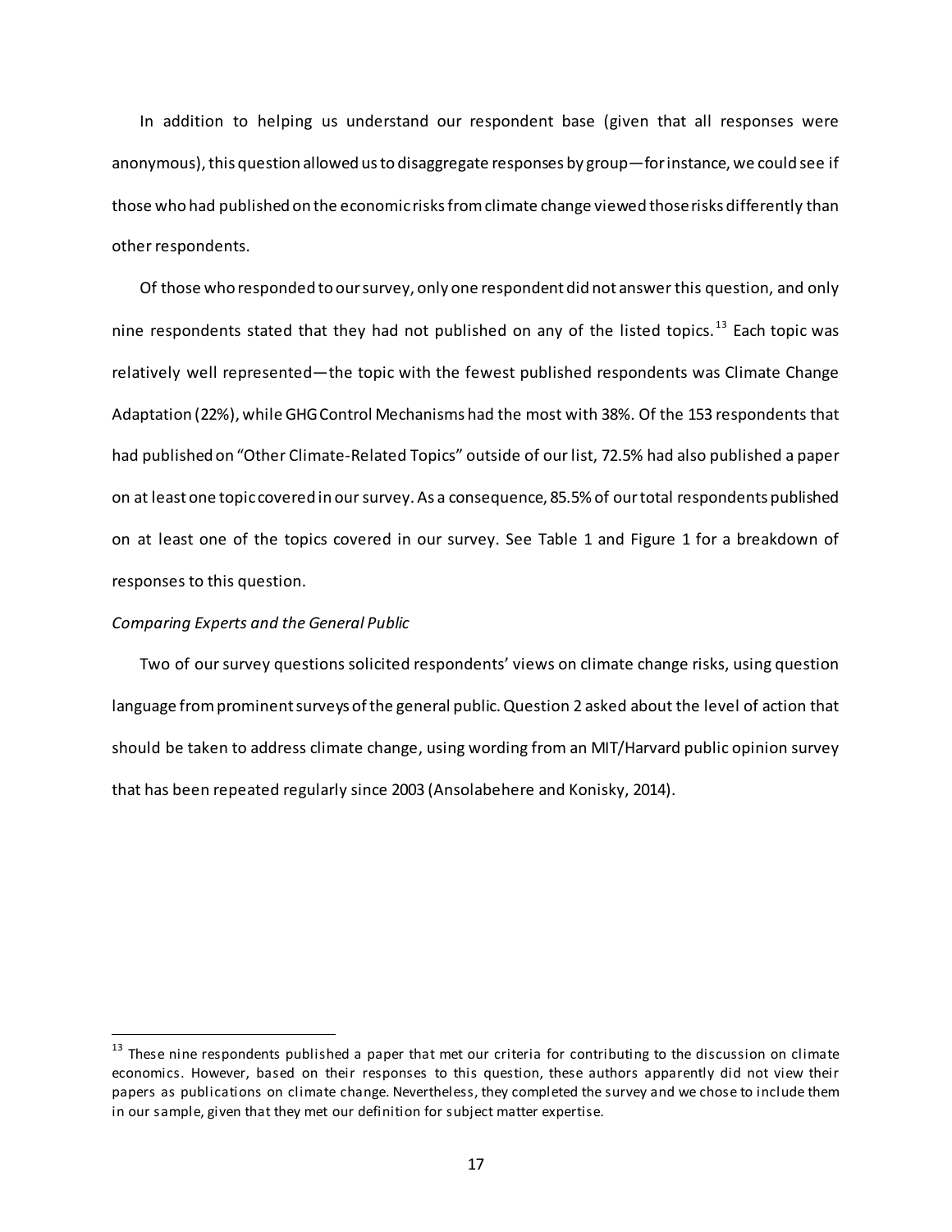In addition to helping us understand our respondent base (given that all responses were anonymous), this question allowed us to disaggregate responses by group—for instance, we could see if those who had published on the economic risks from climate change viewed those risks differently than other respondents.

Of those who responded to our survey, only one respondent did not answer this question, and only nine respondents stated that they had not published on any of the listed topics.[13] Each topic was relatively well represented—the topic with the fewest published respondents was Climate Change Adaptation (22%), while GHG Control Mechanisms had the most with 38%. Of the 153 respondents that had published on "Other Climate-Related Topics" outside of our list, 72.5% had also published a paper on at least one topic covered in our survey. As a consequence, 85.5% of our total respondents published on at least one of the topics covered in our survey. See Table 1 and Figure 1 for a breakdown of responses to this question.

*Comparing Experts and the General Public*

Two of our survey questions solicited respondents' views on climate change risks, using question language from prominent surveys of the general public. Question 2 asked about the level of action that should be taken to address climate change, using wording from an MIT/Harvard public opinion survey that has been repeated regularly since 2003 (Ansolabehere and Konisky, 2014).

---

[13] These nine respondents published a paper that met our criteria for contributing to the discussion on climate economics. However, based on their responses to this question, these authors apparently did not view their papers as publications on climate change. Nevertheless, they completed the survey and we chose to include them in our sample, given that they met our definition for subject matter expertise.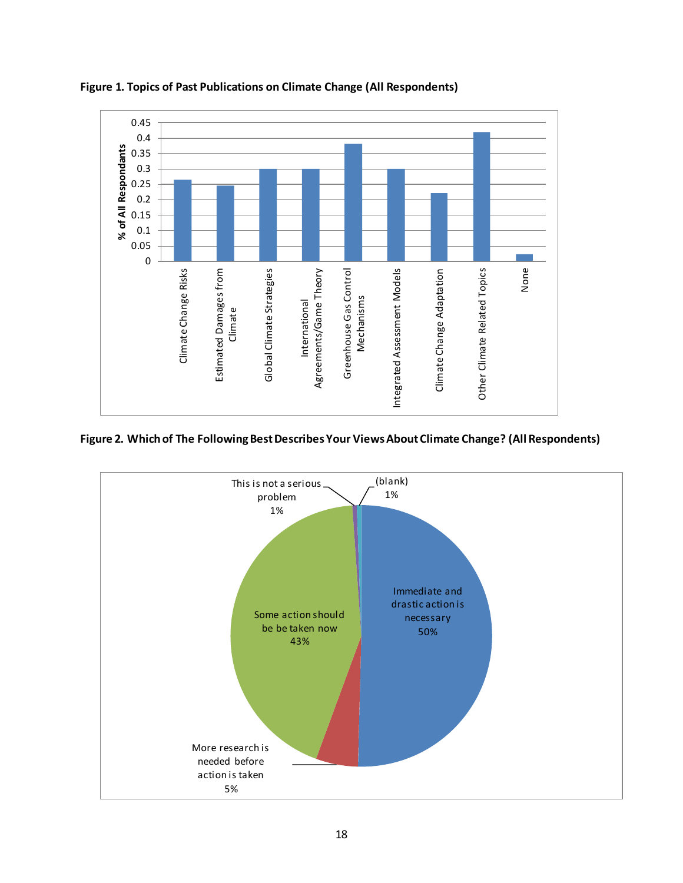**Figure 1. Topics of Past Publications on Climate Change (All Respondents)**

**Figure 2. Which of The Following Best Describes Your Views About Climate Change? (All Respondents)**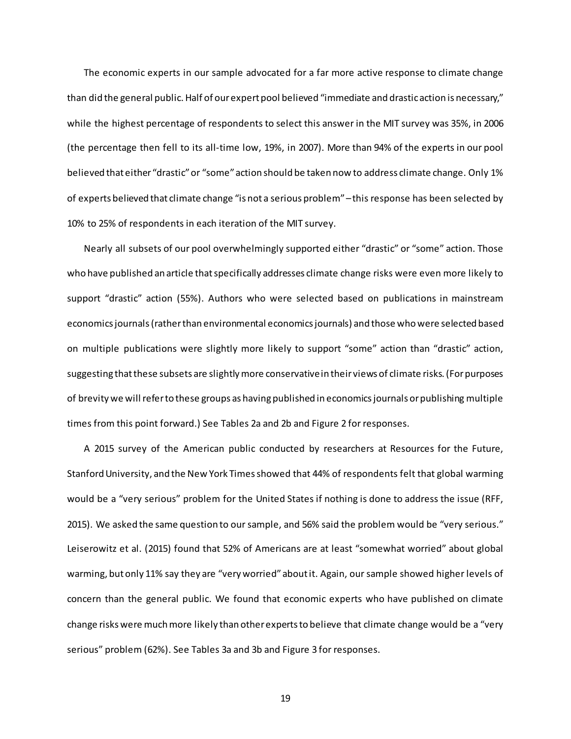The economic experts in our sample advocated for a far more active response to climate change than did the general public. Half of our expert pool believed "immediate and drastic action is necessary," while the highest percentage of respondents to select this answer in the MIT survey was 35%, in 2006 (the percentage then fell to its all-time low, 19%, in 2007). More than 94% of the experts in our pool believed that either "drastic" or "some" action should be taken now to address climate change. Only 1% of experts believed that climate change "is not a serious problem" – this response has been selected by 10% to 25% of respondents in each iteration of the MIT survey.

Nearly all subsets of our pool overwhelmingly supported either "drastic" or "some" action. Those who have published an article that specifically addresses climate change risks were even more likely to support "drastic" action (55%). Authors who were selected based on publications in mainstream economics journals (rather than environmental economics journals) and those who were selected based on multiple publications were slightly more likely to support "some" action than "drastic" action, suggesting that these subsets are slightly more conservative in their views of climate risks. (For purposes of brevity we will refer to these groups as having published in economics journals or publishing multiple times from this point forward.) See Tables 2a and 2b and Figure 2 for responses.

A 2015 survey of the American public conducted by researchers at Resources for the Future, Stanford University, and the New York Times showed that 44% of respondents felt that global warming would be a "very serious" problem for the United States if nothing is done to address the issue (RFF, 2015). We asked the same question to our sample, and 56% said the problem would be "very serious." Leiserowitz et al. (2015) found that 52% of Americans are at least "somewhat worried" about global warming, but only 11% say they are "very worried" about it. Again, our sample showed higher levels of concern than the general public. We found that economic experts who have published on climate change risks were much more likely than other experts to believe that climate change would be a "very serious" problem (62%). See Tables 3a and 3b and Figure 3 for responses.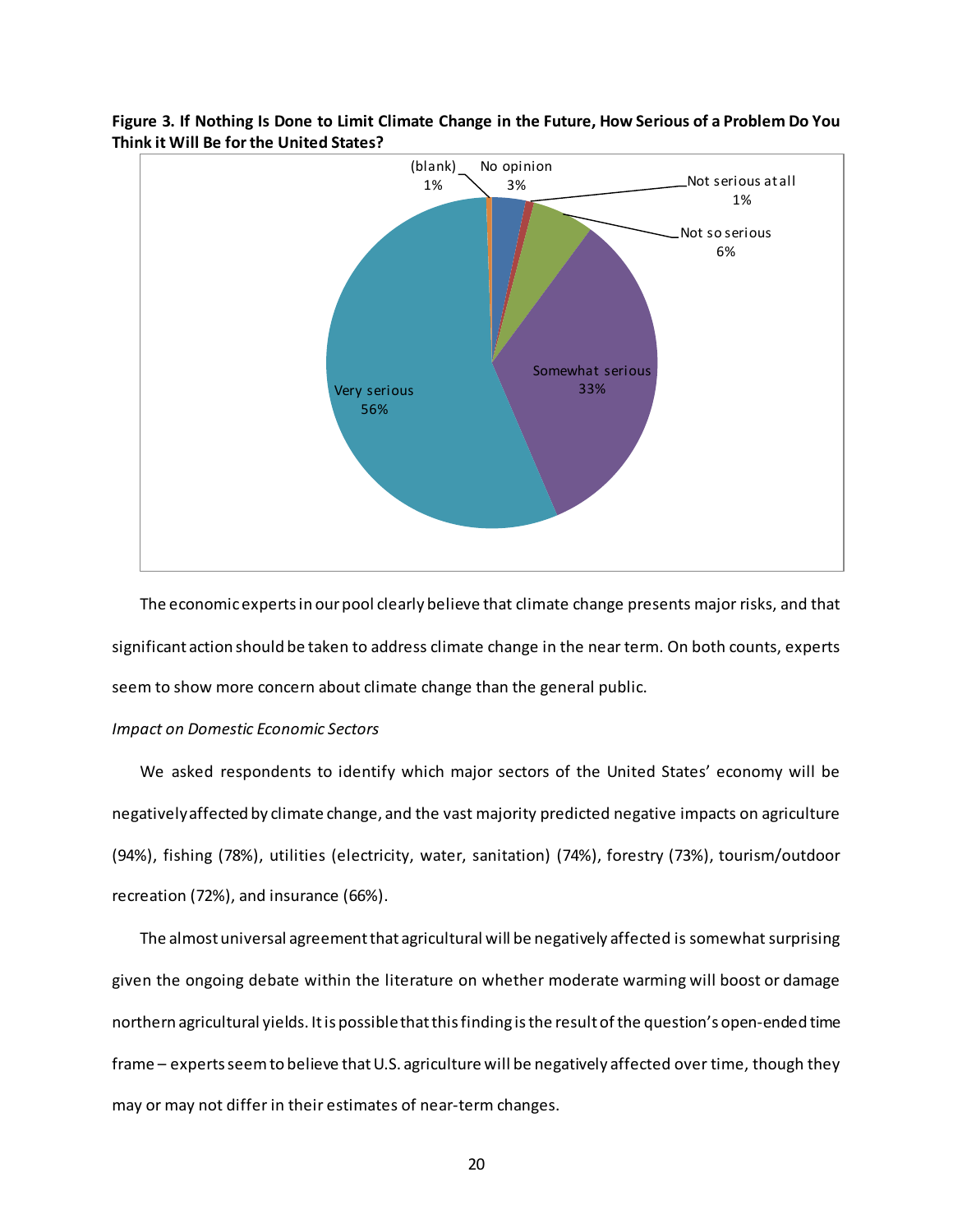**Figure 3. If Nothing Is Done to Limit Climate Change in the Future, How Serious of a Problem Do You Think it Will Be for the United States?**

| Response | Percent |
| --- | --- |
| Very serious | 56% |
| Somewhat serious | 33% |
| Not so serious | 6% |
| Not serious at all | 1% |
| No opinion | 3% |
| (blank) | 1% |

The economic experts in our pool clearly believe that climate change presents major risks, and that significant action should be taken to address climate change in the near term. On both counts, experts seem to show more concern about climate change than the general public.

*Impact on Domestic Economic Sectors*

We asked respondents to identify which major sectors of the United States' economy will be negatively affected by climate change, and the vast majority predicted negative impacts on agriculture (94%), fishing (78%), utilities (electricity, water, sanitation) (74%), forestry (73%), tourism/outdoor recreation (72%), and insurance (66%).

The almost universal agreement that agricultural will be negatively affected is somewhat surprising given the ongoing debate within the literature on whether moderate warming will boost or damage northern agricultural yields. It is possible that this finding is the result of the question's open-ended time frame – experts seem to believe that U.S. agriculture will be negatively affected over time, though they may or may not differ in their estimates of near-term changes.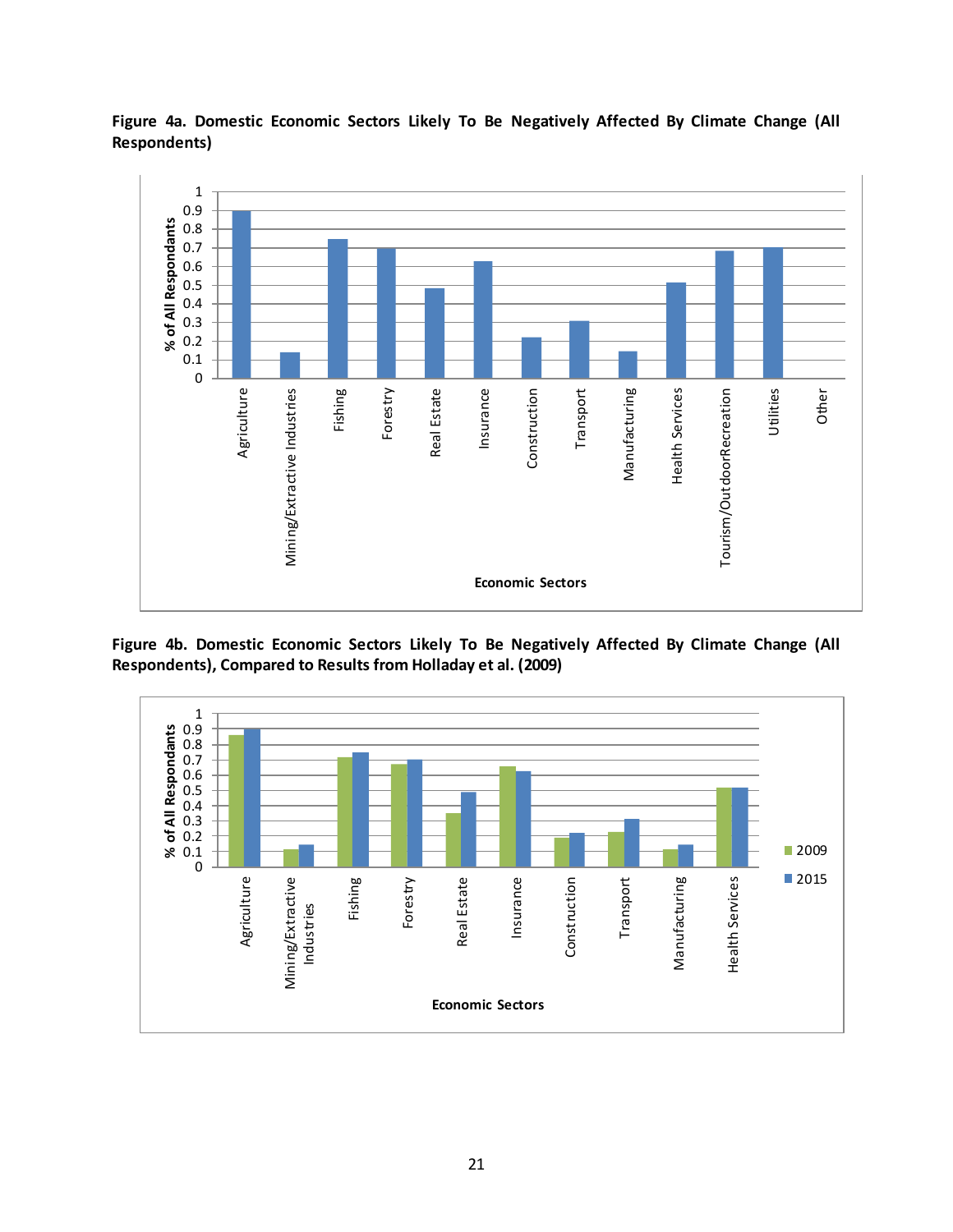**Figure 4a. Domestic Economic Sectors Likely To Be Negatively Affected By Climate Change (All Respondents)**

**Figure 4b. Domestic Economic Sectors Likely To Be Negatively Affected By Climate Change (All Respondents), Compared to Results from Holladay et al. (2009)**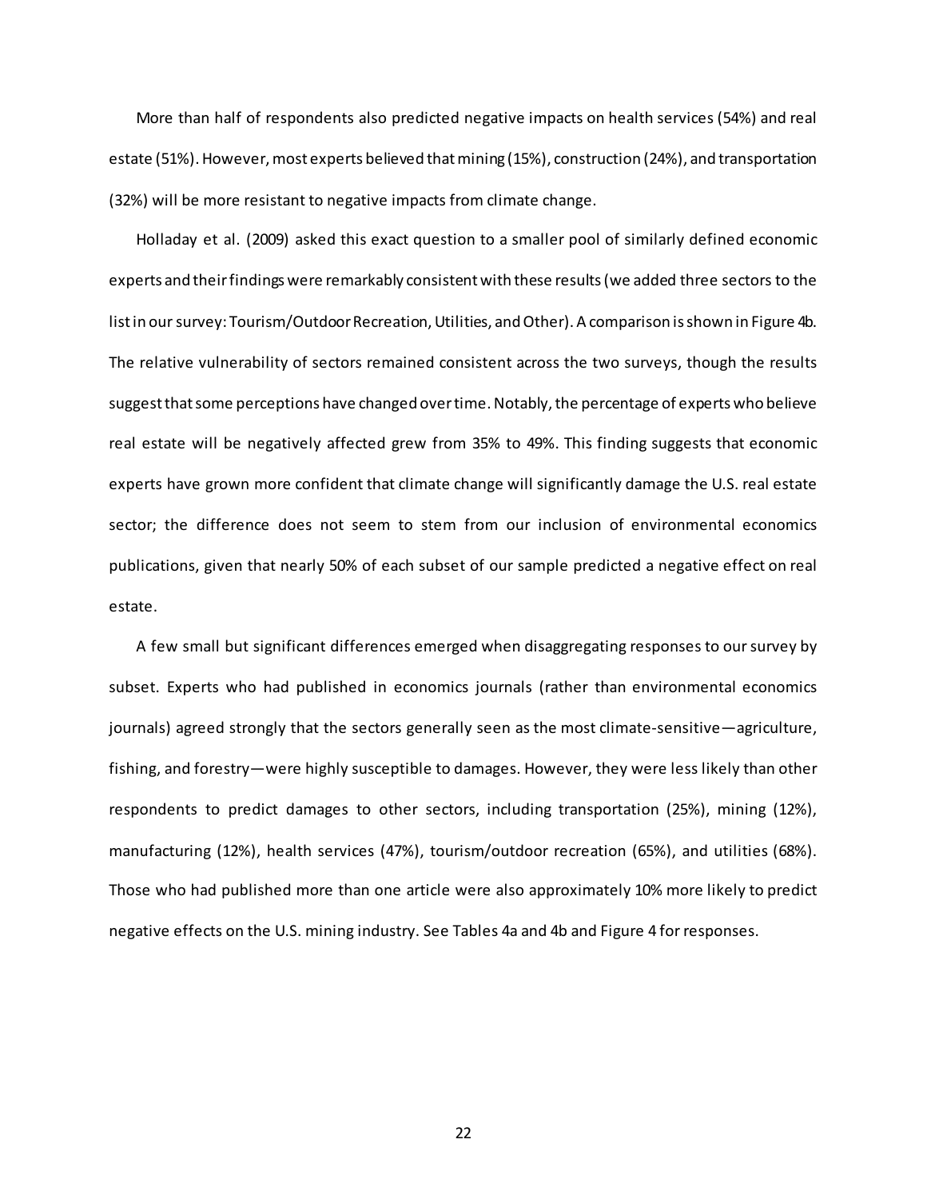More than half of respondents also predicted negative impacts on health services (54%) and real estate (51%). However, most experts believed that mining (15%), construction (24%), and transportation (32%) will be more resistant to negative impacts from climate change.

Holladay et al. (2009) asked this exact question to a smaller pool of similarly defined economic experts and their findings were remarkably consistent with these results (we added three sectors to the list in our survey: Tourism/Outdoor Recreation, Utilities, and Other). A comparison is shown in Figure 4b. The relative vulnerability of sectors remained consistent across the two surveys, though the results suggest that some perceptions have changed over time. Notably, the percentage of experts who believe real estate will be negatively affected grew from 35% to 49%. This finding suggests that economic experts have grown more confident that climate change will significantly damage the U.S. real estate sector; the difference does not seem to stem from our inclusion of environmental economics publications, given that nearly 50% of each subset of our sample predicted a negative effect on real estate.

A few small but significant differences emerged when disaggregating responses to our survey by subset. Experts who had published in economics journals (rather than environmental economics journals) agreed strongly that the sectors generally seen as the most climate-sensitive—agriculture, fishing, and forestry—were highly susceptible to damages. However, they were less likely than other respondents to predict damages to other sectors, including transportation (25%), mining (12%), manufacturing (12%), health services (47%), tourism/outdoor recreation (65%), and utilities (68%). Those who had published more than one article were also approximately 10% more likely to predict negative effects on the U.S. mining industry. See Tables 4a and 4b and Figure 4 for responses.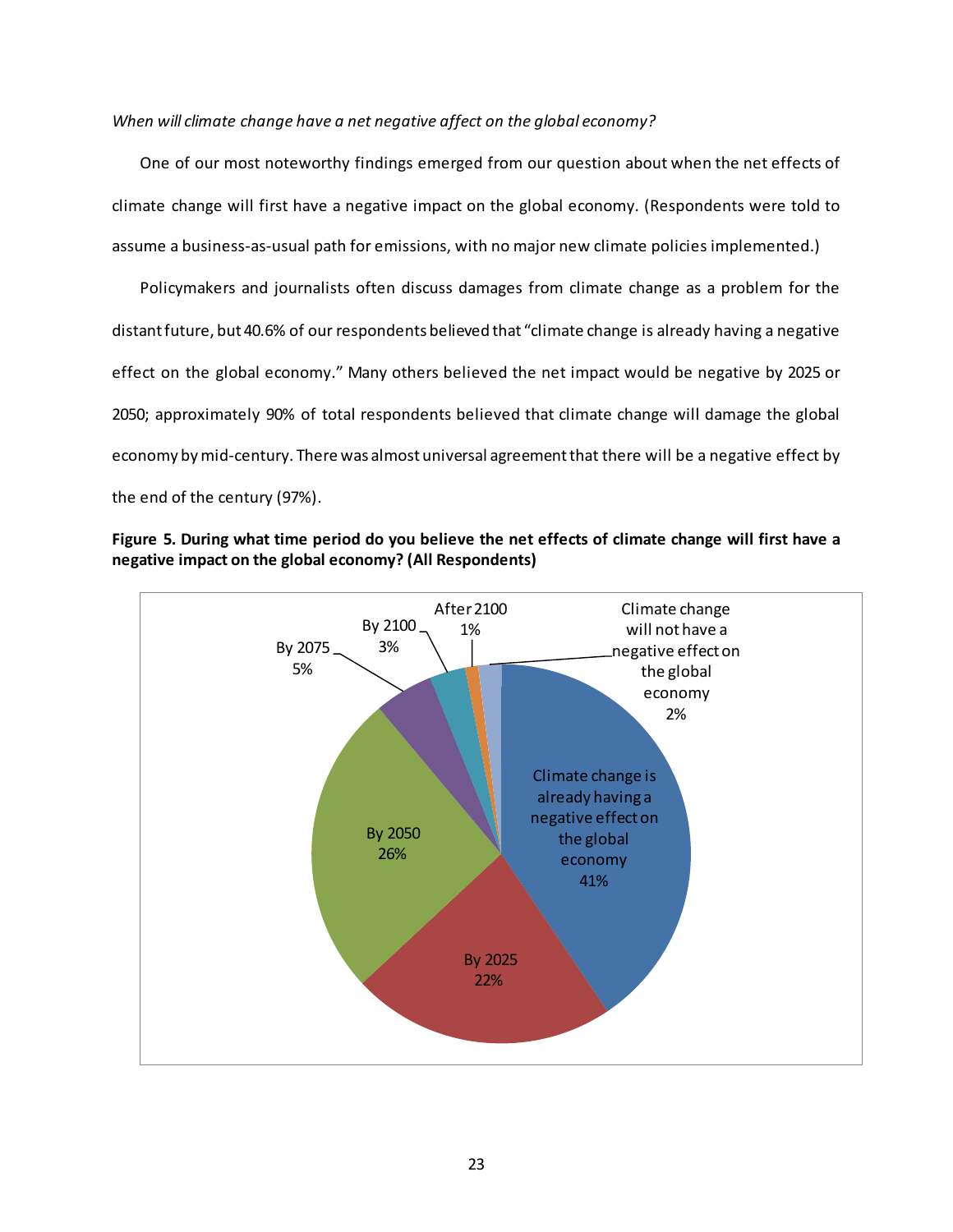*When will climate change have a net negative affect on the global economy?*

One of our most noteworthy findings emerged from our question about when the net effects of climate change will first have a negative impact on the global economy. (Respondents were told to assume a business-as-usual path for emissions, with no major new climate policies implemented.)

Policymakers and journalists often discuss damages from climate change as a problem for the distant future, but 40.6% of our respondents believed that "climate change is already having a negative effect on the global economy." Many others believed the net impact would be negative by 2025 or 2050; approximately 90% of total respondents believed that climate change will damage the global economy by mid-century. There was almost universal agreement that there will be a negative effect by the end of the century (97%).

**Figure 5. During what time period do you believe the net effects of climate change will first have a negative impact on the global economy? (All Respondents)**

| Response | Percent |
|---|---|
| Climate change is already having a negative effect on the global economy | 41% |
| By 2025 | 22% |
| By 2050 | 26% |
| By 2075 | 5% |
| By 2100 | 3% |
| After 2100 | 1% |
| Climate change will not have a negative effect on the global economy | 2% |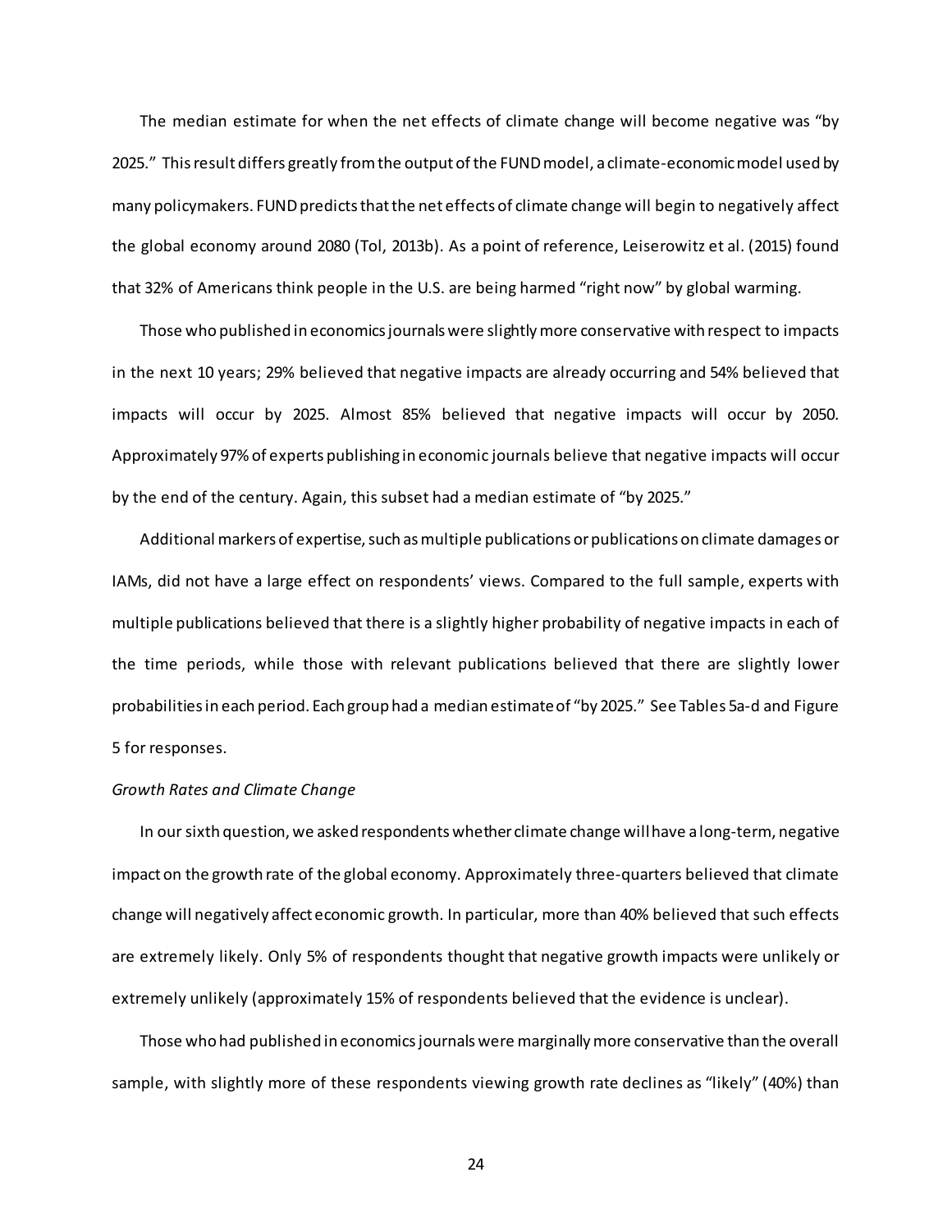The median estimate for when the net effects of climate change will become negative was "by 2025." This result differs greatly from the output of the FUND model, a climate-economic model used by many policymakers. FUND predicts that the net effects of climate change will begin to negatively affect the global economy around 2080 (Tol, 2013b). As a point of reference, Leiserowitz et al. (2015) found that 32% of Americans think people in the U.S. are being harmed "right now" by global warming.

Those who published in economics journals were slightly more conservative with respect to impacts in the next 10 years; 29% believed that negative impacts are already occurring and 54% believed that impacts will occur by 2025. Almost 85% believed that negative impacts will occur by 2050. Approximately 97% of experts publishing in economic journals believe that negative impacts will occur by the end of the century. Again, this subset had a median estimate of "by 2025."

Additional markers of expertise, such as multiple publications or publications on climate damages or IAMs, did not have a large effect on respondents' views. Compared to the full sample, experts with multiple publications believed that there is a slightly higher probability of negative impacts in each of the time periods, while those with relevant publications believed that there are slightly lower probabilities in each period. Each group had a median estimate of "by 2025." See Tables 5a-d and Figure 5 for responses.

*Growth Rates and Climate Change*

In our sixth question, we asked respondents whether climate change will have a long-term, negative impact on the growth rate of the global economy. Approximately three-quarters believed that climate change will negatively affect economic growth. In particular, more than 40% believed that such effects are extremely likely. Only 5% of respondents thought that negative growth impacts were unlikely or extremely unlikely (approximately 15% of respondents believed that the evidence is unclear).

Those who had published in economics journals were marginally more conservative than the overall sample, with slightly more of these respondents viewing growth rate declines as "likely" (40%) than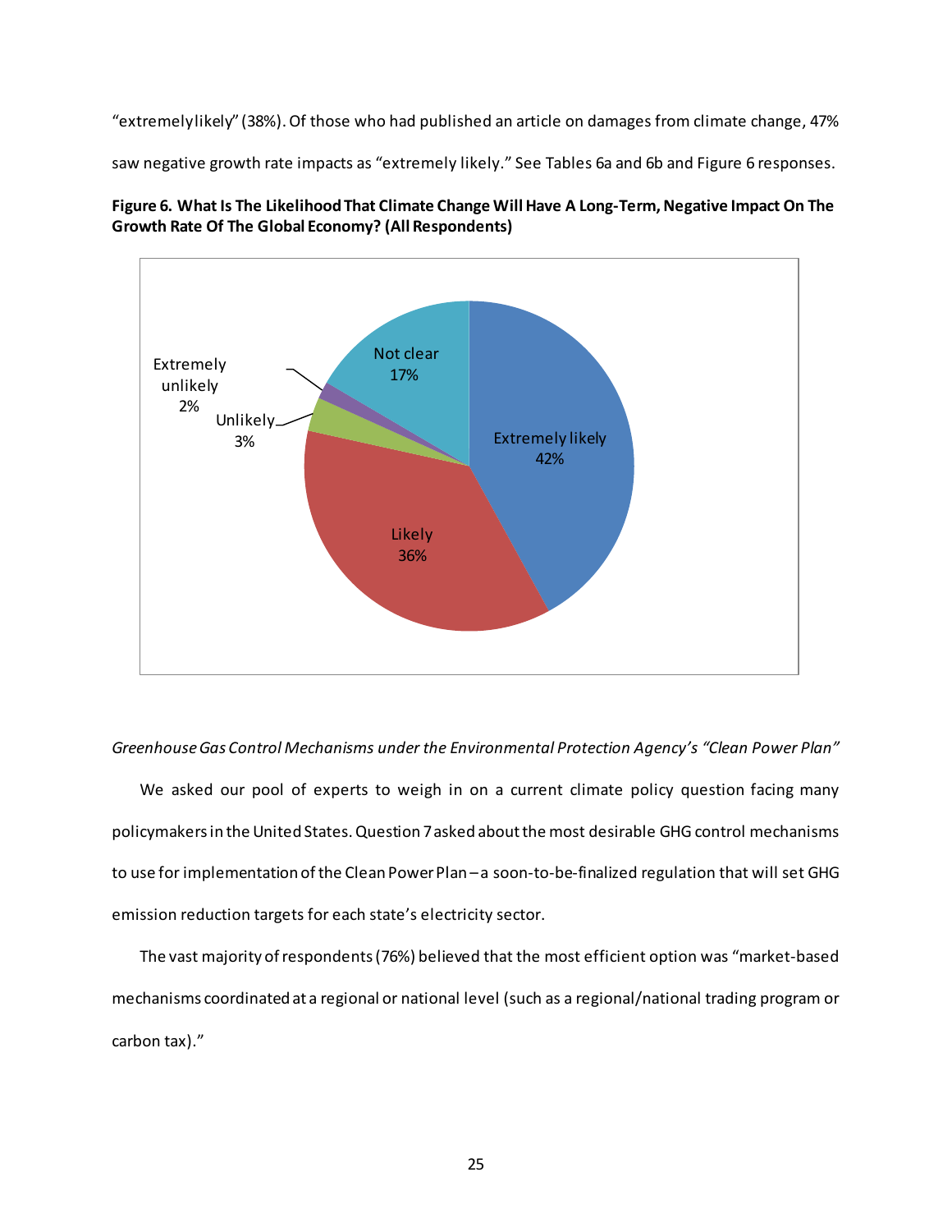"extremely likely" (38%). Of those who had published an article on damages from climate change, 47% saw negative growth rate impacts as "extremely likely." See Tables 6a and 6b and Figure 6 responses.

**Figure 6. What Is The Likelihood That Climate Change Will Have A Long-Term, Negative Impact On The Growth Rate Of The Global Economy? (All Respondents)**

*Greenhouse Gas Control Mechanisms under the Environmental Protection Agency's "Clean Power Plan"*

We asked our pool of experts to weigh in on a current climate policy question facing many policymakers in the United States. Question 7 asked about the most desirable GHG control mechanisms to use for implementation of the Clean Power Plan – a soon-to-be-finalized regulation that will set GHG emission reduction targets for each state's electricity sector.

The vast majority of respondents (76%) believed that the most efficient option was "market-based mechanisms coordinated at a regional or national level (such as a regional/national trading program or carbon tax)."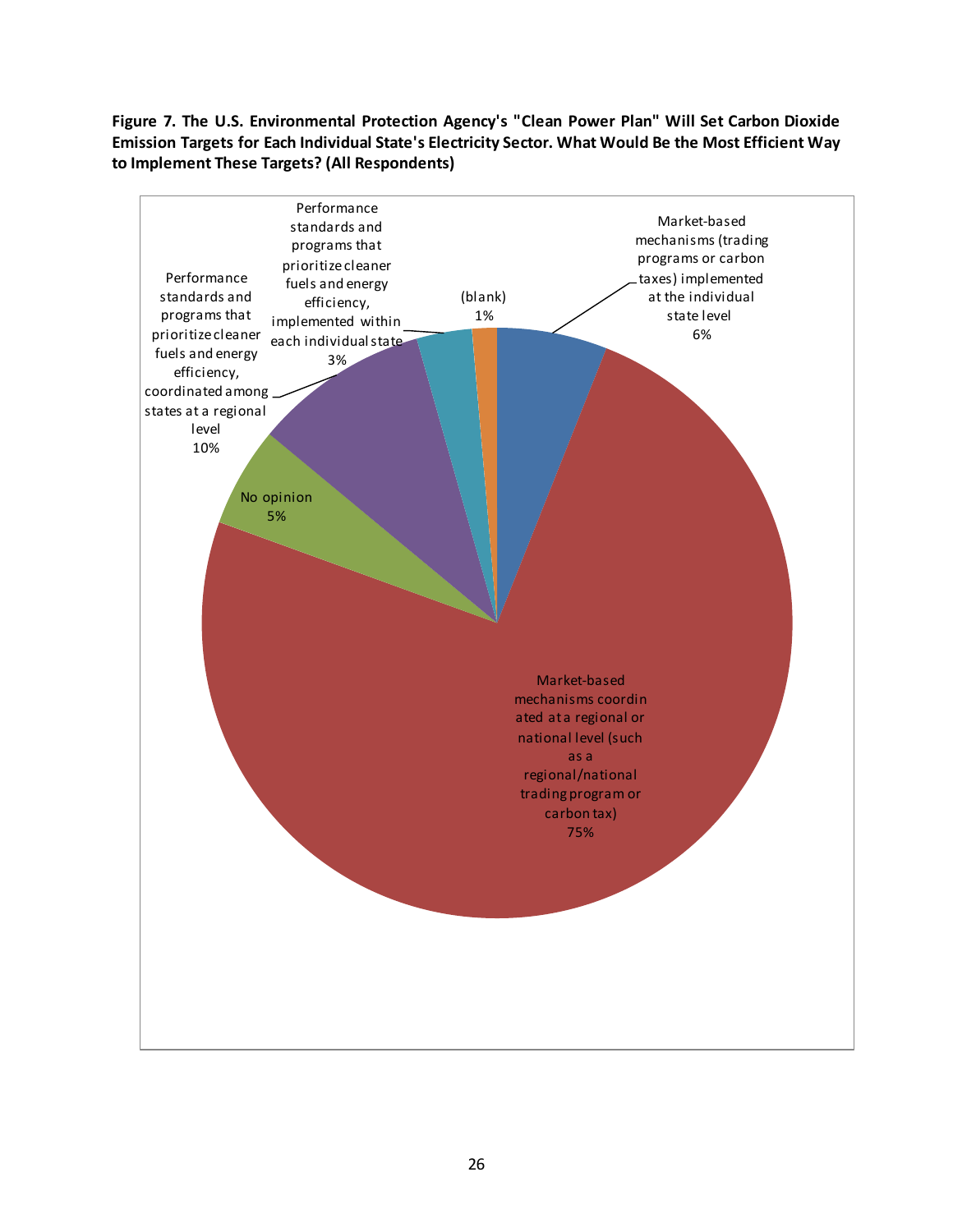**Figure 7. The U.S. Environmental Protection Agency's "Clean Power Plan" Will Set Carbon Dioxide Emission Targets for Each Individual State's Electricity Sector. What Would Be the Most Efficient Way to Implement These Targets? (All Respondents)**

| Response | Percent |
|---|---|
| Market-based mechanisms (trading programs or carbon taxes) implemented at the individual state level | 6% |
| Market-based mechanisms coordinated at a regional or national level (such as a regional/national trading program or carbon tax) | 75% |
| No opinion | 5% |
| Performance standards and programs that prioritize cleaner fuels and energy efficiency, coordinated among states at a regional level | 10% |
| Performance standards and programs that prioritize cleaner fuels and energy efficiency, implemented within each individual state | 3% |
| (blank) | 1% |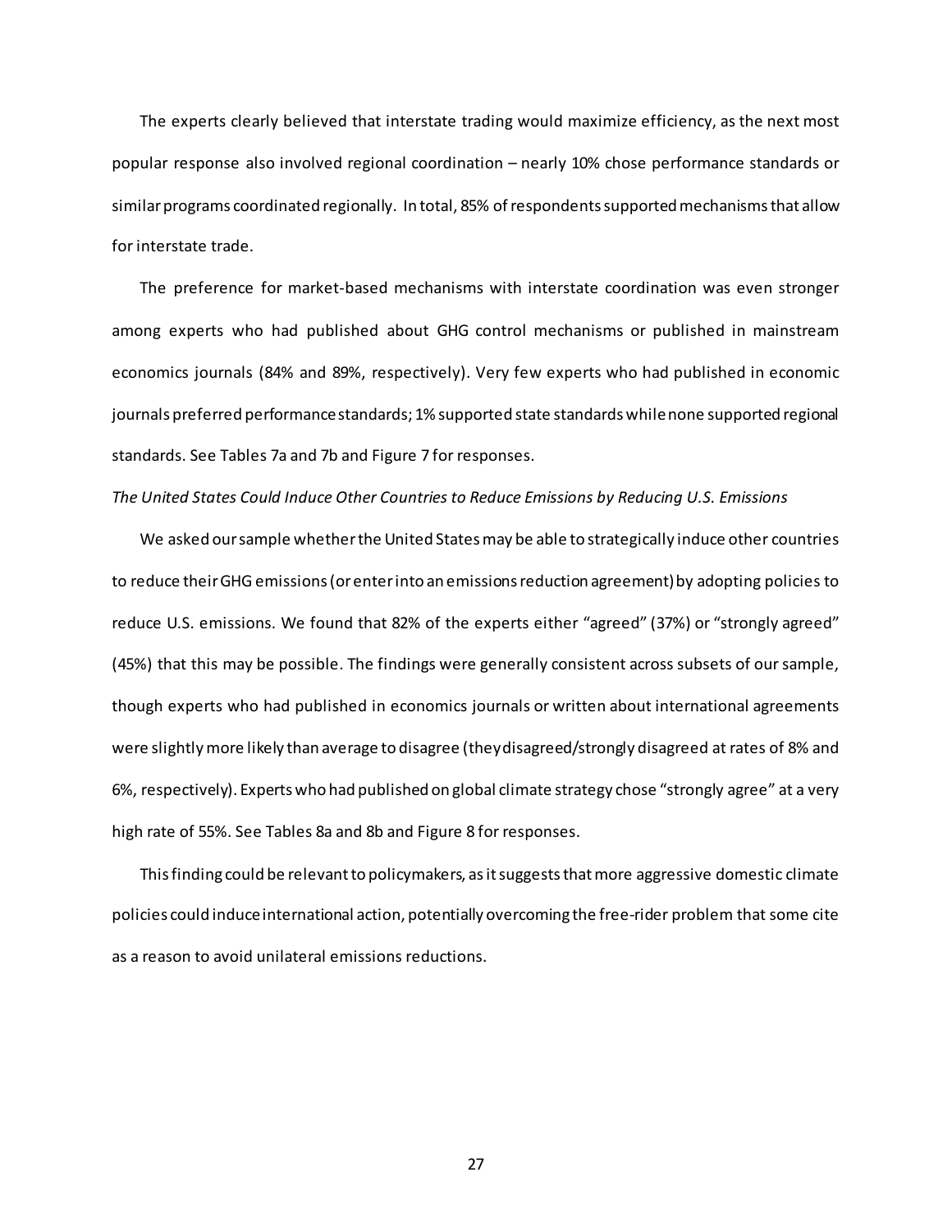The experts clearly believed that interstate trading would maximize efficiency, as the next most popular response also involved regional coordination – nearly 10% chose performance standards or similar programs coordinated regionally. In total, 85% of respondents supported mechanisms that allow for interstate trade.

The preference for market-based mechanisms with interstate coordination was even stronger among experts who had published about GHG control mechanisms or published in mainstream economics journals (84% and 89%, respectively). Very few experts who had published in economic journals preferred performance standards; 1% supported state standards while none supported regional standards. See Tables 7a and 7b and Figure 7 for responses.

*The United States Could Induce Other Countries to Reduce Emissions by Reducing U.S. Emissions*

We asked our sample whether the United States may be able to strategically induce other countries to reduce their GHG emissions (or enter into an emissions reduction agreement) by adopting policies to reduce U.S. emissions. We found that 82% of the experts either "agreed" (37%) or "strongly agreed" (45%) that this may be possible. The findings were generally consistent across subsets of our sample, though experts who had published in economics journals or written about international agreements were slightly more likely than average to disagree (they disagreed/strongly disagreed at rates of 8% and 6%, respectively). Experts who had published on global climate strategy chose "strongly agree" at a very high rate of 55%. See Tables 8a and 8b and Figure 8 for responses.

This finding could be relevant to policymakers, as it suggests that more aggressive domestic climate policies could induce international action, potentially overcoming the free-rider problem that some cite as a reason to avoid unilateral emissions reductions.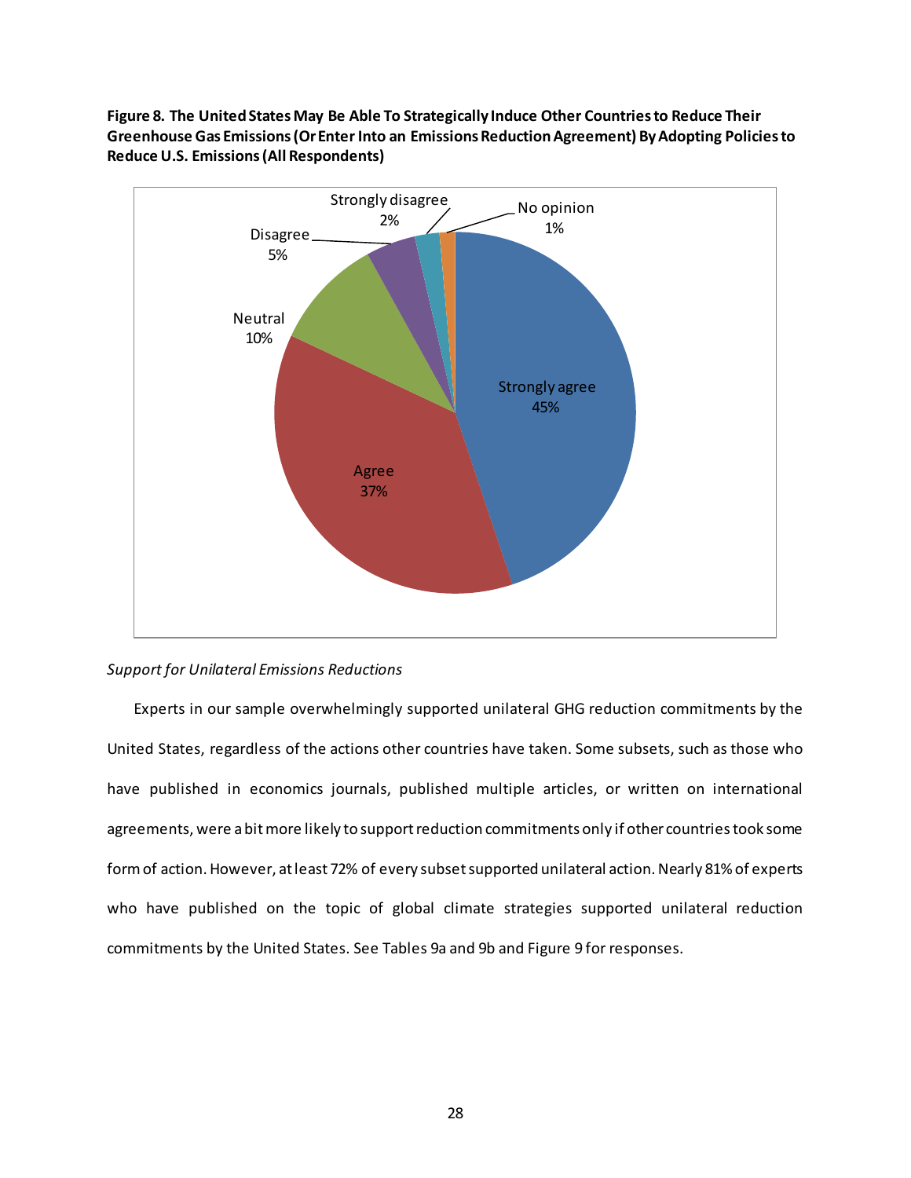**Figure 8. The United States May Be Able To Strategically Induce Other Countries to Reduce Their Greenhouse Gas Emissions (Or Enter Into an Emissions Reduction Agreement) By Adopting Policies to Reduce U.S. Emissions (All Respondents)**

| Response | Percent |
|---|---|
| Strongly agree | 45% |
| Agree | 37% |
| Neutral | 10% |
| Disagree | 5% |
| Strongly disagree | 2% |
| No opinion | 1% |

*Support for Unilateral Emissions Reductions*

Experts in our sample overwhelmingly supported unilateral GHG reduction commitments by the United States, regardless of the actions other countries have taken. Some subsets, such as those who have published in economics journals, published multiple articles, or written on international agreements, were a bit more likely to support reduction commitments only if other countries took some form of action. However, at least 72% of every subset supported unilateral action. Nearly 81% of experts who have published on the topic of global climate strategies supported unilateral reduction commitments by the United States. See Tables 9a and 9b and Figure 9 for responses.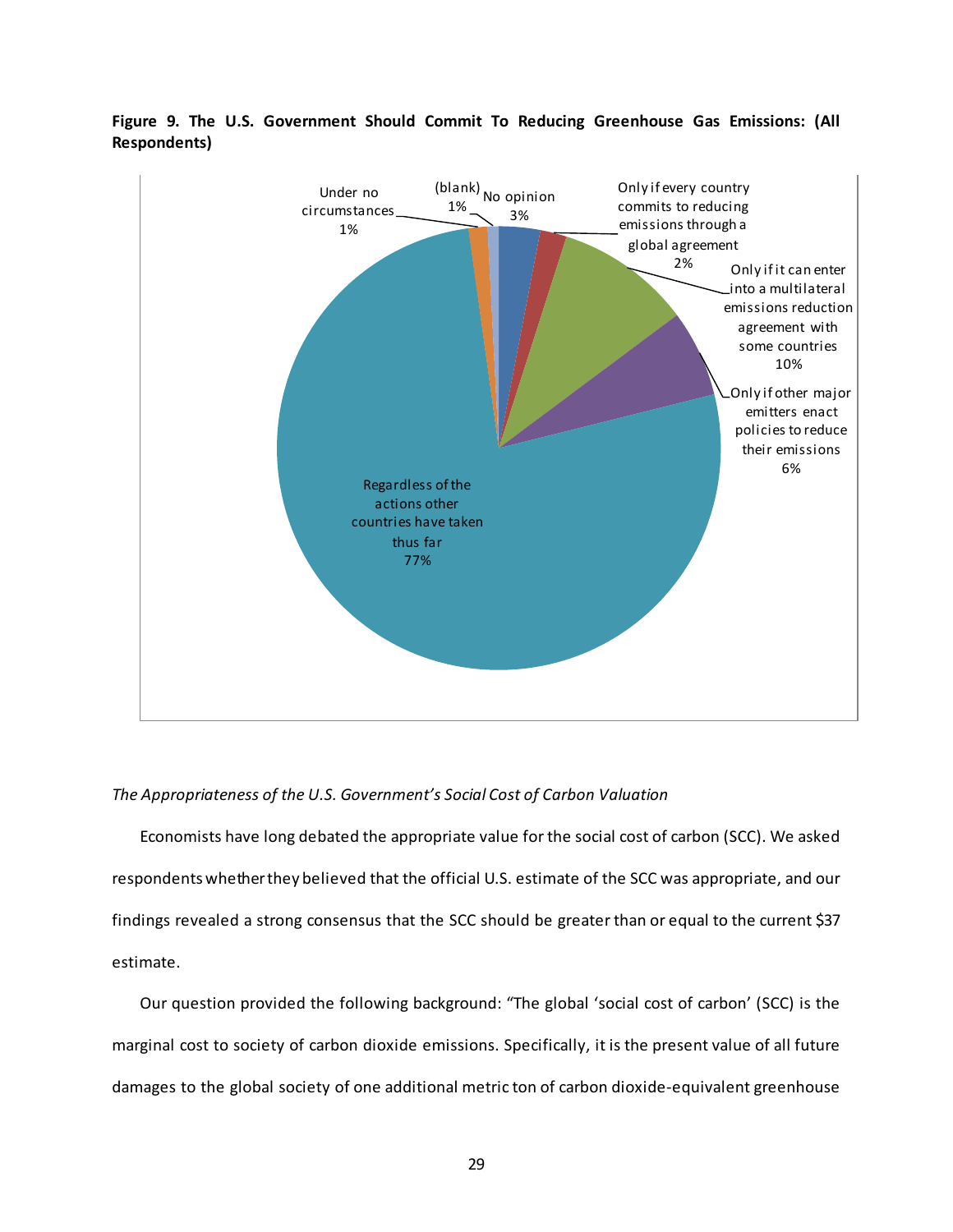**Figure 9. The U.S. Government Should Commit To Reducing Greenhouse Gas Emissions: (All Respondents)**

*The Appropriateness of the U.S. Government's Social Cost of Carbon Valuation*

Economists have long debated the appropriate value for the social cost of carbon (SCC). We asked respondents whether they believed that the official U.S. estimate of the SCC was appropriate, and our findings revealed a strong consensus that the SCC should be greater than or equal to the current $37 estimate.

Our question provided the following background: "The global 'social cost of carbon' (SCC) is the marginal cost to society of carbon dioxide emissions. Specifically, it is the present value of all future damages to the global society of one additional metric ton of carbon dioxide-equivalent greenhouse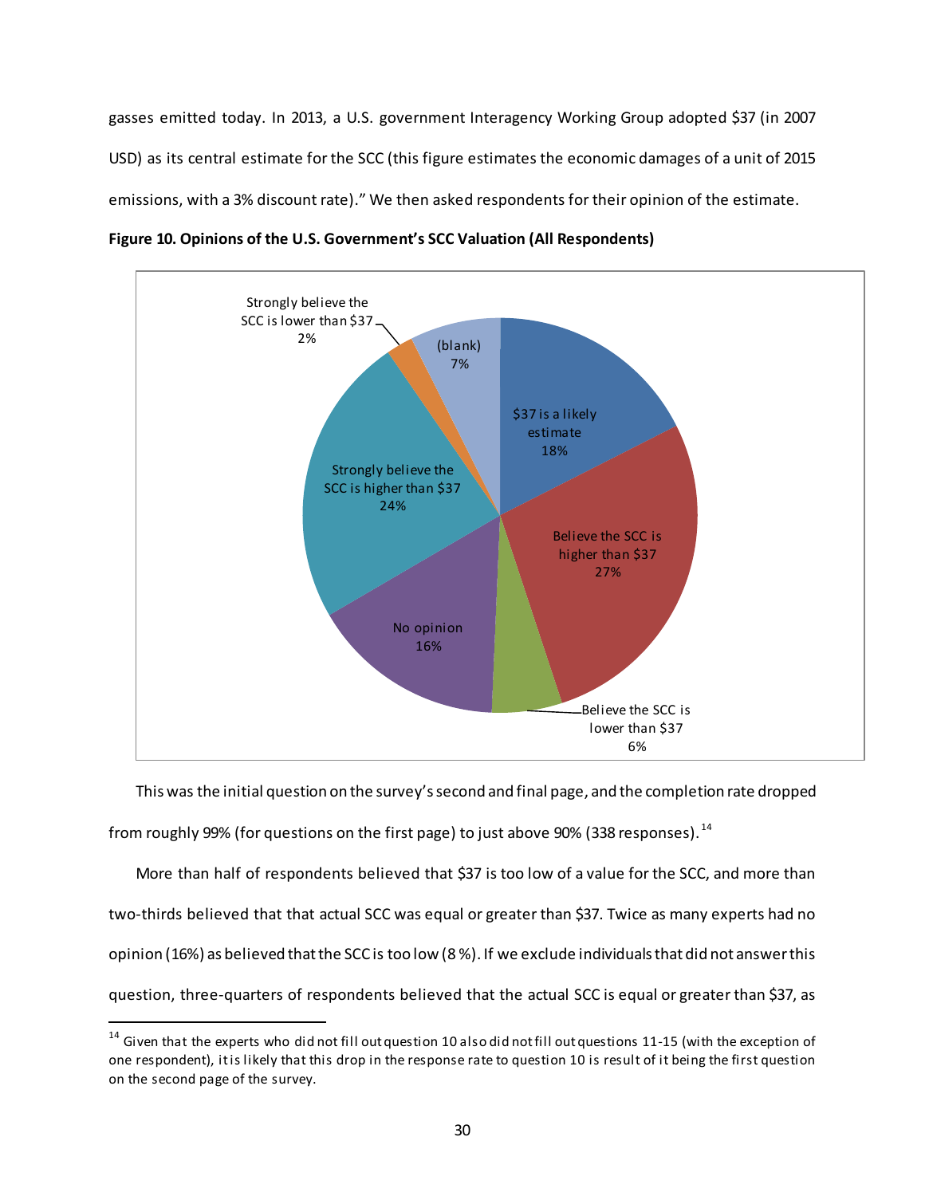gasses emitted today. In 2013, a U.S. government Interagency Working Group adopted $37 (in 2007 USD) as its central estimate for the SCC (this figure estimates the economic damages of a unit of 2015 emissions, with a 3% discount rate)." We then asked respondents for their opinion of the estimate.

**Figure 10. Opinions of the U.S. Government's SCC Valuation (All Respondents)**

| Response | Share |
|---|---|
| $37 is a likely estimate | 18% |
| Believe the SCC is higher than $37 | 27% |
| Believe the SCC is lower than $37 | 6% |
| No opinion | 16% |
| Strongly believe the SCC is higher than $37 | 24% |
| Strongly believe the SCC is lower than $37 | 2% |
| (blank) | 7% |

This was the initial question on the survey's second and final page, and the completion rate dropped from roughly 99% (for questions on the first page) to just above 90% (338 responses).[14]

More than half of respondents believed that $37 is too low of a value for the SCC, and more than two-thirds believed that that actual SCC was equal or greater than $37. Twice as many experts had no opinion (16%) as believed that the SCC is too low (8 %). If we exclude individuals that did not answer this question, three-quarters of respondents believed that the actual SCC is equal or greater than $37, as

[14] Given that the experts who did not fill out question 10 also did not fill out questions 11-15 (with the exception of one respondent), it is likely that this drop in the response rate to question 10 is result of it being the first question on the second page of the survey.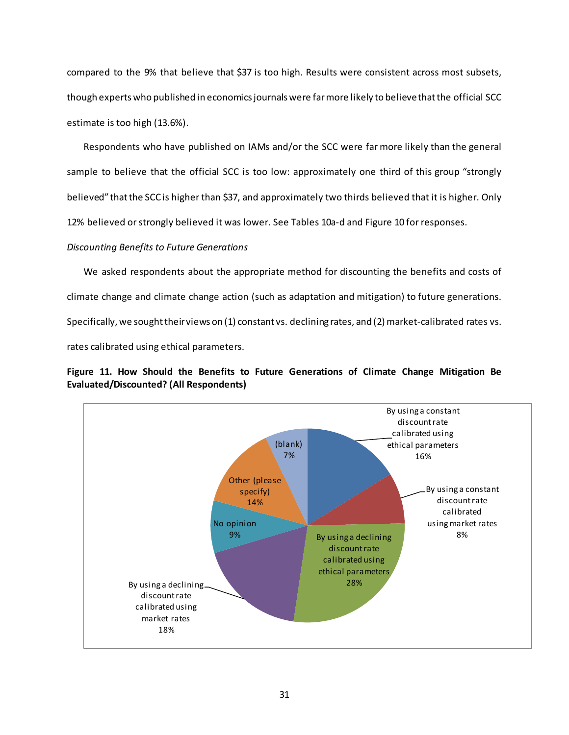compared to the 9% that believe that $37 is too high. Results were consistent across most subsets, though experts who published in economics journals were far more likely to believe that the official SCC estimate is too high (13.6%).

Respondents who have published on IAMs and/or the SCC were far more likely than the general sample to believe that the official SCC is too low: approximately one third of this group "strongly believed" that the SCC is higher than $37, and approximately two thirds believed that it is higher. Only 12% believed or strongly believed it was lower. See Tables 10a-d and Figure 10 for responses.

*Discounting Benefits to Future Generations*

We asked respondents about the appropriate method for discounting the benefits and costs of climate change and climate change action (such as adaptation and mitigation) to future generations. Specifically, we sought their views on (1) constant vs. declining rates, and (2) market-calibrated rates vs. rates calibrated using ethical parameters.

**Figure 11. How Should the Benefits to Future Generations of Climate Change Mitigation Be Evaluated/Discounted? (All Respondents)**

| Response | Share |
|---|---|
| By using a constant discount rate calibrated using ethical parameters | 16% |
| By using a constant discount rate calibrated using market rates | 8% |
| By using a declining discount rate calibrated using ethical parameters | 28% |
| By using a declining discount rate calibrated using market rates | 18% |
| No opinion | 9% |
| Other (please specify) | 14% |
| (blank) | 7% |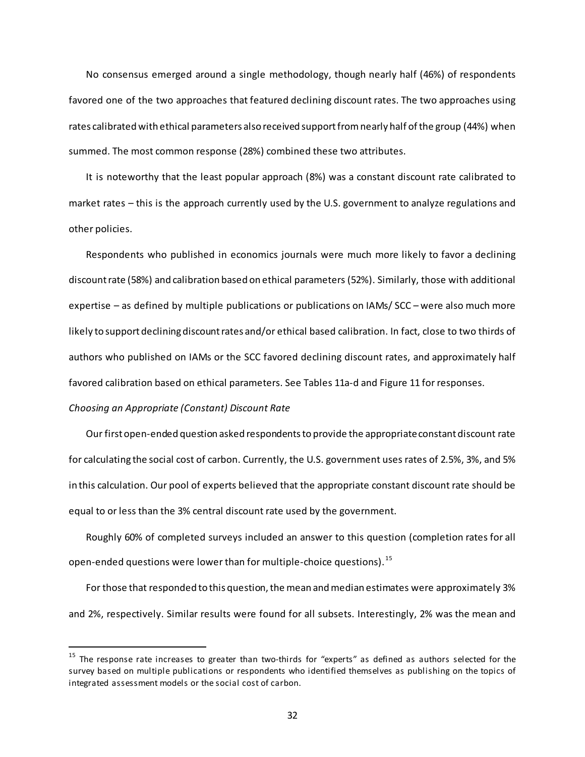No consensus emerged around a single methodology, though nearly half (46%) of respondents favored one of the two approaches that featured declining discount rates. The two approaches using rates calibrated with ethical parameters also received support from nearly half of the group (44%) when summed. The most common response (28%) combined these two attributes.

It is noteworthy that the least popular approach (8%) was a constant discount rate calibrated to market rates – this is the approach currently used by the U.S. government to analyze regulations and other policies.

Respondents who published in economics journals were much more likely to favor a declining discount rate (58%) and calibration based on ethical parameters (52%). Similarly, those with additional expertise – as defined by multiple publications or publications on IAMs/ SCC – were also much more likely to support declining discount rates and/or ethical based calibration. In fact, close to two thirds of authors who published on IAMs or the SCC favored declining discount rates, and approximately half favored calibration based on ethical parameters. See Tables 11a-d and Figure 11 for responses.

*Choosing an Appropriate (Constant) Discount Rate*

Our first open-ended question asked respondents to provide the appropriate constant discount rate for calculating the social cost of carbon. Currently, the U.S. government uses rates of 2.5%, 3%, and 5% in this calculation. Our pool of experts believed that the appropriate constant discount rate should be equal to or less than the 3% central discount rate used by the government.

Roughly 60% of completed surveys included an answer to this question (completion rates for all open-ended questions were lower than for multiple-choice questions).[15]

For those that responded to this question, the mean and median estimates were approximately 3% and 2%, respectively. Similar results were found for all subsets. Interestingly, 2% was the mean and

---

[15] The response rate increases to greater than two-thirds for "experts" as defined as authors selected for the survey based on multiple publications or respondents who identified themselves as publishing on the topics of integrated assessment models or the social cost of carbon.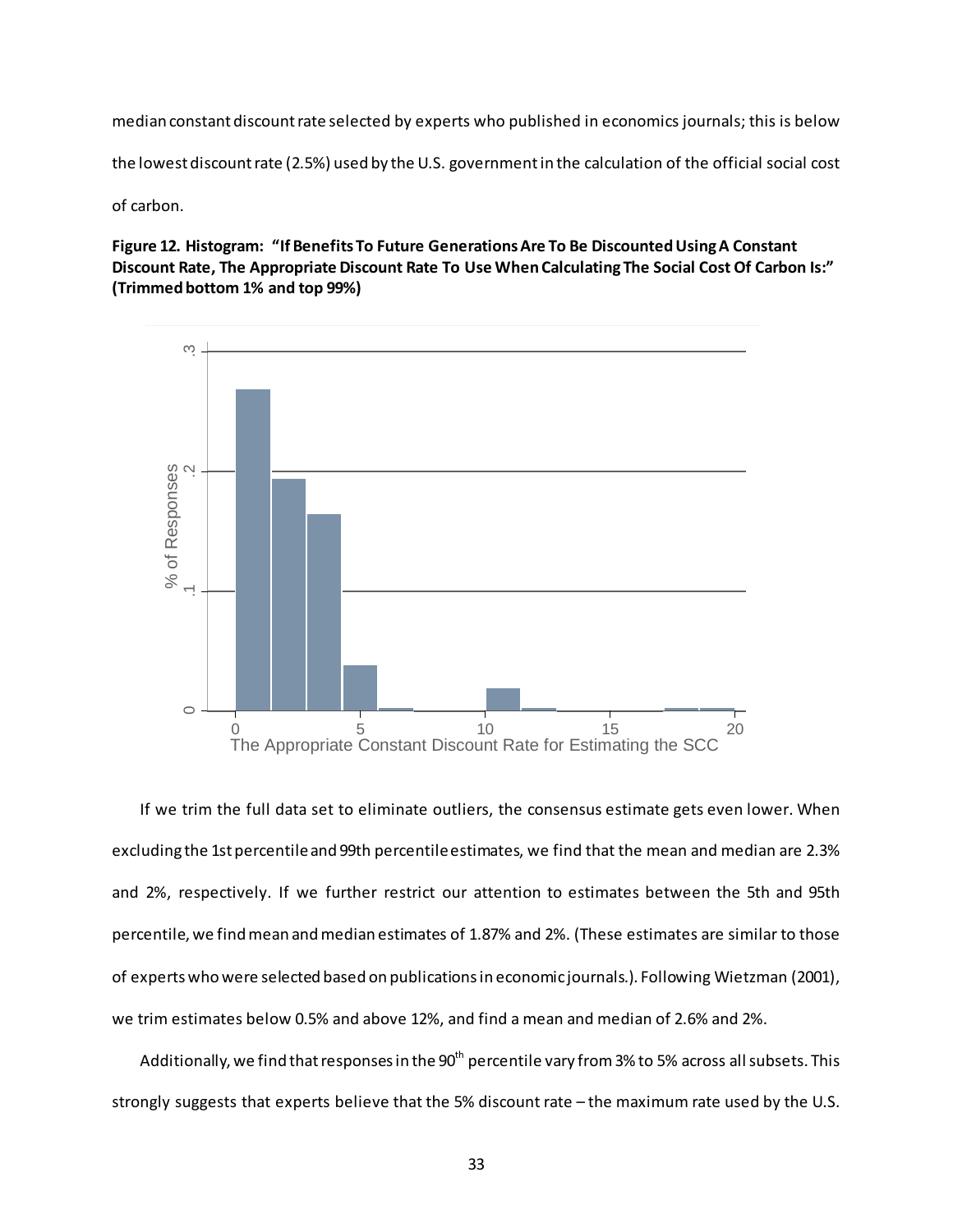median constant discount rate selected by experts who published in economics journals; this is below the lowest discount rate (2.5%) used by the U.S. government in the calculation of the official social cost of carbon.

**Figure 12. Histogram: "If Benefits To Future Generations Are To Be Discounted Using A Constant Discount Rate, The Appropriate Discount Rate To Use When Calculating The Social Cost Of Carbon Is:" (Trimmed bottom 1% and top 99%)**

If we trim the full data set to eliminate outliers, the consensus estimate gets even lower. When excluding the 1st percentile and 99th percentile estimates, we find that the mean and median are 2.3% and 2%, respectively. If we further restrict our attention to estimates between the 5th and 95th percentile, we find mean and median estimates of 1.87% and 2%. (These estimates are similar to those of experts who were selected based on publications in economic journals.). Following Wietzman (2001), we trim estimates below 0.5% and above 12%, and find a mean and median of 2.6% and 2%.

Additionally, we find that responses in the 90[th] percentile vary from 3% to 5% across all subsets. This strongly suggests that experts believe that the 5% discount rate – the maximum rate used by the U.S.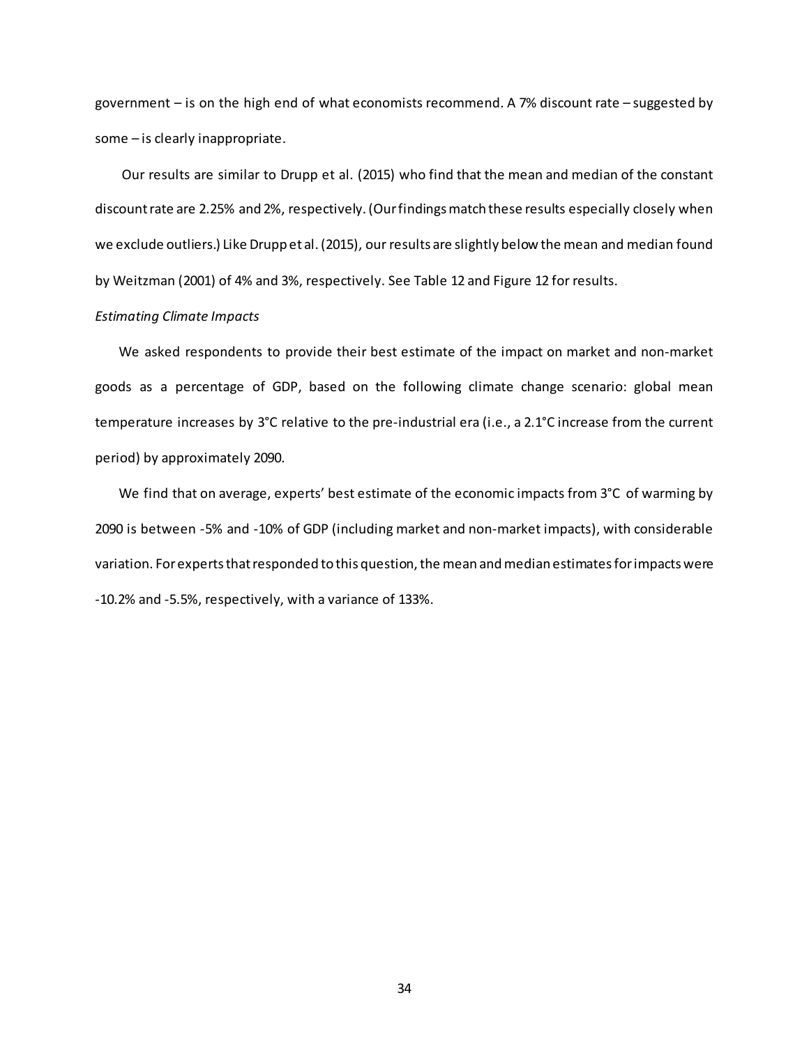government – is on the high end of what economists recommend. A 7% discount rate – suggested by some – is clearly inappropriate.

Our results are similar to Drupp et al. (2015) who find that the mean and median of the constant discount rate are 2.25% and 2%, respectively. (Our findings match these results especially closely when we exclude outliers.) Like Drupp et al. (2015), our results are slightly below the mean and median found by Weitzman (2001) of 4% and 3%, respectively. See Table 12 and Figure 12 for results.

*Estimating Climate Impacts*

We asked respondents to provide their best estimate of the impact on market and non-market goods as a percentage of GDP, based on the following climate change scenario: global mean temperature increases by 3°C relative to the pre-industrial era (i.e., a 2.1°C increase from the current period) by approximately 2090.

We find that on average, experts' best estimate of the economic impacts from 3°C of warming by 2090 is between -5% and -10% of GDP (including market and non-market impacts), with considerable variation. For experts that responded to this question, the mean and median estimates for impacts were -10.2% and -5.5%, respectively, with a variance of 133%.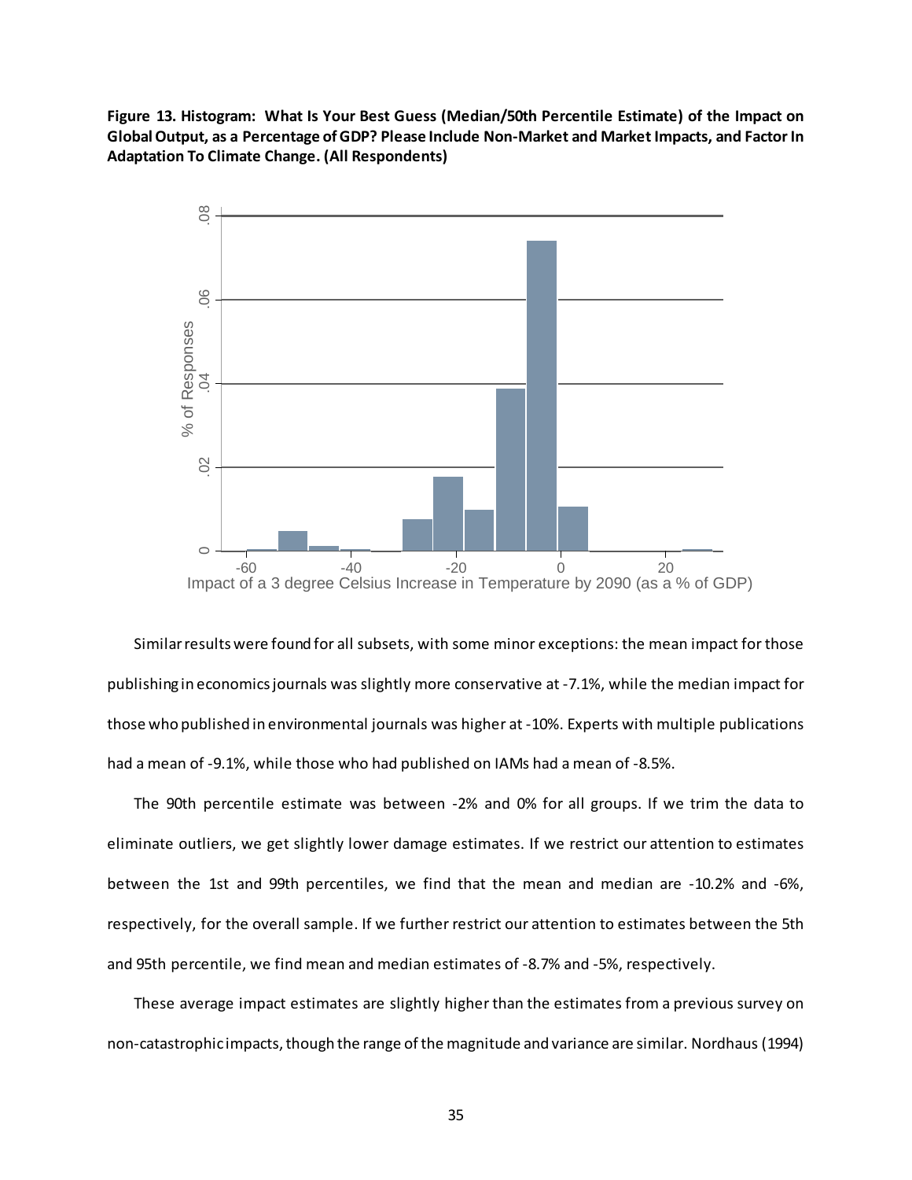**Figure 13. Histogram: What Is Your Best Guess (Median/50th Percentile Estimate) of the Impact on Global Output, as a Percentage of GDP? Please Include Non-Market and Market Impacts, and Factor In Adaptation To Climate Change. (All Respondents)**

Similar results were found for all subsets, with some minor exceptions: the mean impact for those publishing in economics journals was slightly more conservative at -7.1%, while the median impact for those who published in environmental journals was higher at -10%. Experts with multiple publications had a mean of -9.1%, while those who had published on IAMs had a mean of -8.5%.

The 90th percentile estimate was between -2% and 0% for all groups. If we trim the data to eliminate outliers, we get slightly lower damage estimates. If we restrict our attention to estimates between the 1st and 99th percentiles, we find that the mean and median are -10.2% and -6%, respectively, for the overall sample. If we further restrict our attention to estimates between the 5th and 95th percentile, we find mean and median estimates of -8.7% and -5%, respectively.

These average impact estimates are slightly higher than the estimates from a previous survey on non-catastrophic impacts, though the range of the magnitude and variance are similar. Nordhaus (1994)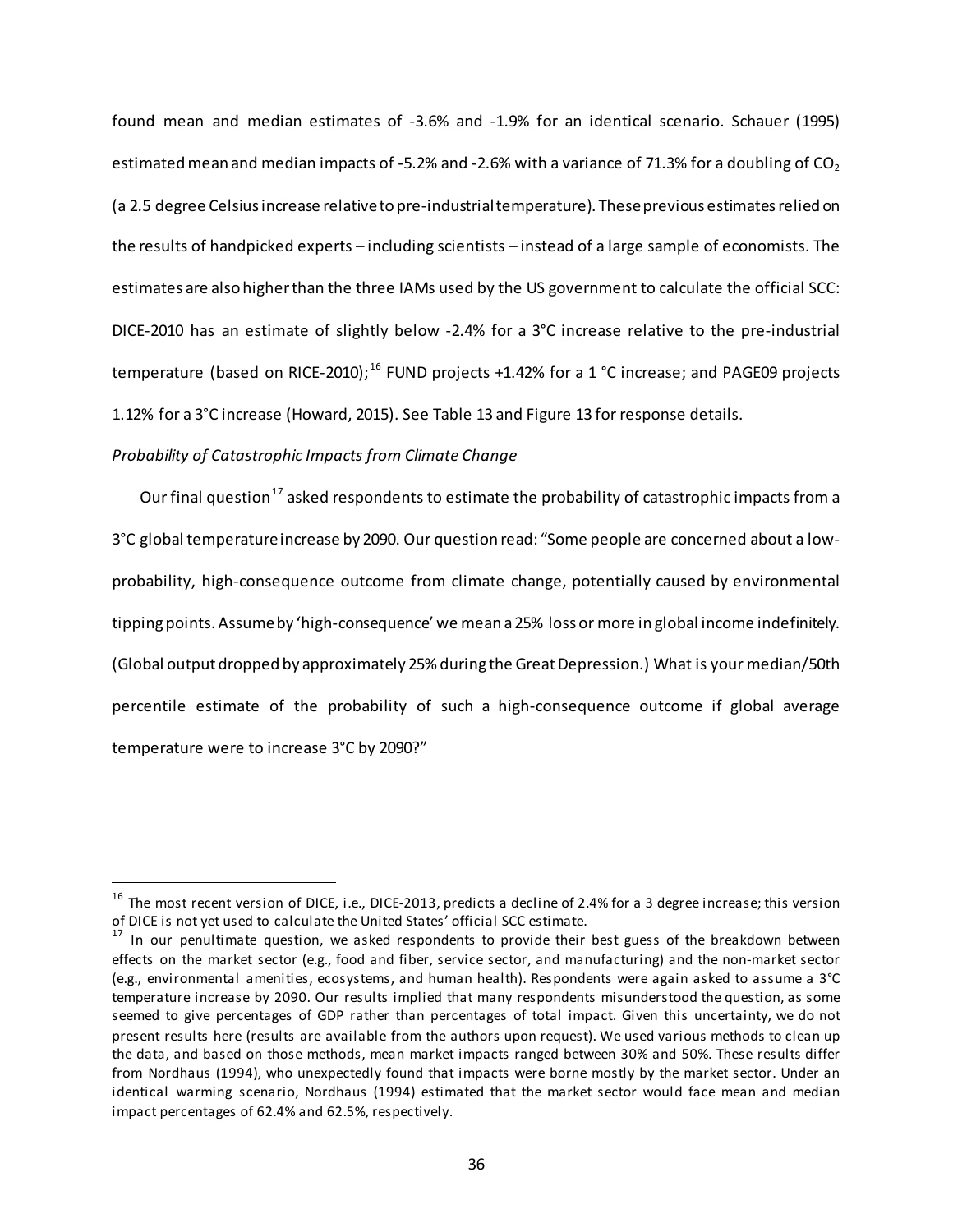found mean and median estimates of -3.6% and -1.9% for an identical scenario. Schauer (1995) estimated mean and median impacts of -5.2% and -2.6% with a variance of 71.3% for a doubling of $CO_2$ (a 2.5 degree Celsius increase relative to pre-industrial temperature). These previous estimates relied on the results of handpicked experts – including scientists – instead of a large sample of economists. The estimates are also higher than the three IAMs used by the US government to calculate the official SCC: DICE-2010 has an estimate of slightly below -2.4% for a 3°C increase relative to the pre-industrial temperature (based on RICE-2010);[16] FUND projects +1.42% for a 1 °C increase; and PAGE09 projects 1.12% for a 3°C increase (Howard, 2015). See Table 13 and Figure 13 for response details.

*Probability of Catastrophic Impacts from Climate Change*

Our final question[17] asked respondents to estimate the probability of catastrophic impacts from a 3°C global temperature increase by 2090. Our question read: "Some people are concerned about a low-probability, high-consequence outcome from climate change, potentially caused by environmental tipping points. Assume by 'high-consequence' we mean a 25% loss or more in global income indefinitely. (Global output dropped by approximately 25% during the Great Depression.) What is your median/50th percentile estimate of the probability of such a high-consequence outcome if global average temperature were to increase 3°C by 2090?"

[16] The most recent version of DICE, i.e., DICE-2013, predicts a decline of 2.4% for a 3 degree increase; this version of DICE is not yet used to calculate the United States' official SCC estimate.

[17] In our penultimate question, we asked respondents to provide their best guess of the breakdown between effects on the market sector (e.g., food and fiber, service sector, and manufacturing) and the non-market sector (e.g., environmental amenities, ecosystems, and human health). Respondents were again asked to assume a 3°C temperature increase by 2090. Our results implied that many respondents misunderstood the question, as some seemed to give percentages of GDP rather than percentages of total impact. Given this uncertainty, we do not present results here (results are available from the authors upon request). We used various methods to clean up the data, and based on those methods, mean market impacts ranged between 30% and 50%. These results differ from Nordhaus (1994), who unexpectedly found that impacts were borne mostly by the market sector. Under an identical warming scenario, Nordhaus (1994) estimated that the market sector would face mean and median impact percentages of 62.4% and 62.5%, respectively.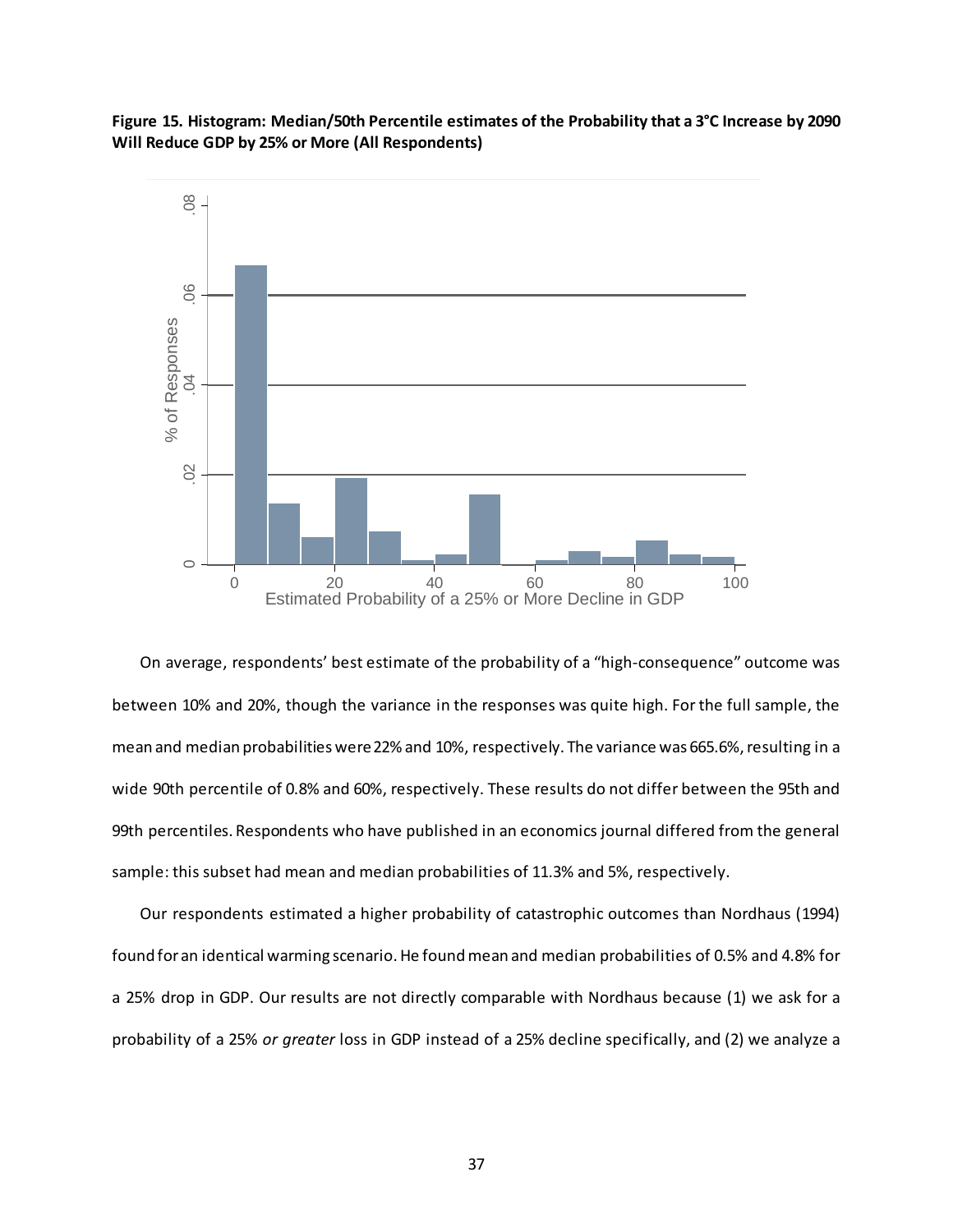**Figure 15. Histogram: Median/50th Percentile estimates of the Probability that a 3°C Increase by 2090 Will Reduce GDP by 25% or More (All Respondents)**

On average, respondents' best estimate of the probability of a "high-consequence" outcome was between 10% and 20%, though the variance in the responses was quite high. For the full sample, the mean and median probabilities were 22% and 10%, respectively. The variance was 665.6%, resulting in a wide 90th percentile of 0.8% and 60%, respectively. These results do not differ between the 95th and 99th percentiles. Respondents who have published in an economics journal differed from the general sample: this subset had mean and median probabilities of 11.3% and 5%, respectively.

Our respondents estimated a higher probability of catastrophic outcomes than Nordhaus (1994) found for an identical warming scenario. He found mean and median probabilities of 0.5% and 4.8% for a 25% drop in GDP. Our results are not directly comparable with Nordhaus because (1) we ask for a probability of a 25% *or greater* loss in GDP instead of a 25% decline specifically, and (2) we analyze a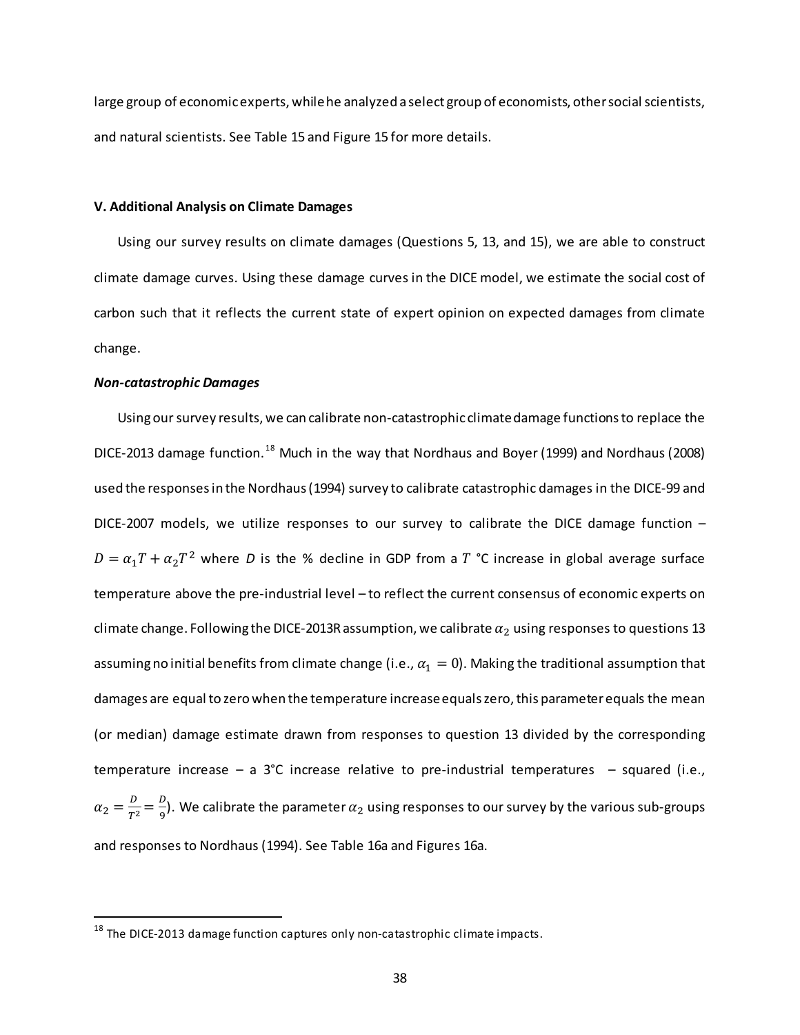large group of economic experts, while he analyzed a select group of economists, other social scientists, and natural scientists. See Table 15 and Figure 15 for more details.

### V. Additional Analysis on Climate Damages

Using our survey results on climate damages (Questions 5, 13, and 15), we are able to construct climate damage curves. Using these damage curves in the DICE model, we estimate the social cost of carbon such that it reflects the current state of expert opinion on expected damages from climate change.

#### *Non-catastrophic Damages*

Using our survey results, we can calibrate non-catastrophic climate damage functions to replace the DICE-2013 damage function.[18] Much in the way that Nordhaus and Boyer (1999) and Nordhaus (2008) used the responses in the Nordhaus (1994) survey to calibrate catastrophic damages in the DICE-99 and DICE-2007 models, we utilize responses to our survey to calibrate the DICE damage function – $D = \alpha_1 T + \alpha_2 T^2$ where $D$ is the % decline in GDP from a $T$ °C increase in global average surface temperature above the pre-industrial level – to reflect the current consensus of economic experts on climate change. Following the DICE-2013R assumption, we calibrate $\alpha_2$ using responses to questions 13 assuming no initial benefits from climate change (i.e., $\alpha_1 = 0$). Making the traditional assumption that damages are equal to zero when the temperature increase equals zero, this parameter equals the mean (or median) damage estimate drawn from responses to question 13 divided by the corresponding temperature increase – a 3°C increase relative to pre-industrial temperatures – squared (i.e., $\alpha_2 = \frac{D}{T^2} = \frac{D}{9}$). We calibrate the parameter $\alpha_2$ using responses to our survey by the various sub-groups and responses to Nordhaus (1994). See Table 16a and Figures 16a.

[18] The DICE-2013 damage function captures only non-catastrophic climate impacts.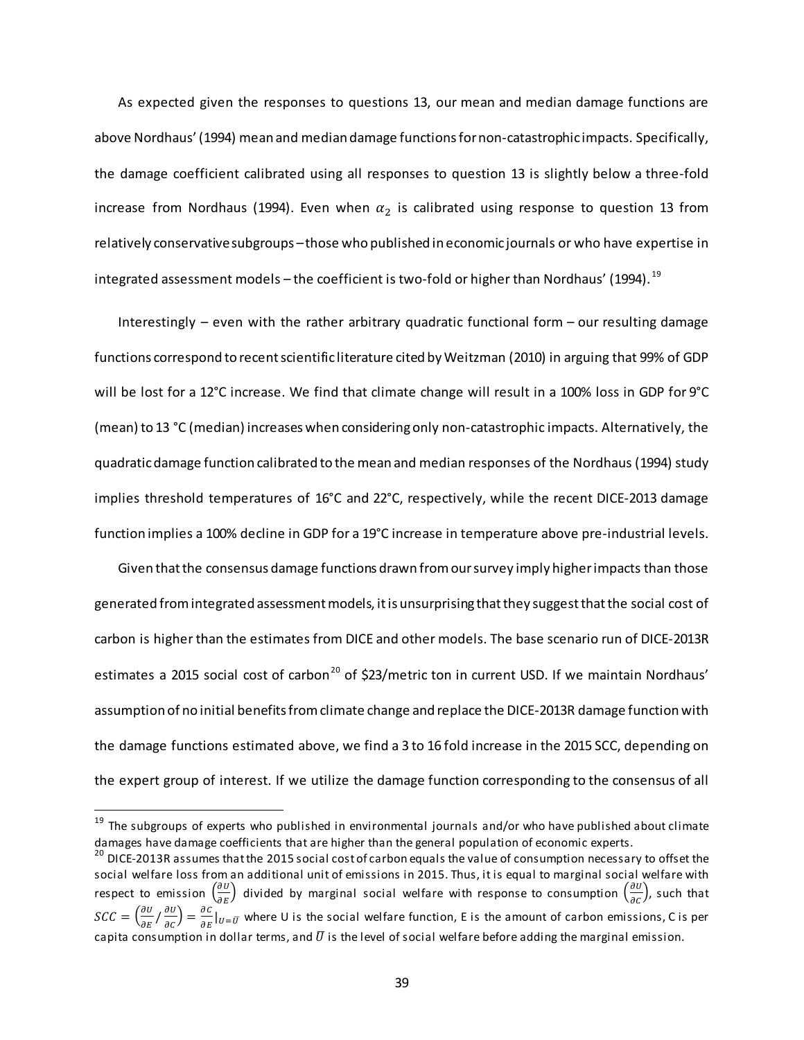As expected given the responses to questions 13, our mean and median damage functions are above Nordhaus' (1994) mean and median damage functions for non-catastrophic impacts. Specifically, the damage coefficient calibrated using all responses to question 13 is slightly below a three-fold increase from Nordhaus (1994). Even when $\alpha_2$ is calibrated using response to question 13 from relatively conservative subgroups – those who published in economic journals or who have expertise in integrated assessment models – the coefficient is two-fold or higher than Nordhaus' (1994).[19]

Interestingly – even with the rather arbitrary quadratic functional form – our resulting damage functions correspond to recent scientific literature cited by Weitzman (2010) in arguing that 99% of GDP will be lost for a 12°C increase. We find that climate change will result in a 100% loss in GDP for 9°C (mean) to 13 °C (median) increases when considering only non-catastrophic impacts. Alternatively, the quadratic damage function calibrated to the mean and median responses of the Nordhaus (1994) study implies threshold temperatures of 16°C and 22°C, respectively, while the recent DICE-2013 damage function implies a 100% decline in GDP for a 19°C increase in temperature above pre-industrial levels.

Given that the consensus damage functions drawn from our survey imply higher impacts than those generated from integrated assessment models, it is unsurprising that they suggest that the social cost of carbon is higher than the estimates from DICE and other models. The base scenario run of DICE-2013R estimates a 2015 social cost of carbon[20] of $23/metric ton in current USD. If we maintain Nordhaus' assumption of no initial benefits from climate change and replace the DICE-2013R damage function with the damage functions estimated above, we find a 3 to 16 fold increase in the 2015 SCC, depending on the expert group of interest. If we utilize the damage function corresponding to the consensus of all

---

[19] The subgroups of experts who published in environmental journals and/or who have published about climate damages have damage coefficients that are higher than the general population of economic experts.

[20] DICE-2013R assumes that the 2015 social cost of carbon equals the value of consumption necessary to offset the social welfare loss from an additional unit of emissions in 2015. Thus, it is equal to marginal social welfare with respect to emission $\left(\frac{\partial U}{\partial E}\right)$ divided by marginal social welfare with response to consumption $\left(\frac{\partial U}{\partial C}\right)$, such that $SCC = \left(\frac{\partial U}{\partial E} / \frac{\partial U}{\partial C}\right) = \frac{\partial C}{\partial E}|_{U=\bar{U}}$ where U is the social welfare function, E is the amount of carbon emissions, C is per capita consumption in dollar terms, and $\bar{U}$ is the level of social welfare before adding the marginal emission.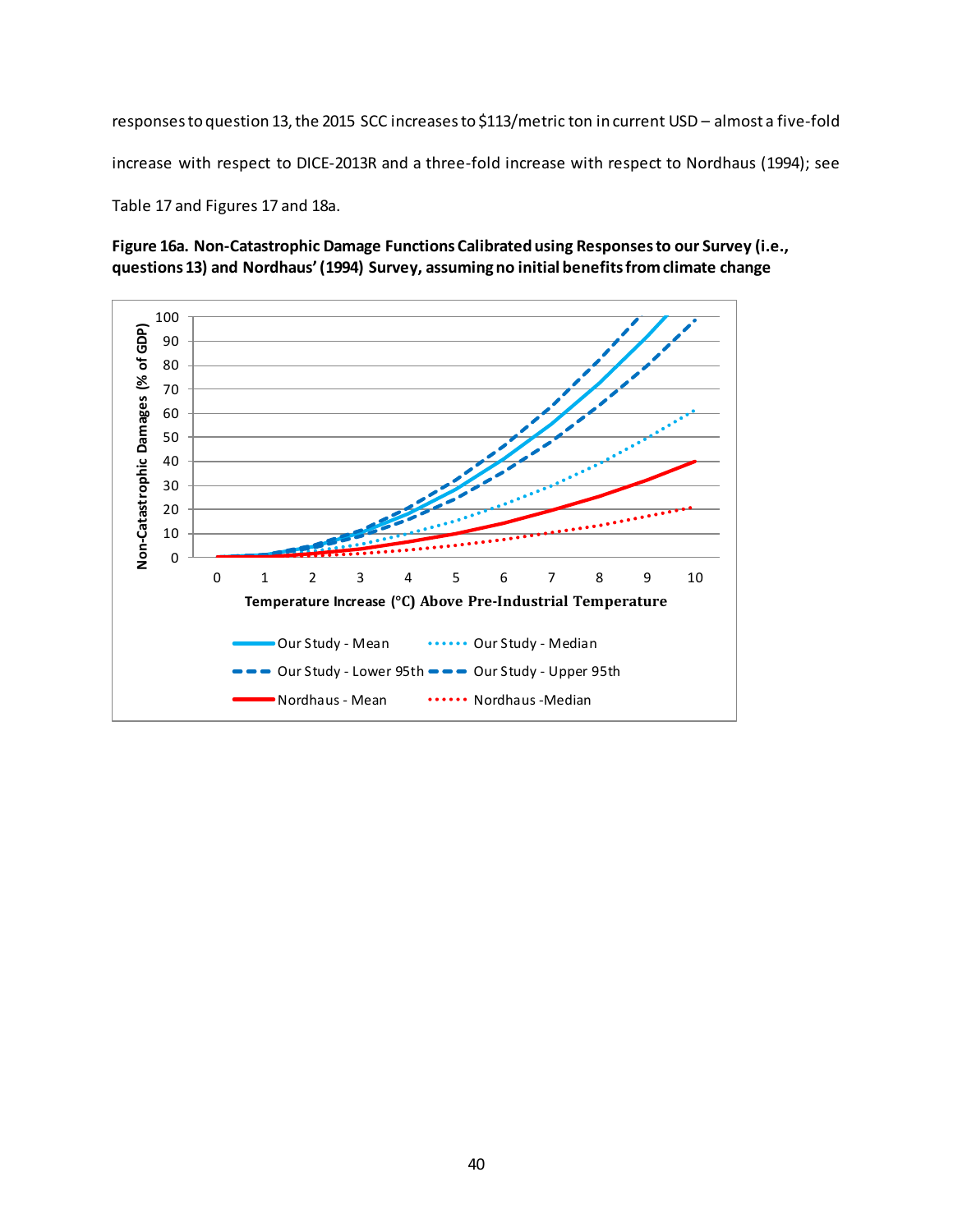responses to question 13, the 2015 SCC increases to $113/metric ton in current USD – almost a five-fold increase with respect to DICE-2013R and a three-fold increase with respect to Nordhaus (1994); see Table 17 and Figures 17 and 18a.

**Figure 16a. Non-Catastrophic Damage Functions Calibrated using Responses to our Survey (i.e., questions 13) and Nordhaus' (1994) Survey, assuming no initial benefits from climate change**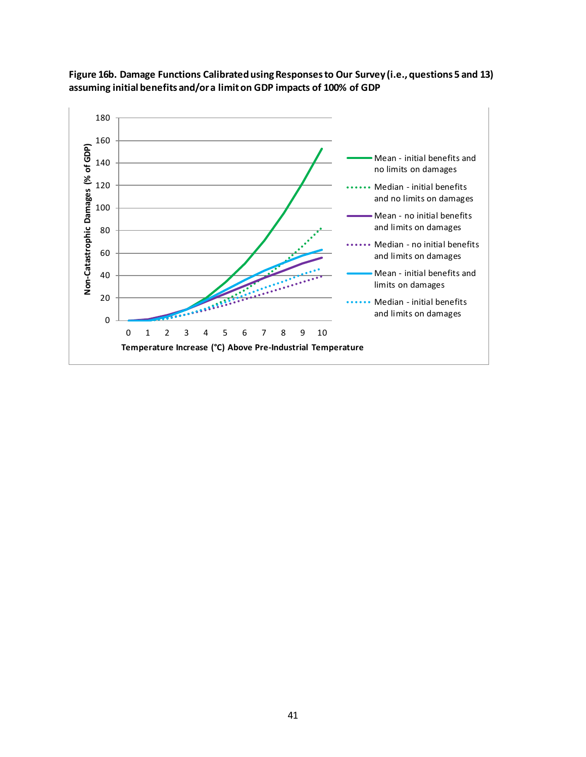**Figure 16b. Damage Functions Calibrated using Responses to Our Survey (i.e., questions 5 and 13) assuming initial benefits and/or a limit on GDP impacts of 100% of GDP**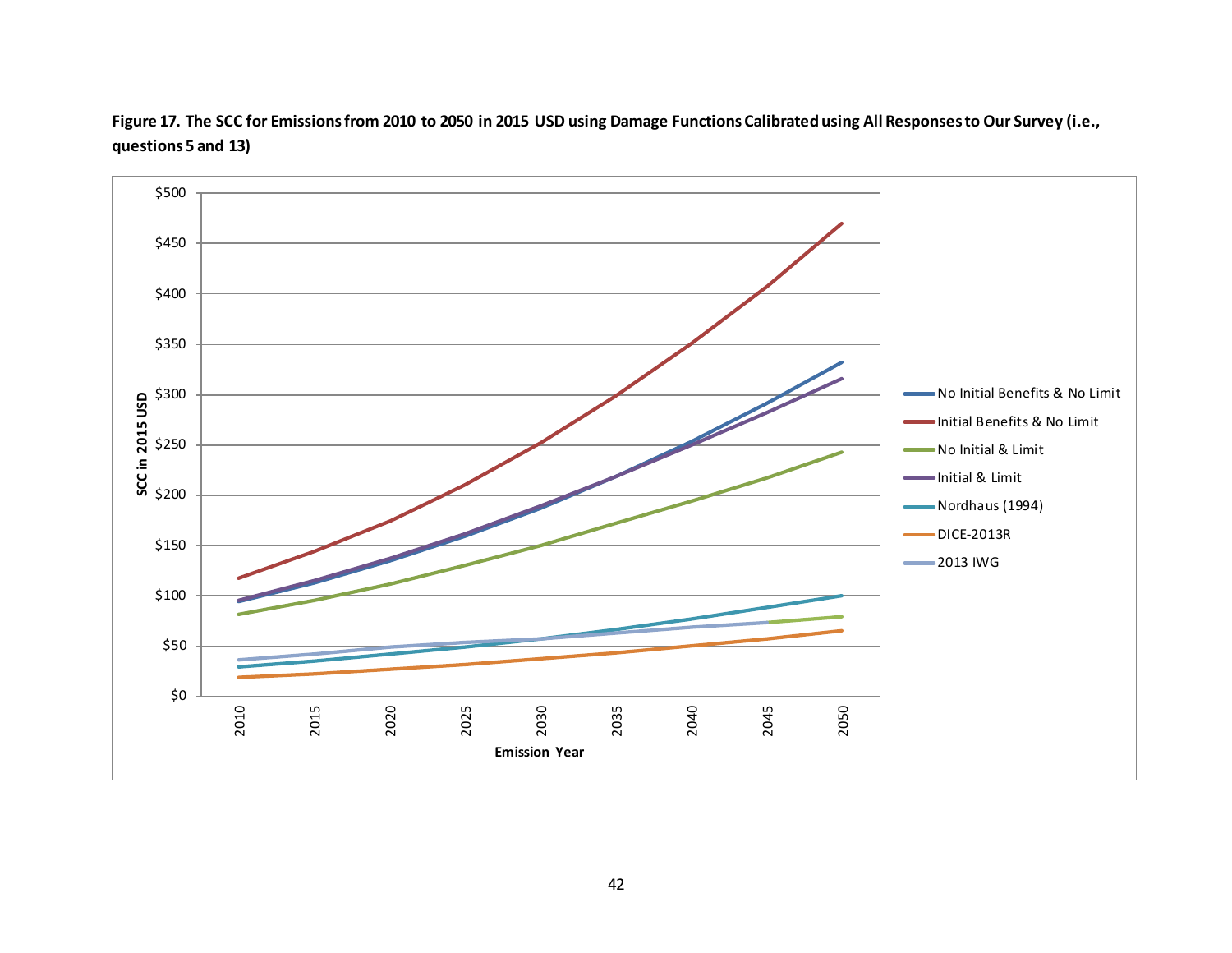**Figure 17. The SCC for Emissions from 2010 to 2050 in 2015 USD using Damage Functions Calibrated using All Responses to Our Survey (i.e., questions 5 and 13)**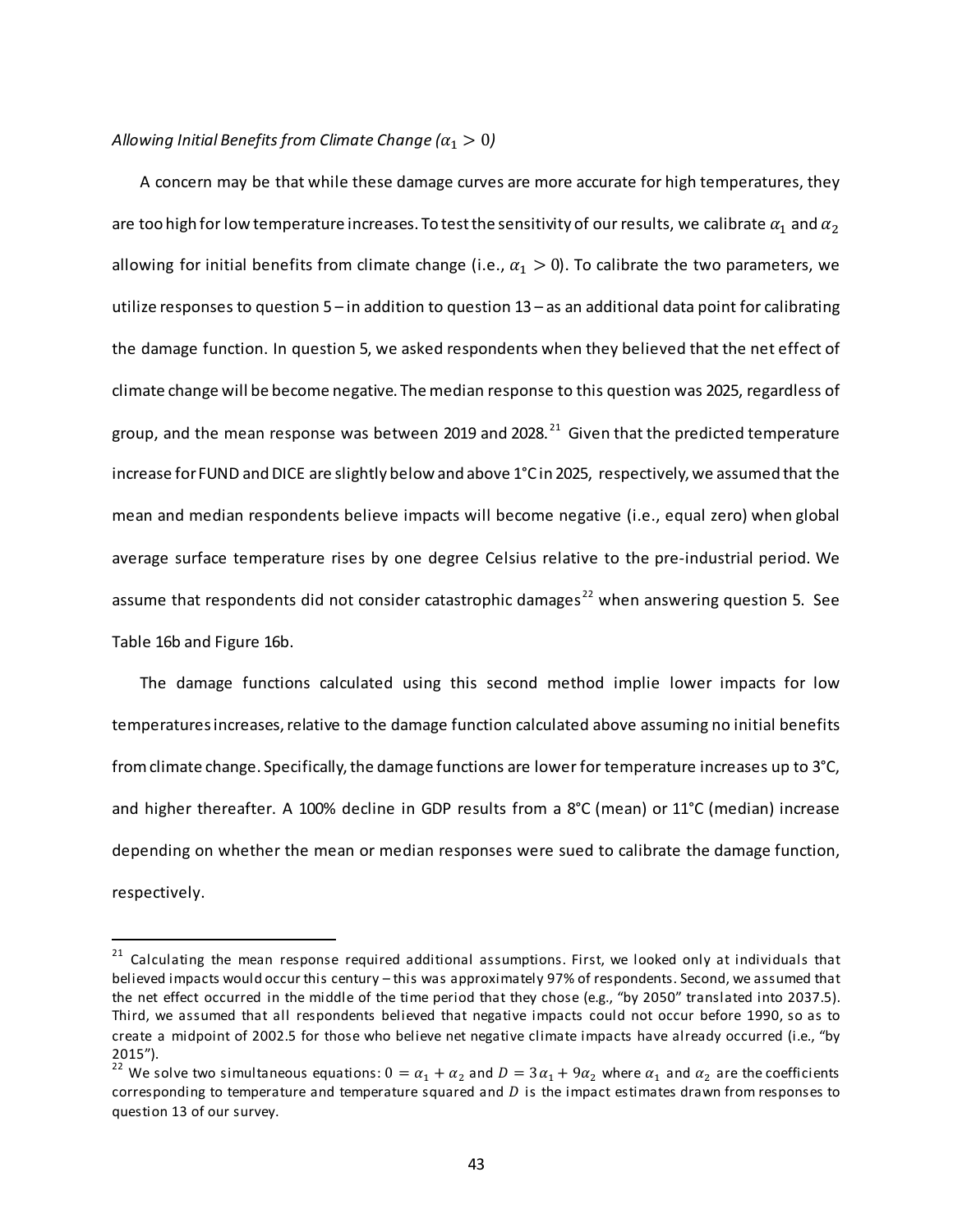*Allowing Initial Benefits from Climate Change ($\alpha_1 > 0$)*

A concern may be that while these damage curves are more accurate for high temperatures, they are too high for low temperature increases. To test the sensitivity of our results, we calibrate $\alpha_1$ and $\alpha_2$ allowing for initial benefits from climate change (i.e., $\alpha_1 > 0$). To calibrate the two parameters, we utilize responses to question 5 – in addition to question 13 – as an additional data point for calibrating the damage function. In question 5, we asked respondents when they believed that the net effect of climate change will be become negative. The median response to this question was 2025, regardless of group, and the mean response was between 2019 and 2028.[21] Given that the predicted temperature increase for FUND and DICE are slightly below and above 1°C in 2025, respectively, we assumed that the mean and median respondents believe impacts will become negative (i.e., equal zero) when global average surface temperature rises by one degree Celsius relative to the pre-industrial period. We assume that respondents did not consider catastrophic damages[22] when answering question 5. See Table 16b and Figure 16b.

The damage functions calculated using this second method implie lower impacts for low temperatures increases, relative to the damage function calculated above assuming no initial benefits from climate change. Specifically, the damage functions are lower for temperature increases up to 3°C, and higher thereafter. A 100% decline in GDP results from a 8°C (mean) or 11°C (median) increase depending on whether the mean or median responses were sued to calibrate the damage function, respectively.

---

[21] Calculating the mean response required additional assumptions. First, we looked only at individuals that believed impacts would occur this century – this was approximately 97% of respondents. Second, we assumed that the net effect occurred in the middle of the time period that they chose (e.g., "by 2050" translated into 2037.5). Third, we assumed that all respondents believed that negative impacts could not occur before 1990, so as to create a midpoint of 2002.5 for those who believe net negative climate impacts have already occurred (i.e., "by 2015").

[22] We solve two simultaneous equations: $0 = \alpha_1 + \alpha_2$ and $D = 3\alpha_1 + 9\alpha_2$ where $\alpha_1$ and $\alpha_2$ are the coefficients corresponding to temperature and temperature squared and $D$ is the impact estimates drawn from responses to question 13 of our survey.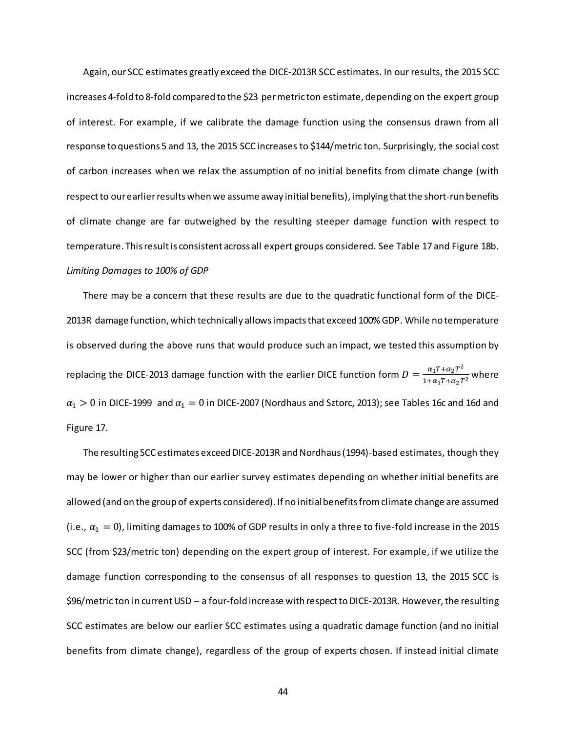Again, our SCC estimates greatly exceed the DICE-2013R SCC estimates. In our results, the 2015 SCC increases 4-fold to 8-fold compared to the \$23 per metric ton estimate, depending on the expert group of interest. For example, if we calibrate the damage function using the consensus drawn from all response to questions 5 and 13, the 2015 SCC increases to \$144/metric ton. Surprisingly, the social cost of carbon increases when we relax the assumption of no initial benefits from climate change (with respect to our earlier results when we assume away initial benefits), implying that the short-run benefits of climate change are far outweighed by the resulting steeper damage function with respect to temperature. This result is consistent across all expert groups considered. See Table 17 and Figure 18b.

*Limiting Damages to 100% of GDP*

There may be a concern that these results are due to the quadratic functional form of the DICE-2013R damage function, which technically allows impacts that exceed 100% GDP. While no temperature is observed during the above runs that would produce such an impact, we tested this assumption by replacing the DICE-2013 damage function with the earlier DICE function form $D = \frac{\alpha_1 T + \alpha_2 T^2}{1 + \alpha_1 T + \alpha_2 T^2}$ where $\alpha_1 > 0$ in DICE-1999 and $\alpha_1 = 0$ in DICE-2007 (Nordhaus and Sztorc, 2013); see Tables 16c and 16d and Figure 17.

The resulting SCC estimates exceed DICE-2013R and Nordhaus (1994)-based estimates, though they may be lower or higher than our earlier survey estimates depending on whether initial benefits are allowed (and on the group of experts considered). If no initial benefits from climate change are assumed (i.e., $\alpha_1 = 0$), limiting damages to 100% of GDP results in only a three to five-fold increase in the 2015 SCC (from \$23/metric ton) depending on the expert group of interest. For example, if we utilize the damage function corresponding to the consensus of all responses to question 13, the 2015 SCC is \$96/metric ton in current USD – a four-fold increase with respect to DICE-2013R. However, the resulting SCC estimates are below our earlier SCC estimates using a quadratic damage function (and no initial benefits from climate change), regardless of the group of experts chosen. If instead initial climate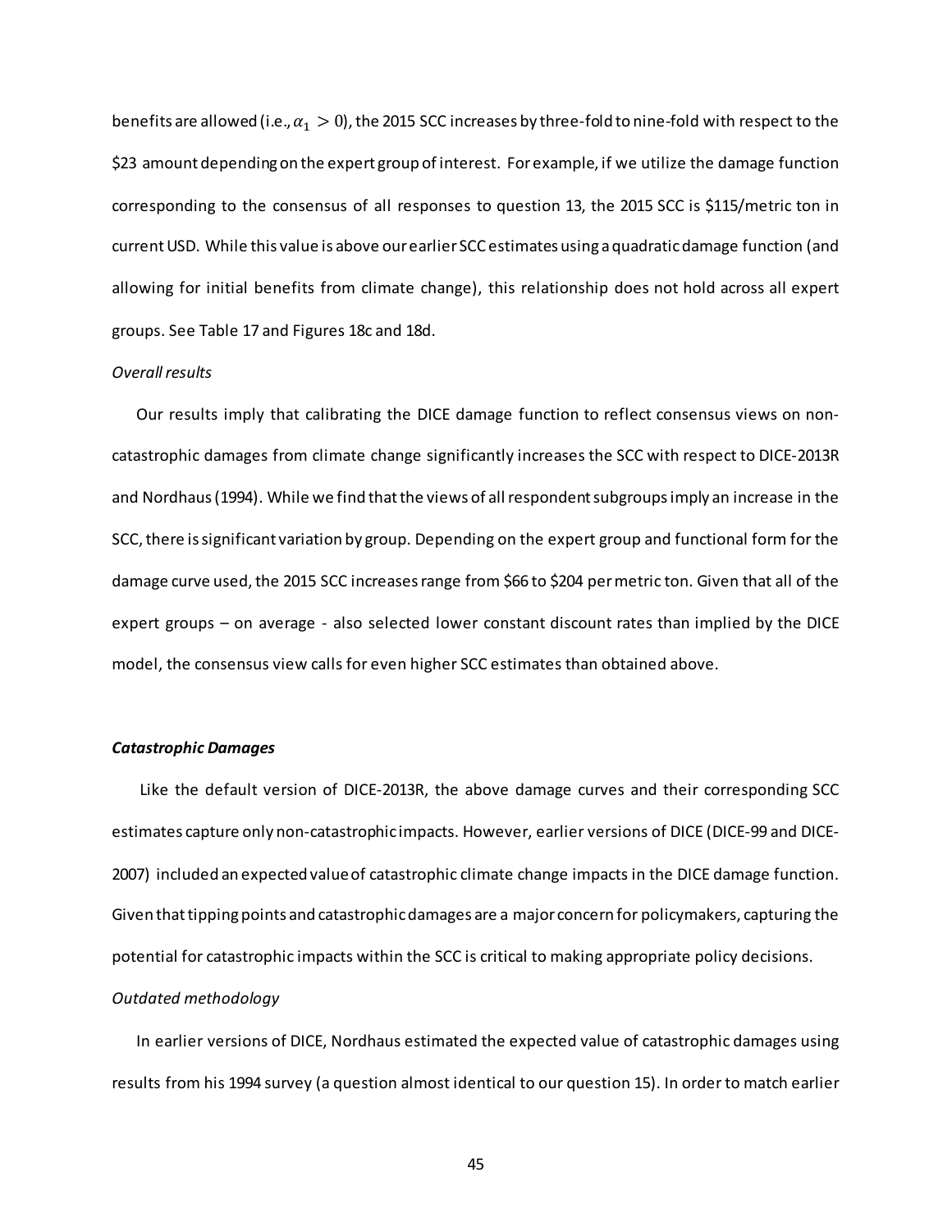benefits are allowed (i.e., $\alpha_1 > 0$), the 2015 SCC increases by three-fold to nine-fold with respect to the \$23 amount depending on the expert group of interest. For example, if we utilize the damage function corresponding to the consensus of all responses to question 13, the 2015 SCC is \$115/metric ton in current USD. While this value is above our earlier SCC estimates using a quadratic damage function (and allowing for initial benefits from climate change), this relationship does not hold across all expert groups. See Table 17 and Figures 18c and 18d.

*Overall results*

Our results imply that calibrating the DICE damage function to reflect consensus views on non-catastrophic damages from climate change significantly increases the SCC with respect to DICE-2013R and Nordhaus (1994). While we find that the views of all respondent subgroups imply an increase in the SCC, there is significant variation by group. Depending on the expert group and functional form for the damage curve used, the 2015 SCC increases range from \$66 to \$204 per metric ton. Given that all of the expert groups – on average - also selected lower constant discount rates than implied by the DICE model, the consensus view calls for even higher SCC estimates than obtained above.

***Catastrophic Damages***

Like the default version of DICE-2013R, the above damage curves and their corresponding SCC estimates capture only non-catastrophic impacts. However, earlier versions of DICE (DICE-99 and DICE-2007) included an expected value of catastrophic climate change impacts in the DICE damage function. Given that tipping points and catastrophic damages are a major concern for policymakers, capturing the potential for catastrophic impacts within the SCC is critical to making appropriate policy decisions.

*Outdated methodology*

In earlier versions of DICE, Nordhaus estimated the expected value of catastrophic damages using results from his 1994 survey (a question almost identical to our question 15). In order to match earlier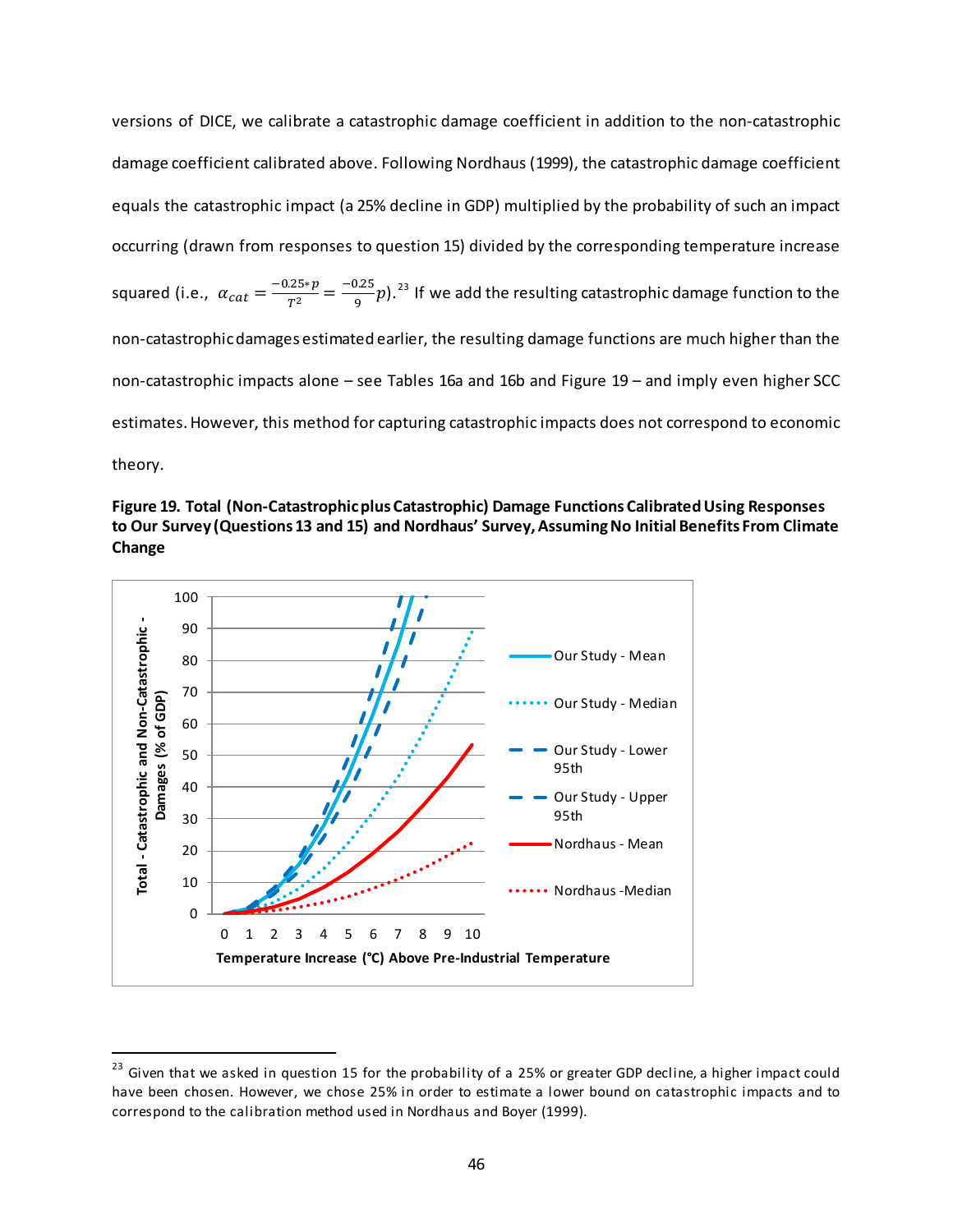versions of DICE, we calibrate a catastrophic damage coefficient in addition to the non-catastrophic damage coefficient calibrated above. Following Nordhaus (1999), the catastrophic damage coefficient equals the catastrophic impact (a 25% decline in GDP) multiplied by the probability of such an impact occurring (drawn from responses to question 15) divided by the corresponding temperature increase squared (i.e., $\alpha_{cat} = \frac{-0.25*p}{T^2} = \frac{-0.25}{9}p$).[23] If we add the resulting catastrophic damage function to the non-catastrophic damages estimated earlier, the resulting damage functions are much higher than the non-catastrophic impacts alone – see Tables 16a and 16b and Figure 19 – and imply even higher SCC estimates. However, this method for capturing catastrophic impacts does not correspond to economic theory.

**Figure 19. Total (Non-Catastrophic plus Catastrophic) Damage Functions Calibrated Using Responses to Our Survey (Questions 13 and 15) and Nordhaus' Survey, Assuming No Initial Benefits From Climate Change**

[23] Given that we asked in question 15 for the probability of a 25% or greater GDP decline, a higher impact could have been chosen. However, we chose 25% in order to estimate a lower bound on catastrophic impacts and to correspond to the calibration method used in Nordhaus and Boyer (1999).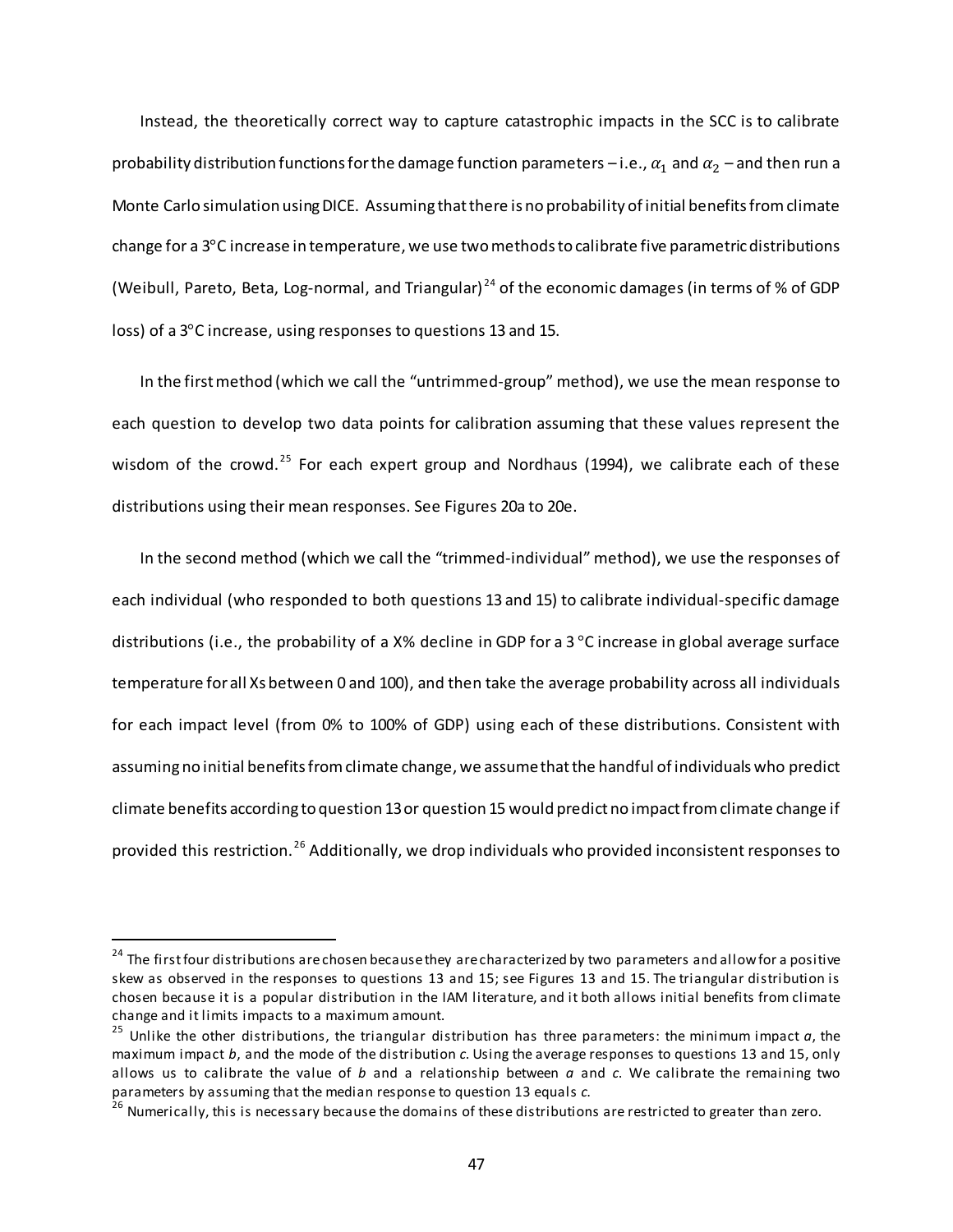Instead, the theoretically correct way to capture catastrophic impacts in the SCC is to calibrate probability distribution functions for the damage function parameters – i.e., $\alpha_1$ and $\alpha_2$ – and then run a Monte Carlo simulation using DICE. Assuming that there is no probability of initial benefits from climate change for a 3°C increase in temperature, we use two methods to calibrate five parametric distributions (Weibull, Pareto, Beta, Log-normal, and Triangular)[24] of the economic damages (in terms of % of GDP loss) of a 3°C increase, using responses to questions 13 and 15.

In the first method (which we call the "untrimmed-group" method), we use the mean response to each question to develop two data points for calibration assuming that these values represent the wisdom of the crowd.[25] For each expert group and Nordhaus (1994), we calibrate each of these distributions using their mean responses. See Figures 20a to 20e.

In the second method (which we call the "trimmed-individual" method), we use the responses of each individual (who responded to both questions 13 and 15) to calibrate individual-specific damage distributions (i.e., the probability of a X% decline in GDP for a 3 °C increase in global average surface temperature for all Xs between 0 and 100), and then take the average probability across all individuals for each impact level (from 0% to 100% of GDP) using each of these distributions. Consistent with assuming no initial benefits from climate change, we assume that the handful of individuals who predict climate benefits according to question 13 or question 15 would predict no impact from climate change if provided this restriction.[26] Additionally, we drop individuals who provided inconsistent responses to

---

[24] The first four distributions are chosen because they are characterized by two parameters and allow for a positive skew as observed in the responses to questions 13 and 15; see Figures 13 and 15. The triangular distribution is chosen because it is a popular distribution in the IAM literature, and it both allows initial benefits from climate change and it limits impacts to a maximum amount.

[25] Unlike the other distributions, the triangular distribution has three parameters: the minimum impact *a*, the maximum impact *b*, and the mode of the distribution *c*. Using the average responses to questions 13 and 15, only allows us to calibrate the value of *b* and a relationship between *a* and *c*. We calibrate the remaining two parameters by assuming that the median response to question 13 equals *c*.

[26] Numerically, this is necessary because the domains of these distributions are restricted to greater than zero.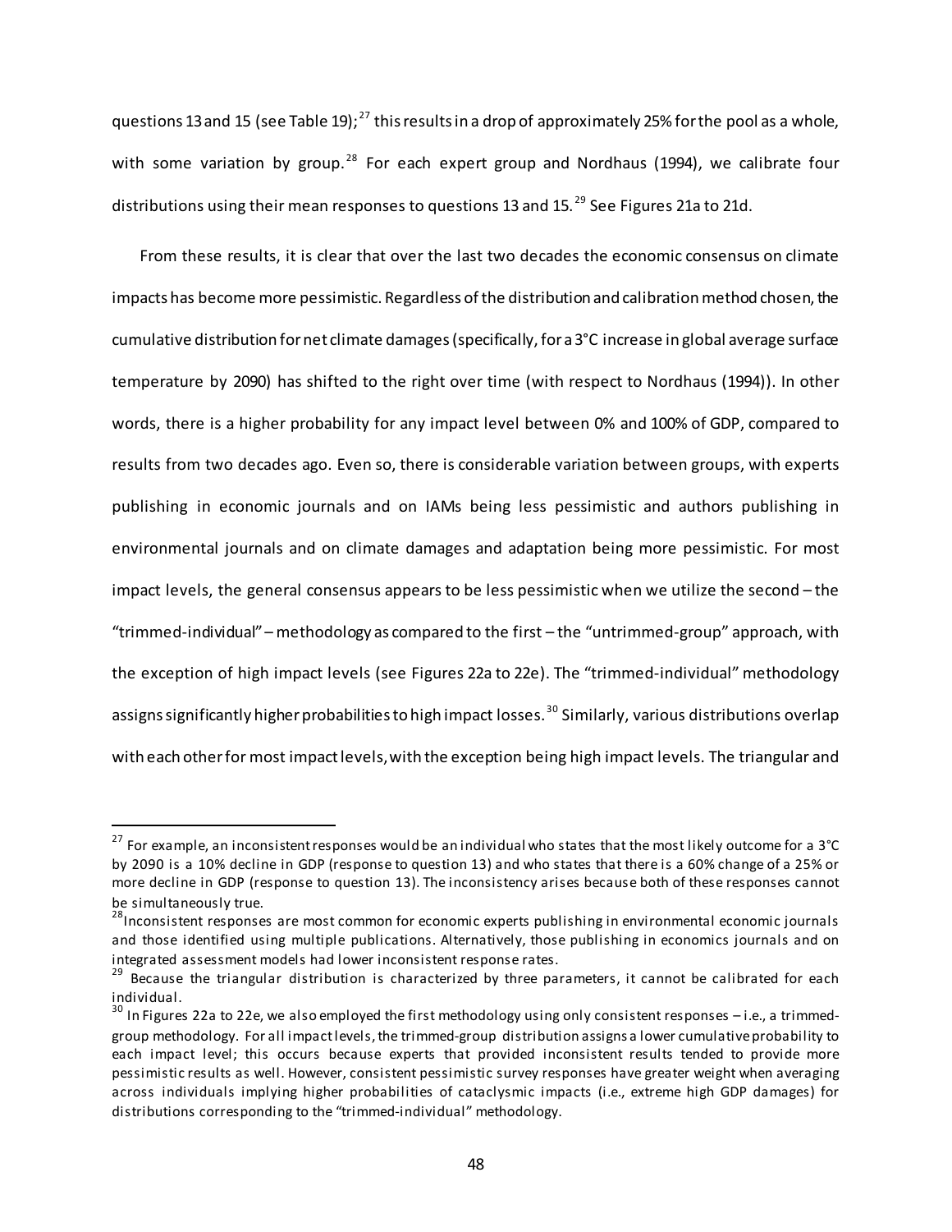questions 13 and 15 (see Table 19);[27] this results in a drop of approximately 25% for the pool as a whole, with some variation by group.[28] For each expert group and Nordhaus (1994), we calibrate four distributions using their mean responses to questions 13 and 15.[29] See Figures 21a to 21d.

From these results, it is clear that over the last two decades the economic consensus on climate impacts has become more pessimistic. Regardless of the distribution and calibration method chosen, the cumulative distribution for net climate damages (specifically, for a 3°C increase in global average surface temperature by 2090) has shifted to the right over time (with respect to Nordhaus (1994)). In other words, there is a higher probability for any impact level between 0% and 100% of GDP, compared to results from two decades ago. Even so, there is considerable variation between groups, with experts publishing in economic journals and on IAMs being less pessimistic and authors publishing in environmental journals and on climate damages and adaptation being more pessimistic. For most impact levels, the general consensus appears to be less pessimistic when we utilize the second – the "trimmed-individual" – methodology as compared to the first – the "untrimmed-group" approach, with the exception of high impact levels (see Figures 22a to 22e). The "trimmed-individual" methodology assigns significantly higher probabilities to high impact losses.[30] Similarly, various distributions overlap with each other for most impact levels, with the exception being high impact levels. The triangular and

---

[27] For example, an inconsistent responses would be an individual who states that the most likely outcome for a 3°C by 2090 is a 10% decline in GDP (response to question 13) and who states that there is a 60% change of a 25% or more decline in GDP (response to question 13). The inconsistency arises because both of these responses cannot be simultaneously true.

[28] Inconsistent responses are most common for economic experts publishing in environmental economic journals and those identified using multiple publications. Alternatively, those publishing in economics journals and on integrated assessment models had lower inconsistent response rates.

[29] Because the triangular distribution is characterized by three parameters, it cannot be calibrated for each individual.

[30] In Figures 22a to 22e, we also employed the first methodology using only consistent responses – i.e., a trimmed-group methodology. For all impact levels, the trimmed-group distribution assigns a lower cumulative probability to each impact level; this occurs because experts that provided inconsistent results tended to provide more pessimistic results as well. However, consistent pessimistic survey responses have greater weight when averaging across individuals implying higher probabilities of cataclysmic impacts (i.e., extreme high GDP damages) for distributions corresponding to the "trimmed-individual" methodology.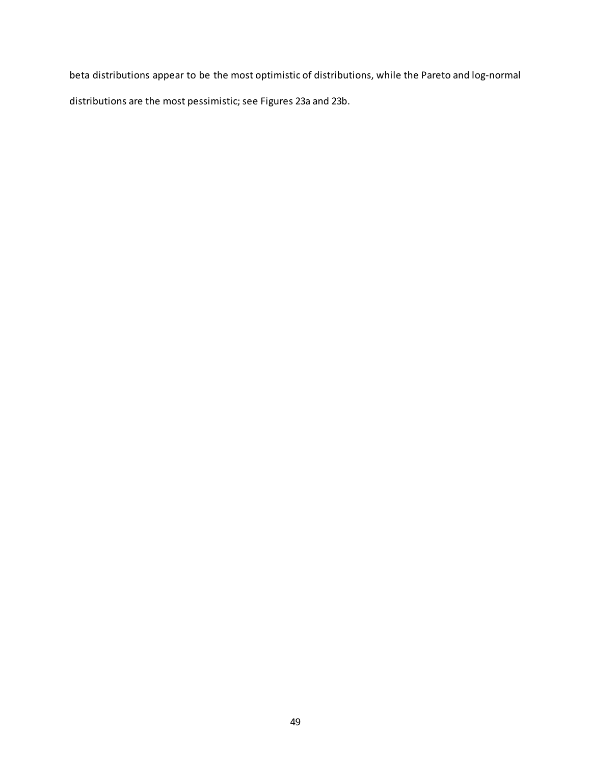beta distributions appear to be the most optimistic of distributions, while the Pareto and log-normal distributions are the most pessimistic; see Figures 23a and 23b.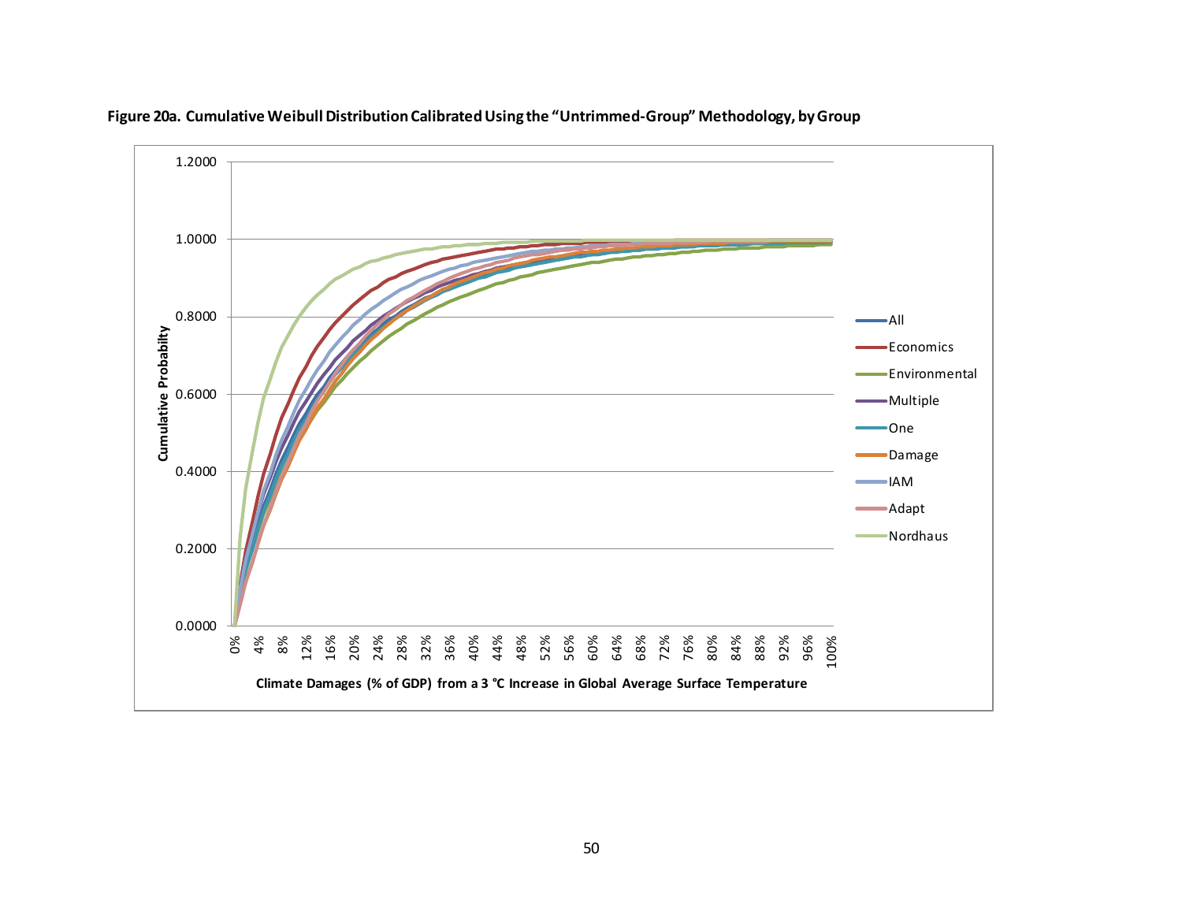**Figure 20a. Cumulative Weibull Distribution Calibrated Using the "Untrimmed-Group" Methodology, by Group**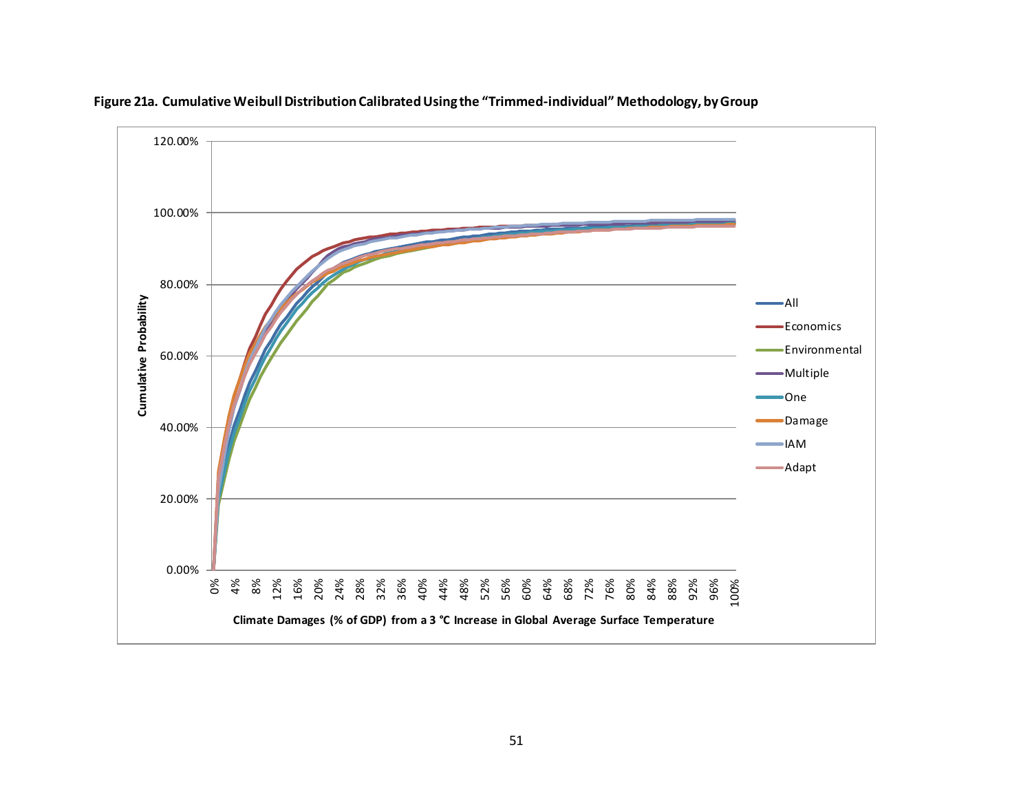**Figure 21a. Cumulative Weibull Distribution Calibrated Using the "Trimmed-individual" Methodology, by Group**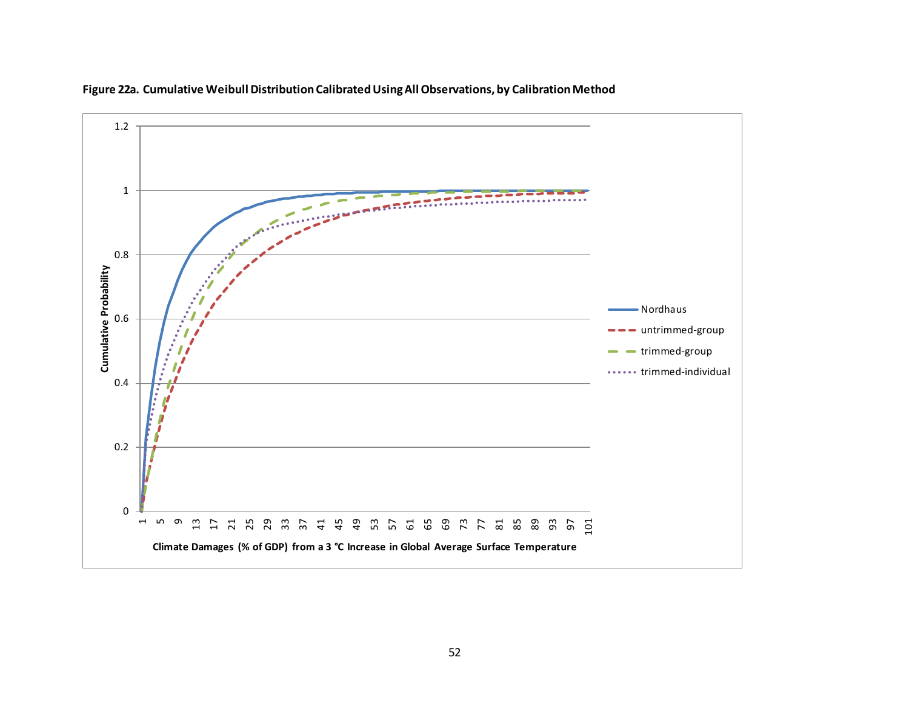**Figure 22a. Cumulative Weibull Distribution Calibrated Using All Observations, by Calibration Method**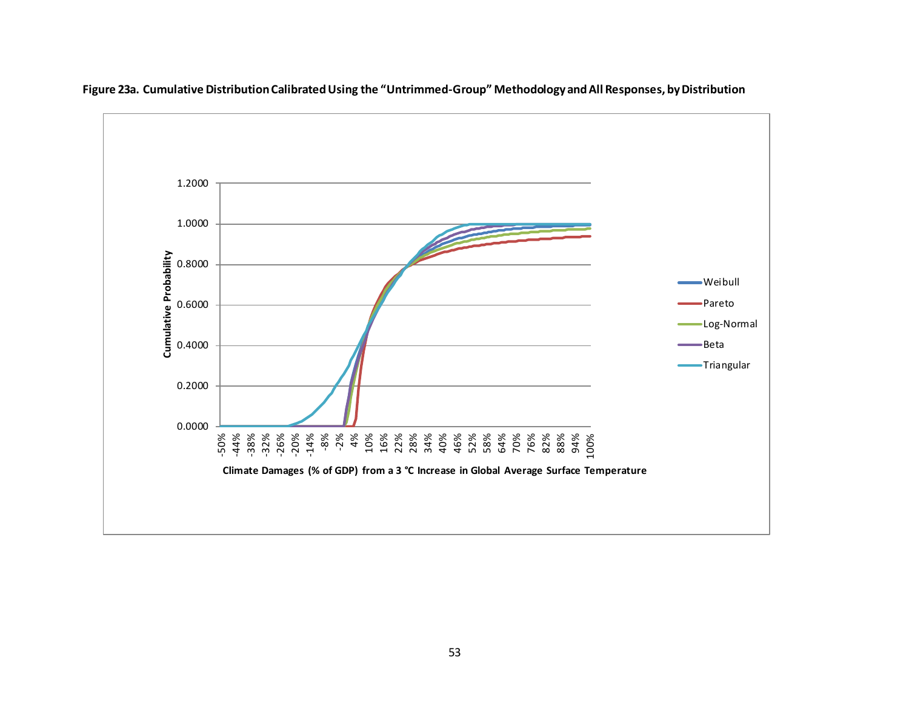**Figure 23a. Cumulative Distribution Calibrated Using the "Untrimmed-Group" Methodology and All Responses, by Distribution**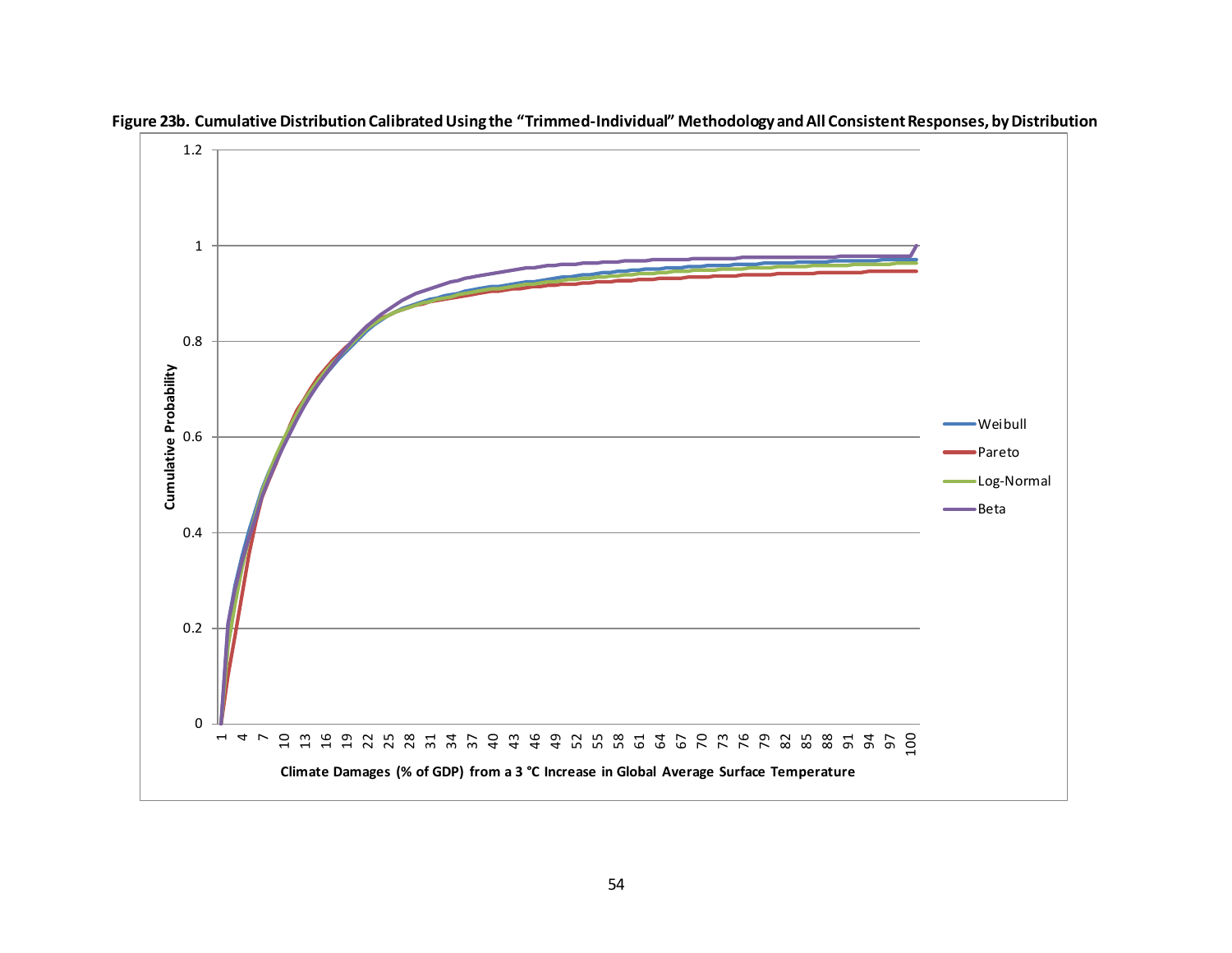**Figure 23b. Cumulative Distribution Calibrated Using the "Trimmed-Individual" Methodology and All Consistent Responses, by Distribution**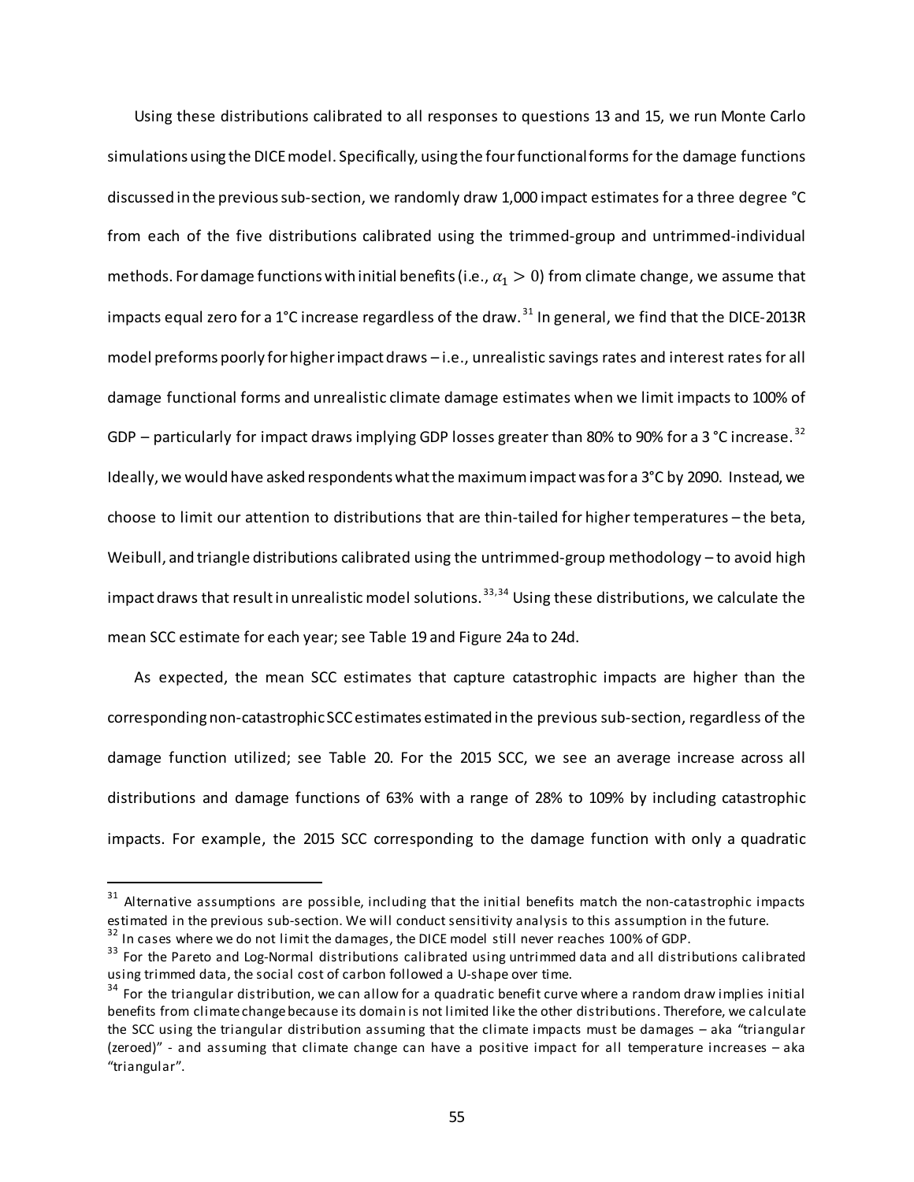Using these distributions calibrated to all responses to questions 13 and 15, we run Monte Carlo simulations using the DICE model. Specifically, using the four functional forms for the damage functions discussed in the previous sub-section, we randomly draw 1,000 impact estimates for a three degree °C from each of the five distributions calibrated using the trimmed-group and untrimmed-individual methods. For damage functions with initial benefits (i.e., $\alpha_1 > 0$) from climate change, we assume that impacts equal zero for a 1°C increase regardless of the draw.[31] In general, we find that the DICE-2013R model preforms poorly for higher impact draws – i.e., unrealistic savings rates and interest rates for all damage functional forms and unrealistic climate damage estimates when we limit impacts to 100% of GDP – particularly for impact draws implying GDP losses greater than 80% to 90% for a 3 °C increase.[32] Ideally, we would have asked respondents what the maximum impact was for a 3°C by 2090. Instead, we choose to limit our attention to distributions that are thin-tailed for higher temperatures – the beta, Weibull, and triangle distributions calibrated using the untrimmed-group methodology – to avoid high impact draws that result in unrealistic model solutions.[33,34] Using these distributions, we calculate the mean SCC estimate for each year; see Table 19 and Figure 24a to 24d.

As expected, the mean SCC estimates that capture catastrophic impacts are higher than the corresponding non-catastrophic SCC estimates estimated in the previous sub-section, regardless of the damage function utilized; see Table 20. For the 2015 SCC, we see an average increase across all distributions and damage functions of 63% with a range of 28% to 109% by including catastrophic impacts. For example, the 2015 SCC corresponding to the damage function with only a quadratic

---

[31] Alternative assumptions are possible, including that the initial benefits match the non-catastrophic impacts estimated in the previous sub-section. We will conduct sensitivity analysis to this assumption in the future.

[32] In cases where we do not limit the damages, the DICE model still never reaches 100% of GDP.

[33] For the Pareto and Log-Normal distributions calibrated using untrimmed data and all distributions calibrated using trimmed data, the social cost of carbon followed a U-shape over time.

[34] For the triangular distribution, we can allow for a quadratic benefit curve where a random draw implies initial benefits from climate change because its domain is not limited like the other distributions. Therefore, we calculate the SCC using the triangular distribution assuming that the climate impacts must be damages – aka "triangular (zeroed)" - and assuming that climate change can have a positive impact for all temperature increases – aka "triangular".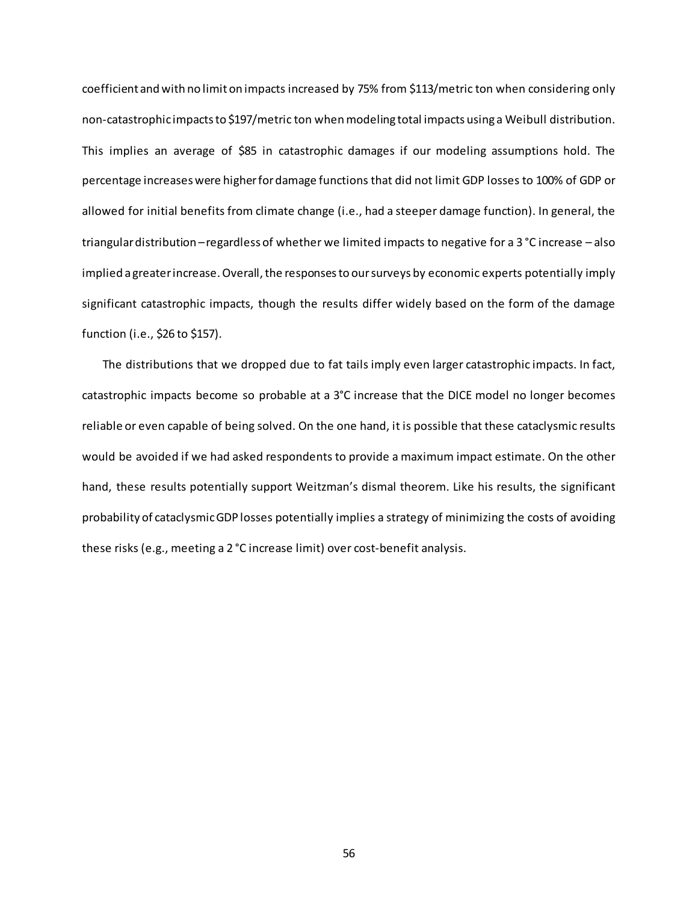coefficient and with no limit on impacts increased by 75% from \$113/metric ton when considering only non-catastrophic impacts to \$197/metric ton when modeling total impacts using a Weibull distribution. This implies an average of \$85 in catastrophic damages if our modeling assumptions hold. The percentage increases were higher for damage functions that did not limit GDP losses to 100% of GDP or allowed for initial benefits from climate change (i.e., had a steeper damage function). In general, the triangular distribution – regardless of whether we limited impacts to negative for a 3 °C increase – also implied a greater increase. Overall, the responses to our surveys by economic experts potentially imply significant catastrophic impacts, though the results differ widely based on the form of the damage function (i.e., \$26 to \$157).

The distributions that we dropped due to fat tails imply even larger catastrophic impacts. In fact, catastrophic impacts become so probable at a 3°C increase that the DICE model no longer becomes reliable or even capable of being solved. On the one hand, it is possible that these cataclysmic results would be avoided if we had asked respondents to provide a maximum impact estimate. On the other hand, these results potentially support Weitzman's dismal theorem. Like his results, the significant probability of cataclysmic GDP losses potentially implies a strategy of minimizing the costs of avoiding these risks (e.g., meeting a 2 °C increase limit) over cost-benefit analysis.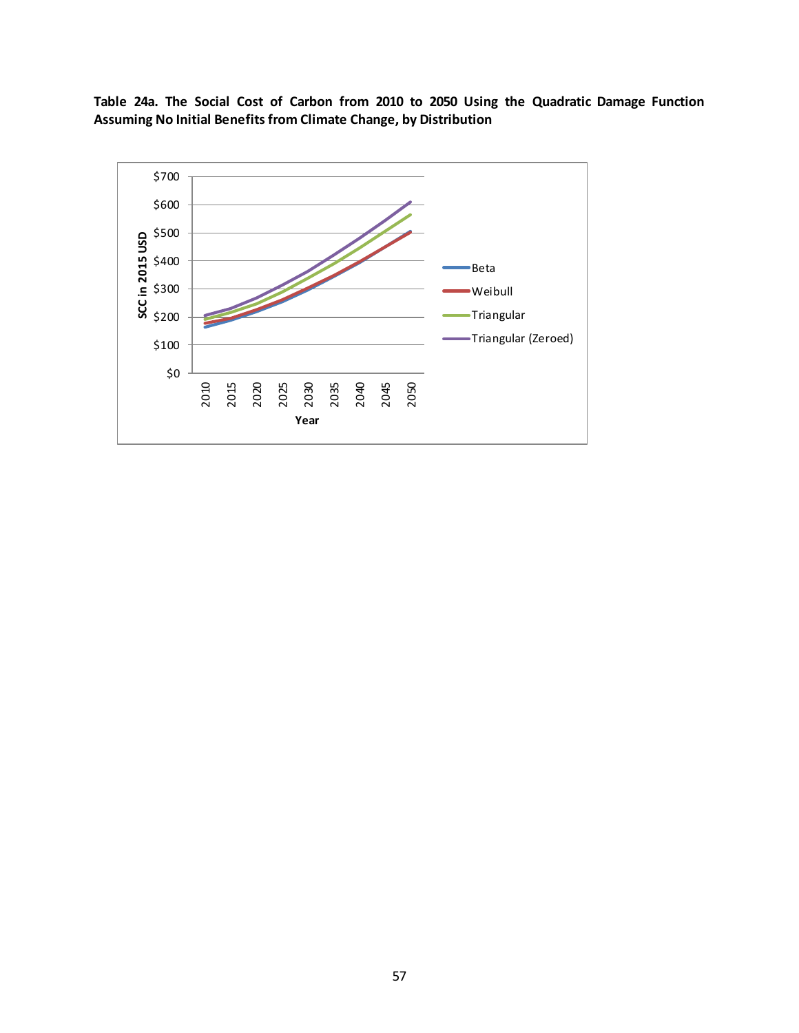**Table 24a. The Social Cost of Carbon from 2010 to 2050 Using the Quadratic Damage Function Assuming No Initial Benefits from Climate Change, by Distribution**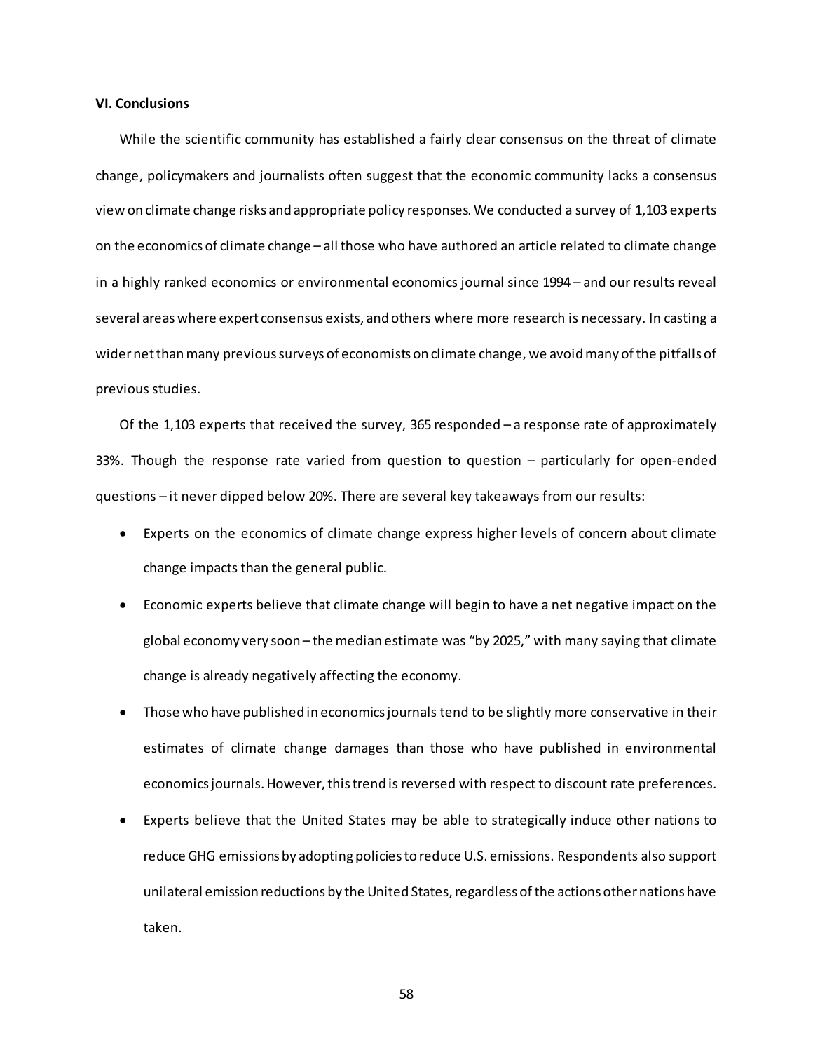## VI. Conclusions

While the scientific community has established a fairly clear consensus on the threat of climate change, policymakers and journalists often suggest that the economic community lacks a consensus view on climate change risks and appropriate policy responses. We conducted a survey of 1,103 experts on the economics of climate change – all those who have authored an article related to climate change in a highly ranked economics or environmental economics journal since 1994 – and our results reveal several areas where expert consensus exists, and others where more research is necessary. In casting a wider net than many previous surveys of economists on climate change, we avoid many of the pitfalls of previous studies.

Of the 1,103 experts that received the survey, 365 responded – a response rate of approximately 33%. Though the response rate varied from question to question – particularly for open-ended questions – it never dipped below 20%. There are several key takeaways from our results:

- Experts on the economics of climate change express higher levels of concern about climate change impacts than the general public.
- Economic experts believe that climate change will begin to have a net negative impact on the global economy very soon – the median estimate was "by 2025," with many saying that climate change is already negatively affecting the economy.
- Those who have published in economics journals tend to be slightly more conservative in their estimates of climate change damages than those who have published in environmental economics journals. However, this trend is reversed with respect to discount rate preferences.
- Experts believe that the United States may be able to strategically induce other nations to reduce GHG emissions by adopting policies to reduce U.S. emissions. Respondents also support unilateral emission reductions by the United States, regardless of the actions other nations have taken.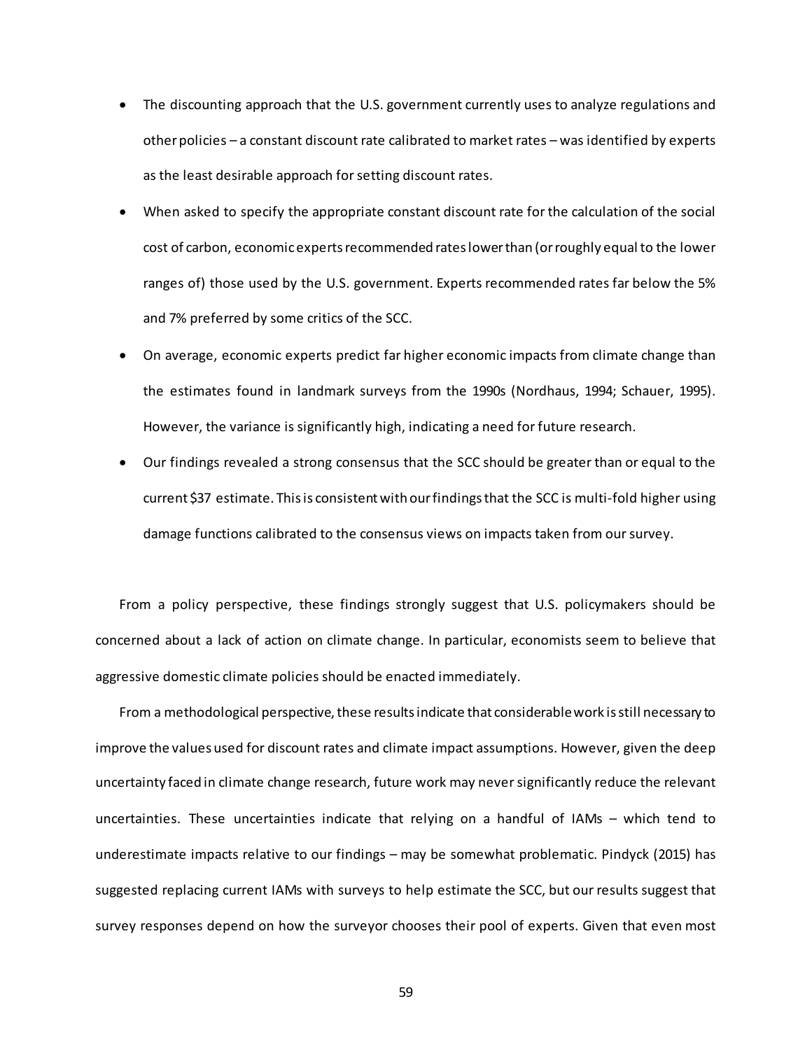- The discounting approach that the U.S. government currently uses to analyze regulations and other policies – a constant discount rate calibrated to market rates – was identified by experts as the least desirable approach for setting discount rates.
- When asked to specify the appropriate constant discount rate for the calculation of the social cost of carbon, economic experts recommended rates lower than (or roughly equal to the lower ranges of) those used by the U.S. government. Experts recommended rates far below the 5% and 7% preferred by some critics of the SCC.
- On average, economic experts predict far higher economic impacts from climate change than the estimates found in landmark surveys from the 1990s (Nordhaus, 1994; Schauer, 1995). However, the variance is significantly high, indicating a need for future research.
- Our findings revealed a strong consensus that the SCC should be greater than or equal to the current $37 estimate. This is consistent with our findings that the SCC is multi-fold higher using damage functions calibrated to the consensus views on impacts taken from our survey.

From a policy perspective, these findings strongly suggest that U.S. policymakers should be concerned about a lack of action on climate change. In particular, economists seem to believe that aggressive domestic climate policies should be enacted immediately.

From a methodological perspective, these results indicate that considerable work is still necessary to improve the values used for discount rates and climate impact assumptions. However, given the deep uncertainty faced in climate change research, future work may never significantly reduce the relevant uncertainties. These uncertainties indicate that relying on a handful of IAMs – which tend to underestimate impacts relative to our findings – may be somewhat problematic. Pindyck (2015) has suggested replacing current IAMs with surveys to help estimate the SCC, but our results suggest that survey responses depend on how the surveyor chooses their pool of experts. Given that even most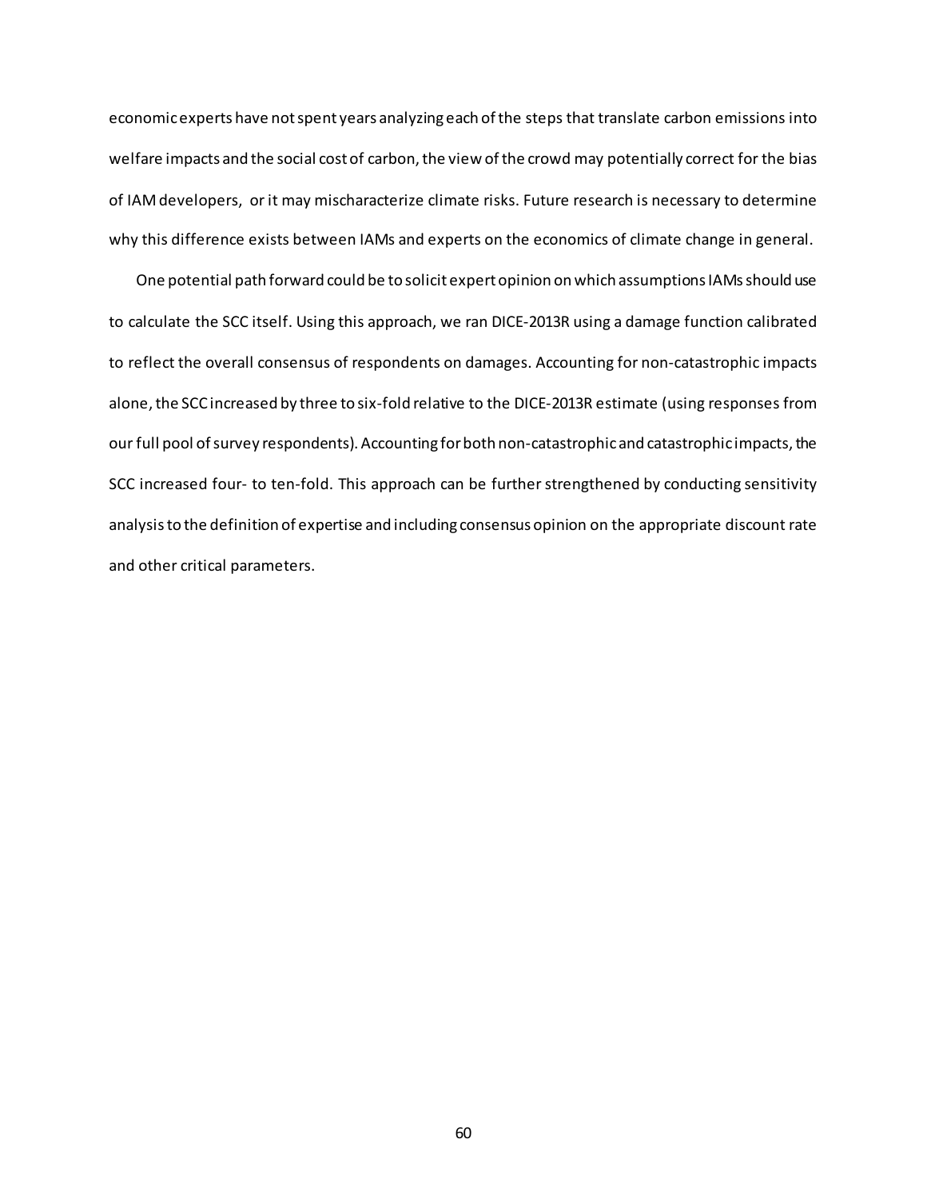economic experts have not spent years analyzing each of the steps that translate carbon emissions into welfare impacts and the social cost of carbon, the view of the crowd may potentially correct for the bias of IAM developers, or it may mischaracterize climate risks. Future research is necessary to determine why this difference exists between IAMs and experts on the economics of climate change in general.

One potential path forward could be to solicit expert opinion on which assumptions IAMs should use to calculate the SCC itself. Using this approach, we ran DICE-2013R using a damage function calibrated to reflect the overall consensus of respondents on damages. Accounting for non-catastrophic impacts alone, the SCC increased by three to six-fold relative to the DICE-2013R estimate (using responses from our full pool of survey respondents). Accounting for both non-catastrophic and catastrophic impacts, the SCC increased four- to ten-fold. This approach can be further strengthened by conducting sensitivity analysis to the definition of expertise and including consensus opinion on the appropriate discount rate and other critical parameters.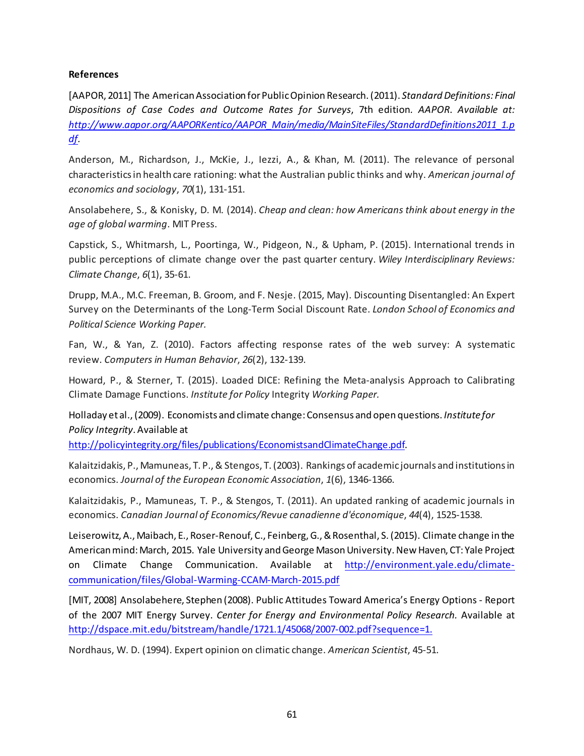**References**

[AAPOR, 2011] The American Association for Public Opinion Research. (2011). *Standard Definitions: Final Dispositions of Case Codes and Outcome Rates for Surveys*, 7th edition. *AAPOR. Available at: http://www.aapor.org/AAPORKentico/AAPOR_Main/media/MainSiteFiles/StandardDefinitions2011_1.pdf.*

Anderson, M., Richardson, J., McKie, J., Iezzi, A., & Khan, M. (2011). The relevance of personal characteristics in health care rationing: what the Australian public thinks and why. *American journal of economics and sociology*, *70*(1), 131-151.

Ansolabehere, S., & Konisky, D. M. (2014). *Cheap and clean: how Americans think about energy in the age of global warming*. MIT Press.

Capstick, S., Whitmarsh, L., Poortinga, W., Pidgeon, N., & Upham, P. (2015). International trends in public perceptions of climate change over the past quarter century. *Wiley Interdisciplinary Reviews: Climate Change*, *6*(1), 35-61.

Drupp, M.A., M.C. Freeman, B. Groom, and F. Nesje. (2015, May). Discounting Disentangled: An Expert Survey on the Determinants of the Long-Term Social Discount Rate. *London School of Economics and Political Science Working Paper.*

Fan, W., & Yan, Z. (2010). Factors affecting response rates of the web survey: A systematic review. *Computers in Human Behavior*, *26*(2), 132-139.

Howard, P., & Sterner, T. (2015). Loaded DICE: Refining the Meta-analysis Approach to Calibrating Climate Damage Functions. *Institute for Policy* Integrity *Working Paper.*

Holladay et al., (2009). Economists and climate change: Consensus and open questions. *Institute for Policy Integrity*. Available at http://policyintegrity.org/files/publications/EconomistsandClimateChange.pdf.

Kalaitzidakis, P., Mamuneas, T. P., & Stengos, T. (2003). Rankings of academic journals and institutions in economics. *Journal of the European Economic Association*, *1*(6), 1346-1366.

Kalaitzidakis, P., Mamuneas, T. P., & Stengos, T. (2011). An updated ranking of academic journals in economics. *Canadian Journal of Economics/Revue canadienne d'économique*, *44*(4), 1525-1538.

Leiserowitz, A., Maibach, E., Roser-Renouf, C., Feinberg, G., & Rosenthal, S. (2015). Climate change in the American mind: March, 2015. Yale University and George Mason University. New Haven, CT: Yale Project on Climate Change Communication. Available at http://environment.yale.edu/climate-communication/files/Global-Warming-CCAM-March-2015.pdf

[MIT, 2008] Ansolabehere, Stephen (2008). Public Attitudes Toward America's Energy Options - Report of the 2007 MIT Energy Survey. *Center for Energy and Environmental Policy Research.* Available at http://dspace.mit.edu/bitstream/handle/1721.1/45068/2007-002.pdf?sequence=1.

Nordhaus, W. D. (1994). Expert opinion on climatic change. *American Scientist*, 45-51.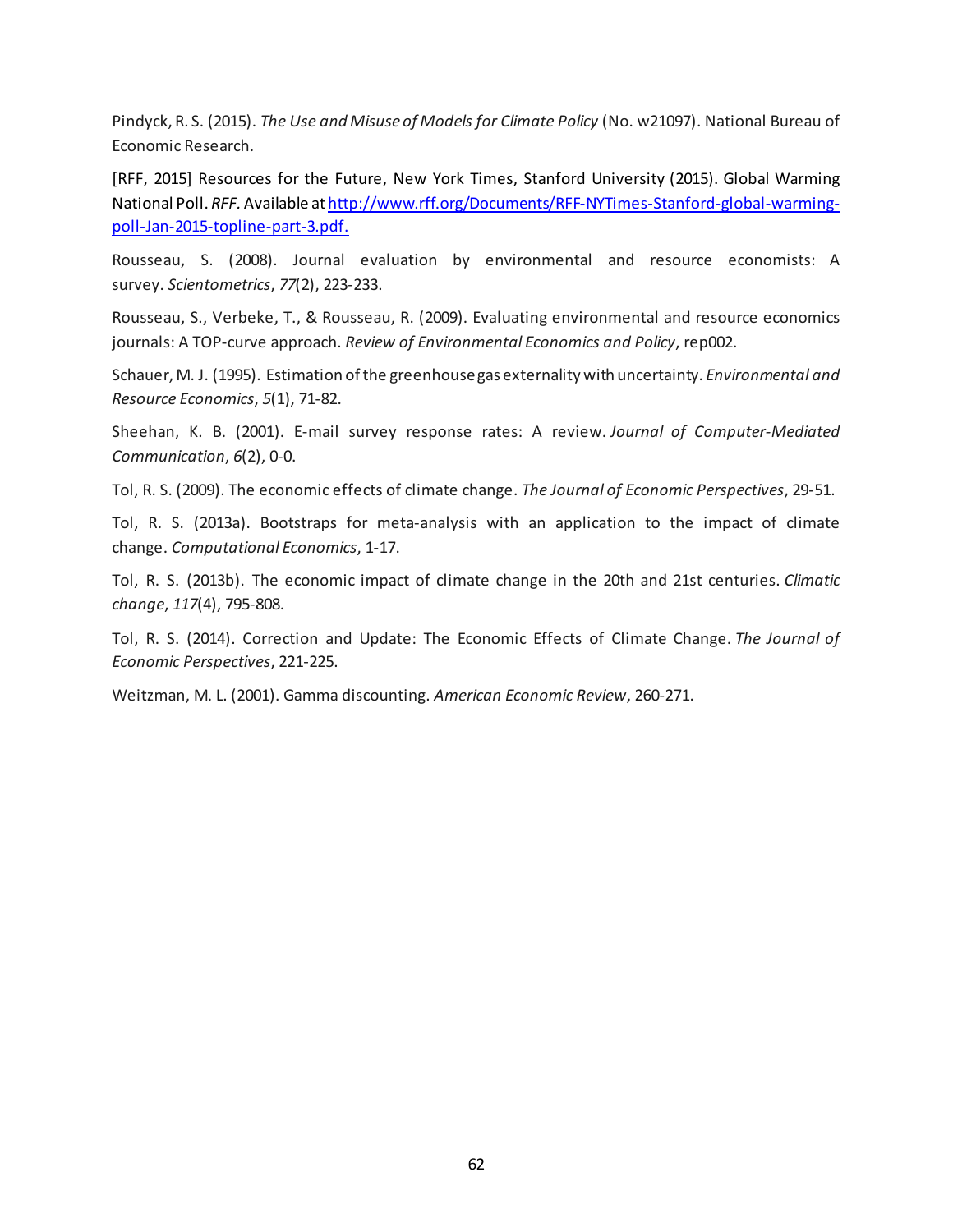Pindyck, R. S. (2015). *The Use and Misuse of Models for Climate Policy* (No. w21097). National Bureau of Economic Research.

[RFF, 2015] Resources for the Future, New York Times, Stanford University (2015). Global Warming National Poll. *RFF.* Available at http://www.rff.org/Documents/RFF-NYTimes-Stanford-global-warming-poll-Jan-2015-topline-part-3.pdf.

Rousseau, S. (2008). Journal evaluation by environmental and resource economists: A survey. *Scientometrics*, *77*(2), 223-233.

Rousseau, S., Verbeke, T., & Rousseau, R. (2009). Evaluating environmental and resource economics journals: A TOP-curve approach. *Review of Environmental Economics and Policy*, rep002.

Schauer, M. J. (1995). Estimation of the greenhouse gas externality with uncertainty. *Environmental and Resource Economics*, *5*(1), 71-82.

Sheehan, K. B. (2001). E-mail survey response rates: A review. *Journal of Computer-Mediated Communication*, *6*(2), 0-0.

Tol, R. S. (2009). The economic effects of climate change. *The Journal of Economic Perspectives*, 29-51.

Tol, R. S. (2013a). Bootstraps for meta-analysis with an application to the impact of climate change. *Computational Economics*, 1-17.

Tol, R. S. (2013b). The economic impact of climate change in the 20th and 21st centuries. *Climatic change*, *117*(4), 795-808.

Tol, R. S. (2014). Correction and Update: The Economic Effects of Climate Change. *The Journal of Economic Perspectives*, 221-225.

Weitzman, M. L. (2001). Gamma discounting. *American Economic Review*, 260-271.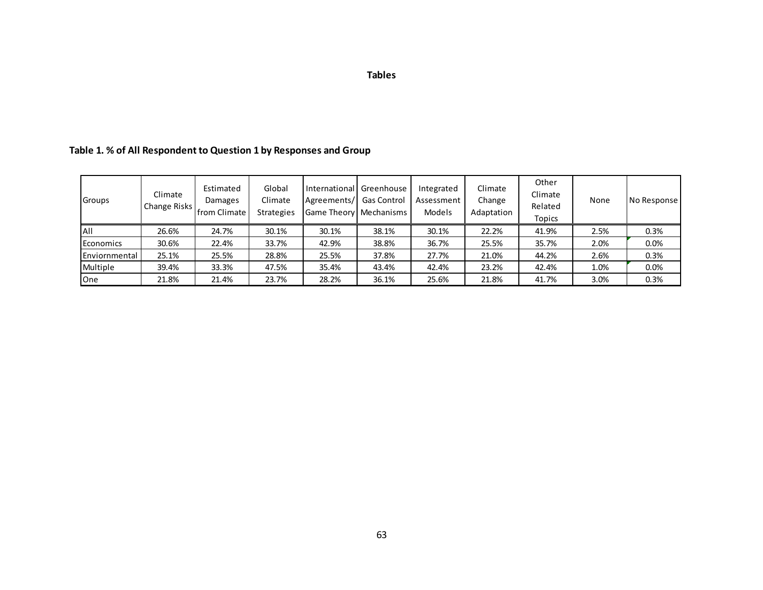# Tables

**Table 1. % of All Respondent to Question 1 by Responses and Group**

| Groups | Climate Change Risks | Estimated Damages from Climate | Global Climate Strategies | International Agreements/ Game Theory | Greenhouse Gas Control Mechanisms | Integrated Assessment Models | Climate Change Adaptation | Other Climate Related Topics | None | No Response |
|---|---|---|---|---|---|---|---|---|---|---|
| All | 26.6% | 24.7% | 30.1% | 30.1% | 38.1% | 30.1% | 22.2% | 41.9% | 2.5% | 0.3% |
| Economics | 30.6% | 22.4% | 33.7% | 42.9% | 38.8% | 36.7% | 25.5% | 35.7% | 2.0% | 0.0% |
| Enviornmental | 25.1% | 25.5% | 28.8% | 25.5% | 37.8% | 27.7% | 21.0% | 44.2% | 2.6% | 0.3% |
| Multiple | 39.4% | 33.3% | 47.5% | 35.4% | 43.4% | 42.4% | 23.2% | 42.4% | 1.0% | 0.0% |
| One | 21.8% | 21.4% | 23.7% | 28.2% | 36.1% | 25.6% | 21.8% | 41.7% | 3.0% | 0.3% |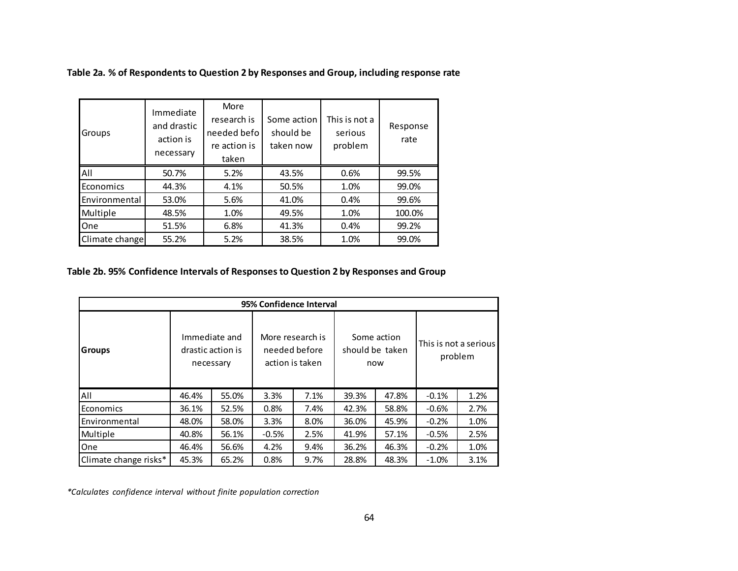**Table 2a. % of Respondents to Question 2 by Responses and Group, including response rate**

| Groups | Immediate and drastic action is necessary | More research is needed before action is taken | Some action should be taken now | This is not a serious problem | Response rate |
|---|---|---|---|---|---|
| All | 50.7% | 5.2% | 43.5% | 0.6% | 99.5% |
| Economics | 44.3% | 4.1% | 50.5% | 1.0% | 99.0% |
| Environmental | 53.0% | 5.6% | 41.0% | 0.4% | 99.6% |
| Multiple | 48.5% | 1.0% | 49.5% | 1.0% | 100.0% |
| One | 51.5% | 6.8% | 41.3% | 0.4% | 99.2% |
| Climate change | 55.2% | 5.2% | 38.5% | 1.0% | 99.0% |

**Table 2b. 95% Confidence Intervals of Responses to Question 2 by Responses and Group**

| 95% Confidence Interval | | | | | | | | |
|---|---|---|---|---|---|---|---|---|
| **Groups** | Immediate and drastic action is necessary | | More research is needed before action is taken | | Some action should be taken now | | This is not a serious problem | |
| All | 46.4% | 55.0% | 3.3% | 7.1% | 39.3% | 47.8% | -0.1% | 1.2% |
| Economics | 36.1% | 52.5% | 0.8% | 7.4% | 42.3% | 58.8% | -0.6% | 2.7% |
| Environmental | 48.0% | 58.0% | 3.3% | 8.0% | 36.0% | 45.9% | -0.2% | 1.0% |
| Multiple | 40.8% | 56.1% | -0.5% | 2.5% | 41.9% | 57.1% | -0.5% | 2.5% |
| One | 46.4% | 56.6% | 4.2% | 9.4% | 36.2% | 46.3% | -0.2% | 1.0% |
| Climate change risks* | 45.3% | 65.2% | 0.8% | 9.7% | 28.8% | 48.3% | -1.0% | 3.1% |

*\*Calculates confidence interval without finite population correction*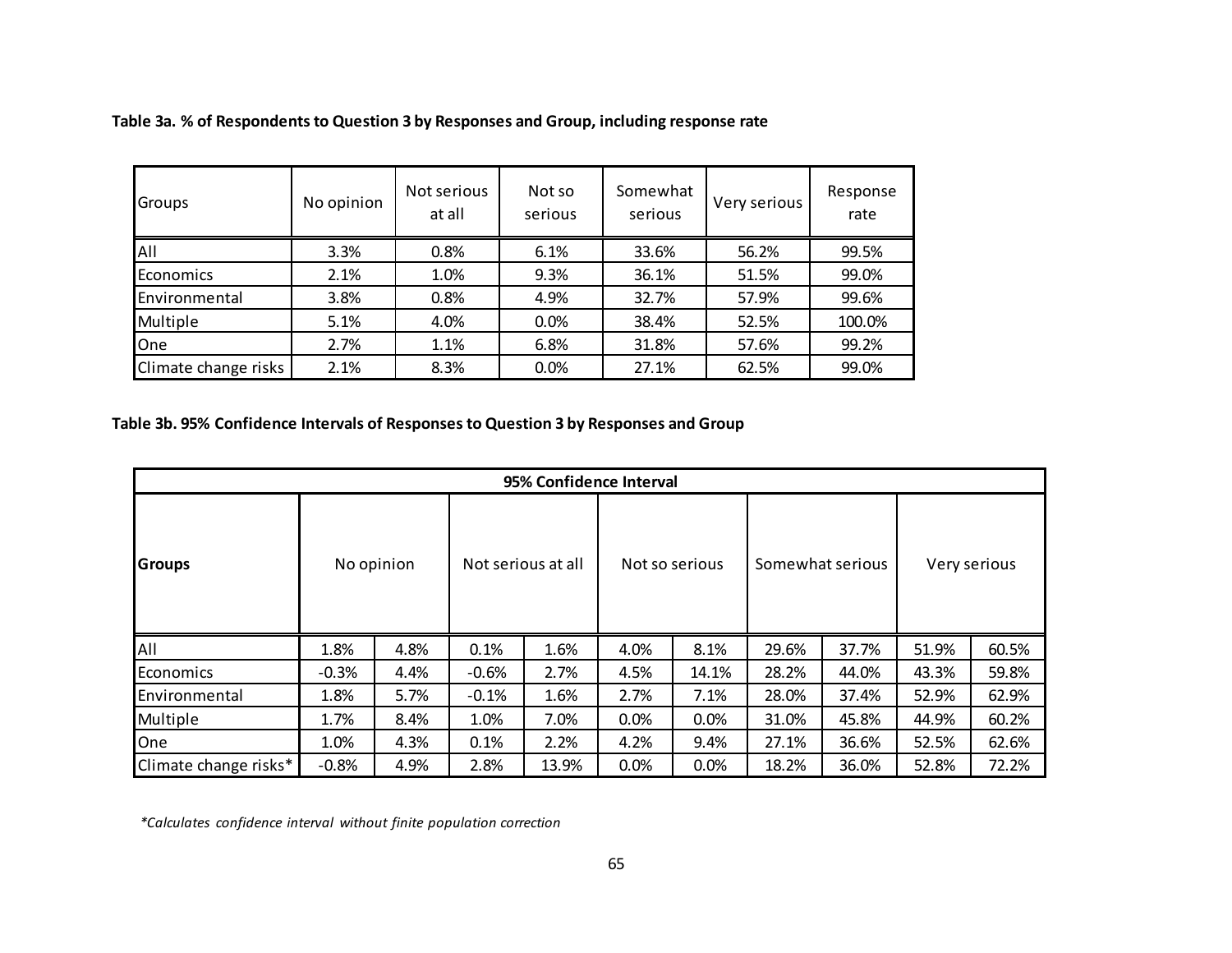**Table 3a. % of Respondents to Question 3 by Responses and Group, including response rate**

| Groups | No opinion | Not serious at all | Not so serious | Somewhat serious | Very serious | Response rate |
|---|---|---|---|---|---|---|
| All | 3.3% | 0.8% | 6.1% | 33.6% | 56.2% | 99.5% |
| Economics | 2.1% | 1.0% | 9.3% | 36.1% | 51.5% | 99.0% |
| Environmental | 3.8% | 0.8% | 4.9% | 32.7% | 57.9% | 99.6% |
| Multiple | 5.1% | 4.0% | 0.0% | 38.4% | 52.5% | 100.0% |
| One | 2.7% | 1.1% | 6.8% | 31.8% | 57.6% | 99.2% |
| Climate change risks | 2.1% | 8.3% | 0.0% | 27.1% | 62.5% | 99.0% |

**Table 3b. 95% Confidence Intervals of Responses to Question 3 by Responses and Group**

| | **95% Confidence Interval** | | | | | | | | | |
|---|---|---|---|---|---|---|---|---|---|---|
| **Groups** | No opinion | | Not serious at all | | Not so serious | | Somewhat serious | | Very serious | |
| All | 1.8% | 4.8% | 0.1% | 1.6% | 4.0% | 8.1% | 29.6% | 37.7% | 51.9% | 60.5% |
| Economics | -0.3% | 4.4% | -0.6% | 2.7% | 4.5% | 14.1% | 28.2% | 44.0% | 43.3% | 59.8% |
| Environmental | 1.8% | 5.7% | -0.1% | 1.6% | 2.7% | 7.1% | 28.0% | 37.4% | 52.9% | 62.9% |
| Multiple | 1.7% | 8.4% | 1.0% | 7.0% | 0.0% | 0.0% | 31.0% | 45.8% | 44.9% | 60.2% |
| One | 1.0% | 4.3% | 0.1% | 2.2% | 4.2% | 9.4% | 27.1% | 36.6% | 52.5% | 62.6% |
| Climate change risks* | -0.8% | 4.9% | 2.8% | 13.9% | 0.0% | 0.0% | 18.2% | 36.0% | 52.8% | 72.2% |

*\*Calculates confidence interval without finite population correction*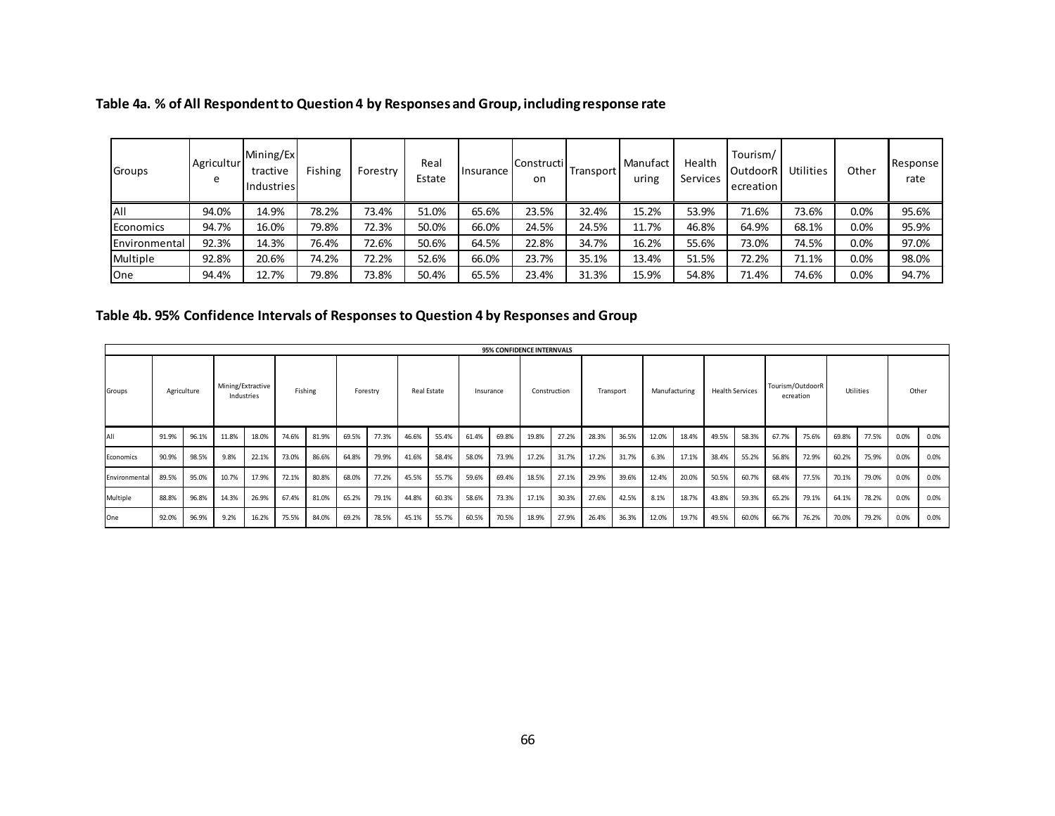**Table 4a. % of All Respondent to Question 4 by Responses and Group, including response rate**

| Groups | Agriculture | Mining/Extractive Industries | Fishing | Forestry | Real Estate | Insurance | Construction | Transport | Manufacturing | Health Services | Tourism/OutdoorRecreation | Utilities | Other | Response rate |
|---|---|---|---|---|---|---|---|---|---|---|---|---|---|---|
| All | 94.0% | 14.9% | 78.2% | 73.4% | 51.0% | 65.6% | 23.5% | 32.4% | 15.2% | 53.9% | 71.6% | 73.6% | 0.0% | 95.6% |
| Economics | 94.7% | 16.0% | 79.8% | 72.3% | 50.0% | 66.0% | 24.5% | 24.5% | 11.7% | 46.8% | 64.9% | 68.1% | 0.0% | 95.9% |
| Environmental | 92.3% | 14.3% | 76.4% | 72.6% | 50.6% | 64.5% | 22.8% | 34.7% | 16.2% | 55.6% | 73.0% | 74.5% | 0.0% | 97.0% |
| Multiple | 92.8% | 20.6% | 74.2% | 72.2% | 52.6% | 66.0% | 23.7% | 35.1% | 13.4% | 51.5% | 72.2% | 71.1% | 0.0% | 98.0% |
| One | 94.4% | 12.7% | 79.8% | 73.8% | 50.4% | 65.5% | 23.4% | 31.3% | 15.9% | 54.8% | 71.4% | 74.6% | 0.0% | 94.7% |

**Table 4b. 95% Confidence Intervals of Responses to Question 4 by Responses and Group**

| 95% CONFIDENCE INTERNVALS | | | | | | | | | | | | | | | | | | | | | | | | | | |
|---|---|---|---|---|---|---|---|---|---|---|---|---|---|---|---|---|---|---|---|---|---|---|---|---|---|---|
| Groups | Agriculture | | Mining/Extractive Industries | | Fishing | | Forestry | | Real Estate | | Insurance | | Construction | | Transport | | Manufacturing | | Health Services | | Tourism/OutdoorRecreation | | Utilities | | Other | |
| All | 91.9% | 96.1% | 11.8% | 18.0% | 74.6% | 81.9% | 69.5% | 77.3% | 46.6% | 55.4% | 61.4% | 69.8% | 19.8% | 27.2% | 28.3% | 36.5% | 12.0% | 18.4% | 49.5% | 58.3% | 67.7% | 75.6% | 69.8% | 77.5% | 0.0% | 0.0% |
| Economics | 90.9% | 98.5% | 9.8% | 22.1% | 73.0% | 86.6% | 64.8% | 79.9% | 41.6% | 58.4% | 58.0% | 73.9% | 17.2% | 31.7% | 17.2% | 31.7% | 6.3% | 17.1% | 38.4% | 55.2% | 56.8% | 72.9% | 60.2% | 75.9% | 0.0% | 0.0% |
| Environmental | 89.5% | 95.0% | 10.7% | 17.9% | 72.1% | 80.8% | 68.0% | 77.2% | 45.5% | 55.7% | 59.6% | 69.4% | 18.5% | 27.1% | 29.9% | 39.6% | 12.4% | 20.0% | 50.5% | 60.7% | 68.4% | 77.5% | 70.1% | 79.0% | 0.0% | 0.0% |
| Multiple | 88.8% | 96.8% | 14.3% | 26.9% | 67.4% | 81.0% | 65.2% | 79.1% | 44.8% | 60.3% | 58.6% | 73.3% | 17.1% | 30.3% | 27.6% | 42.5% | 8.1% | 18.7% | 43.8% | 59.3% | 65.2% | 79.1% | 64.1% | 78.2% | 0.0% | 0.0% |
| One | 92.0% | 96.9% | 9.2% | 16.2% | 75.5% | 84.0% | 69.2% | 78.5% | 45.1% | 55.7% | 60.5% | 70.5% | 18.9% | 27.9% | 26.4% | 36.3% | 12.0% | 19.7% | 49.5% | 60.0% | 66.7% | 76.2% | 70.0% | 79.2% | 0.0% | 0.0% |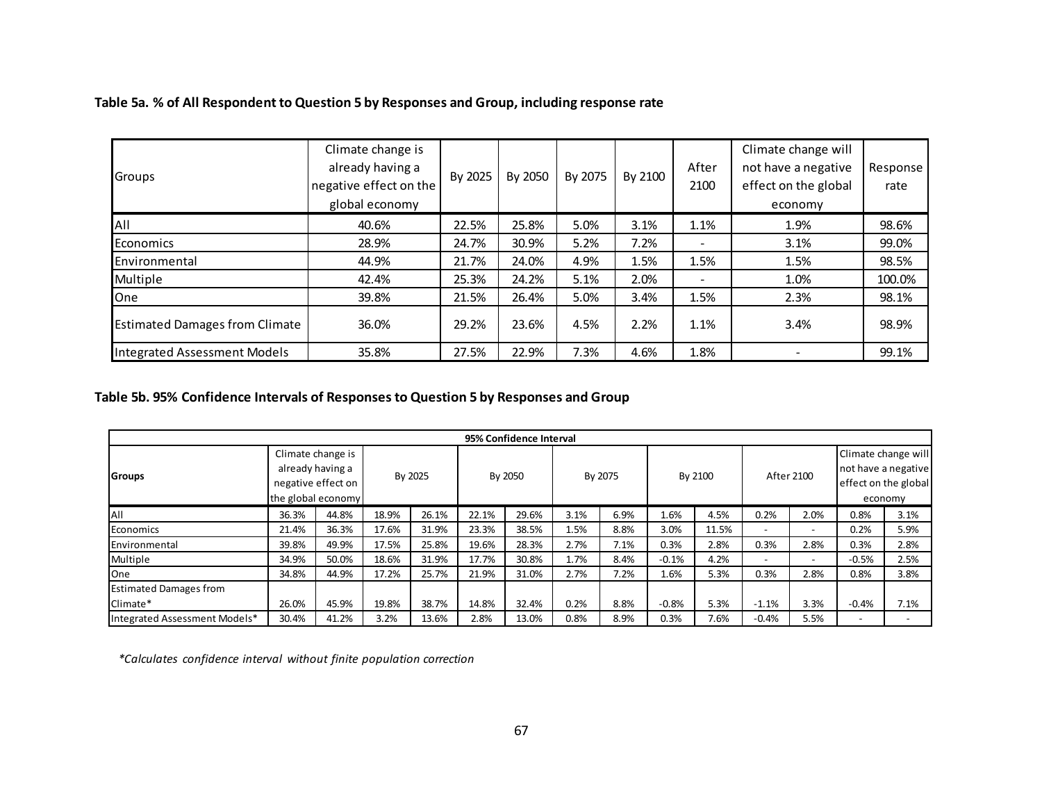**Table 5a. % of All Respondent to Question 5 by Responses and Group, including response rate**

| Groups | Climate change is already having a negative effect on the global economy | By 2025 | By 2050 | By 2075 | By 2100 | After 2100 | Climate change will not have a negative effect on the global economy | Response rate |
|---|---|---|---|---|---|---|---|---|
| All | 40.6% | 22.5% | 25.8% | 5.0% | 3.1% | 1.1% | 1.9% | 98.6% |
| Economics | 28.9% | 24.7% | 30.9% | 5.2% | 7.2% | - | 3.1% | 99.0% |
| Environmental | 44.9% | 21.7% | 24.0% | 4.9% | 1.5% | 1.5% | 1.5% | 98.5% |
| Multiple | 42.4% | 25.3% | 24.2% | 5.1% | 2.0% | - | 1.0% | 100.0% |
| One | 39.8% | 21.5% | 26.4% | 5.0% | 3.4% | 1.5% | 2.3% | 98.1% |
| Estimated Damages from Climate | 36.0% | 29.2% | 23.6% | 4.5% | 2.2% | 1.1% | 3.4% | 98.9% |
| Integrated Assessment Models | 35.8% | 27.5% | 22.9% | 7.3% | 4.6% | 1.8% | - | 99.1% |

**Table 5b. 95% Confidence Intervals of Responses to Question 5 by Responses and Group**

| | 95% Confidence Interval | | | | | | | | | | | | | |
|---|---|---|---|---|---|---|---|---|---|---|---|---|---|---|
| **Groups** | Climate change is already having a negative effect on the global economy | | By 2025 | | By 2050 | | By 2075 | | By 2100 | | After 2100 | | Climate change will not have a negative effect on the global economy | |
| All | 36.3% | 44.8% | 18.9% | 26.1% | 22.1% | 29.6% | 3.1% | 6.9% | 1.6% | 4.5% | 0.2% | 2.0% | 0.8% | 3.1% |
| Economics | 21.4% | 36.3% | 17.6% | 31.9% | 23.3% | 38.5% | 1.5% | 8.8% | 3.0% | 11.5% | - | - | 0.2% | 5.9% |
| Environmental | 39.8% | 49.9% | 17.5% | 25.8% | 19.6% | 28.3% | 2.7% | 7.1% | 0.3% | 2.8% | 0.3% | 2.8% | 0.3% | 2.8% |
| Multiple | 34.9% | 50.0% | 18.6% | 31.9% | 17.7% | 30.8% | 1.7% | 8.4% | -0.1% | 4.2% | - | - | -0.5% | 2.5% |
| One | 34.8% | 44.9% | 17.2% | 25.7% | 21.9% | 31.0% | 2.7% | 7.2% | 1.6% | 5.3% | 0.3% | 2.8% | 0.8% | 3.8% |
| Estimated Damages from Climate* | 26.0% | 45.9% | 19.8% | 38.7% | 14.8% | 32.4% | 0.2% | 8.8% | -0.8% | 5.3% | -1.1% | 3.3% | -0.4% | 7.1% |
| Integrated Assessment Models* | 30.4% | 41.2% | 3.2% | 13.6% | 2.8% | 13.0% | 0.8% | 8.9% | 0.3% | 7.6% | -0.4% | 5.5% | - | - |

*\*Calculates confidence interval without finite population correction*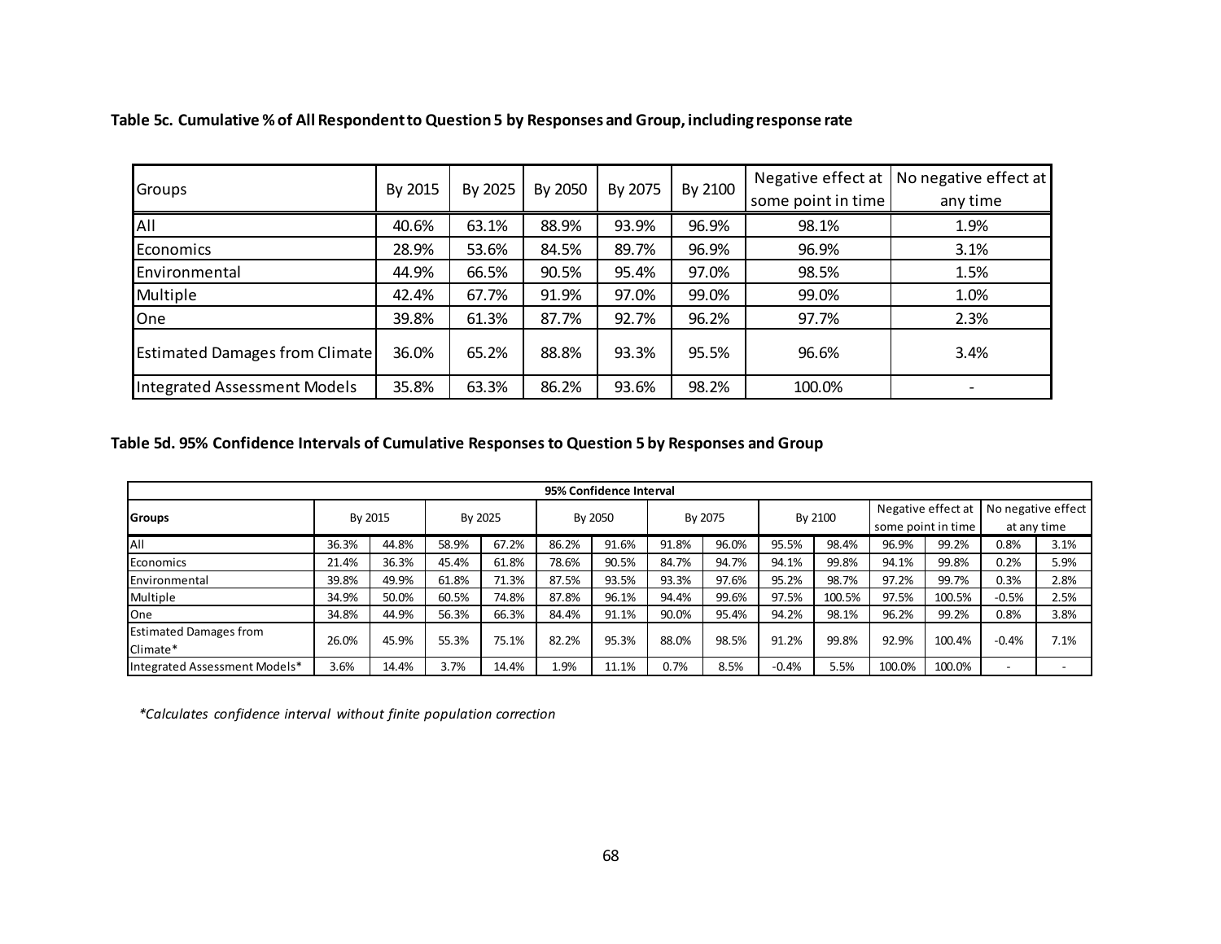**Table 5c. Cumulative % of All Respondent to Question 5 by Responses and Group, including response rate**

| Groups | By 2015 | By 2025 | By 2050 | By 2075 | By 2100 | Negative effect at some point in time | No negative effect at any time |
|---|---|---|---|---|---|---|---|
| All | 40.6% | 63.1% | 88.9% | 93.9% | 96.9% | 98.1% | 1.9% |
| Economics | 28.9% | 53.6% | 84.5% | 89.7% | 96.9% | 96.9% | 3.1% |
| Environmental | 44.9% | 66.5% | 90.5% | 95.4% | 97.0% | 98.5% | 1.5% |
| Multiple | 42.4% | 67.7% | 91.9% | 97.0% | 99.0% | 99.0% | 1.0% |
| One | 39.8% | 61.3% | 87.7% | 92.7% | 96.2% | 97.7% | 2.3% |
| Estimated Damages from Climate | 36.0% | 65.2% | 88.8% | 93.3% | 95.5% | 96.6% | 3.4% |
| Integrated Assessment Models | 35.8% | 63.3% | 86.2% | 93.6% | 98.2% | 100.0% | - |

**Table 5d. 95% Confidence Intervals of Cumulative Responses to Question 5 by Responses and Group**

| 95% Confidence Interval | | | | | | | | | | | | | | |
|---|---|---|---|---|---|---|---|---|---|---|---|---|---|---|
| **Groups** | By 2015 | | By 2025 | | By 2050 | | By 2075 | | By 2100 | | Negative effect at some point in time | | No negative effect at any time | |
| All | 36.3% | 44.8% | 58.9% | 67.2% | 86.2% | 91.6% | 91.8% | 96.0% | 95.5% | 98.4% | 96.9% | 99.2% | 0.8% | 3.1% |
| Economics | 21.4% | 36.3% | 45.4% | 61.8% | 78.6% | 90.5% | 84.7% | 94.7% | 94.1% | 99.8% | 94.1% | 99.8% | 0.2% | 5.9% |
| Environmental | 39.8% | 49.9% | 61.8% | 71.3% | 87.5% | 93.5% | 93.3% | 97.6% | 95.2% | 98.7% | 97.2% | 99.7% | 0.3% | 2.8% |
| Multiple | 34.9% | 50.0% | 60.5% | 74.8% | 87.8% | 96.1% | 94.4% | 99.6% | 97.5% | 100.5% | 97.5% | 100.5% | -0.5% | 2.5% |
| One | 34.8% | 44.9% | 56.3% | 66.3% | 84.4% | 91.1% | 90.0% | 95.4% | 94.2% | 98.1% | 96.2% | 99.2% | 0.8% | 3.8% |
| Estimated Damages from Climate* | 26.0% | 45.9% | 55.3% | 75.1% | 82.2% | 95.3% | 88.0% | 98.5% | 91.2% | 99.8% | 92.9% | 100.4% | -0.4% | 7.1% |
| Integrated Assessment Models* | 3.6% | 14.4% | 3.7% | 14.4% | 1.9% | 11.1% | 0.7% | 8.5% | -0.4% | 5.5% | 100.0% | 100.0% | - | - |

*\*Calculates confidence interval without finite population correction*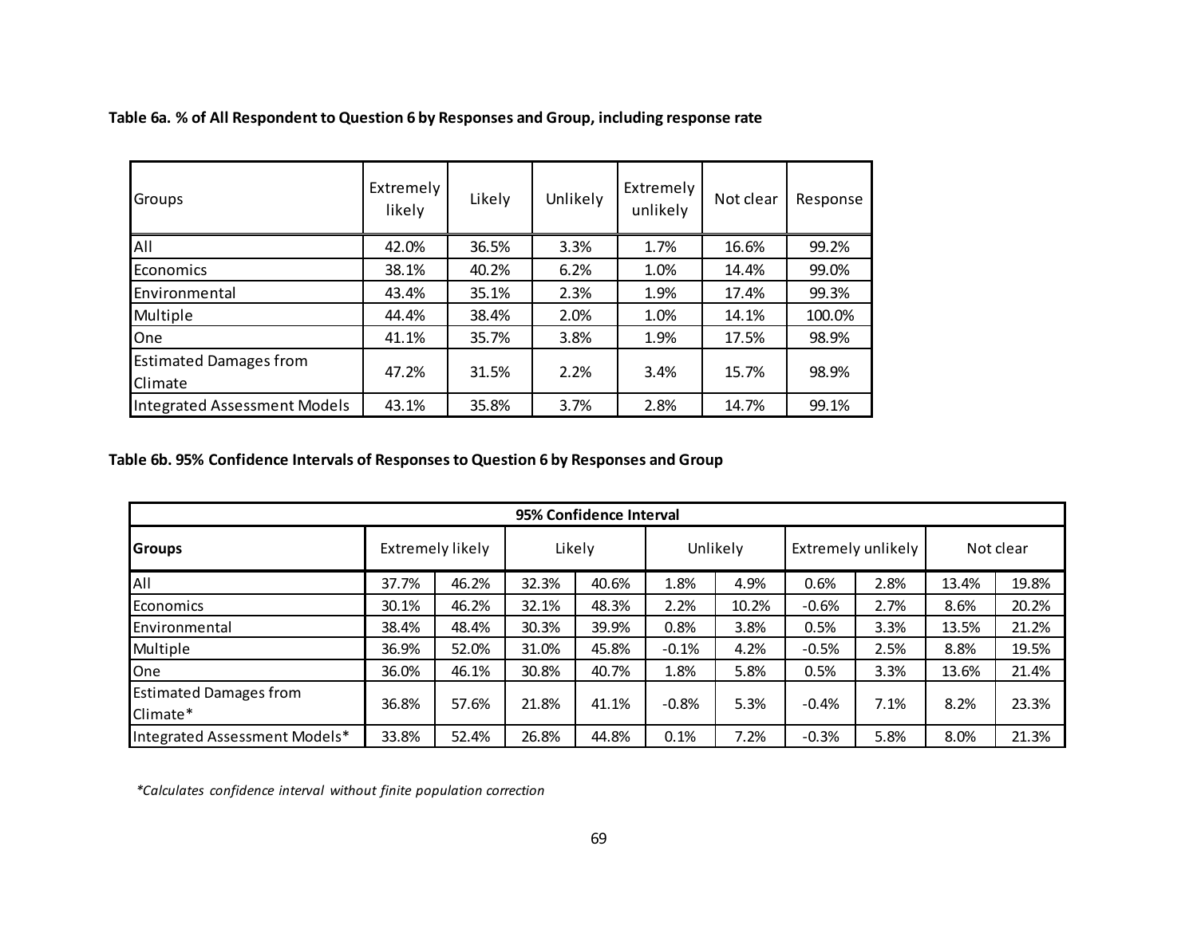**Table 6a. % of All Respondent to Question 6 by Responses and Group, including response rate**

| Groups | Extremely likely | Likely | Unlikely | Extremely unlikely | Not clear | Response |
|---|---|---|---|---|---|---|
| All | 42.0% | 36.5% | 3.3% | 1.7% | 16.6% | 99.2% |
| Economics | 38.1% | 40.2% | 6.2% | 1.0% | 14.4% | 99.0% |
| Environmental | 43.4% | 35.1% | 2.3% | 1.9% | 17.4% | 99.3% |
| Multiple | 44.4% | 38.4% | 2.0% | 1.0% | 14.1% | 100.0% |
| One | 41.1% | 35.7% | 3.8% | 1.9% | 17.5% | 98.9% |
| Estimated Damages from Climate | 47.2% | 31.5% | 2.2% | 3.4% | 15.7% | 98.9% |
| Integrated Assessment Models | 43.1% | 35.8% | 3.7% | 2.8% | 14.7% | 99.1% |

**Table 6b. 95% Confidence Intervals of Responses to Question 6 by Responses and Group**

| 95% Confidence Interval | | | | | | | | | | |
|---|---|---|---|---|---|---|---|---|---|---|
| **Groups** | Extremely likely | | Likely | | Unlikely | | Extremely unlikely | | Not clear | |
| All | 37.7% | 46.2% | 32.3% | 40.6% | 1.8% | 4.9% | 0.6% | 2.8% | 13.4% | 19.8% |
| Economics | 30.1% | 46.2% | 32.1% | 48.3% | 2.2% | 10.2% | -0.6% | 2.7% | 8.6% | 20.2% |
| Environmental | 38.4% | 48.4% | 30.3% | 39.9% | 0.8% | 3.8% | 0.5% | 3.3% | 13.5% | 21.2% |
| Multiple | 36.9% | 52.0% | 31.0% | 45.8% | -0.1% | 4.2% | -0.5% | 2.5% | 8.8% | 19.5% |
| One | 36.0% | 46.1% | 30.8% | 40.7% | 1.8% | 5.8% | 0.5% | 3.3% | 13.6% | 21.4% |
| Estimated Damages from Climate* | 36.8% | 57.6% | 21.8% | 41.1% | -0.8% | 5.3% | -0.4% | 7.1% | 8.2% | 23.3% |
| Integrated Assessment Models* | 33.8% | 52.4% | 26.8% | 44.8% | 0.1% | 7.2% | -0.3% | 5.8% | 8.0% | 21.3% |

*\*Calculates confidence interval without finite population correction*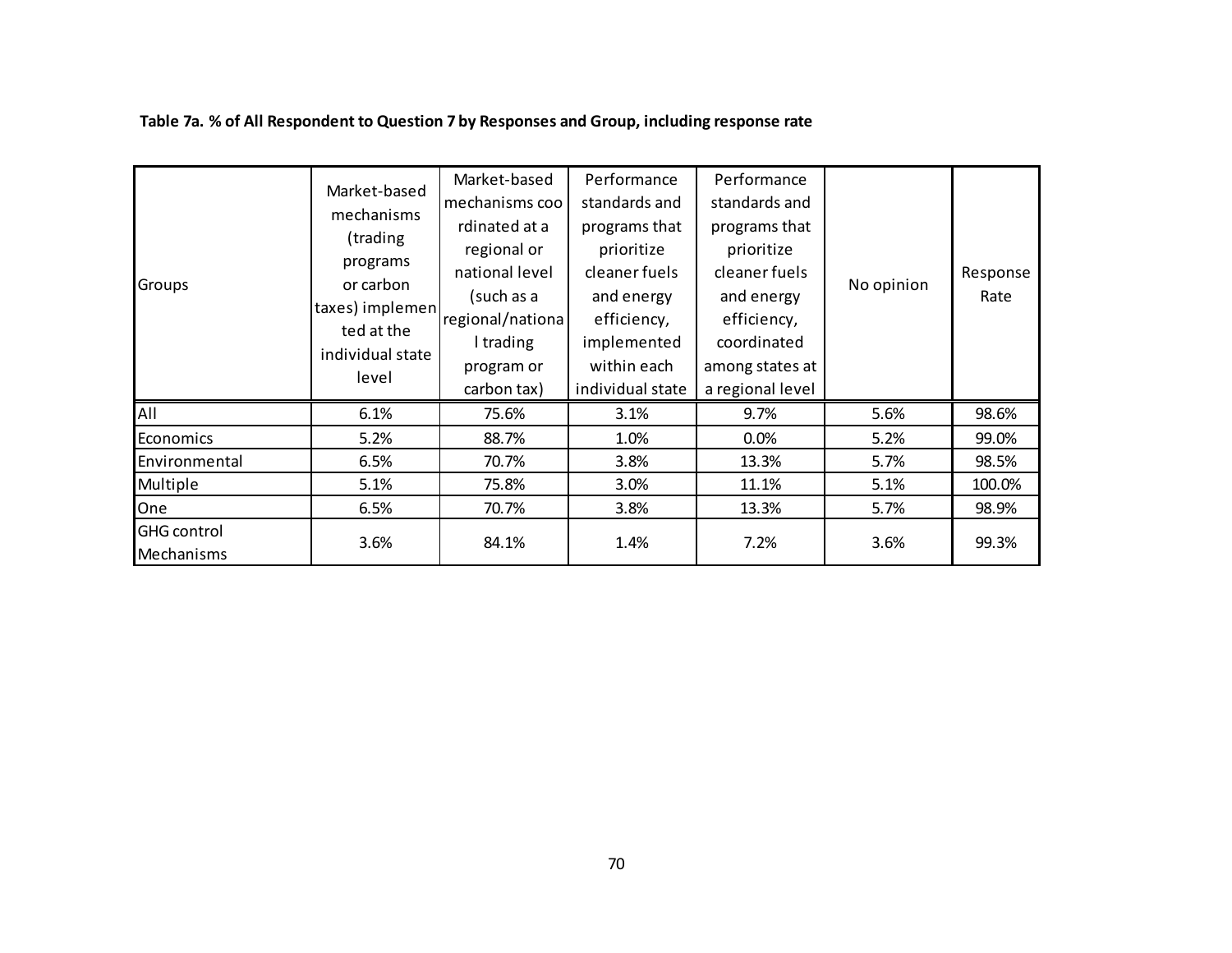**Table 7a. % of All Respondent to Question 7 by Responses and Group, including response rate**

| Groups | Market-based mechanisms (trading programs or carbon taxes) implemented at the individual state level | Market-based mechanisms coordinated at a regional or national level (such as a regional/national trading program or carbon tax) | Performance standards and programs that prioritize cleaner fuels and energy efficiency, implemented within each individual state | Performance standards and programs that prioritize cleaner fuels and energy efficiency, coordinated among states at a regional level | No opinion | Response Rate |
|---|---|---|---|---|---|---|
| All | 6.1% | 75.6% | 3.1% | 9.7% | 5.6% | 98.6% |
| Economics | 5.2% | 88.7% | 1.0% | 0.0% | 5.2% | 99.0% |
| Environmental | 6.5% | 70.7% | 3.8% | 13.3% | 5.7% | 98.5% |
| Multiple | 5.1% | 75.8% | 3.0% | 11.1% | 5.1% | 100.0% |
| One | 6.5% | 70.7% | 3.8% | 13.3% | 5.7% | 98.9% |
| GHG control Mechanisms | 3.6% | 84.1% | 1.4% | 7.2% | 3.6% | 99.3% |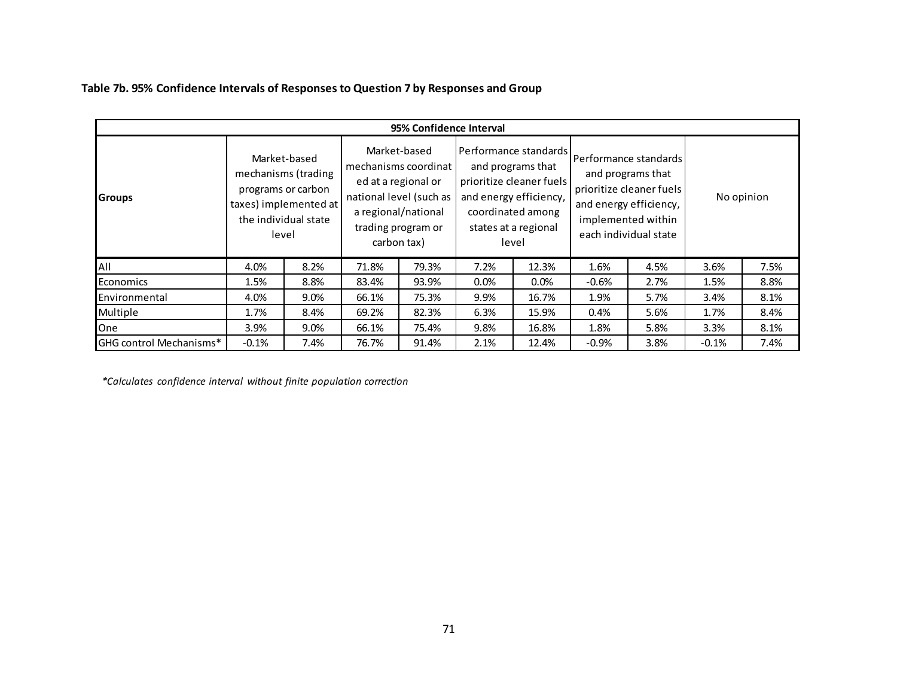**Table 7b. 95% Confidence Intervals of Responses to Question 7 by Responses and Group**

| 95% Confidence Interval | | | | | | | | | | |
|---|---|---|---|---|---|---|---|---|---|---|
| Groups | Market-based mechanisms (trading programs or carbon taxes) implemented at the individual state level | | Market-based mechanisms coordinated at a regional or national level (such as a regional/national trading program or carbon tax) | | Performance standards and programs that prioritize cleaner fuels and energy efficiency, coordinated among states at a regional level | | Performance standards and programs that prioritize cleaner fuels and energy efficiency, implemented within each individual state | | No opinion | |
| All | 4.0% | 8.2% | 71.8% | 79.3% | 7.2% | 12.3% | 1.6% | 4.5% | 3.6% | 7.5% |
| Economics | 1.5% | 8.8% | 83.4% | 93.9% | 0.0% | 0.0% | -0.6% | 2.7% | 1.5% | 8.8% |
| Environmental | 4.0% | 9.0% | 66.1% | 75.3% | 9.9% | 16.7% | 1.9% | 5.7% | 3.4% | 8.1% |
| Multiple | 1.7% | 8.4% | 69.2% | 82.3% | 6.3% | 15.9% | 0.4% | 5.6% | 1.7% | 8.4% |
| One | 3.9% | 9.0% | 66.1% | 75.4% | 9.8% | 16.8% | 1.8% | 5.8% | 3.3% | 8.1% |
| GHG control Mechanisms* | -0.1% | 7.4% | 76.7% | 91.4% | 2.1% | 12.4% | -0.9% | 3.8% | -0.1% | 7.4% |

*\*Calculates confidence interval without finite population correction*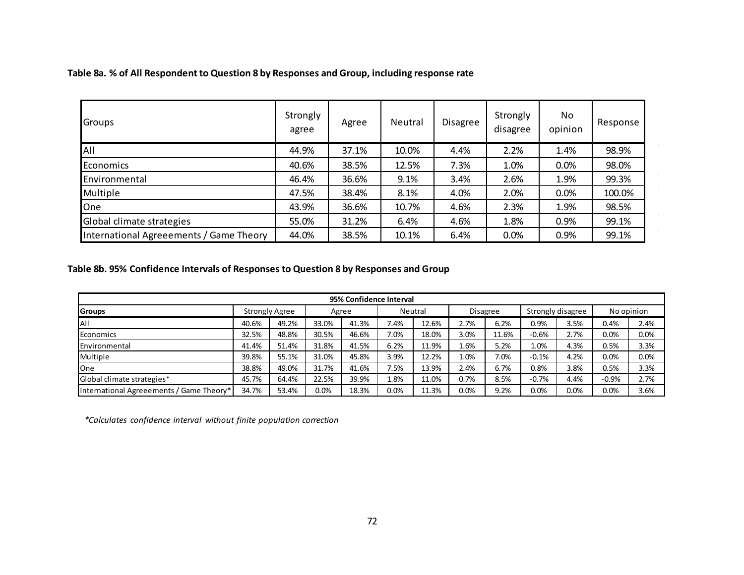**Table 8a. % of All Respondent to Question 8 by Responses and Group, including response rate**

| Groups | Strongly agree | Agree | Neutral | Disagree | Strongly disagree | No opinion | Response |
|---|---|---|---|---|---|---|---|
| All | 44.9% | 37.1% | 10.0% | 4.4% | 2.2% | 1.4% | 98.9% |
| Economics | 40.6% | 38.5% | 12.5% | 7.3% | 1.0% | 0.0% | 98.0% |
| Environmental | 46.4% | 36.6% | 9.1% | 3.4% | 2.6% | 1.9% | 99.3% |
| Multiple | 47.5% | 38.4% | 8.1% | 4.0% | 2.0% | 0.0% | 100.0% |
| One | 43.9% | 36.6% | 10.7% | 4.6% | 2.3% | 1.9% | 98.5% |
| Global climate strategies | 55.0% | 31.2% | 6.4% | 4.6% | 1.8% | 0.9% | 99.1% |
| International Agreeements / Game Theory | 44.0% | 38.5% | 10.1% | 6.4% | 0.0% | 0.9% | 99.1% |

**Table 8b. 95% Confidence Intervals of Responses to Question 8 by Responses and Group**

| 95% Confidence Interval | | | | | | | | | | | | |
|---|---|---|---|---|---|---|---|---|---|---|---|---|
| **Groups** | Strongly Agree | | Agree | | Neutral | | Disagree | | Strongly disagree | | No opinion | |
| All | 40.6% | 49.2% | 33.0% | 41.3% | 7.4% | 12.6% | 2.7% | 6.2% | 0.9% | 3.5% | 0.4% | 2.4% |
| Economics | 32.5% | 48.8% | 30.5% | 46.6% | 7.0% | 18.0% | 3.0% | 11.6% | -0.6% | 2.7% | 0.0% | 0.0% |
| Environmental | 41.4% | 51.4% | 31.8% | 41.5% | 6.2% | 11.9% | 1.6% | 5.2% | 1.0% | 4.3% | 0.5% | 3.3% |
| Multiple | 39.8% | 55.1% | 31.0% | 45.8% | 3.9% | 12.2% | 1.0% | 7.0% | -0.1% | 4.2% | 0.0% | 0.0% |
| One | 38.8% | 49.0% | 31.7% | 41.6% | 7.5% | 13.9% | 2.4% | 6.7% | 0.8% | 3.8% | 0.5% | 3.3% |
| Global climate strategies* | 45.7% | 64.4% | 22.5% | 39.9% | 1.8% | 11.0% | 0.7% | 8.5% | -0.7% | 4.4% | -0.9% | 2.7% |
| International Agreeements / Game Theory* | 34.7% | 53.4% | 0.0% | 18.3% | 0.0% | 11.3% | 0.0% | 9.2% | 0.0% | 0.0% | 0.0% | 3.6% |

*\*Calculates confidence interval without finite population correction*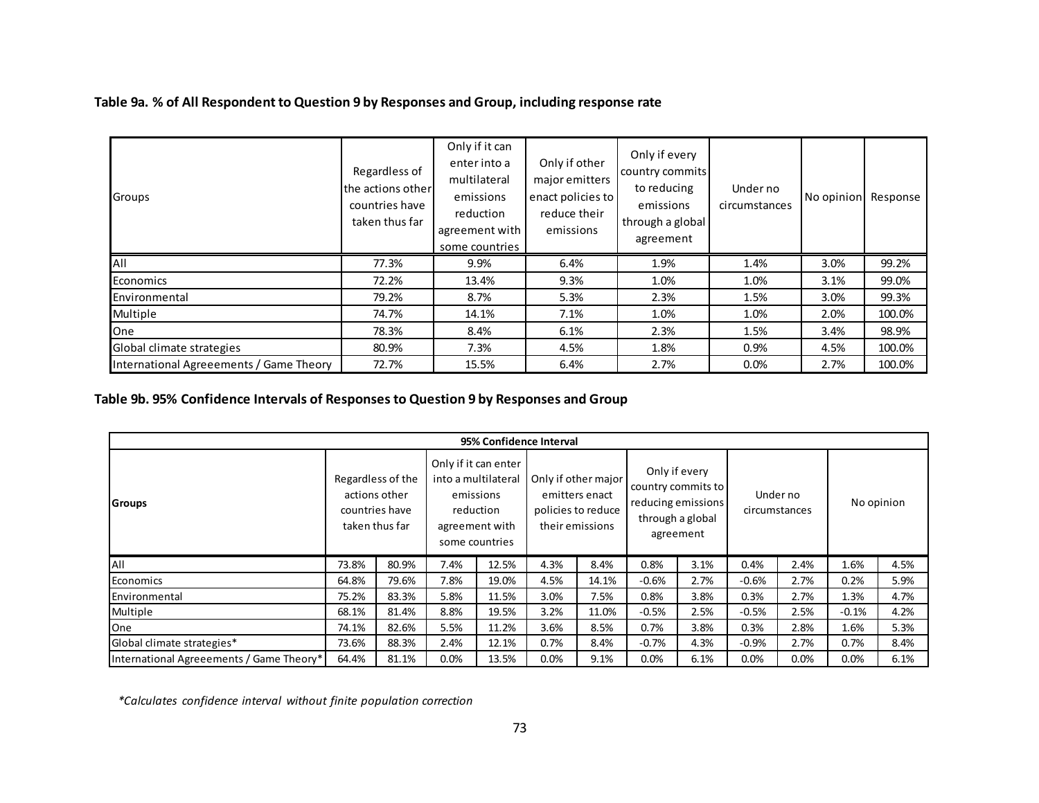**Table 9a. % of All Respondent to Question 9 by Responses and Group, including response rate**

| Groups | Regardless of the actions other countries have taken thus far | Only if it can enter into a multilateral emissions reduction agreement with some countries | Only if other major emitters enact policies to reduce their emissions | Only if every country commits to reducing emissions through a global agreement | Under no circumstances | No opinion | Response |
|---|---|---|---|---|---|---|---|
| All | 77.3% | 9.9% | 6.4% | 1.9% | 1.4% | 3.0% | 99.2% |
| Economics | 72.2% | 13.4% | 9.3% | 1.0% | 1.0% | 3.1% | 99.0% |
| Environmental | 79.2% | 8.7% | 5.3% | 2.3% | 1.5% | 3.0% | 99.3% |
| Multiple | 74.7% | 14.1% | 7.1% | 1.0% | 1.0% | 2.0% | 100.0% |
| One | 78.3% | 8.4% | 6.1% | 2.3% | 1.5% | 3.4% | 98.9% |
| Global climate strategies | 80.9% | 7.3% | 4.5% | 1.8% | 0.9% | 4.5% | 100.0% |
| International Agreeements / Game Theory | 72.7% | 15.5% | 6.4% | 2.7% | 0.0% | 2.7% | 100.0% |

**Table 9b. 95% Confidence Intervals of Responses to Question 9 by Responses and Group**

| | 95% Confidence Interval | | | | | | | | | | | |
|---|---|---|---|---|---|---|---|---|---|---|---|---|
| **Groups** | Regardless of the actions other countries have taken thus far | | Only if it can enter into a multilateral emissions reduction agreement with some countries | | Only if other major emitters enact policies to reduce their emissions | | Only if every country commits to reducing emissions through a global agreement | | Under no circumstances | | No opinion | |
| All | 73.8% | 80.9% | 7.4% | 12.5% | 4.3% | 8.4% | 0.8% | 3.1% | 0.4% | 2.4% | 1.6% | 4.5% |
| Economics | 64.8% | 79.6% | 7.8% | 19.0% | 4.5% | 14.1% | -0.6% | 2.7% | -0.6% | 2.7% | 0.2% | 5.9% |
| Environmental | 75.2% | 83.3% | 5.8% | 11.5% | 3.0% | 7.5% | 0.8% | 3.8% | 0.3% | 2.7% | 1.3% | 4.7% |
| Multiple | 68.1% | 81.4% | 8.8% | 19.5% | 3.2% | 11.0% | -0.5% | 2.5% | -0.5% | 2.5% | -0.1% | 4.2% |
| One | 74.1% | 82.6% | 5.5% | 11.2% | 3.6% | 8.5% | 0.7% | 3.8% | 0.3% | 2.8% | 1.6% | 5.3% |
| Global climate strategies* | 73.6% | 88.3% | 2.4% | 12.1% | 0.7% | 8.4% | -0.7% | 4.3% | -0.9% | 2.7% | 0.7% | 8.4% |
| International Agreeements / Game Theory* | 64.4% | 81.1% | 0.0% | 13.5% | 0.0% | 9.1% | 0.0% | 6.1% | 0.0% | 0.0% | 0.0% | 6.1% |

*\*Calculates confidence interval without finite population correction*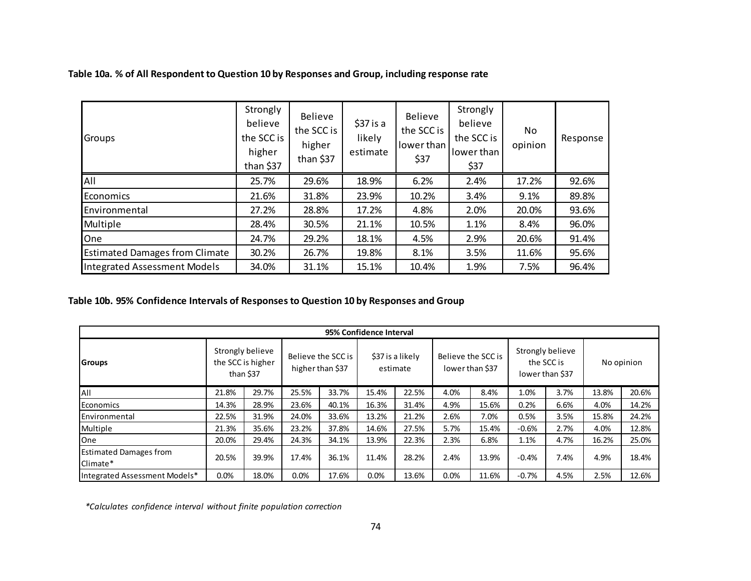**Table 10a. % of All Respondent to Question 10 by Responses and Group, including response rate**

| Groups | Strongly believe the SCC is higher than $37 | Believe the SCC is higher than $37 | $37 is a likely estimate | Believe the SCC is lower than $37 | Strongly believe the SCC is lower than $37 | No opinion | Response |
|---|---|---|---|---|---|---|---|
| All | 25.7% | 29.6% | 18.9% | 6.2% | 2.4% | 17.2% | 92.6% |
| Economics | 21.6% | 31.8% | 23.9% | 10.2% | 3.4% | 9.1% | 89.8% |
| Environmental | 27.2% | 28.8% | 17.2% | 4.8% | 2.0% | 20.0% | 93.6% |
| Multiple | 28.4% | 30.5% | 21.1% | 10.5% | 1.1% | 8.4% | 96.0% |
| One | 24.7% | 29.2% | 18.1% | 4.5% | 2.9% | 20.6% | 91.4% |
| Estimated Damages from Climate | 30.2% | 26.7% | 19.8% | 8.1% | 3.5% | 11.6% | 95.6% |
| Integrated Assessment Models | 34.0% | 31.1% | 15.1% | 10.4% | 1.9% | 7.5% | 96.4% |

**Table 10b. 95% Confidence Intervals of Responses to Question 10 by Responses and Group**

| 95% Confidence Interval | | | | | | | | | | | | |
|---|---|---|---|---|---|---|---|---|---|---|---|---|
| **Groups** | Strongly believe the SCC is higher than $37 | | Believe the SCC is higher than $37 | | $37 is a likely estimate | | Believe the SCC is lower than $37 | | Strongly believe the SCC is lower than $37 | | No opinion | |
| All | 21.8% | 29.7% | 25.5% | 33.7% | 15.4% | 22.5% | 4.0% | 8.4% | 1.0% | 3.7% | 13.8% | 20.6% |
| Economics | 14.3% | 28.9% | 23.6% | 40.1% | 16.3% | 31.4% | 4.9% | 15.6% | 0.2% | 6.6% | 4.0% | 14.2% |
| Environmental | 22.5% | 31.9% | 24.0% | 33.6% | 13.2% | 21.2% | 2.6% | 7.0% | 0.5% | 3.5% | 15.8% | 24.2% |
| Multiple | 21.3% | 35.6% | 23.2% | 37.8% | 14.6% | 27.5% | 5.7% | 15.4% | -0.6% | 2.7% | 4.0% | 12.8% |
| One | 20.0% | 29.4% | 24.3% | 34.1% | 13.9% | 22.3% | 2.3% | 6.8% | 1.1% | 4.7% | 16.2% | 25.0% |
| Estimated Damages from Climate* | 20.5% | 39.9% | 17.4% | 36.1% | 11.4% | 28.2% | 2.4% | 13.9% | -0.4% | 7.4% | 4.9% | 18.4% |
| Integrated Assessment Models* | 0.0% | 18.0% | 0.0% | 17.6% | 0.0% | 13.6% | 0.0% | 11.6% | -0.7% | 4.5% | 2.5% | 12.6% |

*\*Calculates confidence interval without finite population correction*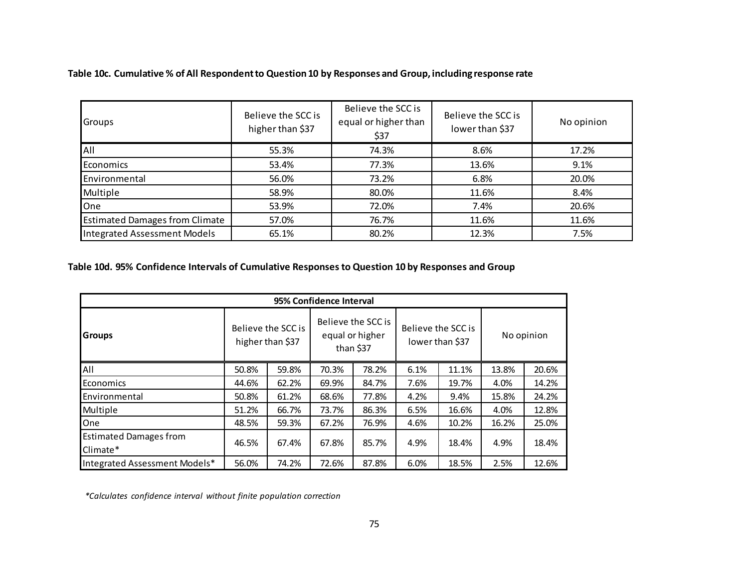**Table 10c. Cumulative % of All Respondent to Question 10 by Responses and Group, including response rate**

| Groups | Believe the SCC is higher than $37 | Believe the SCC is equal or higher than $37 | Believe the SCC is lower than $37 | No opinion |
|---|---|---|---|---|
| All | 55.3% | 74.3% | 8.6% | 17.2% |
| Economics | 53.4% | 77.3% | 13.6% | 9.1% |
| Environmental | 56.0% | 73.2% | 6.8% | 20.0% |
| Multiple | 58.9% | 80.0% | 11.6% | 8.4% |
| One | 53.9% | 72.0% | 7.4% | 20.6% |
| Estimated Damages from Climate | 57.0% | 76.7% | 11.6% | 11.6% |
| Integrated Assessment Models | 65.1% | 80.2% | 12.3% | 7.5% |

**Table 10d. 95% Confidence Intervals of Cumulative Responses to Question 10 by Responses and Group**

| 95% Confidence Interval | | | | | | | | |
|---|---|---|---|---|---|---|---|---|
| **Groups** | Believe the SCC is higher than $37 | | Believe the SCC is equal or higher than $37 | | Believe the SCC is lower than $37 | | No opinion | |
| All | 50.8% | 59.8% | 70.3% | 78.2% | 6.1% | 11.1% | 13.8% | 20.6% |
| Economics | 44.6% | 62.2% | 69.9% | 84.7% | 7.6% | 19.7% | 4.0% | 14.2% |
| Environmental | 50.8% | 61.2% | 68.6% | 77.8% | 4.2% | 9.4% | 15.8% | 24.2% |
| Multiple | 51.2% | 66.7% | 73.7% | 86.3% | 6.5% | 16.6% | 4.0% | 12.8% |
| One | 48.5% | 59.3% | 67.2% | 76.9% | 4.6% | 10.2% | 16.2% | 25.0% |
| Estimated Damages from Climate* | 46.5% | 67.4% | 67.8% | 85.7% | 4.9% | 18.4% | 4.9% | 18.4% |
| Integrated Assessment Models* | 56.0% | 74.2% | 72.6% | 87.8% | 6.0% | 18.5% | 2.5% | 12.6% |

*\*Calculates confidence interval without finite population correction*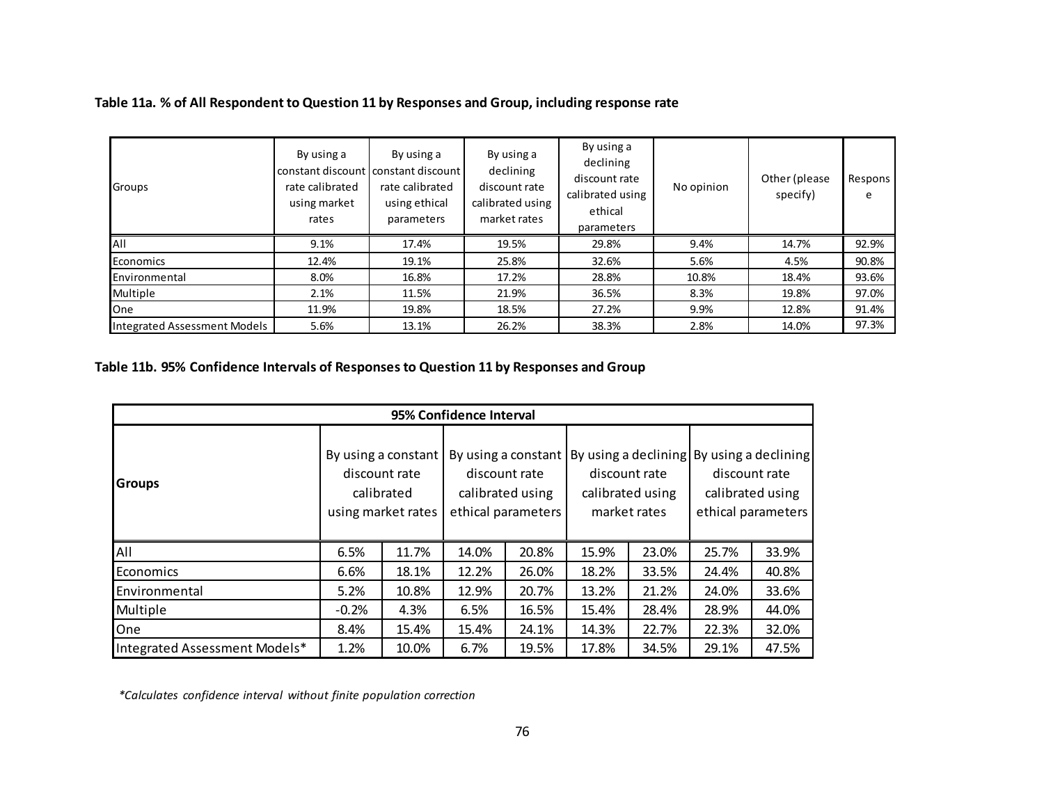**Table 11a. % of All Respondent to Question 11 by Responses and Group, including response rate**

| Groups | By using a constant discount rate calibrated using market rates | By using a constant discount rate calibrated using ethical parameters | By using a declining discount rate calibrated using market rates | By using a declining discount rate calibrated using ethical parameters | No opinion | Other (please specify) | Response |
|---|---|---|---|---|---|---|---|
| All | 9.1% | 17.4% | 19.5% | 29.8% | 9.4% | 14.7% | 92.9% |
| Economics | 12.4% | 19.1% | 25.8% | 32.6% | 5.6% | 4.5% | 90.8% |
| Environmental | 8.0% | 16.8% | 17.2% | 28.8% | 10.8% | 18.4% | 93.6% |
| Multiple | 2.1% | 11.5% | 21.9% | 36.5% | 8.3% | 19.8% | 97.0% |
| One | 11.9% | 19.8% | 18.5% | 27.2% | 9.9% | 12.8% | 91.4% |
| Integrated Assessment Models | 5.6% | 13.1% | 26.2% | 38.3% | 2.8% | 14.0% | 97.3% |

**Table 11b. 95% Confidence Intervals of Responses to Question 11 by Responses and Group**

| 95% Confidence Interval | | | | | | | | |
|---|---|---|---|---|---|---|---|---|
| **Groups** | By using a constant discount rate calibrated using market rates | | By using a constant discount rate calibrated using ethical parameters | | By using a declining discount rate calibrated using market rates | | By using a declining discount rate calibrated using ethical parameters | |
| All | 6.5% | 11.7% | 14.0% | 20.8% | 15.9% | 23.0% | 25.7% | 33.9% |
| Economics | 6.6% | 18.1% | 12.2% | 26.0% | 18.2% | 33.5% | 24.4% | 40.8% |
| Environmental | 5.2% | 10.8% | 12.9% | 20.7% | 13.2% | 21.2% | 24.0% | 33.6% |
| Multiple | -0.2% | 4.3% | 6.5% | 16.5% | 15.4% | 28.4% | 28.9% | 44.0% |
| One | 8.4% | 15.4% | 15.4% | 24.1% | 14.3% | 22.7% | 22.3% | 32.0% |
| Integrated Assessment Models* | 1.2% | 10.0% | 6.7% | 19.5% | 17.8% | 34.5% | 29.1% | 47.5% |

*\*Calculates confidence interval without finite population correction*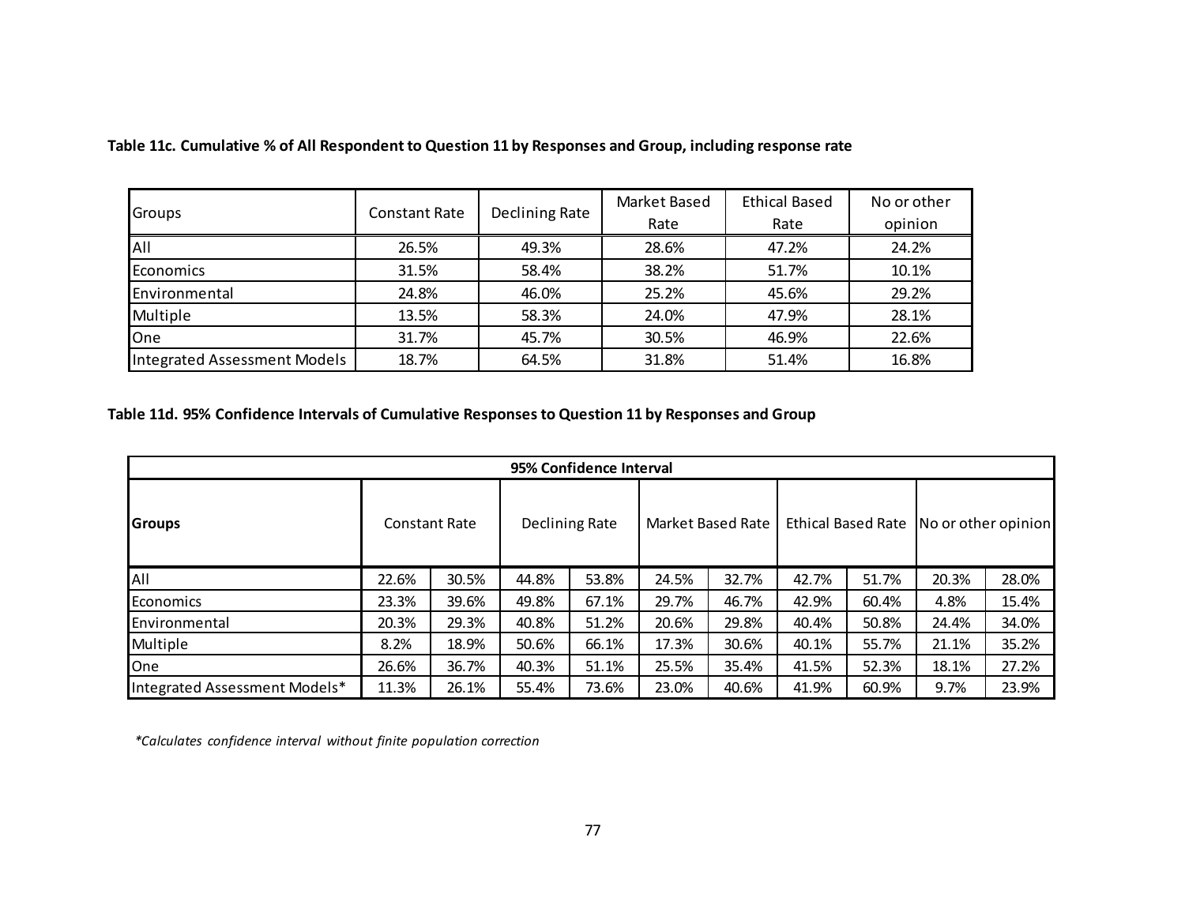**Table 11c. Cumulative % of All Respondent to Question 11 by Responses and Group, including response rate**

| Groups | Constant Rate | Declining Rate | Market Based Rate | Ethical Based Rate | No or other opinion |
|---|---|---|---|---|---|
| All | 26.5% | 49.3% | 28.6% | 47.2% | 24.2% |
| Economics | 31.5% | 58.4% | 38.2% | 51.7% | 10.1% |
| Environmental | 24.8% | 46.0% | 25.2% | 45.6% | 29.2% |
| Multiple | 13.5% | 58.3% | 24.0% | 47.9% | 28.1% |
| One | 31.7% | 45.7% | 30.5% | 46.9% | 22.6% |
| Integrated Assessment Models | 18.7% | 64.5% | 31.8% | 51.4% | 16.8% |

**Table 11d. 95% Confidence Intervals of Cumulative Responses to Question 11 by Responses and Group**

| 95% Confidence Interval | | | | | | | | | | |
|---|---|---|---|---|---|---|---|---|---|---|
| **Groups** | Constant Rate | | Declining Rate | | Market Based Rate | | Ethical Based Rate | | No or other opinion | |
| All | 22.6% | 30.5% | 44.8% | 53.8% | 24.5% | 32.7% | 42.7% | 51.7% | 20.3% | 28.0% |
| Economics | 23.3% | 39.6% | 49.8% | 67.1% | 29.7% | 46.7% | 42.9% | 60.4% | 4.8% | 15.4% |
| Environmental | 20.3% | 29.3% | 40.8% | 51.2% | 20.6% | 29.8% | 40.4% | 50.8% | 24.4% | 34.0% |
| Multiple | 8.2% | 18.9% | 50.6% | 66.1% | 17.3% | 30.6% | 40.1% | 55.7% | 21.1% | 35.2% |
| One | 26.6% | 36.7% | 40.3% | 51.1% | 25.5% | 35.4% | 41.5% | 52.3% | 18.1% | 27.2% |
| Integrated Assessment Models* | 11.3% | 26.1% | 55.4% | 73.6% | 23.0% | 40.6% | 41.9% | 60.9% | 9.7% | 23.9% |

*\*Calculates confidence interval without finite population correction*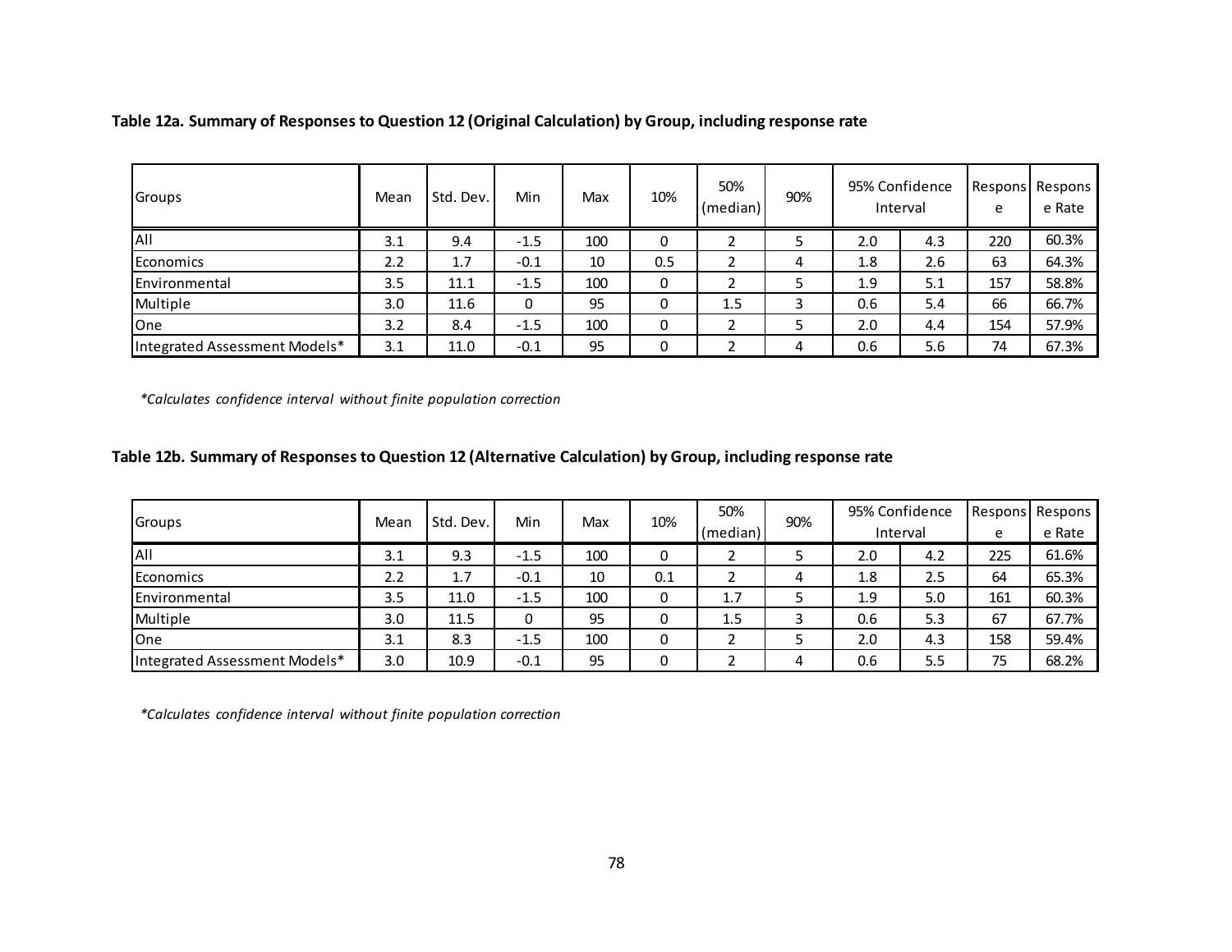**Table 12a. Summary of Responses to Question 12 (Original Calculation) by Group, including response rate**

| Groups | Mean | Std. Dev. | Min | Max | 10% | 50% (median) | 90% | 95% Confidence Interval | | Response | Response Rate |
|---|---|---|---|---|---|---|---|---|---|---|---|
| All | 3.1 | 9.4 | -1.5 | 100 | 0 | 2 | 5 | 2.0 | 4.3 | 220 | 60.3% |
| Economics | 2.2 | 1.7 | -0.1 | 10 | 0.5 | 2 | 4 | 1.8 | 2.6 | 63 | 64.3% |
| Environmental | 3.5 | 11.1 | -1.5 | 100 | 0 | 2 | 5 | 1.9 | 5.1 | 157 | 58.8% |
| Multiple | 3.0 | 11.6 | 0 | 95 | 0 | 1.5 | 3 | 0.6 | 5.4 | 66 | 66.7% |
| One | 3.2 | 8.4 | -1.5 | 100 | 0 | 2 | 5 | 2.0 | 4.4 | 154 | 57.9% |
| Integrated Assessment Models* | 3.1 | 11.0 | -0.1 | 95 | 0 | 2 | 4 | 0.6 | 5.6 | 74 | 67.3% |

*\*Calculates confidence interval without finite population correction*

**Table 12b. Summary of Responses to Question 12 (Alternative Calculation) by Group, including response rate**

| Groups | Mean | Std. Dev. | Min | Max | 10% | 50% (median) | 90% | 95% Confidence Interval | | Response | Response Rate |
|---|---|---|---|---|---|---|---|---|---|---|---|
| All | 3.1 | 9.3 | -1.5 | 100 | 0 | 2 | 5 | 2.0 | 4.2 | 225 | 61.6% |
| Economics | 2.2 | 1.7 | -0.1 | 10 | 0.1 | 2 | 4 | 1.8 | 2.5 | 64 | 65.3% |
| Environmental | 3.5 | 11.0 | -1.5 | 100 | 0 | 1.7 | 5 | 1.9 | 5.0 | 161 | 60.3% |
| Multiple | 3.0 | 11.5 | 0 | 95 | 0 | 1.5 | 3 | 0.6 | 5.3 | 67 | 67.7% |
| One | 3.1 | 8.3 | -1.5 | 100 | 0 | 2 | 5 | 2.0 | 4.3 | 158 | 59.4% |
| Integrated Assessment Models* | 3.0 | 10.9 | -0.1 | 95 | 0 | 2 | 4 | 0.6 | 5.5 | 75 | 68.2% |

*\*Calculates confidence interval without finite population correction*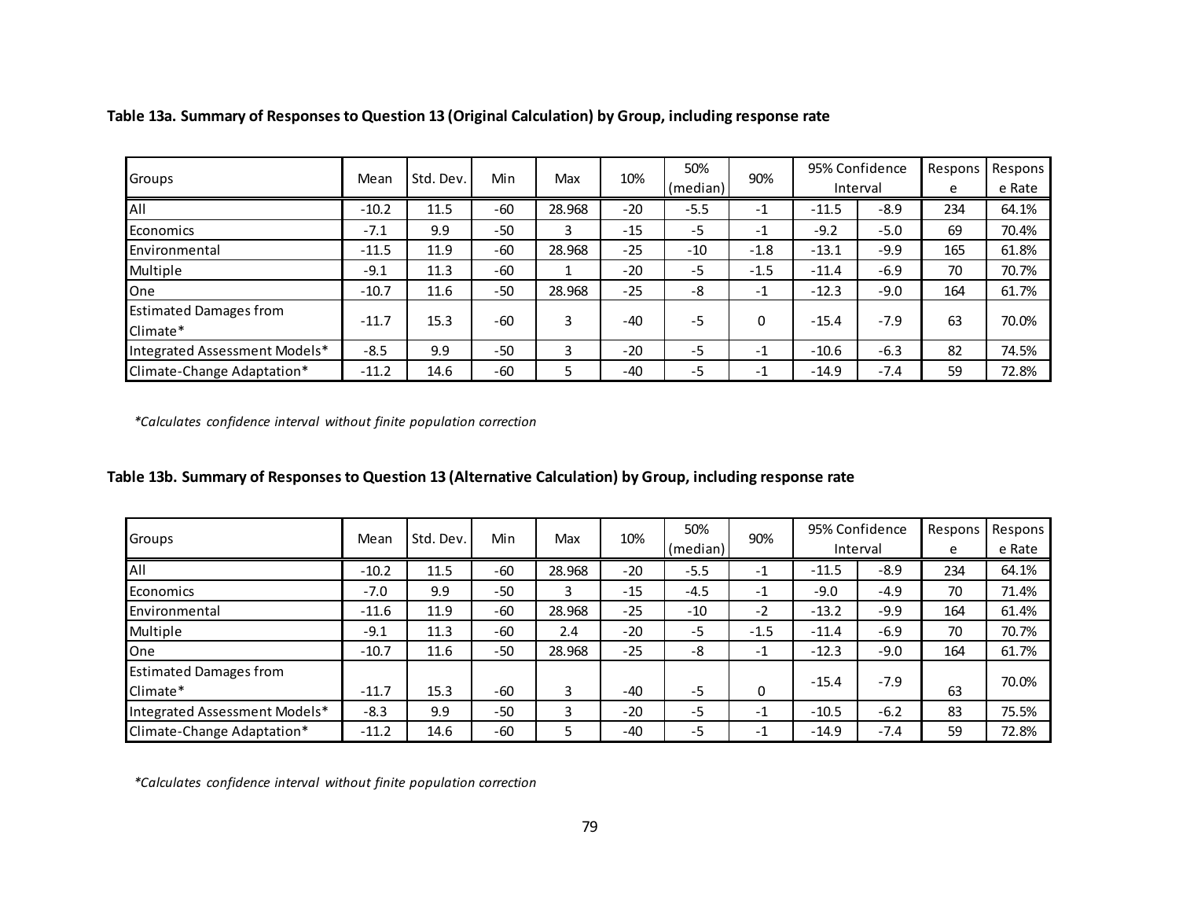**Table 13a. Summary of Responses to Question 13 (Original Calculation) by Group, including response rate**

| Groups | Mean | Std. Dev. | Min | Max | 10% | 50% (median) | 90% | 95% Confidence Interval | | Response | Response Rate |
|---|---|---|---|---|---|---|---|---|---|---|---|
| All | -10.2 | 11.5 | -60 | 28.968 | -20 | -5.5 | -1 | -11.5 | -8.9 | 234 | 64.1% |
| Economics | -7.1 | 9.9 | -50 | 3 | -15 | -5 | -1 | -9.2 | -5.0 | 69 | 70.4% |
| Environmental | -11.5 | 11.9 | -60 | 28.968 | -25 | -10 | -1.8 | -13.1 | -9.9 | 165 | 61.8% |
| Multiple | -9.1 | 11.3 | -60 | 1 | -20 | -5 | -1.5 | -11.4 | -6.9 | 70 | 70.7% |
| One | -10.7 | 11.6 | -50 | 28.968 | -25 | -8 | -1 | -12.3 | -9.0 | 164 | 61.7% |
| Estimated Damages from Climate* | -11.7 | 15.3 | -60 | 3 | -40 | -5 | 0 | -15.4 | -7.9 | 63 | 70.0% |
| Integrated Assessment Models* | -8.5 | 9.9 | -50 | 3 | -20 | -5 | -1 | -10.6 | -6.3 | 82 | 74.5% |
| Climate-Change Adaptation* | -11.2 | 14.6 | -60 | 5 | -40 | -5 | -1 | -14.9 | -7.4 | 59 | 72.8% |

*\*Calculates confidence interval without finite population correction*

**Table 13b. Summary of Responses to Question 13 (Alternative Calculation) by Group, including response rate**

| Groups | Mean | Std. Dev. | Min | Max | 10% | 50% (median) | 90% | 95% Confidence Interval | | Response | Response Rate |
|---|---|---|---|---|---|---|---|---|---|---|---|
| All | -10.2 | 11.5 | -60 | 28.968 | -20 | -5.5 | -1 | -11.5 | -8.9 | 234 | 64.1% |
| Economics | -7.0 | 9.9 | -50 | 3 | -15 | -4.5 | -1 | -9.0 | -4.9 | 70 | 71.4% |
| Environmental | -11.6 | 11.9 | -60 | 28.968 | -25 | -10 | -2 | -13.2 | -9.9 | 164 | 61.4% |
| Multiple | -9.1 | 11.3 | -60 | 2.4 | -20 | -5 | -1.5 | -11.4 | -6.9 | 70 | 70.7% |
| One | -10.7 | 11.6 | -50 | 28.968 | -25 | -8 | -1 | -12.3 | -9.0 | 164 | 61.7% |
| Estimated Damages from Climate* | -11.7 | 15.3 | -60 | 3 | -40 | -5 | 0 | -15.4 | -7.9 | 63 | 70.0% |
| Integrated Assessment Models* | -8.3 | 9.9 | -50 | 3 | -20 | -5 | -1 | -10.5 | -6.2 | 83 | 75.5% |
| Climate-Change Adaptation* | -11.2 | 14.6 | -60 | 5 | -40 | -5 | -1 | -14.9 | -7.4 | 59 | 72.8% |

*\*Calculates confidence interval without finite population correction*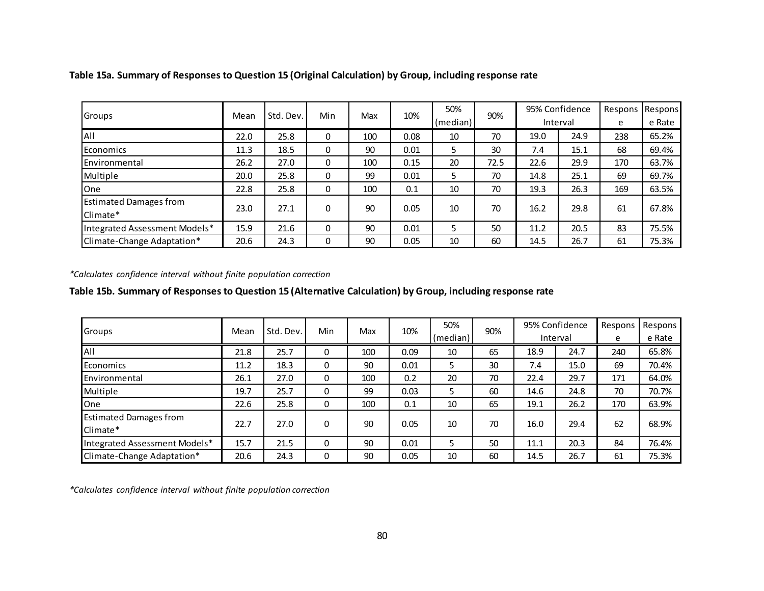**Table 15a. Summary of Responses to Question 15 (Original Calculation) by Group, including response rate**

| Groups | Mean | Std. Dev. | Min | Max | 10% | 50% (median) | 90% | 95% Confidence Interval | | Response | Response Rate |
|---|---|---|---|---|---|---|---|---|---|---|---|
| All | 22.0 | 25.8 | 0 | 100 | 0.08 | 10 | 70 | 19.0 | 24.9 | 238 | 65.2% |
| Economics | 11.3 | 18.5 | 0 | 90 | 0.01 | 5 | 30 | 7.4 | 15.1 | 68 | 69.4% |
| Environmental | 26.2 | 27.0 | 0 | 100 | 0.15 | 20 | 72.5 | 22.6 | 29.9 | 170 | 63.7% |
| Multiple | 20.0 | 25.8 | 0 | 99 | 0.01 | 5 | 70 | 14.8 | 25.1 | 69 | 69.7% |
| One | 22.8 | 25.8 | 0 | 100 | 0.1 | 10 | 70 | 19.3 | 26.3 | 169 | 63.5% |
| Estimated Damages from Climate* | 23.0 | 27.1 | 0 | 90 | 0.05 | 10 | 70 | 16.2 | 29.8 | 61 | 67.8% |
| Integrated Assessment Models* | 15.9 | 21.6 | 0 | 90 | 0.01 | 5 | 50 | 11.2 | 20.5 | 83 | 75.5% |
| Climate-Change Adaptation* | 20.6 | 24.3 | 0 | 90 | 0.05 | 10 | 60 | 14.5 | 26.7 | 61 | 75.3% |

*\*Calculates confidence interval without finite population correction*

**Table 15b. Summary of Responses to Question 15 (Alternative Calculation) by Group, including response rate**

| Groups | Mean | Std. Dev. | Min | Max | 10% | 50% (median) | 90% | 95% Confidence Interval | | Response | Response Rate |
|---|---|---|---|---|---|---|---|---|---|---|---|
| All | 21.8 | 25.7 | 0 | 100 | 0.09 | 10 | 65 | 18.9 | 24.7 | 240 | 65.8% |
| Economics | 11.2 | 18.3 | 0 | 90 | 0.01 | 5 | 30 | 7.4 | 15.0 | 69 | 70.4% |
| Environmental | 26.1 | 27.0 | 0 | 100 | 0.2 | 20 | 70 | 22.4 | 29.7 | 171 | 64.0% |
| Multiple | 19.7 | 25.7 | 0 | 99 | 0.03 | 5 | 60 | 14.6 | 24.8 | 70 | 70.7% |
| One | 22.6 | 25.8 | 0 | 100 | 0.1 | 10 | 65 | 19.1 | 26.2 | 170 | 63.9% |
| Estimated Damages from Climate* | 22.7 | 27.0 | 0 | 90 | 0.05 | 10 | 70 | 16.0 | 29.4 | 62 | 68.9% |
| Integrated Assessment Models* | 15.7 | 21.5 | 0 | 90 | 0.01 | 5 | 50 | 11.1 | 20.3 | 84 | 76.4% |
| Climate-Change Adaptation* | 20.6 | 24.3 | 0 | 90 | 0.05 | 10 | 60 | 14.5 | 26.7 | 61 | 75.3% |

*\*Calculates confidence interval without finite population correction*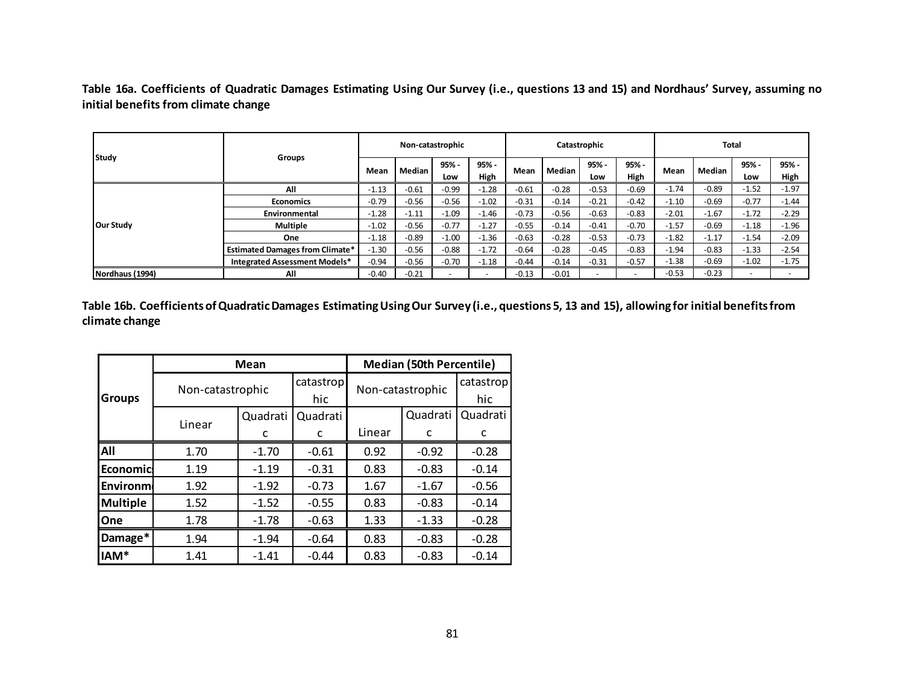**Table 16a. Coefficients of Quadratic Damages Estimating Using Our Survey (i.e., questions 13 and 15) and Nordhaus' Survey, assuming no initial benefits from climate change**

| Study | Groups | Non-catastrophic | | | | Catastrophic | | | | Total | | | |
|---|---|---|---|---|---|---|---|---|---|---|---|---|---|
| | | Mean | Median | 95% - Low | 95% - High | Mean | Median | 95% - Low | 95% - High | Mean | Median | 95% - Low | 95% - High |
| Our Study | All | -1.13 | -0.61 | -0.99 | -1.28 | -0.61 | -0.28 | -0.53 | -0.69 | -1.74 | -0.89 | -1.52 | -1.97 |
| | Economics | -0.79 | -0.56 | -0.56 | -1.02 | -0.31 | -0.14 | -0.21 | -0.42 | -1.10 | -0.69 | -0.77 | -1.44 |
| | Environmental | -1.28 | -1.11 | -1.09 | -1.46 | -0.73 | -0.56 | -0.63 | -0.83 | -2.01 | -1.67 | -1.72 | -2.29 |
| | Multiple | -1.02 | -0.56 | -0.77 | -1.27 | -0.55 | -0.14 | -0.41 | -0.70 | -1.57 | -0.69 | -1.18 | -1.96 |
| | One | -1.18 | -0.89 | -1.00 | -1.36 | -0.63 | -0.28 | -0.53 | -0.73 | -1.82 | -1.17 | -1.54 | -2.09 |
| | Estimated Damages from Climate* | -1.30 | -0.56 | -0.88 | -1.72 | -0.64 | -0.28 | -0.45 | -0.83 | -1.94 | -0.83 | -1.33 | -2.54 |
| | Integrated Assessment Models* | -0.94 | -0.56 | -0.70 | -1.18 | -0.44 | -0.14 | -0.31 | -0.57 | -1.38 | -0.69 | -1.02 | -1.75 |
| Nordhaus (1994) | All | -0.40 | -0.21 | - | - | -0.13 | -0.01 | - | - | -0.53 | -0.23 | - | - |

**Table 16b. Coefficients of Quadratic Damages Estimating Using Our Survey (i.e., questions 5, 13 and 15), allowing for initial benefits from climate change**

| Groups | Mean | | | Median (50th Percentile) | | |
|---|---|---|---|---|---|---|
| | Non-catastrophic | | catastrophic | Non-catastrophic | | catastrophic |
| | Linear | Quadratic | Quadratic | Linear | Quadratic | Quadratic |
| All | 1.70 | -1.70 | -0.61 | 0.92 | -0.92 | -0.28 |
| Economics | 1.19 | -1.19 | -0.31 | 0.83 | -0.83 | -0.14 |
| Environmental | 1.92 | -1.92 | -0.73 | 1.67 | -1.67 | -0.56 |
| Multiple | 1.52 | -1.52 | -0.55 | 0.83 | -0.83 | -0.14 |
| One | 1.78 | -1.78 | -0.63 | 1.33 | -1.33 | -0.28 |
| Damage* | 1.94 | -1.94 | -0.64 | 0.83 | -0.83 | -0.28 |
| IAM* | 1.41 | -1.41 | -0.44 | 0.83 | -0.83 | -0.14 |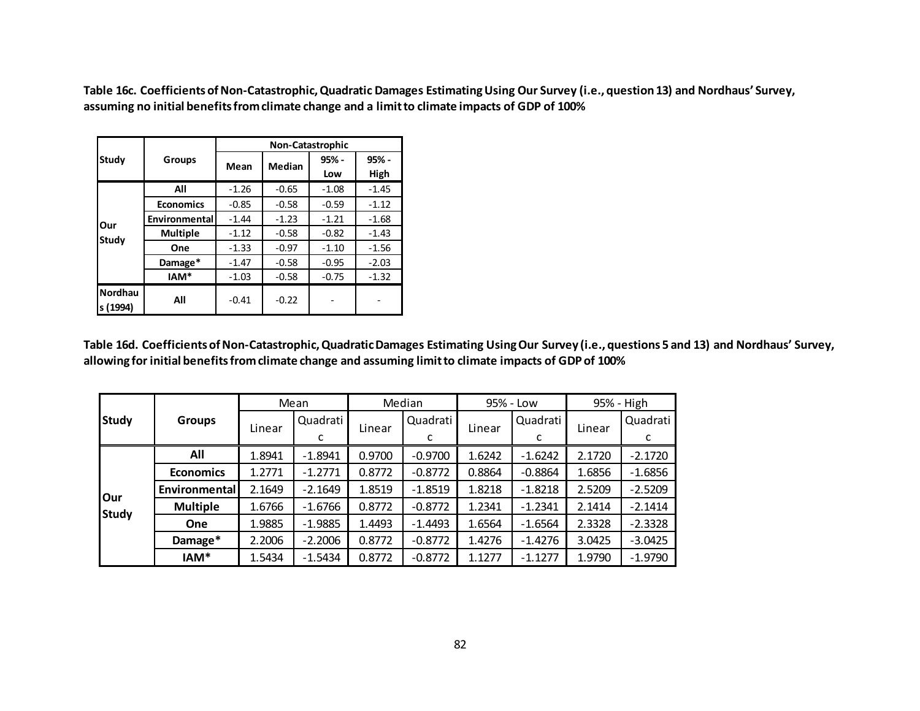**Table 16c. Coefficients of Non-Catastrophic, Quadratic Damages Estimating Using Our Survey (i.e., question 13) and Nordhaus' Survey, assuming no initial benefits from climate change and a limit to climate impacts of GDP of 100%**

| Study | Groups | Non-Catastrophic | | | |
|---|---|---|---|---|---|
| | | Mean | Median | 95% - Low | 95% - High |
| Our Study | All | -1.26 | -0.65 | -1.08 | -1.45 |
| | Economics | -0.85 | -0.58 | -0.59 | -1.12 |
| | Environmental | -1.44 | -1.23 | -1.21 | -1.68 |
| | Multiple | -1.12 | -0.58 | -0.82 | -1.43 |
| | One | -1.33 | -0.97 | -1.10 | -1.56 |
| | Damage* | -1.47 | -0.58 | -0.95 | -2.03 |
| | IAM* | -1.03 | -0.58 | -0.75 | -1.32 |
| Nordhaus (1994) | All | -0.41 | -0.22 | - | - |

**Table 16d. Coefficients of Non-Catastrophic, Quadratic Damages Estimating Using Our Survey (i.e., questions 5 and 13) and Nordhaus' Survey, allowing for initial benefits from climate change and assuming limit to climate impacts of GDP of 100%**

| Study | Groups | Mean | | Median | | 95% - Low | | 95% - High | |
|---|---|---|---|---|---|---|---|---|---|
| | | Linear | Quadratic | Linear | Quadratic | Linear | Quadratic | Linear | Quadratic |
| Our Study | All | 1.8941 | -1.8941 | 0.9700 | -0.9700 | 1.6242 | -1.6242 | 2.1720 | -2.1720 |
| | Economics | 1.2771 | -1.2771 | 0.8772 | -0.8772 | 0.8864 | -0.8864 | 1.6856 | -1.6856 |
| | Environmental | 2.1649 | -2.1649 | 1.8519 | -1.8519 | 1.8218 | -1.8218 | 2.5209 | -2.5209 |
| | Multiple | 1.6766 | -1.6766 | 0.8772 | -0.8772 | 1.2341 | -1.2341 | 2.1414 | -2.1414 |
| | One | 1.9885 | -1.9885 | 1.4493 | -1.4493 | 1.6564 | -1.6564 | 2.3328 | -2.3328 |
| | Damage* | 2.2006 | -2.2006 | 0.8772 | -0.8772 | 1.4276 | -1.4276 | 3.0425 | -3.0425 |
| | IAM* | 1.5434 | -1.5434 | 0.8772 | -0.8772 | 1.1277 | -1.1277 | 1.9790 | -1.9790 |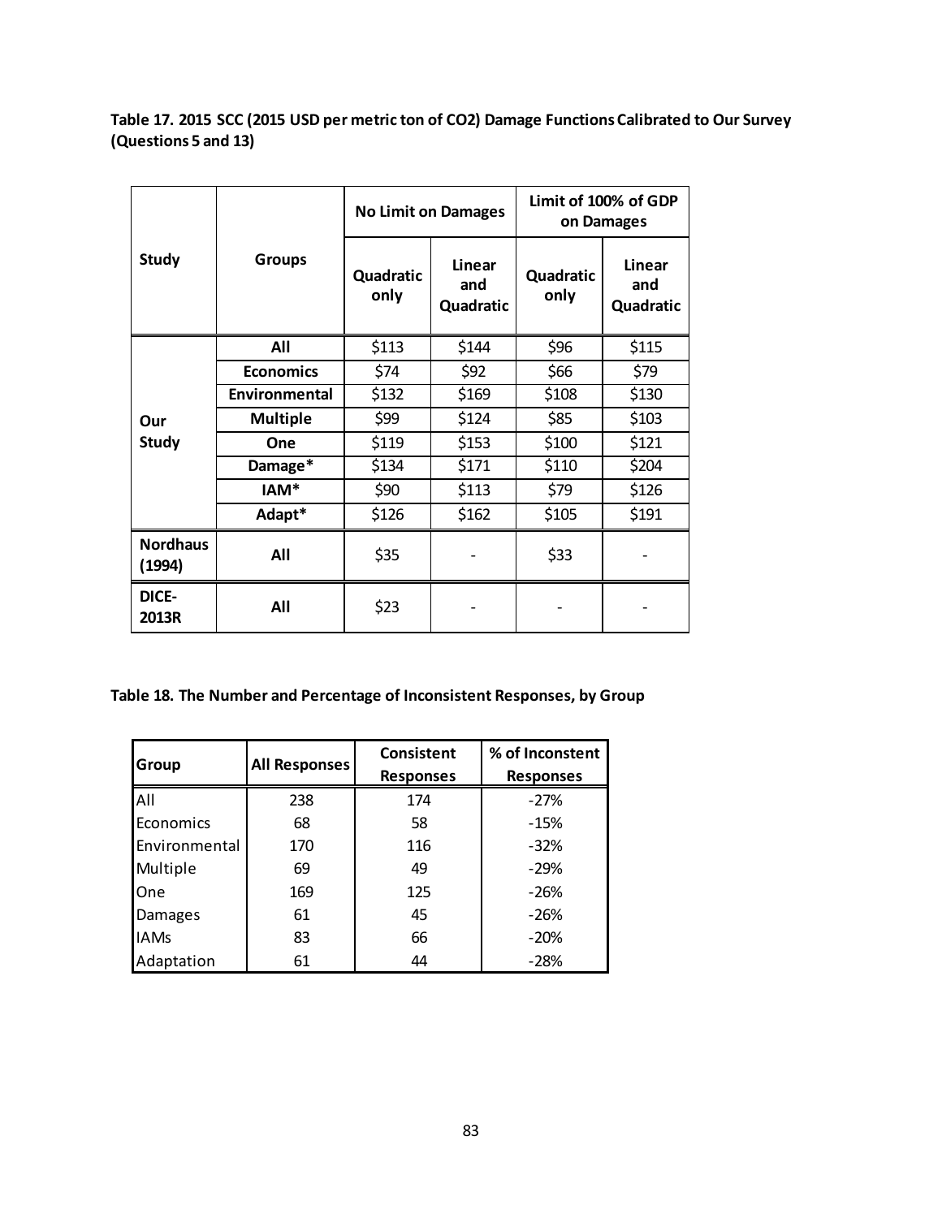**Table 17. 2015 SCC (2015 USD per metric ton of CO2) Damage Functions Calibrated to Our Survey (Questions 5 and 13)**

| Study | Groups | No Limit on Damages | | Limit of 100% of GDP on Damages | |
|---|---|---|---|---|---|
| | | Quadratic only | Linear and Quadratic | Quadratic only | Linear and Quadratic |
| Our Study | All | $113 | $144 | $96 | $115 |
| | Economics | $74 | $92 | $66 | $79 |
| | Environmental | $132 | $169 | $108 | $130 |
| | Multiple | $99 | $124 | $85 | $103 |
| | One | $119 | $153 | $100 | $121 |
| | Damage* | $134 | $171 | $110 | $204 |
| | IAM* | $90 | $113 | $79 | $126 |
| | Adapt* | $126 | $162 | $105 | $191 |
| Nordhaus (1994) | All | $35 | - | $33 | - |
| DICE-2013R | All | $23 | - | - | - |

**Table 18. The Number and Percentage of Inconsistent Responses, by Group**

| Group | All Responses | Consistent Responses | % of Inconstent Responses |
|---|---|---|---|
| All | 238 | 174 | -27% |
| Economics | 68 | 58 | -15% |
| Environmental | 170 | 116 | -32% |
| Multiple | 69 | 49 | -29% |
| One | 169 | 125 | -26% |
| Damages | 61 | 45 | -26% |
| IAMs | 83 | 66 | -20% |
| Adaptation | 61 | 44 | -28% |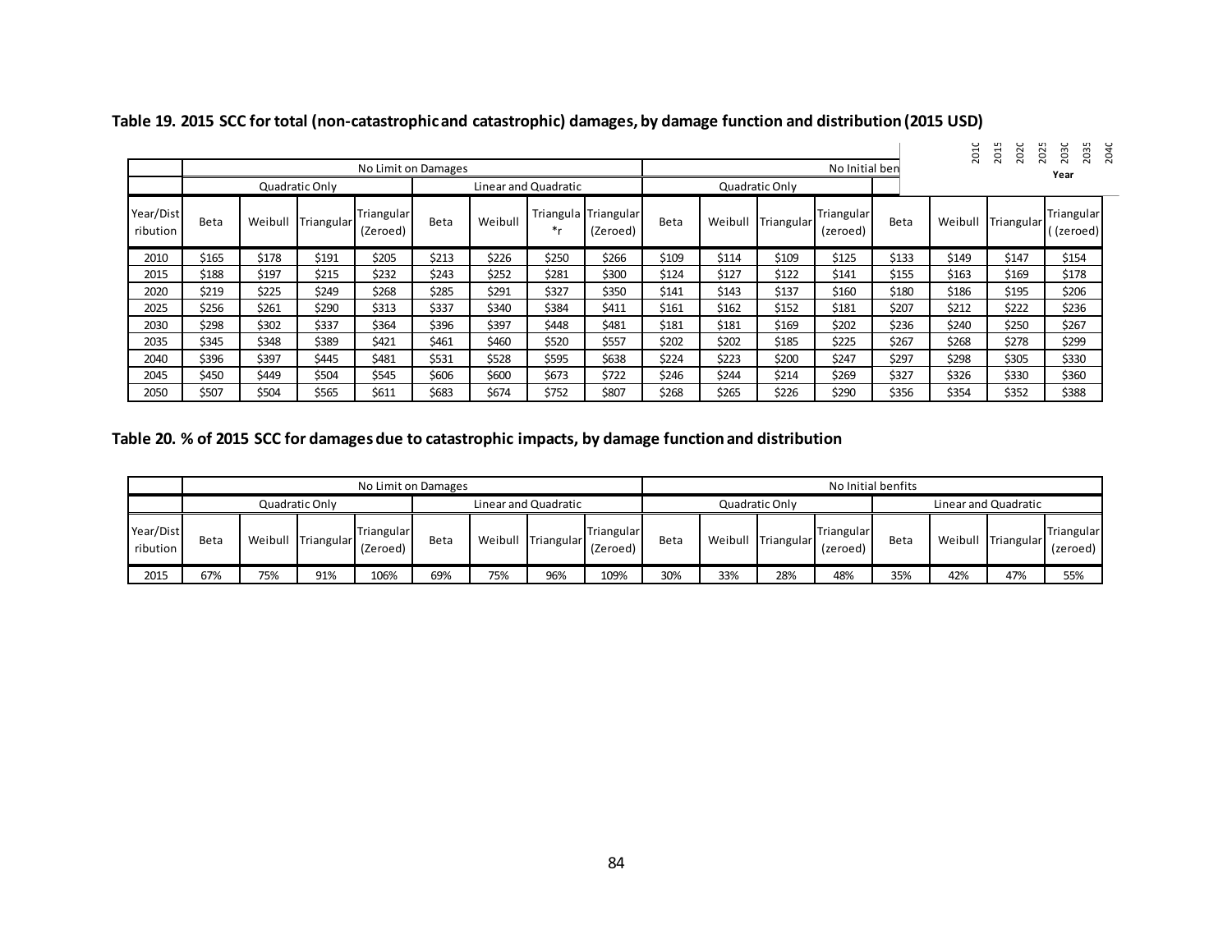**Table 19. 2015 SCC for total (non-catastrophic and catastrophic) damages, by damage function and distribution (2015 USD)**

| | No Limit on Damages | | | | | | | | No Initial ben | | | | | | | |
|---|---|---|---|---|---|---|---|---|---|---|---|---|---|---|---|---|
| | Quadratic Only | | | | Linear and Quadratic | | | | Quadratic Only | | | | | | | |
| Year/Distribution | Beta | Weibull | Triangular | Triangular (Zeroed) | Beta | Weibull | Triangula*r | Triangular (Zeroed) | Beta | Weibull | Triangular | Triangular (zeroed) | Beta | Weibull | Triangular | Triangular ( (zeroed) |
| 2010 | $165 | $178 | $191 | $205 | $213 | $226 | $250 | $266 | $109 | $114 | $109 | $125 | $133 | $149 | $147 | $154 |
| 2015 | $188 | $197 | $215 | $232 | $243 | $252 | $281 | $300 | $124 | $127 | $122 | $141 | $155 | $163 | $169 | $178 |
| 2020 | $219 | $225 | $249 | $268 | $285 | $291 | $327 | $350 | $141 | $143 | $137 | $160 | $180 | $186 | $195 | $206 |
| 2025 | $256 | $261 | $290 | $313 | $337 | $340 | $384 | $411 | $161 | $162 | $152 | $181 | $207 | $212 | $222 | $236 |
| 2030 | $298 | $302 | $337 | $364 | $396 | $397 | $448 | $481 | $181 | $181 | $169 | $202 | $236 | $240 | $250 | $267 |
| 2035 | $345 | $348 | $389 | $421 | $461 | $460 | $520 | $557 | $202 | $202 | $185 | $225 | $267 | $268 | $278 | $299 |
| 2040 | $396 | $397 | $445 | $481 | $531 | $528 | $595 | $638 | $224 | $223 | $200 | $247 | $297 | $298 | $305 | $330 |
| 2045 | $450 | $449 | $504 | $545 | $606 | $600 | $673 | $722 | $246 | $244 | $214 | $269 | $327 | $326 | $330 | $360 |
| 2050 | $507 | $504 | $565 | $611 | $683 | $674 | $752 | $807 | $268 | $265 | $226 | $290 | $356 | $354 | $352 | $388 |

**Table 20. % of 2015 SCC for damages due to catastrophic impacts, by damage function and distribution**

| | No Limit on Damages | | | | | | | | No Initial benfits | | | | | | | |
|---|---|---|---|---|---|---|---|---|---|---|---|---|---|---|---|---|
| | Quadratic Only | | | | Linear and Quadratic | | | | Quadratic Only | | | | Linear and Quadratic | | | |
| Year/Distribution | Beta | Weibull | Triangular | Triangular (Zeroed) | Beta | Weibull | Triangular | Triangular (Zeroed) | Beta | Weibull | Triangular | Triangular (zeroed) | Beta | Weibull | Triangular | Triangular (zeroed) |
| 2015 | 67% | 75% | 91% | 106% | 69% | 75% | 96% | 109% | 30% | 33% | 28% | 48% | 35% | 42% | 47% | 55% |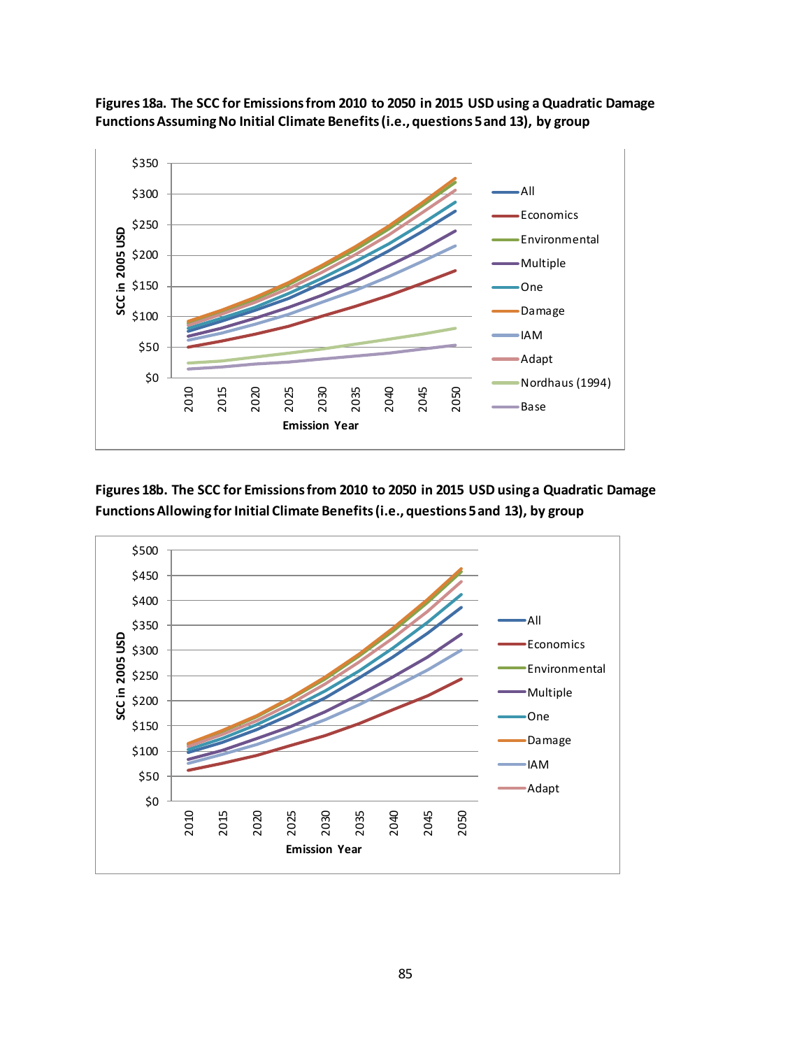**Figures 18a. The SCC for Emissions from 2010 to 2050 in 2015 USD using a Quadratic Damage Functions Assuming No Initial Climate Benefits (i.e., questions 5 and 13), by group**

**Figures 18b. The SCC for Emissions from 2010 to 2050 in 2015 USD using a Quadratic Damage Functions Allowing for Initial Climate Benefits (i.e., questions 5 and 13), by group**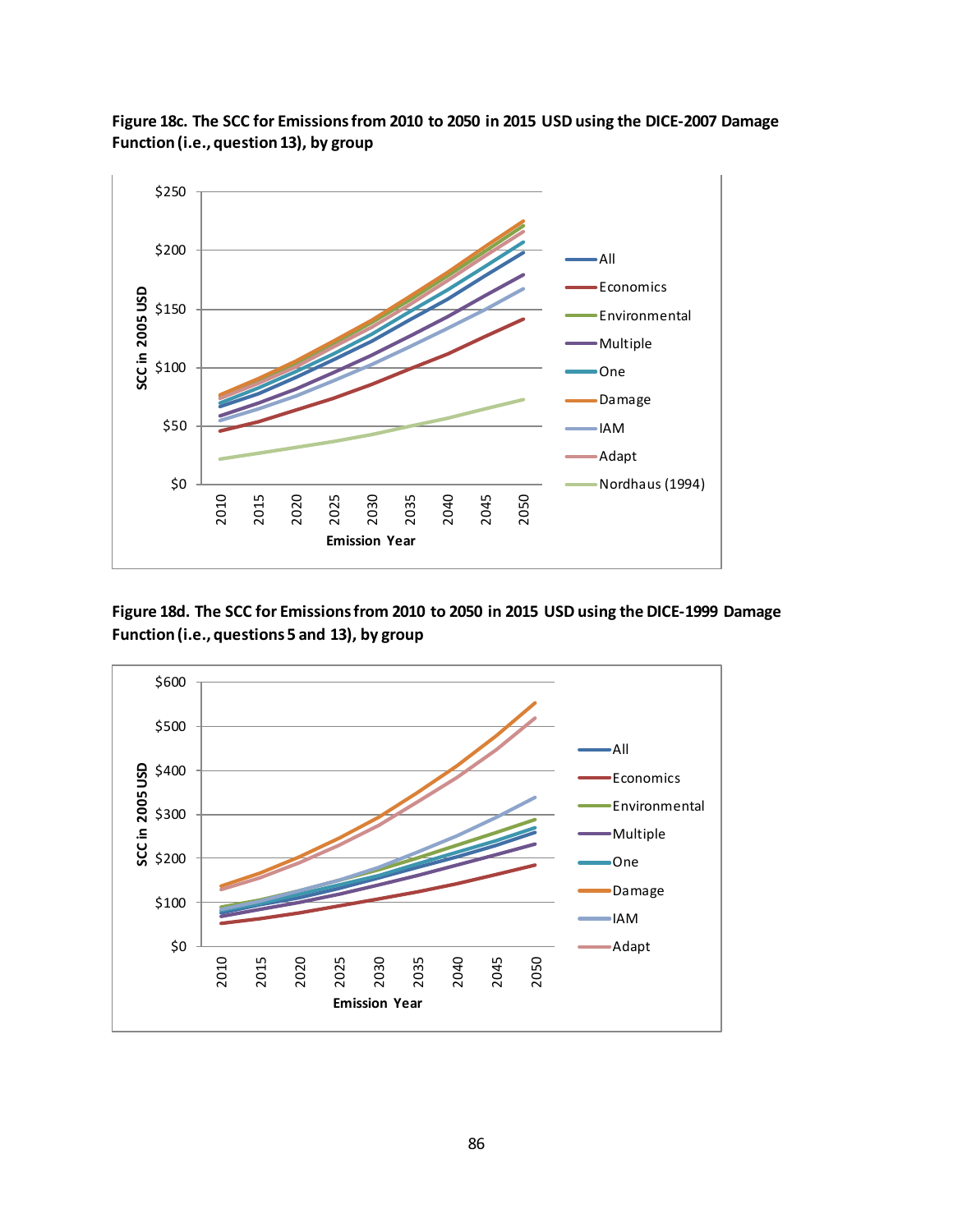**Figure 18c. The SCC for Emissions from 2010 to 2050 in 2015 USD using the DICE-2007 Damage Function (i.e., question 13), by group**

**Figure 18d. The SCC for Emissions from 2010 to 2050 in 2015 USD using the DICE-1999 Damage Function (i.e., questions 5 and 13), by group**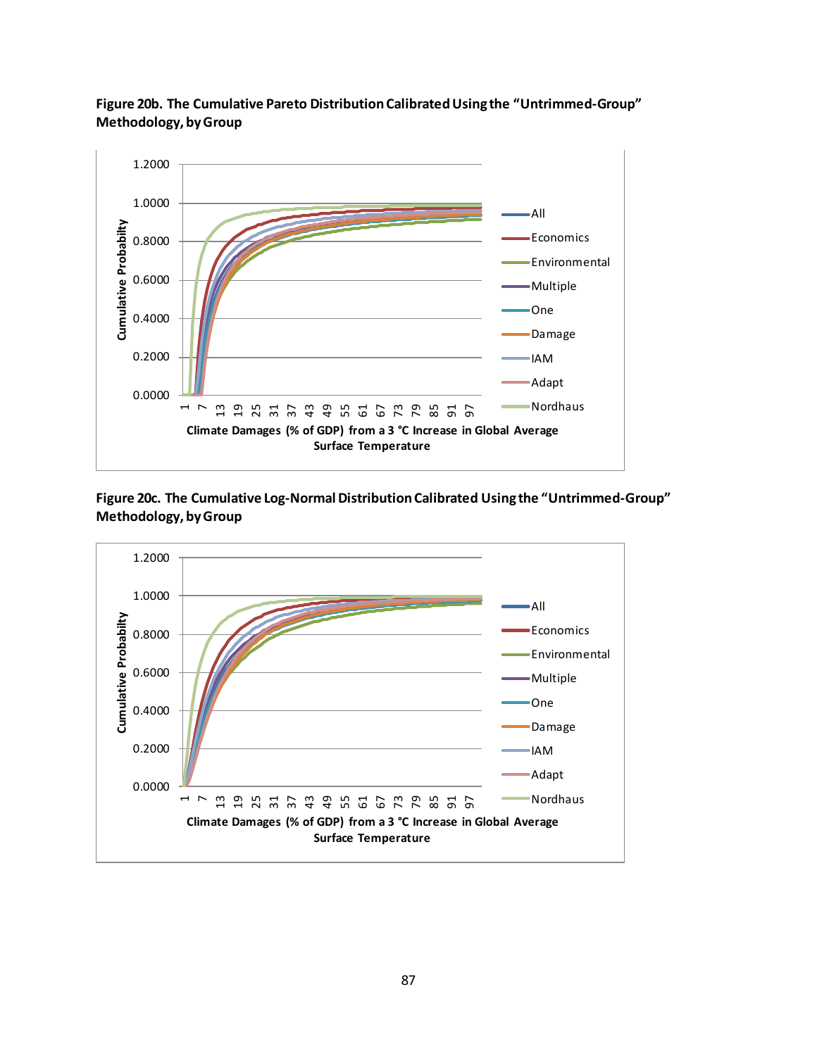**Figure 20b. The Cumulative Pareto Distribution Calibrated Using the "Untrimmed-Group" Methodology, by Group**

**Figure 20c. The Cumulative Log-Normal Distribution Calibrated Using the "Untrimmed-Group" Methodology, by Group**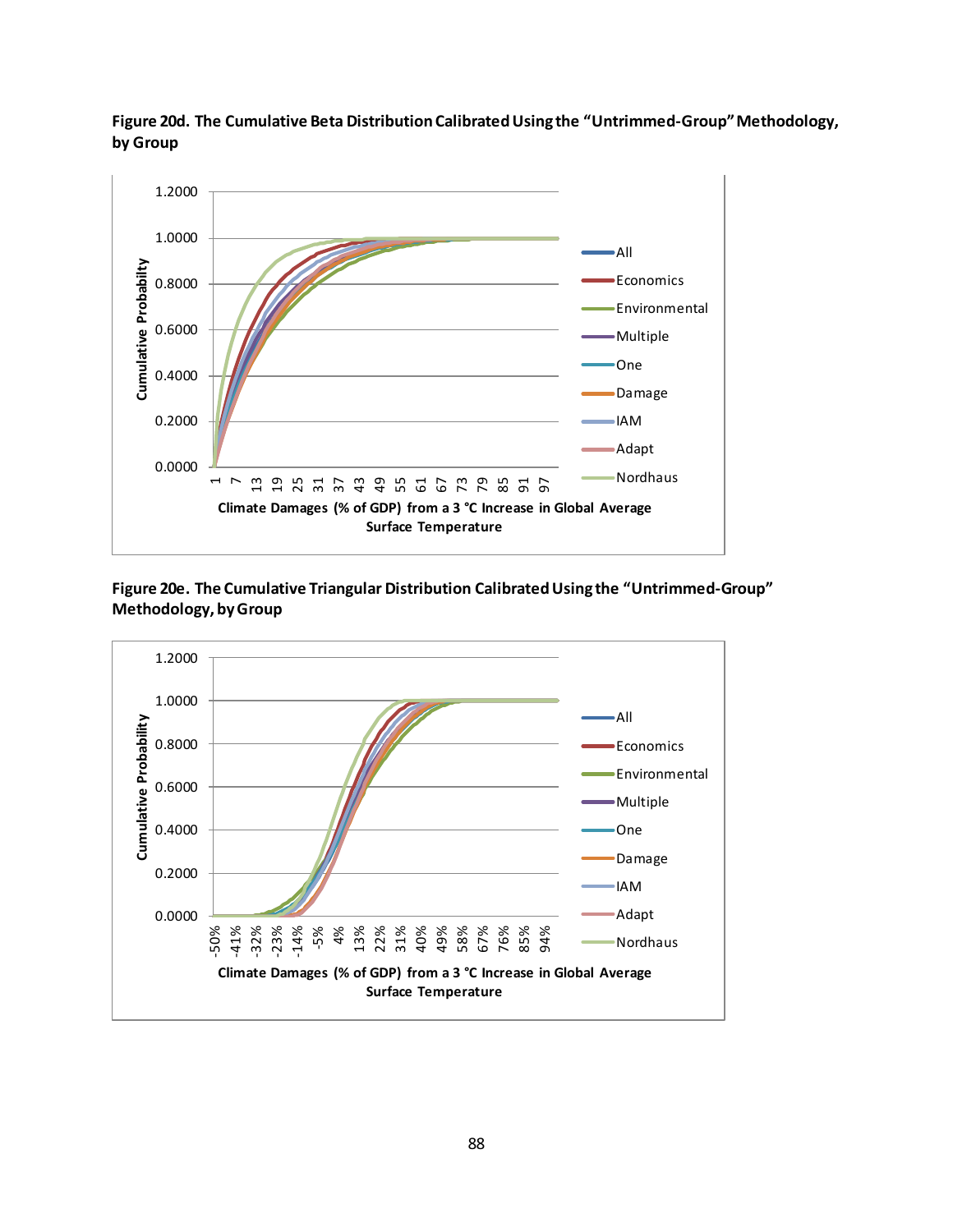**Figure 20d. The Cumulative Beta Distribution Calibrated Using the "Untrimmed-Group" Methodology, by Group**

**Figure 20e. The Cumulative Triangular Distribution Calibrated Using the "Untrimmed-Group" Methodology, by Group**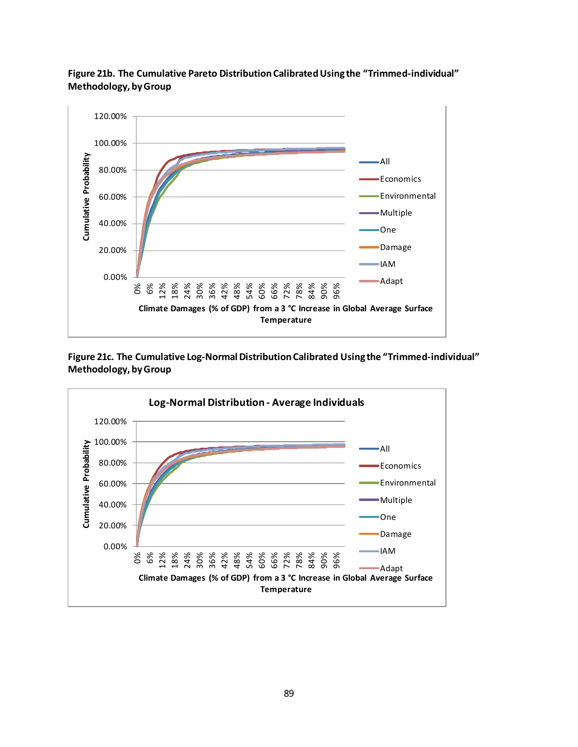**Figure 21b. The Cumulative Pareto Distribution Calibrated Using the "Trimmed-individual" Methodology, by Group**

**Figure 21c. The Cumulative Log-Normal Distribution Calibrated Using the "Trimmed-individual" Methodology, by Group**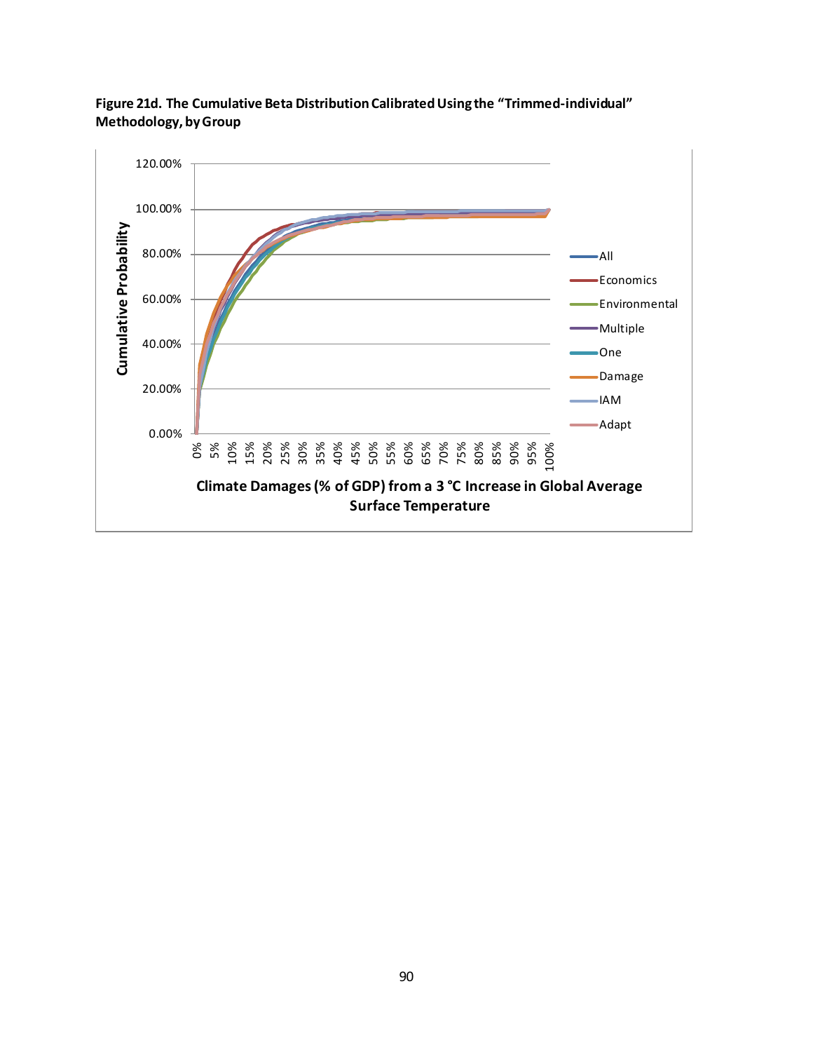**Figure 21d. The Cumulative Beta Distribution Calibrated Using the "Trimmed-individual" Methodology, by Group**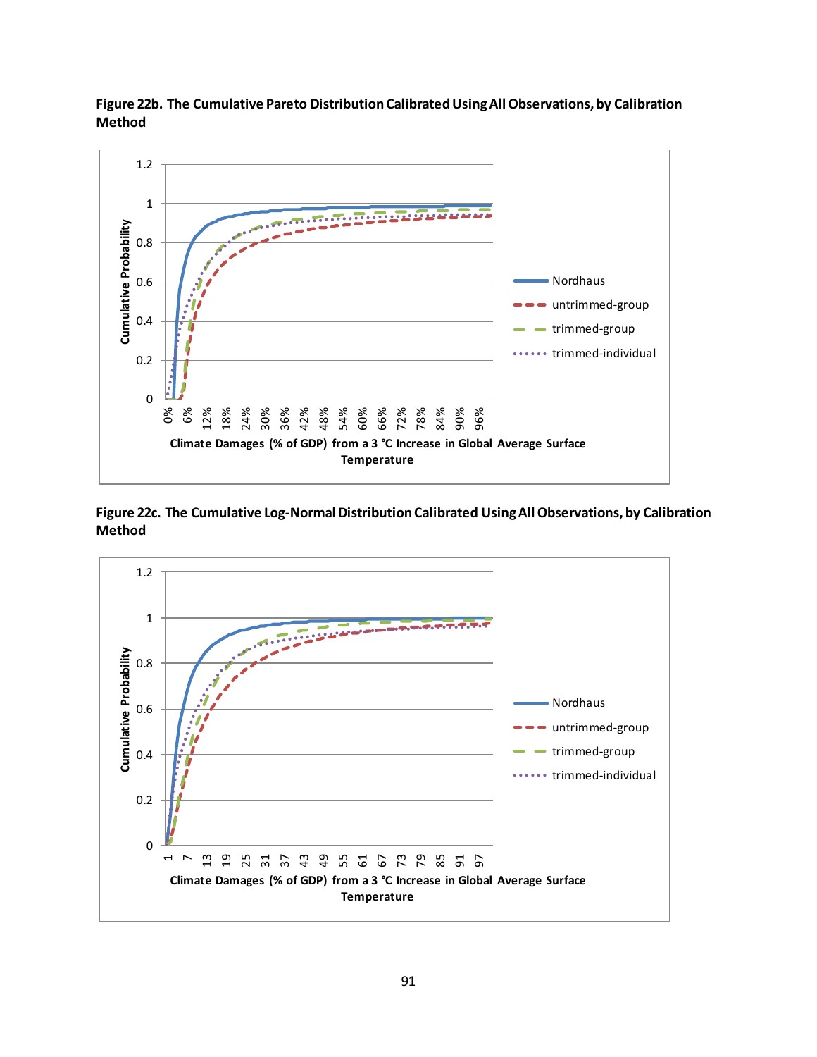**Figure 22b. The Cumulative Pareto Distribution Calibrated Using All Observations, by Calibration Method**

**Figure 22c. The Cumulative Log-Normal Distribution Calibrated Using All Observations, by Calibration Method**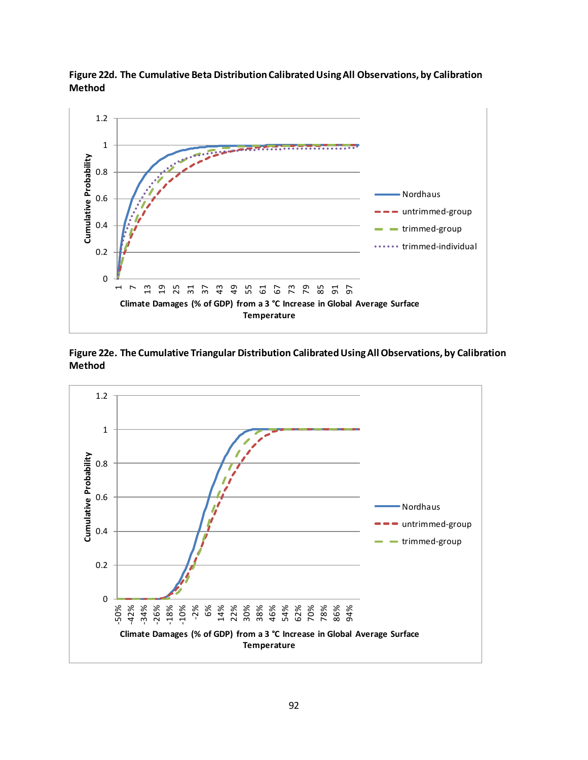**Figure 22d. The Cumulative Beta Distribution Calibrated Using All Observations, by Calibration Method**

**Figure 22e. The Cumulative Triangular Distribution Calibrated Using All Observations, by Calibration Method**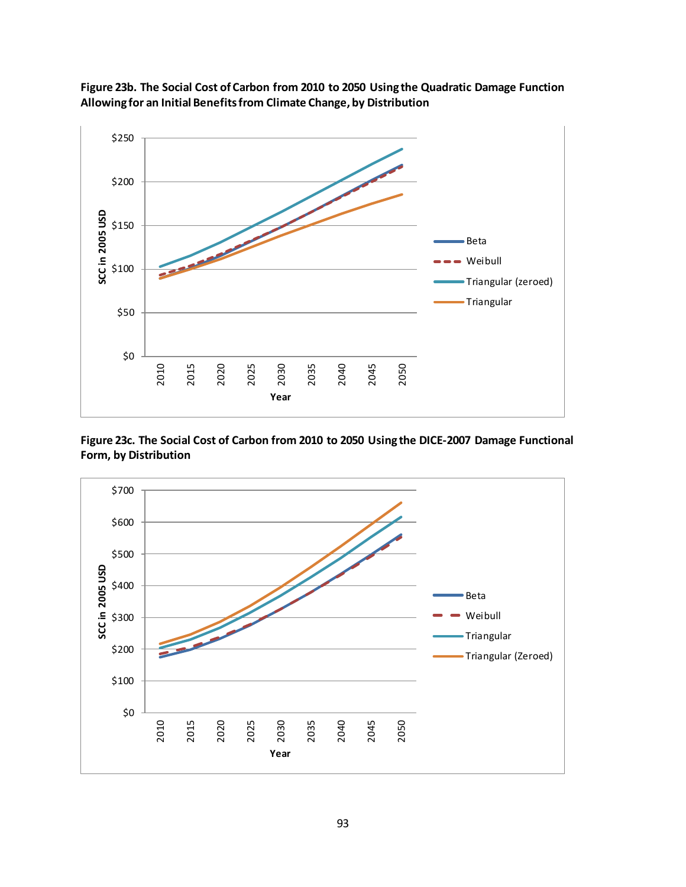**Figure 23b. The Social Cost of Carbon from 2010 to 2050 Using the Quadratic Damage Function Allowing for an Initial Benefits from Climate Change, by Distribution**

**Figure 23c. The Social Cost of Carbon from 2010 to 2050 Using the DICE-2007 Damage Functional Form, by Distribution**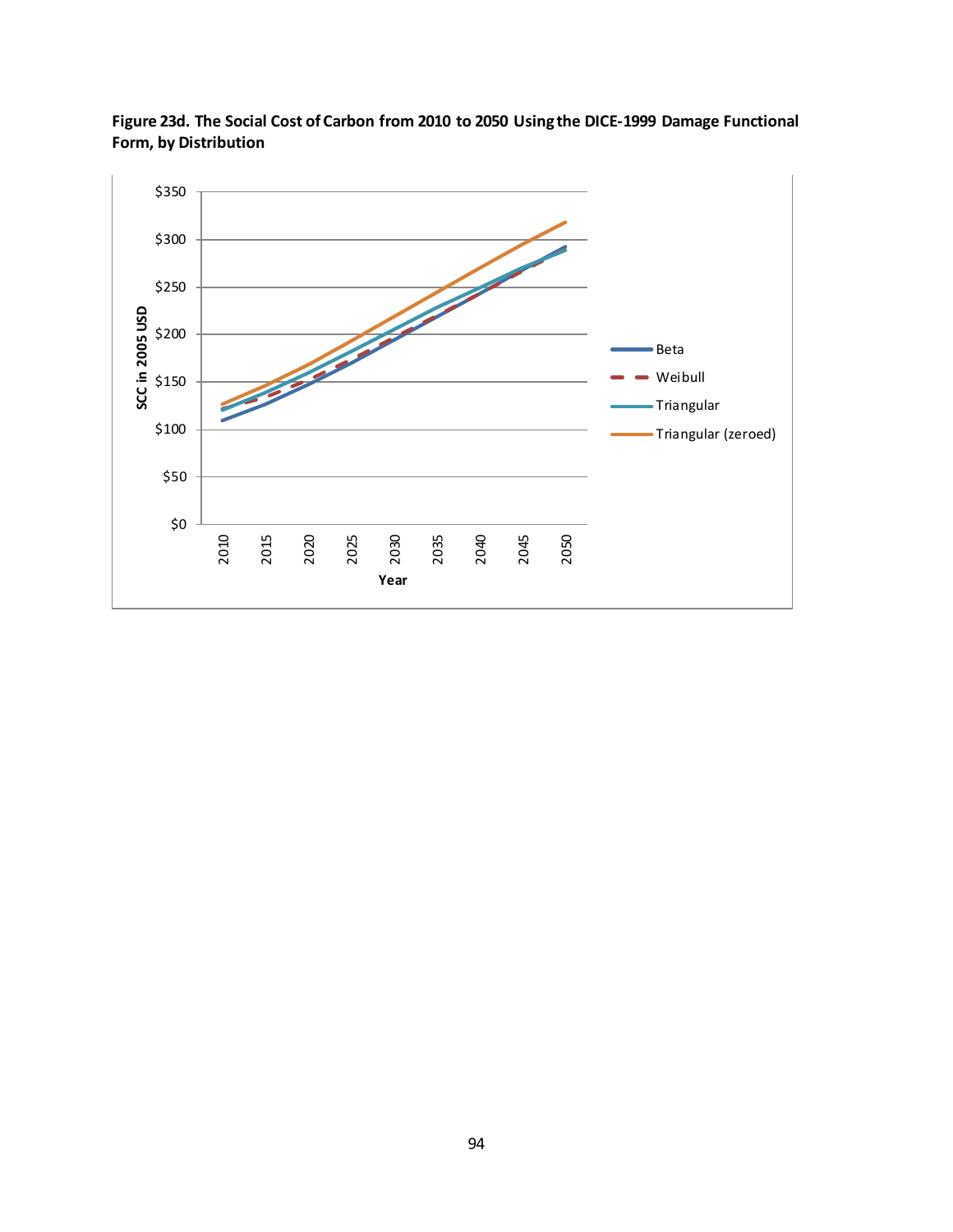**Figure 23d. The Social Cost of Carbon from 2010 to 2050 Using the DICE-1999 Damage Functional Form, by Distribution**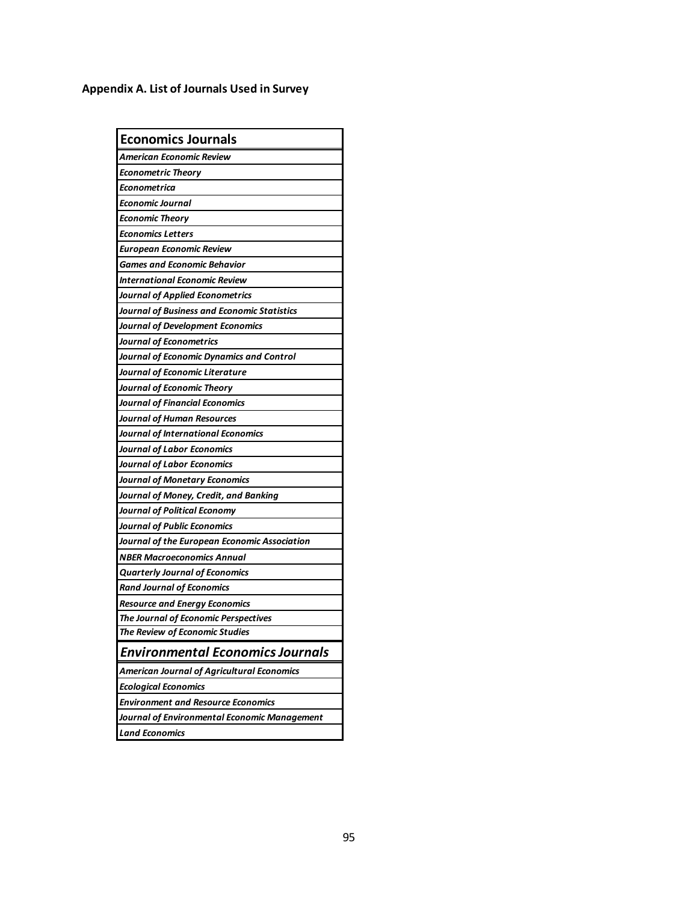## Appendix A. List of Journals Used in Survey

| **Economics Journals** |
|---|
| ***American Economic Review*** |
| ***Econometric Theory*** |
| ***Econometrica*** |
| ***Economic Journal*** |
| ***Economic Theory*** |
| ***Economics Letters*** |
| ***European Economic Review*** |
| ***Games and Economic Behavior*** |
| ***International Economic Review*** |
| ***Journal of Applied Econometrics*** |
| ***Journal of Business and Economic Statistics*** |
| ***Journal of Development Economics*** |
| ***Journal of Econometrics*** |
| ***Journal of Economic Dynamics and Control*** |
| ***Journal of Economic Literature*** |
| ***Journal of Economic Theory*** |
| ***Journal of Financial Economics*** |
| ***Journal of Human Resources*** |
| ***Journal of International Economics*** |
| ***Journal of Labor Economics*** |
| ***Journal of Labor Economics*** |
| ***Journal of Monetary Economics*** |
| ***Journal of Money, Credit, and Banking*** |
| ***Journal of Political Economy*** |
| ***Journal of Public Economics*** |
| ***Journal of the European Economic Association*** |
| ***NBER Macroeconomics Annual*** |
| ***Quarterly Journal of Economics*** |
| ***Rand Journal of Economics*** |
| ***Resource and Energy Economics*** |
| ***The Journal of Economic Perspectives*** |
| ***The Review of Economic Studies*** |
| ***Environmental Economics Journals*** |
| ***American Journal of Agricultural Economics*** |
| ***Ecological Economics*** |
| ***Environment and Resource Economics*** |
| ***Journal of Environmental Economic Management*** |
| ***Land Economics*** |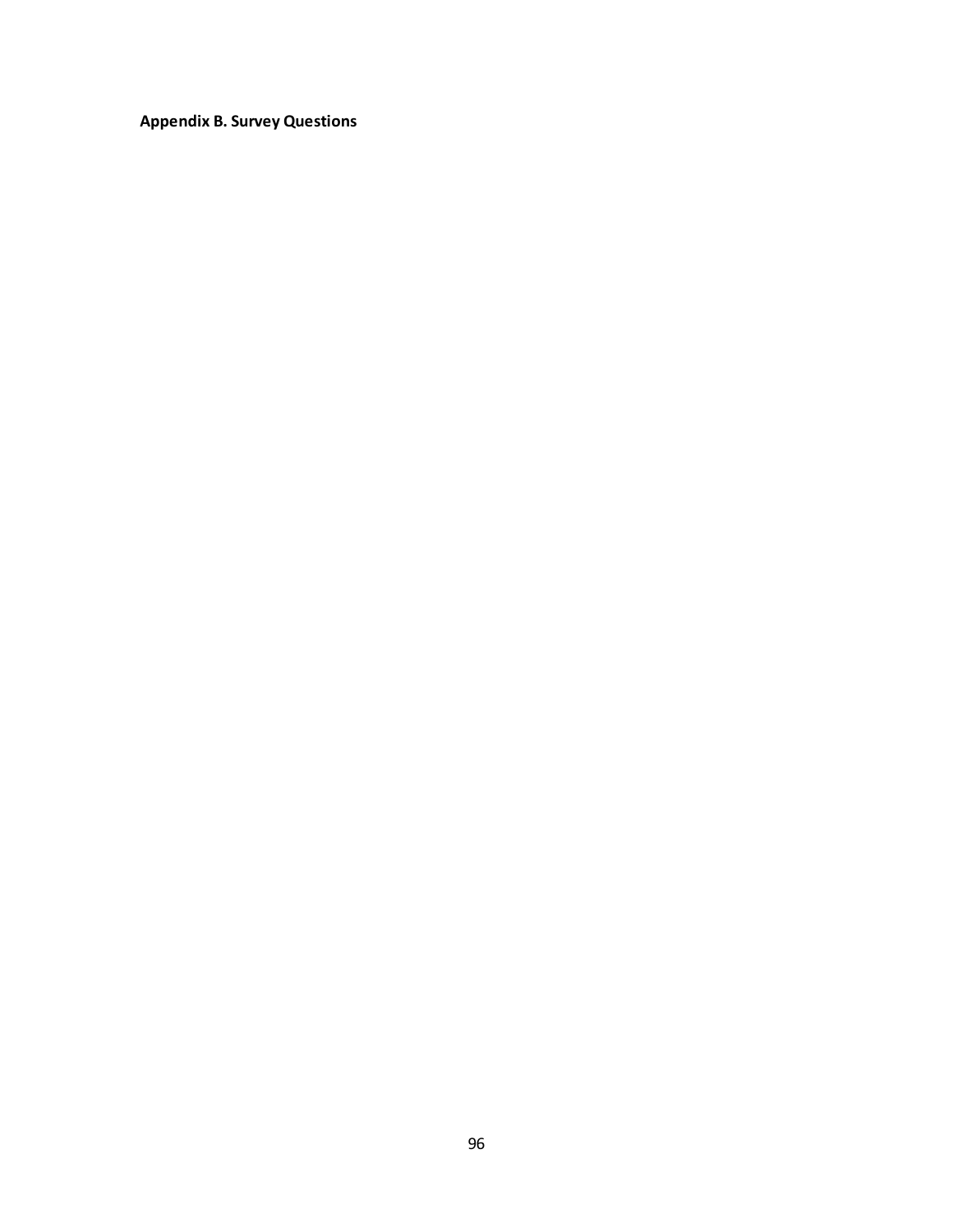**Appendix B. Survey Questions**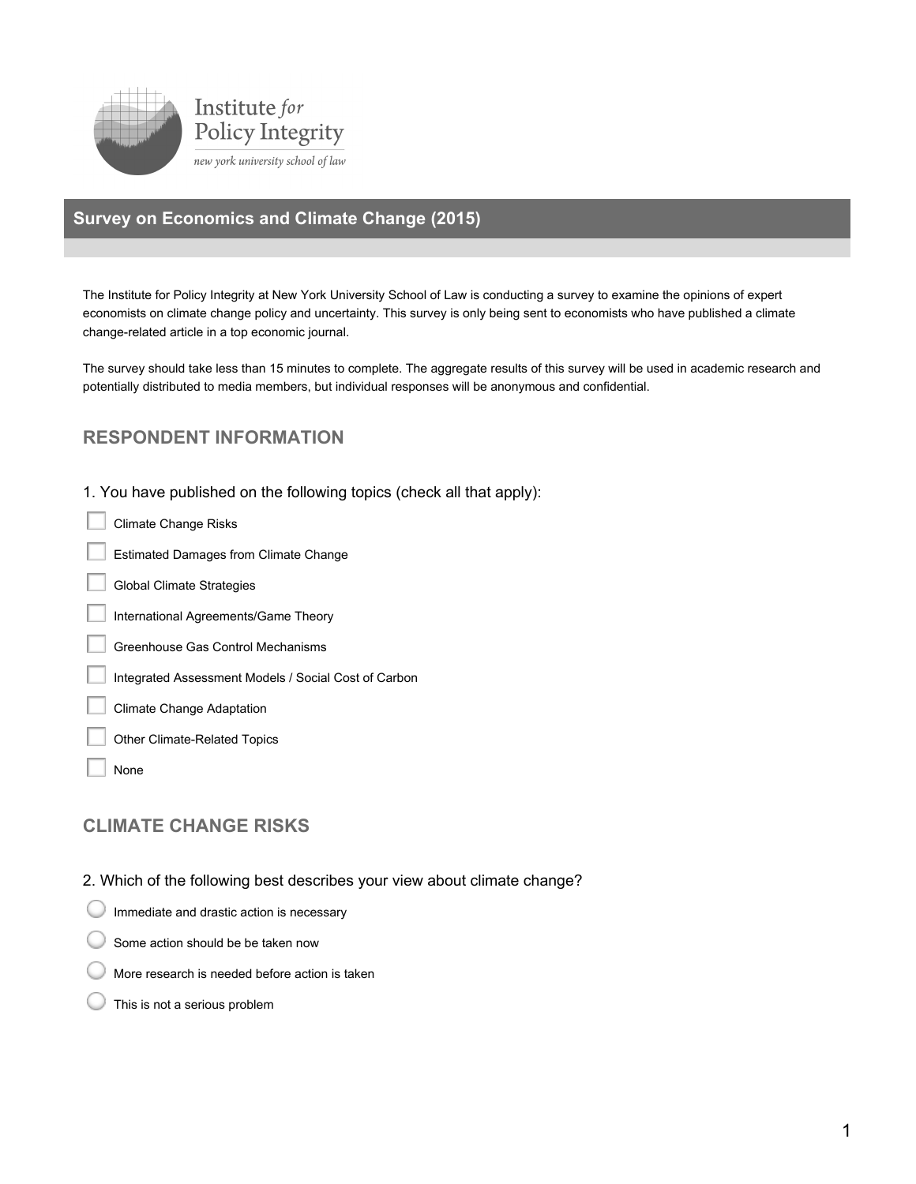Institute *for* Policy Integrity

*new york university school of law*

## Survey on Economics and Climate Change (2015)

The Institute for Policy Integrity at New York University School of Law is conducting a survey to examine the opinions of expert economists on climate change policy and uncertainty. This survey is only being sent to economists who have published a climate change-related article in a top economic journal.

The survey should take less than 15 minutes to complete. The aggregate results of this survey will be used in academic research and potentially distributed to media members, but individual responses will be anonymous and confidential.

### RESPONDENT INFORMATION

1. You have published on the following topics (check all that apply):

- [ ] Climate Change Risks
- [ ] Estimated Damages from Climate Change
- [ ] Global Climate Strategies
- [ ] International Agreements/Game Theory
- [ ] Greenhouse Gas Control Mechanisms
- [ ] Integrated Assessment Models / Social Cost of Carbon
- [ ] Climate Change Adaptation
- [ ] Other Climate-Related Topics
- [ ] None

### CLIMATE CHANGE RISKS

2. Which of the following best describes your view about climate change?

- ○ Immediate and drastic action is necessary
- ○ Some action should be be taken now
- ○ More research is needed before action is taken
- ○ This is not a serious problem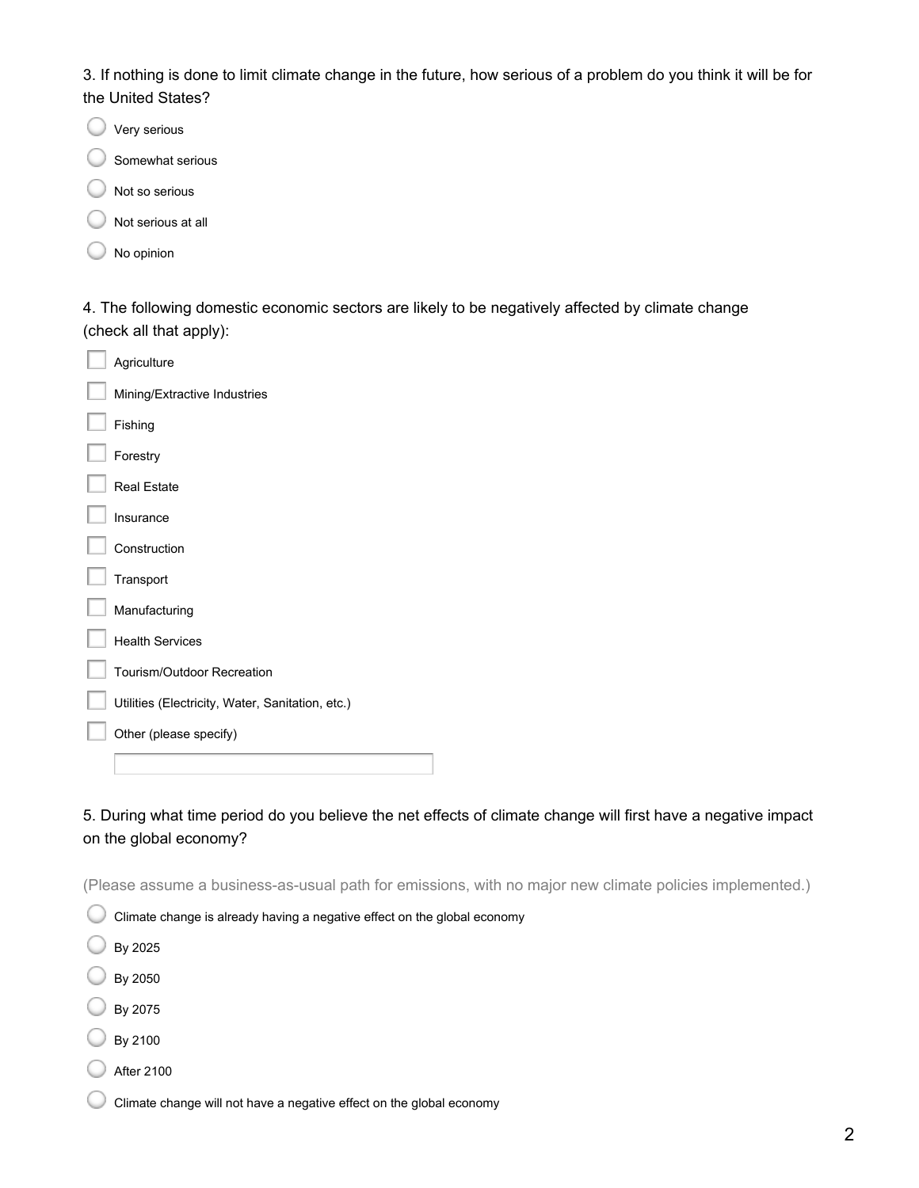3. If nothing is done to limit climate change in the future, how serious of a problem do you think it will be for the United States?

- Very serious
- Somewhat serious
- Not so serious
- Not serious at all
- No opinion

4. The following domestic economic sectors are likely to be negatively affected by climate change (check all that apply):

- Agriculture
- Mining/Extractive Industries
- Fishing
- Forestry
- Real Estate
- Insurance
- Construction
- Transport
- Manufacturing
- Health Services
- Tourism/Outdoor Recreation
- Utilities (Electricity, Water, Sanitation, etc.)
- Other (please specify)

5. During what time period do you believe the net effects of climate change will first have a negative impact on the global economy?

(Please assume a business-as-usual path for emissions, with no major new climate policies implemented.)

- Climate change is already having a negative effect on the global economy
- By 2025
- By 2050
- By 2075
- By 2100
- After 2100
- Climate change will not have a negative effect on the global economy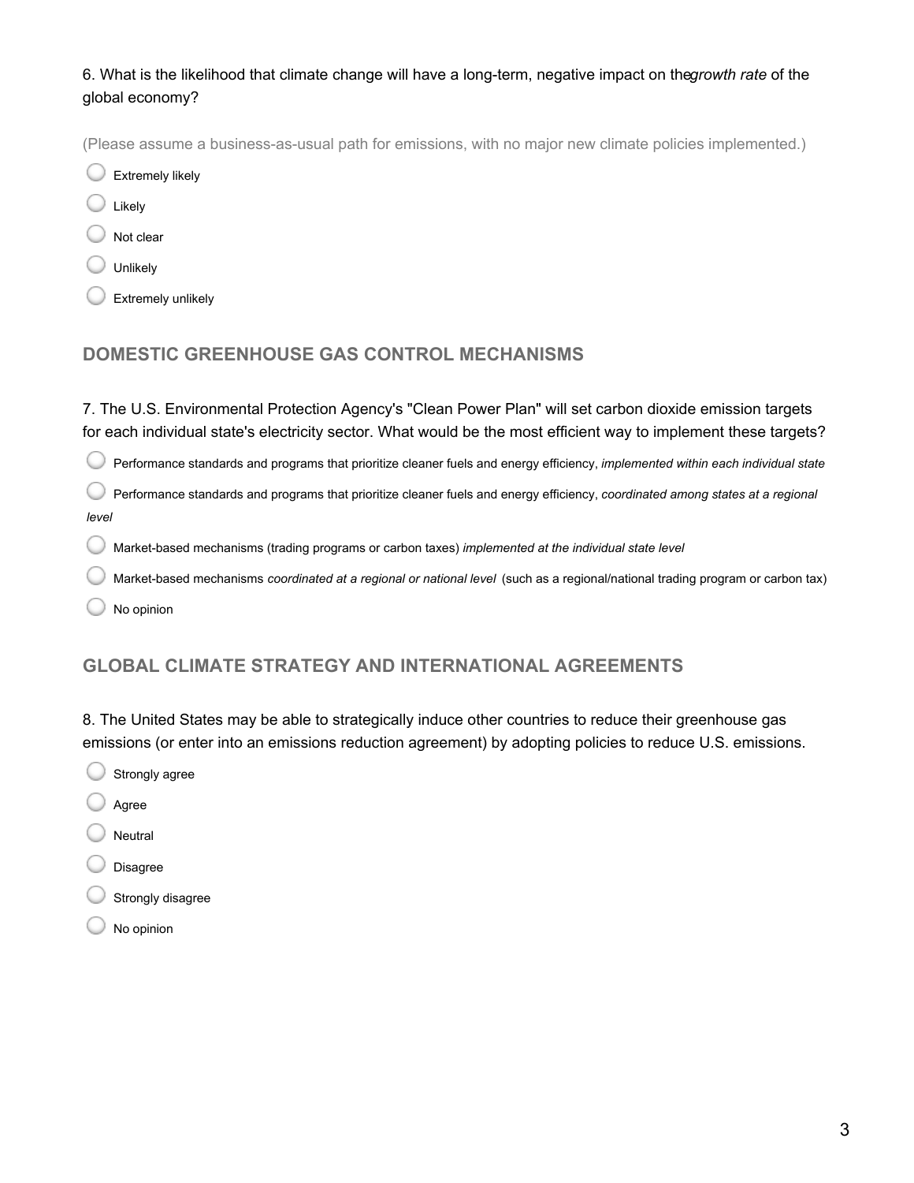6. What is the likelihood that climate change will have a long-term, negative impact on the *growth rate* of the global economy?

(Please assume a business-as-usual path for emissions, with no major new climate policies implemented.)

- Extremely likely
- Likely
- Not clear
- Unlikely
- Extremely unlikely

## DOMESTIC GREENHOUSE GAS CONTROL MECHANISMS

7. The U.S. Environmental Protection Agency's "Clean Power Plan" will set carbon dioxide emission targets for each individual state's electricity sector. What would be the most efficient way to implement these targets?

- Performance standards and programs that prioritize cleaner fuels and energy efficiency, *implemented within each individual state*
- Performance standards and programs that prioritize cleaner fuels and energy efficiency, *coordinated among states at a regional level*
- Market-based mechanisms (trading programs or carbon taxes) *implemented at the individual state level*
- Market-based mechanisms *coordinated at a regional or national level* (such as a regional/national trading program or carbon tax)
- No opinion

## GLOBAL CLIMATE STRATEGY AND INTERNATIONAL AGREEMENTS

8. The United States may be able to strategically induce other countries to reduce their greenhouse gas emissions (or enter into an emissions reduction agreement) by adopting policies to reduce U.S. emissions.

- Strongly agree
- Agree
- Neutral
- Disagree
- Strongly disagree
- No opinion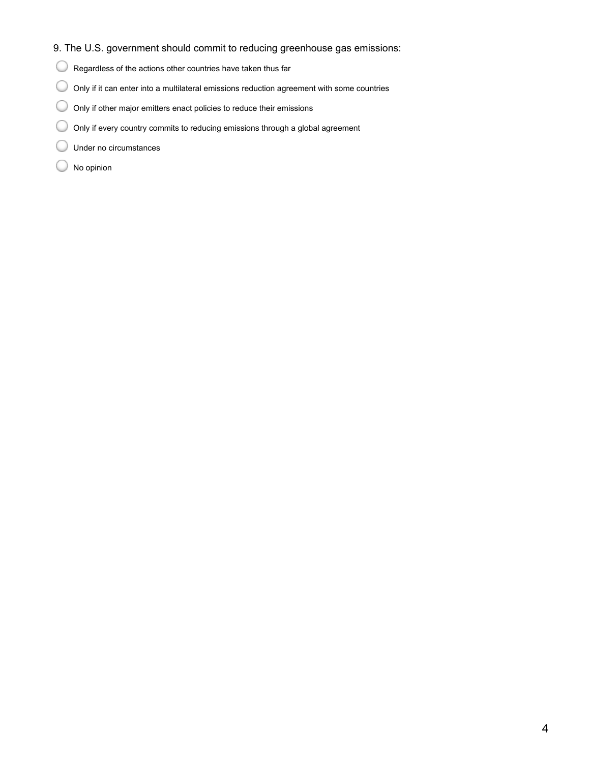9. The U.S. government should commit to reducing greenhouse gas emissions:

- Regardless of the actions other countries have taken thus far
- Only if it can enter into a multilateral emissions reduction agreement with some countries
- Only if other major emitters enact policies to reduce their emissions
- Only if every country commits to reducing emissions through a global agreement
- Under no circumstances
- No opinion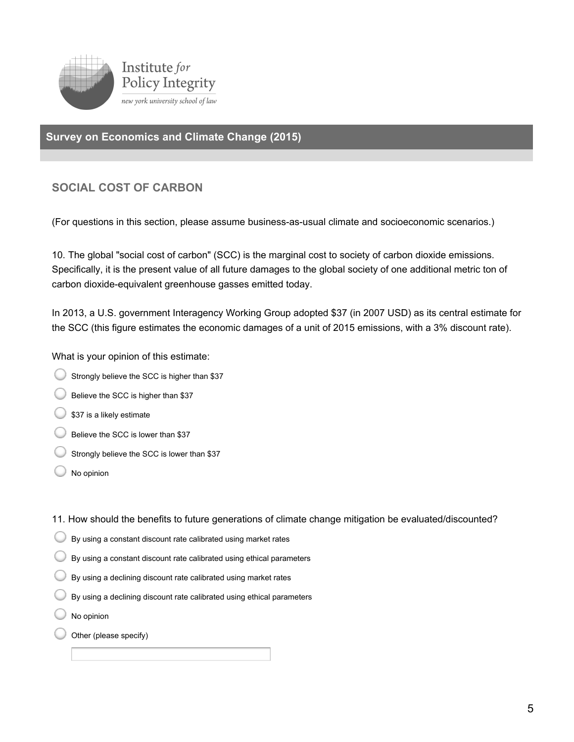Institute *for* Policy Integrity

*new york university school of law*

## Survey on Economics and Climate Change (2015)

### SOCIAL COST OF CARBON

(For questions in this section, please assume business-as-usual climate and socioeconomic scenarios.)

10. The global "social cost of carbon" (SCC) is the marginal cost to society of carbon dioxide emissions. Specifically, it is the present value of all future damages to the global society of one additional metric ton of carbon dioxide-equivalent greenhouse gasses emitted today.

In 2013, a U.S. government Interagency Working Group adopted $37 (in 2007 USD) as its central estimate for the SCC (this figure estimates the economic damages of a unit of 2015 emissions, with a 3% discount rate).

What is your opinion of this estimate:

- Strongly believe the SCC is higher than $37
- Believe the SCC is higher than $37
- $37 is a likely estimate
- Believe the SCC is lower than $37
- Strongly believe the SCC is lower than $37
- No opinion

11. How should the benefits to future generations of climate change mitigation be evaluated/discounted?

- By using a constant discount rate calibrated using market rates
- By using a constant discount rate calibrated using ethical parameters
- By using a declining discount rate calibrated using market rates
- By using a declining discount rate calibrated using ethical parameters
- No opinion
- Other (please specify)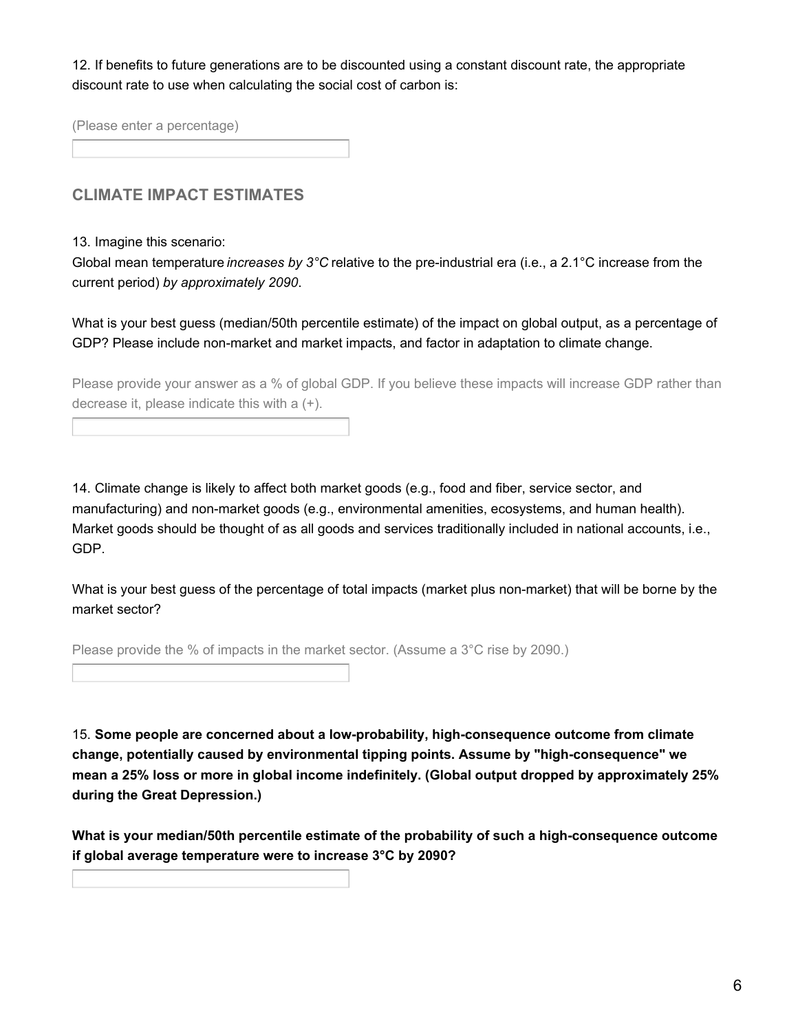12. If benefits to future generations are to be discounted using a constant discount rate, the appropriate discount rate to use when calculating the social cost of carbon is:

(Please enter a percentage)

## CLIMATE IMPACT ESTIMATES

13. Imagine this scenario:
Global mean temperature *increases by 3°C* relative to the pre-industrial era (i.e., a 2.1°C increase from the current period) *by approximately 2090*.

What is your best guess (median/50th percentile estimate) of the impact on global output, as a percentage of GDP? Please include non-market and market impacts, and factor in adaptation to climate change.

Please provide your answer as a % of global GDP. If you believe these impacts will increase GDP rather than decrease it, please indicate this with a (+).

14. Climate change is likely to affect both market goods (e.g., food and fiber, service sector, and manufacturing) and non-market goods (e.g., environmental amenities, ecosystems, and human health). Market goods should be thought of as all goods and services traditionally included in national accounts, i.e., GDP.

What is your best guess of the percentage of total impacts (market plus non-market) that will be borne by the market sector?

Please provide the % of impacts in the market sector. (Assume a 3°C rise by 2090.)

15. **Some people are concerned about a low-probability, high-consequence outcome from climate change, potentially caused by environmental tipping points. Assume by "high-consequence" we mean a 25% loss or more in global income indefinitely. (Global output dropped by approximately 25% during the Great Depression.)**

**What is your median/50th percentile estimate of the probability of such a high-consequence outcome if global average temperature were to increase 3°C by 2090?**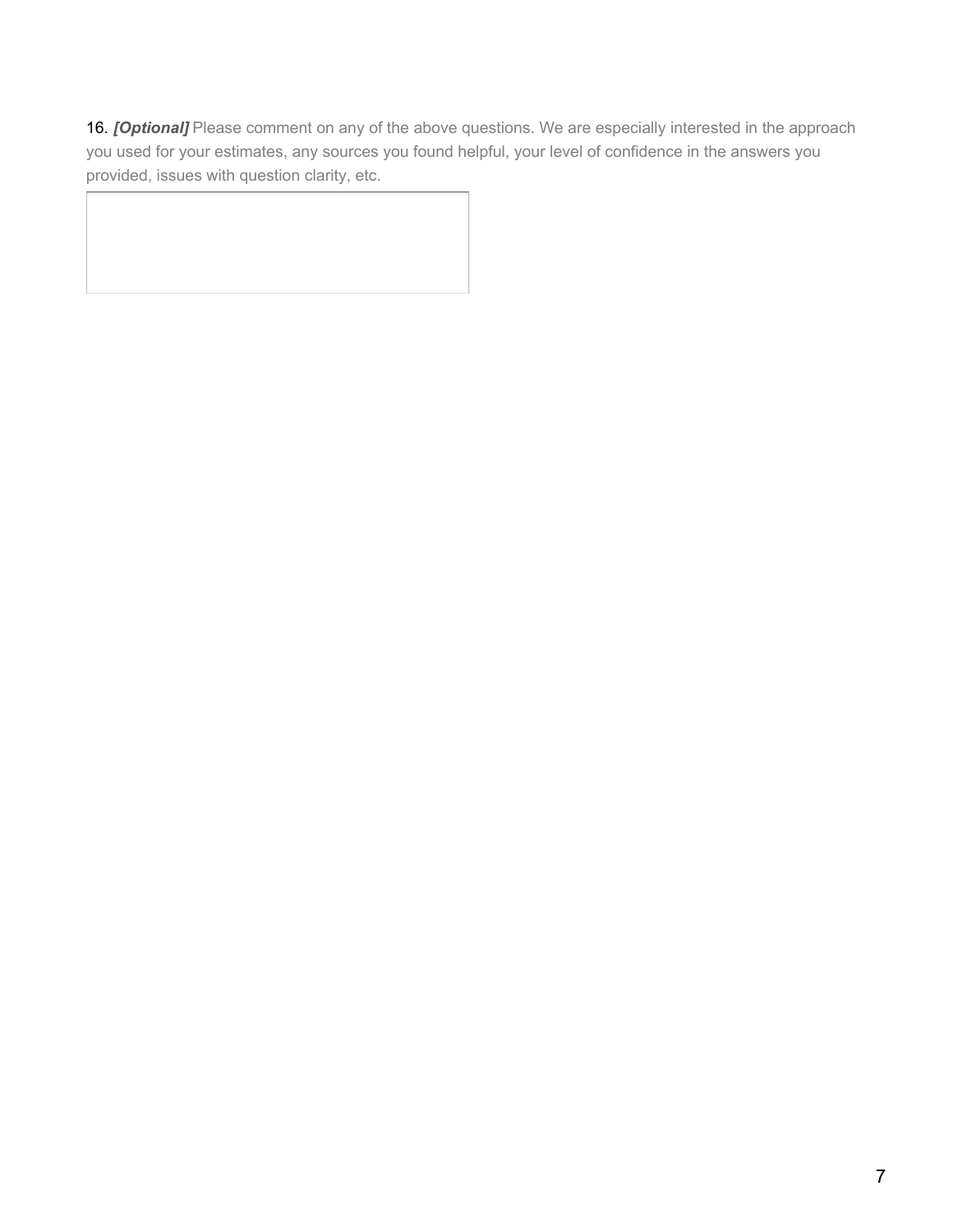16. ***[Optional]*** Please comment on any of the above questions. We are especially interested in the approach you used for your estimates, any sources you found helpful, your level of confidence in the answers you provided, issues with question clarity, etc.